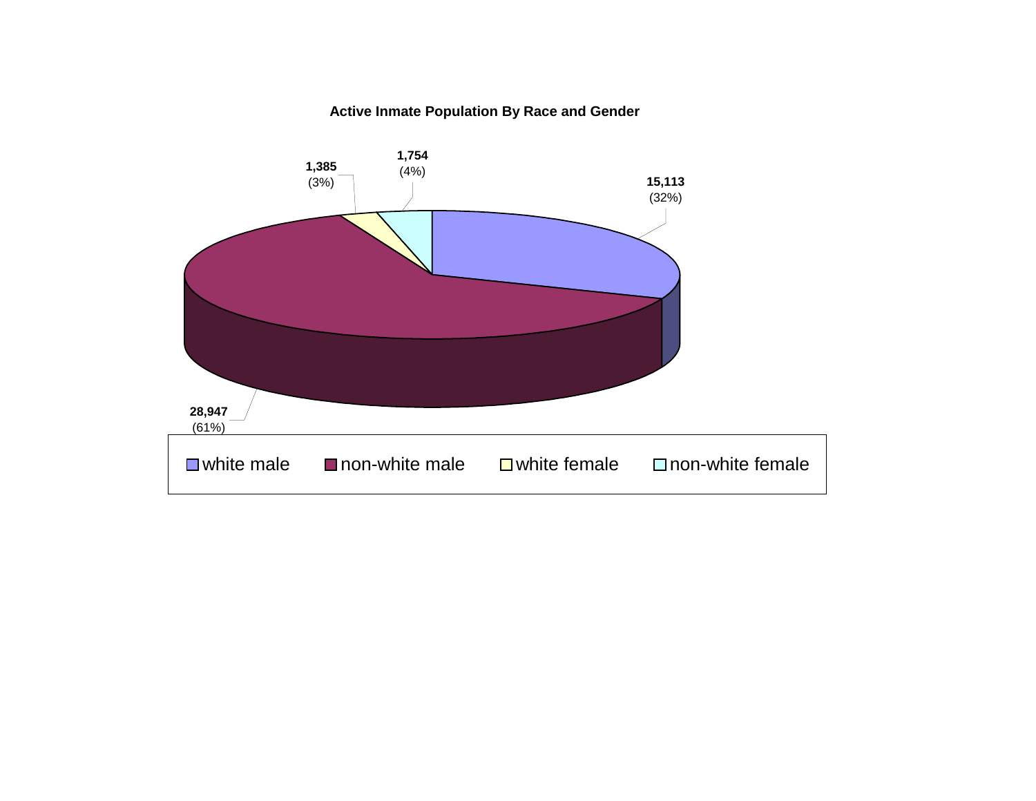**Active Inmate Population By Race and Gender**

| Category | Count | Percent |
| --- | --- | --- |
| white male | 15,113 | (32%) |
| non-white male | 28,947 | (61%) |
| white female | 1,385 | (3%) |
| non-white female | 1,754 | (4%) |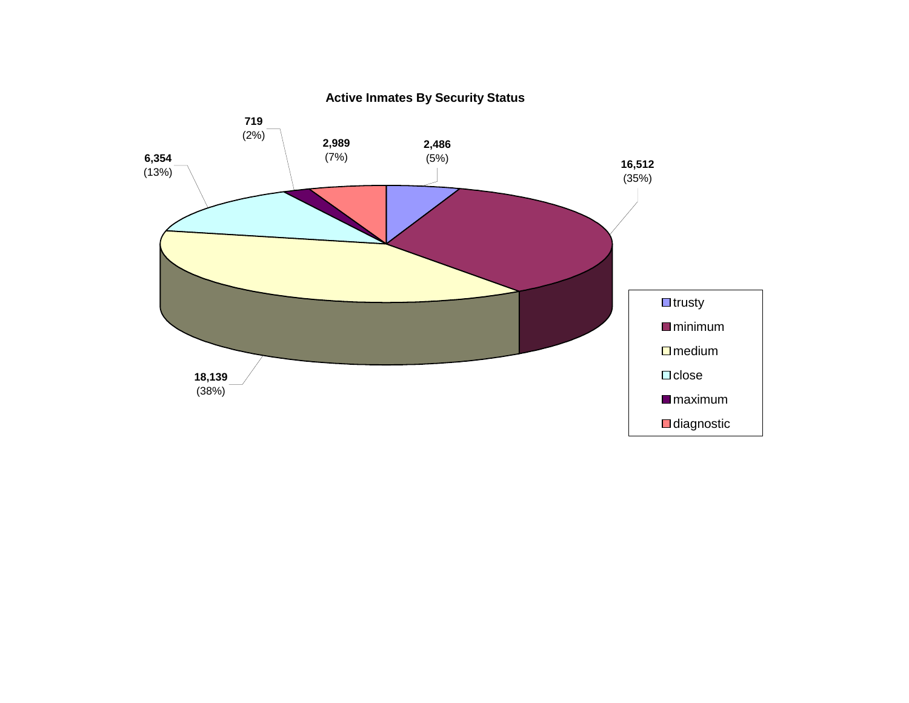**Active Inmates By Security Status**

| Security Status | Count | Percent |
|---|---|---|
| trusty | 2,486 | (5%) |
| minimum | 16,512 | (35%) |
| medium | 18,139 | (38%) |
| close | 6,354 | (13%) |
| maximum | 719 | (2%) |
| diagnostic | 2,989 | (7%) |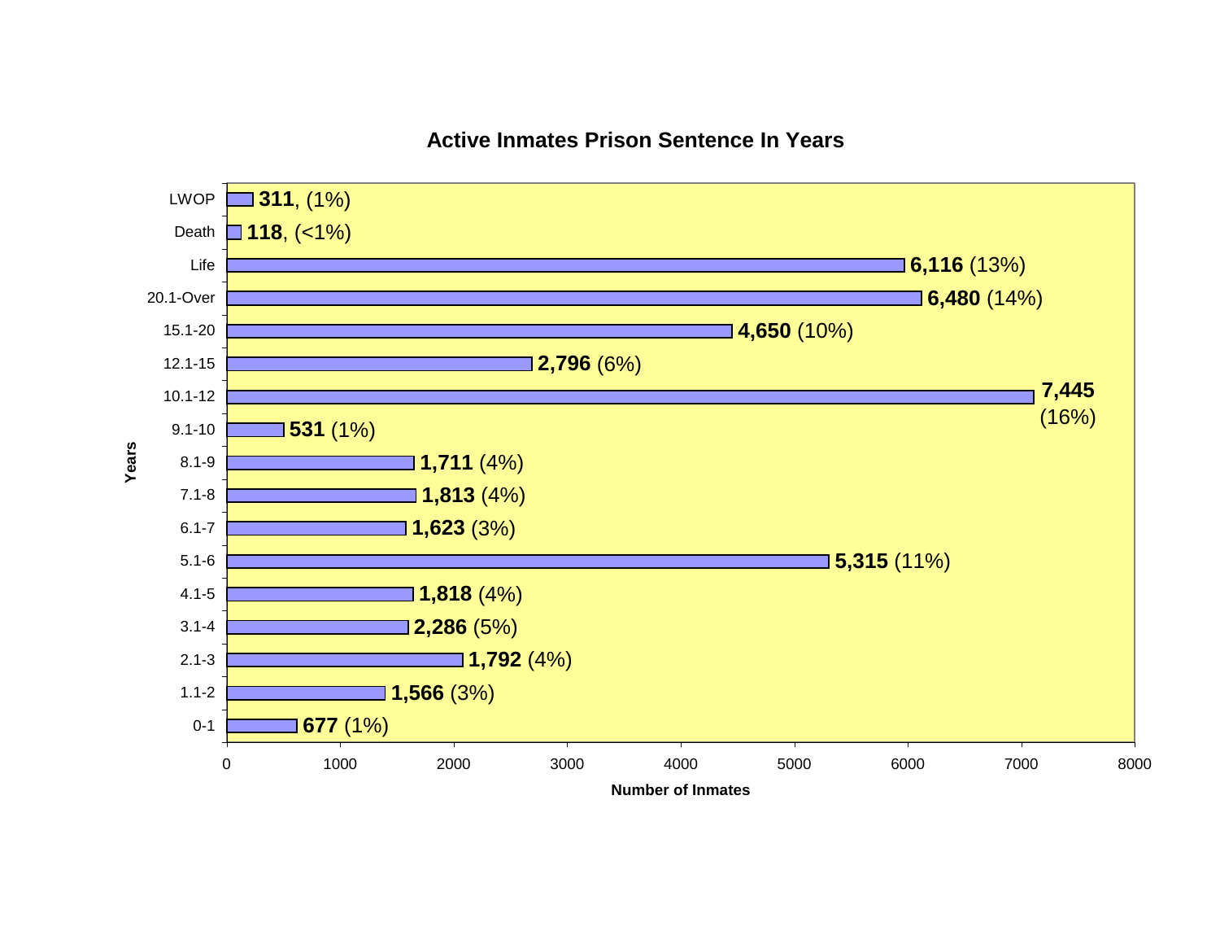## Active Inmates Prison Sentence In Years

| Years | Number of Inmates | Percent |
|---|---|---|
| LWOP | 311 | (1%) |
| Death | 118 | (<1%) |
| Life | 6,116 | (13%) |
| 20.1-Over | 6,480 | (14%) |
| 15.1-20 | 4,650 | (10%) |
| 12.1-15 | 2,796 | (6%) |
| 10.1-12 | 7,445 | (16%) |
| 9.1-10 | 531 | (1%) |
| 8.1-9 | 1,711 | (4%) |
| 7.1-8 | 1,813 | (4%) |
| 6.1-7 | 1,623 | (3%) |
| 5.1-6 | 5,315 | (11%) |
| 4.1-5 | 1,818 | (4%) |
| 3.1-4 | 2,286 | (5%) |
| 2.1-3 | 1,792 | (4%) |
| 1.1-2 | 1,566 | (3%) |
| 0-1 | 677 | (1%) |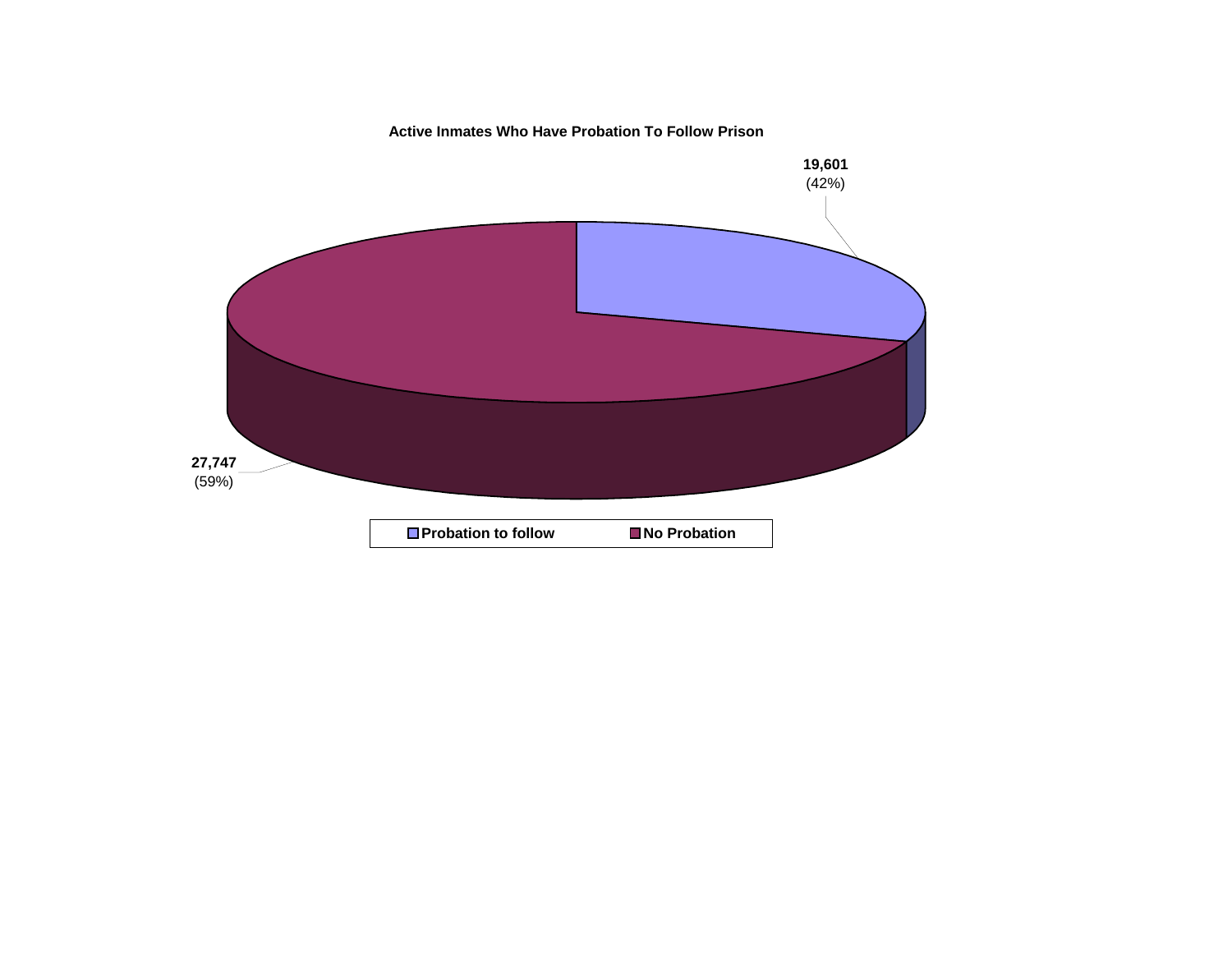**Active Inmates Who Have Probation To Follow Prison**

**19,601**
(42%)

**27,747**
(59%)

**Probation to follow** | **No Probation**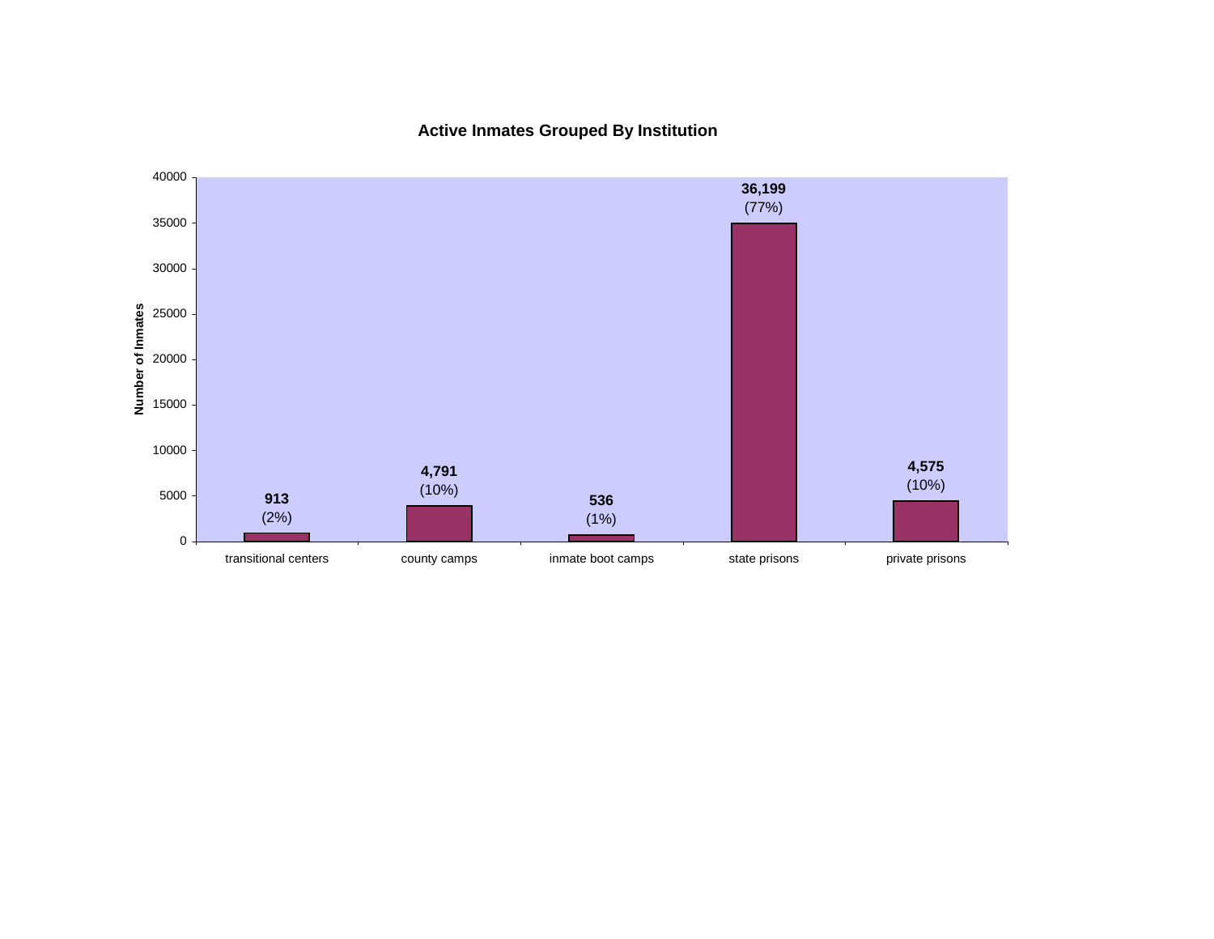## Active Inmates Grouped By Institution

| Institution | Number of Inmates | Percent |
|---|---|---|
| transitional centers | 913 | (2%) |
| county camps | 4,791 | (10%) |
| inmate boot camps | 536 | (1%) |
| state prisons | 36,199 | (77%) |
| private prisons | 4,575 | (10%) |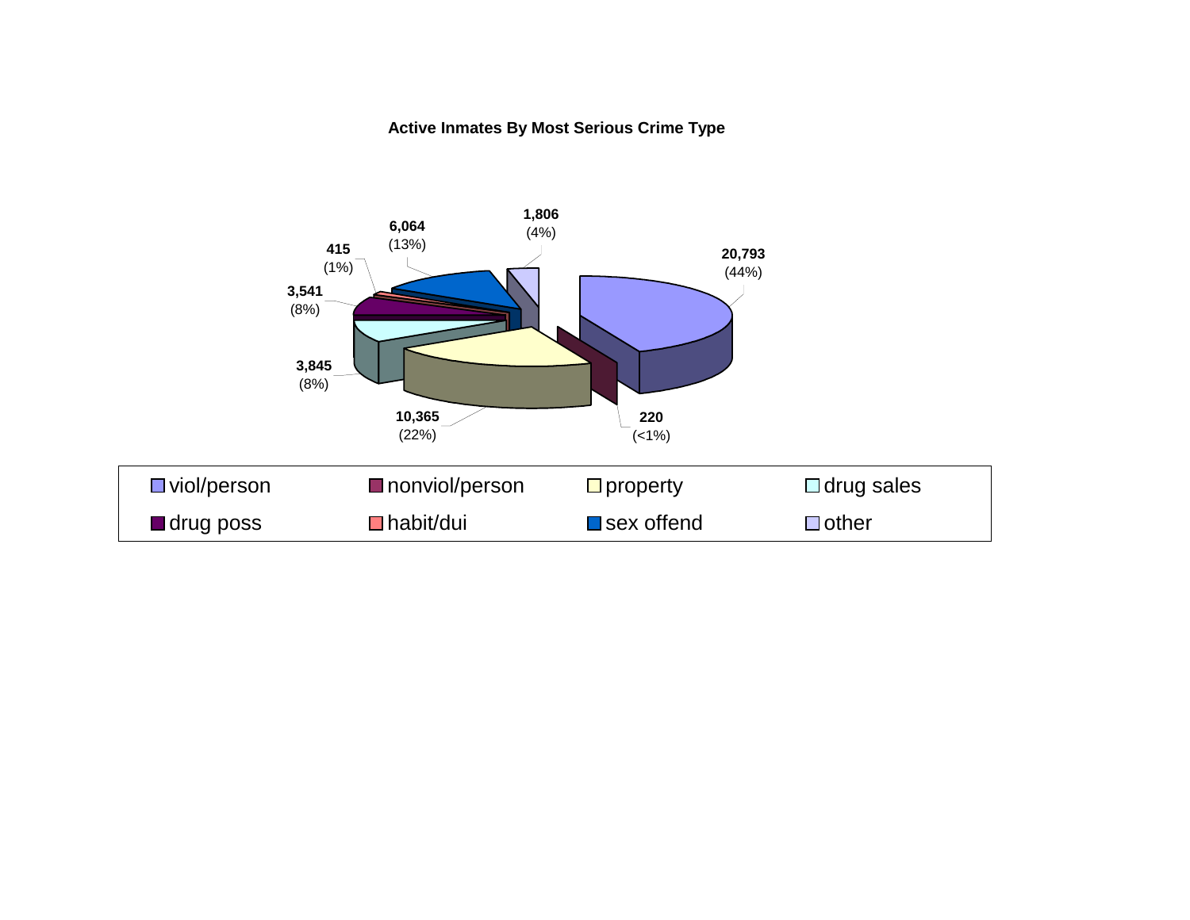**Active Inmates By Most Serious Crime Type**

| Crime Type | Count | Percent |
|---|---|---|
| viol/person | 20,793 | (44%) |
| nonviol/person | 220 | (<1%) |
| property | 10,365 | (22%) |
| drug sales | 3,845 | (8%) |
| drug poss | 3,541 | (8%) |
| habit/dui | 415 | (1%) |
| sex offend | 6,064 | (13%) |
| other | 1,806 | (4%) |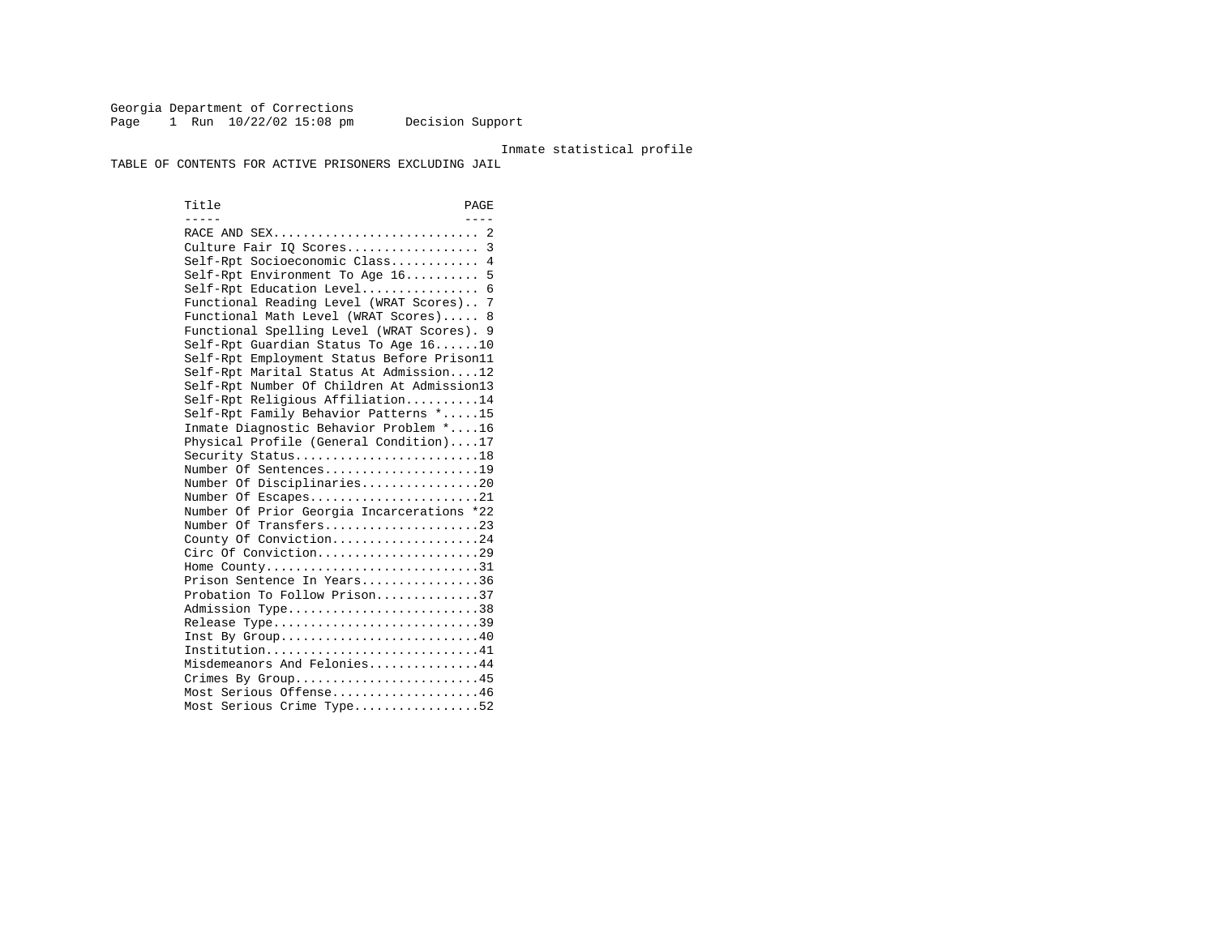Georgia Department of Corrections
Page 1 Run 10/22/02 15:08 pm Decision Support

Inmate statistical profile

TABLE OF CONTENTS FOR ACTIVE PRISONERS EXCLUDING JAIL

| Title | PAGE |
|---|---|
| RACE AND SEX | 2 |
| Culture Fair IQ Scores | 3 |
| Self-Rpt Socioeconomic Class | 4 |
| Self-Rpt Environment To Age 16 | 5 |
| Self-Rpt Education Level | 6 |
| Functional Reading Level (WRAT Scores) | 7 |
| Functional Math Level (WRAT Scores) | 8 |
| Functional Spelling Level (WRAT Scores) | 9 |
| Self-Rpt Guardian Status To Age 16 | 10 |
| Self-Rpt Employment Status Before Prison | 11 |
| Self-Rpt Marital Status At Admission | 12 |
| Self-Rpt Number Of Children At Admission | 13 |
| Self-Rpt Religious Affiliation | 14 |
| Self-Rpt Family Behavior Patterns * | 15 |
| Inmate Diagnostic Behavior Problem * | 16 |
| Physical Profile (General Condition) | 17 |
| Security Status | 18 |
| Number Of Sentences | 19 |
| Number Of Disciplinaries | 20 |
| Number Of Escapes | 21 |
| Number Of Prior Georgia Incarcerations * | 22 |
| Number Of Transfers | 23 |
| County Of Conviction | 24 |
| Circ Of Conviction | 29 |
| Home County | 31 |
| Prison Sentence In Years | 36 |
| Probation To Follow Prison | 37 |
| Admission Type | 38 |
| Release Type | 39 |
| Inst By Group | 40 |
| Institution | 41 |
| Misdemeanors And Felonies | 44 |
| Crimes By Group | 45 |
| Most Serious Offense | 46 |
| Most Serious Crime Type | 52 |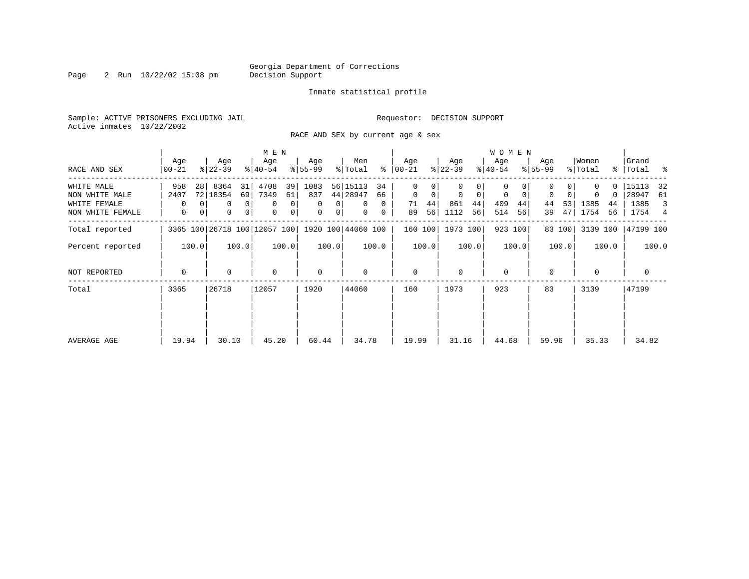Georgia Department of Corrections
Decision Support

Inmate statistical profile

Sample: ACTIVE PRISONERS EXCLUDING JAIL

Requestor: DECISION SUPPORT

Active inmates 10/22/2002

RACE AND SEX by current age & sex

| RACE AND SEX | MEN Age 00-21 | % | Age 22-39 | % | Age 40-54 | % | Age 55-99 | % | Men Total | % | WOMEN Age 00-21 | % | Age 22-39 | % | Age 40-54 | % | Age 55-99 | % | Women Total | % | Grand Total | % |
|---|---|---|---|---|---|---|---|---|---|---|---|---|---|---|---|---|---|---|---|---|---|---|
| WHITE MALE | 958 | 28 | 8364 | 31 | 4708 | 39 | 1083 | 56 | 15113 | 34 | 0 | 0 | 0 | 0 | 0 | 0 | 0 | 0 | 0 | 0 | 15113 | 32 |
| NON WHITE MALE | 2407 | 72 | 18354 | 69 | 7349 | 61 | 837 | 44 | 28947 | 66 | 0 | 0 | 0 | 0 | 0 | 0 | 0 | 0 | 0 | 0 | 28947 | 61 |
| WHITE FEMALE | 0 | 0 | 0 | 0 | 0 | 0 | 0 | 0 | 0 | 0 | 71 | 44 | 861 | 44 | 409 | 44 | 44 | 53 | 1385 | 44 | 1385 | 3 |
| NON WHITE FEMALE | 0 | 0 | 0 | 0 | 0 | 0 | 0 | 0 | 0 | 0 | 89 | 56 | 1112 | 56 | 514 | 56 | 39 | 47 | 1754 | 56 | 1754 | 4 |
| Total reported | 3365 | 100 | 26718 | 100 | 12057 | 100 | 1920 | 100 | 44060 | 100 | 160 | 100 | 1973 | 100 | 923 | 100 | 83 | 100 | 3139 | 100 | 47199 | 100 |
| Percent reported | | 100.0 | | 100.0 | | 100.0 | | 100.0 | | 100.0 | | 100.0 | | 100.0 | | 100.0 | | 100.0 | | 100.0 | | 100.0 |
| NOT REPORTED | 0 | | 0 | | 0 | | 0 | | 0 | | 0 | | 0 | | 0 | | 0 | | 0 | | 0 | |
| Total | 3365 | | 26718 | | 12057 | | 1920 | | 44060 | | 160 | | 1973 | | 923 | | 83 | | 3139 | | 47199 | |
| AVERAGE AGE | 19.94 | | 30.10 | | 45.20 | | 60.44 | | 34.78 | | 19.99 | | 31.16 | | 44.68 | | 59.96 | | 35.33 | | 34.82 | |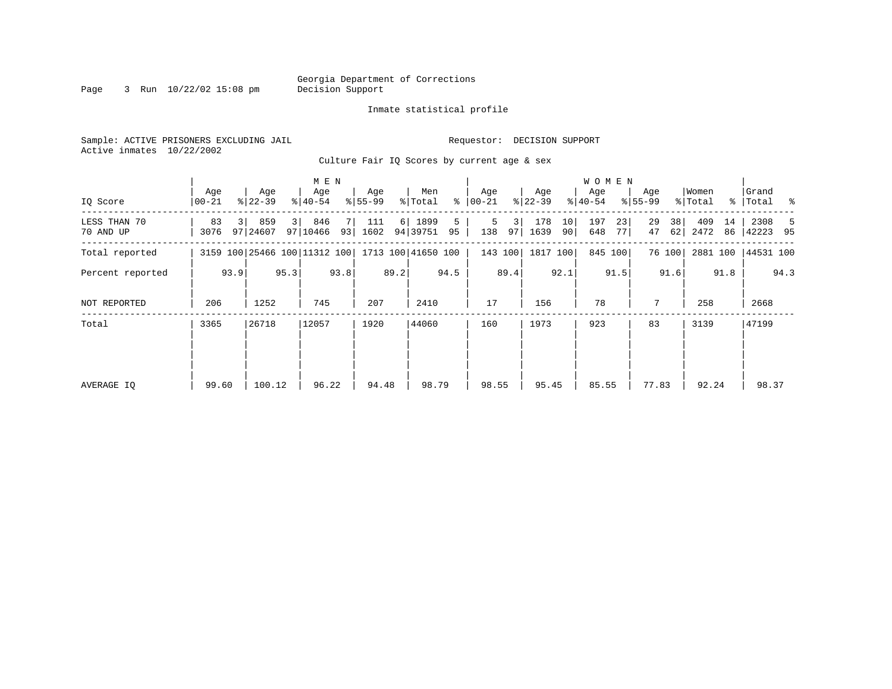Georgia Department of Corrections
Decision Support

Inmate statistical profile

Sample: ACTIVE PRISONERS EXCLUDING JAIL    Requestor: DECISION SUPPORT
Active inmates 10/22/2002

Culture Fair IQ Scores by current age & sex

| IQ Score | MEN Age 00-21 | % | Age 22-39 | % | Age 40-54 | % | Age 55-99 | % | Men Total | % | WOMEN Age 00-21 | % | Age 22-39 | % | Age 40-54 | % | Age 55-99 | % | Women Total | % | Grand Total | % |
|---|---|---|---|---|---|---|---|---|---|---|---|---|---|---|---|---|---|---|---|---|---|---|
| LESS THAN 70 | 83 | 3 | 859 | 3 | 846 | 7 | 111 | 6 | 1899 | 5 | 5 | 3 | 178 | 10 | 197 | 23 | 29 | 38 | 409 | 14 | 2308 | 5 |
| 70 AND UP | 3076 | 97 | 24607 | 97 | 10466 | 93 | 1602 | 94 | 39751 | 95 | 138 | 97 | 1639 | 90 | 648 | 77 | 47 | 62 | 2472 | 86 | 42223 | 95 |
| Total reported | 3159 | 100 | 25466 | 100 | 11312 | 100 | 1713 | 100 | 41650 | 100 | 143 | 100 | 1817 | 100 | 845 | 100 | 76 | 100 | 2881 | 100 | 44531 | 100 |
| Percent reported | | 93.9 | | 95.3 | | 93.8 | | 89.2 | | 94.5 | | 89.4 | | 92.1 | | 91.5 | | 91.6 | | 91.8 | | 94.3 |
| NOT REPORTED | 206 | | 1252 | | 745 | | 207 | | 2410 | | 17 | | 156 | | 78 | | 7 | | 258 | | 2668 | |
| Total | 3365 | | 26718 | | 12057 | | 1920 | | 44060 | | 160 | | 1973 | | 923 | | 83 | | 3139 | | 47199 | |
| AVERAGE IQ | 99.60 | | 100.12 | | 96.22 | | 94.48 | | 98.79 | | 98.55 | | 95.45 | | 85.55 | | 77.83 | | 92.24 | | 98.37 | |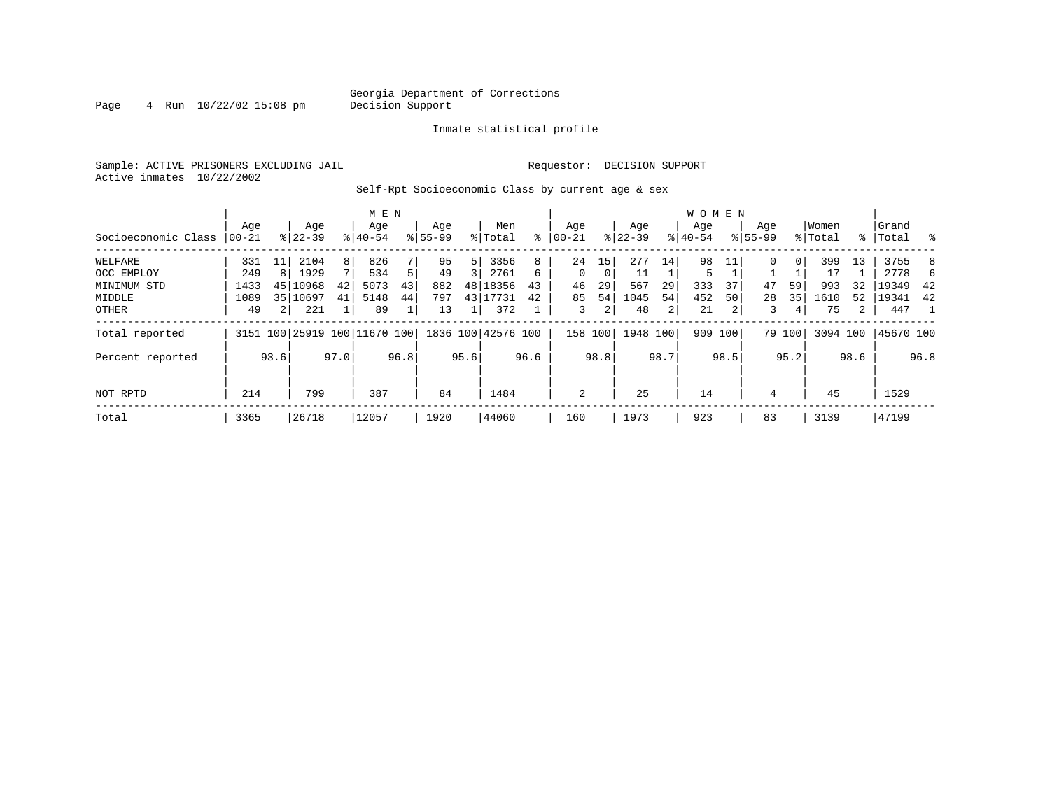Georgia Department of Corrections
Decision Support

Inmate statistical profile

Sample: ACTIVE PRISONERS EXCLUDING JAIL

Requestor: DECISION SUPPORT

Active inmates 10/22/2002

Self-Rpt Socioeconomic Class by current age & sex

| Socioeconomic Class | MEN Age 00-21 | % | Age 22-39 | % | Age 40-54 | % | Age 55-99 | % | Men Total | % | WOMEN Age 00-21 | % | Age 22-39 | % | Age 40-54 | % | Age 55-99 | % | Women Total | % | Grand Total | % |
|---|---|---|---|---|---|---|---|---|---|---|---|---|---|---|---|---|---|---|---|---|---|---|
| WELFARE | 331 | 11 | 2104 | 8 | 826 | 7 | 95 | 5 | 3356 | 8 | 24 | 15 | 277 | 14 | 98 | 11 | 0 | 0 | 399 | 13 | 3755 | 8 |
| OCC EMPLOY | 249 | 8 | 1929 | 7 | 534 | 5 | 49 | 3 | 2761 | 6 | 0 | 0 | 11 | 1 | 5 | 1 | 1 | 1 | 17 | 1 | 2778 | 6 |
| MINIMUM STD | 1433 | 45 | 10968 | 42 | 5073 | 43 | 882 | 48 | 18356 | 43 | 46 | 29 | 567 | 29 | 333 | 37 | 47 | 59 | 993 | 32 | 19349 | 42 |
| MIDDLE | 1089 | 35 | 10697 | 41 | 5148 | 44 | 797 | 43 | 17731 | 42 | 85 | 54 | 1045 | 54 | 452 | 50 | 28 | 35 | 1610 | 52 | 19341 | 42 |
| OTHER | 49 | 2 | 221 | 1 | 89 | 1 | 13 | 1 | 372 | 1 | 3 | 2 | 48 | 2 | 21 | 2 | 3 | 4 | 75 | 2 | 447 | 1 |
| Total reported | 3151 | 100 | 25919 | 100 | 11670 | 100 | 1836 | 100 | 42576 | 100 | 158 | 100 | 1948 | 100 | 909 | 100 | 79 | 100 | 3094 | 100 | 45670 | 100 |
| Percent reported | | 93.6 | | 97.0 | | 96.8 | | 95.6 | | 96.6 | | 98.8 | | 98.7 | | 98.5 | | 95.2 | | 98.6 | | 96.8 |
| NOT RPTD | 214 | | 799 | | 387 | | 84 | | 1484 | | 2 | | 25 | | 14 | | 4 | | 45 | | 1529 | |
| Total | 3365 | | 26718 | | 12057 | | 1920 | | 44060 | | 160 | | 1973 | | 923 | | 83 | | 3139 | | 47199 | |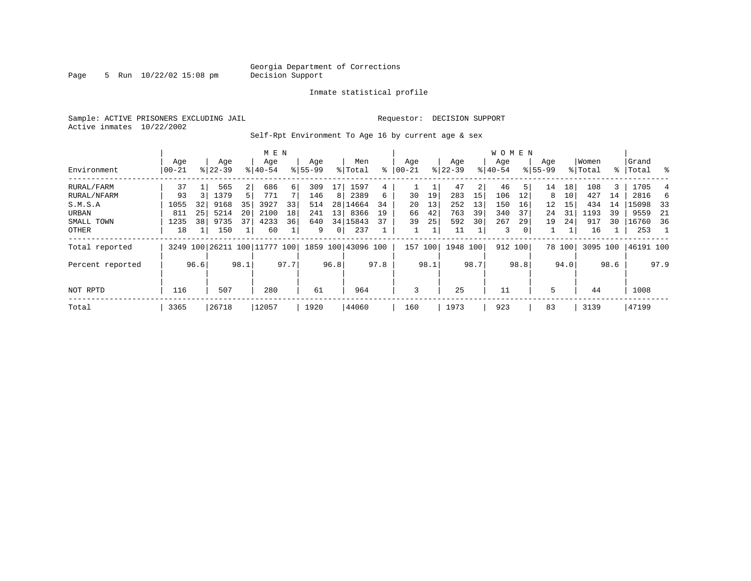Georgia Department of Corrections
Decision Support

Inmate statistical profile

Sample: ACTIVE PRISONERS EXCLUDING JAIL
Active inmates 10/22/2002

Requestor: DECISION SUPPORT

Self-Rpt Environment To Age 16 by current age & sex

| Environment | MEN Age 00-21 | % | Age 22-39 | % | Age 40-54 | % | Age 55-99 | % | Men Total | % | WOMEN Age 00-21 | % | Age 22-39 | % | Age 40-54 | % | Age 55-99 | % | Women Total | % | Grand Total | % |
|---|---|---|---|---|---|---|---|---|---|---|---|---|---|---|---|---|---|---|---|---|---|---|
| RURAL/FARM | 37 | 1 | 565 | 2 | 686 | 6 | 309 | 17 | 1597 | 4 | 1 | 1 | 47 | 2 | 46 | 5 | 14 | 18 | 108 | 3 | 1705 | 4 |
| RURAL/NFARM | 93 | 3 | 1379 | 5 | 771 | 7 | 146 | 8 | 2389 | 6 | 30 | 19 | 283 | 15 | 106 | 12 | 8 | 10 | 427 | 14 | 2816 | 6 |
| S.M.S.A | 1055 | 32 | 9168 | 35 | 3927 | 33 | 514 | 28 | 14664 | 34 | 20 | 13 | 252 | 13 | 150 | 16 | 12 | 15 | 434 | 14 | 15098 | 33 |
| URBAN | 811 | 25 | 5214 | 20 | 2100 | 18 | 241 | 13 | 8366 | 19 | 66 | 42 | 763 | 39 | 340 | 37 | 24 | 31 | 1193 | 39 | 9559 | 21 |
| SMALL TOWN | 1235 | 38 | 9735 | 37 | 4233 | 36 | 640 | 34 | 15843 | 37 | 39 | 25 | 592 | 30 | 267 | 29 | 19 | 24 | 917 | 30 | 16760 | 36 |
| OTHER | 18 | 1 | 150 | 1 | 60 | 1 | 9 | 0 | 237 | 1 | 1 | 1 | 11 | 1 | 3 | 0 | 1 | 1 | 16 | 1 | 253 | 1 |
| Total reported | 3249 | 100 | 26211 | 100 | 11777 | 100 | 1859 | 100 | 43096 | 100 | 157 | 100 | 1948 | 100 | 912 | 100 | 78 | 100 | 3095 | 100 | 46191 | 100 |
| Percent reported | | 96.6 | | 98.1 | | 97.7 | | 96.8 | | 97.8 | | 98.1 | | 98.7 | | 98.8 | | 94.0 | | 98.6 | | 97.9 |
| NOT RPTD | 116 | | 507 | | 280 | | 61 | | 964 | | 3 | | 25 | | 11 | | 5 | | 44 | | 1008 | |
| Total | 3365 | | 26718 | | 12057 | | 1920 | | 44060 | | 160 | | 1973 | | 923 | | 83 | | 3139 | | 47199 | |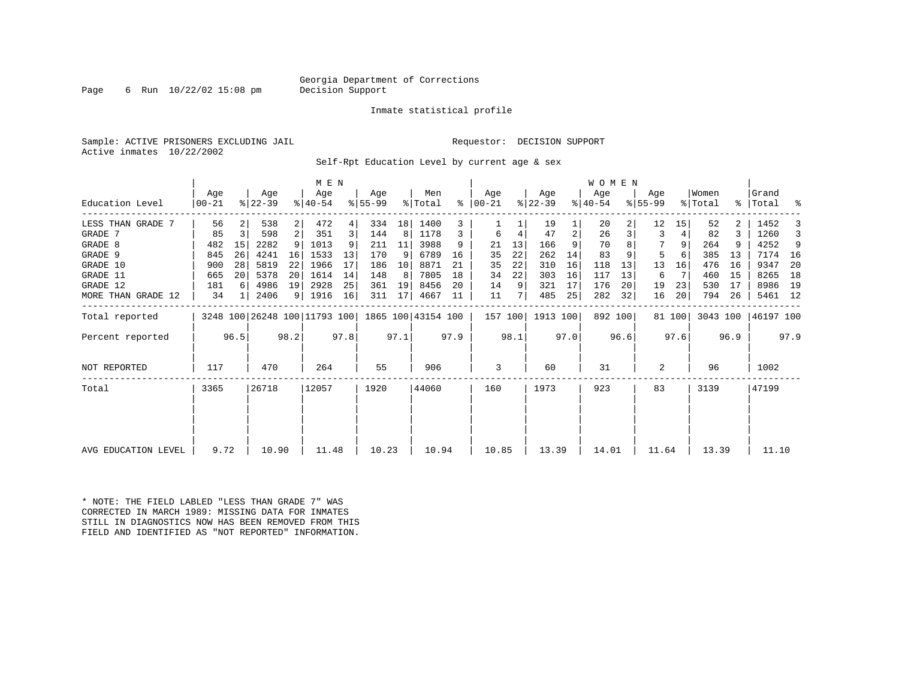Georgia Department of Corrections
Decision Support

Inmate statistical profile

Sample: ACTIVE PRISONERS EXCLUDING JAIL
Active inmates 10/22/2002

Requestor: DECISION SUPPORT

Self-Rpt Education Level by current age & sex

| Education Level | MEN Age 00-21 | % | Age 22-39 | % | Age 40-54 | % | Age 55-99 | % | Men Total | % | WOMEN Age 00-21 | % | Age 22-39 | % | Age 40-54 | % | Age 55-99 | % | Women Total | % | Grand Total | % |
|---|---|---|---|---|---|---|---|---|---|---|---|---|---|---|---|---|---|---|---|---|---|---|
| LESS THAN GRADE 7 | 56 | 2 | 538 | 2 | 472 | 4 | 334 | 18 | 1400 | 3 | 1 | 1 | 19 | 1 | 20 | 2 | 12 | 15 | 52 | 2 | 1452 | 3 |
| GRADE 7 | 85 | 3 | 598 | 2 | 351 | 3 | 144 | 8 | 1178 | 3 | 6 | 4 | 47 | 2 | 26 | 3 | 3 | 4 | 82 | 3 | 1260 | 3 |
| GRADE 8 | 482 | 15 | 2282 | 9 | 1013 | 9 | 211 | 11 | 3988 | 9 | 21 | 13 | 166 | 9 | 70 | 8 | 7 | 9 | 264 | 9 | 4252 | 9 |
| GRADE 9 | 845 | 26 | 4241 | 16 | 1533 | 13 | 170 | 9 | 6789 | 16 | 35 | 22 | 262 | 14 | 83 | 9 | 5 | 6 | 385 | 13 | 7174 | 16 |
| GRADE 10 | 900 | 28 | 5819 | 22 | 1966 | 17 | 186 | 10 | 8871 | 21 | 35 | 22 | 310 | 16 | 118 | 13 | 13 | 16 | 476 | 16 | 9347 | 20 |
| GRADE 11 | 665 | 20 | 5378 | 20 | 1614 | 14 | 148 | 8 | 7805 | 18 | 34 | 22 | 303 | 16 | 117 | 13 | 6 | 7 | 460 | 15 | 8265 | 18 |
| GRADE 12 | 181 | 6 | 4986 | 19 | 2928 | 25 | 361 | 19 | 8456 | 20 | 14 | 9 | 321 | 17 | 176 | 20 | 19 | 23 | 530 | 17 | 8986 | 19 |
| MORE THAN GRADE 12 | 34 | 1 | 2406 | 9 | 1916 | 16 | 311 | 17 | 4667 | 11 | 11 | 7 | 485 | 25 | 282 | 32 | 16 | 20 | 794 | 26 | 5461 | 12 |
| Total reported | 3248 | 100 | 26248 | 100 | 11793 | 100 | 1865 | 100 | 43154 | 100 | 157 | 100 | 1913 | 100 | 892 | 100 | 81 | 100 | 3043 | 100 | 46197 | 100 |
| Percent reported | | 96.5 | | 98.2 | | 97.8 | | 97.1 | | 97.9 | | 98.1 | | 97.0 | | 96.6 | | 97.6 | | 96.9 | | 97.9 |
| NOT REPORTED | 117 | | 470 | | 264 | | 55 | | 906 | | 3 | | 60 | | 31 | | 2 | | 96 | | 1002 | |
| Total | 3365 | | 26718 | | 12057 | | 1920 | | 44060 | | 160 | | 1973 | | 923 | | 83 | | 3139 | | 47199 | |
| AVG EDUCATION LEVEL | 9.72 | | 10.90 | | 11.48 | | 10.23 | | 10.94 | | 10.85 | | 13.39 | | 14.01 | | 11.64 | | 13.39 | | 11.10 | |

* NOTE: THE FIELD LABLED "LESS THAN GRADE 7" WAS CORRECTED IN MARCH 1989: MISSING DATA FOR INMATES STILL IN DIAGNOSTICS NOW HAS BEEN REMOVED FROM THIS FIELD AND IDENTIFIED AS "NOT REPORTED" INFORMATION.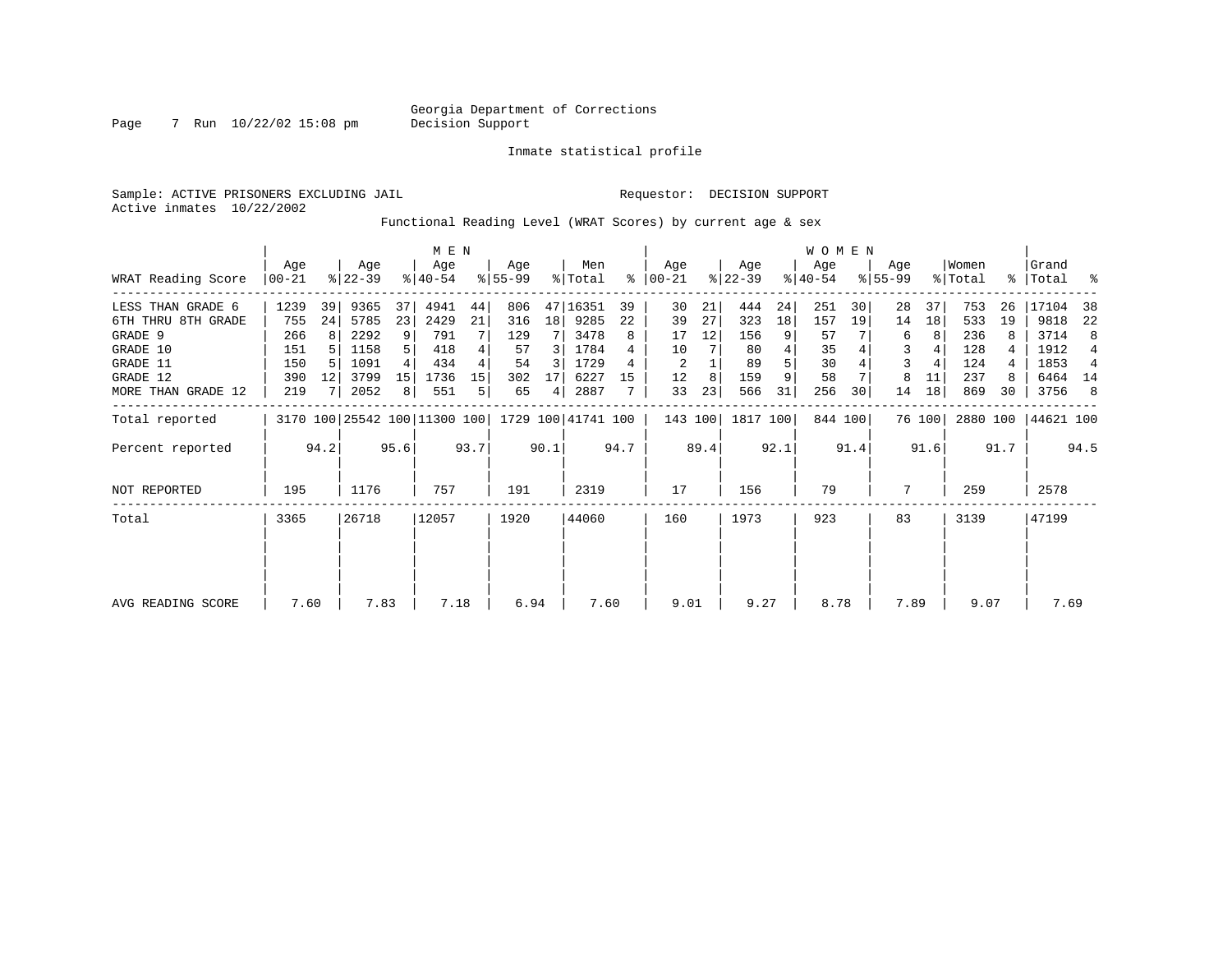Georgia Department of Corrections
Decision Support

Inmate statistical profile

Sample: ACTIVE PRISONERS EXCLUDING JAIL

Requestor: DECISION SUPPORT

Active inmates 10/22/2002

Functional Reading Level (WRAT Scores) by current age & sex

| WRAT Reading Score | MEN Age 00-21 | % | Age 22-39 | % | Age 40-54 | % | Age 55-99 | % | Men Total | % | WOMEN Age 00-21 | % | Age 22-39 | % | Age 40-54 | % | Age 55-99 | % | Women Total | % | Grand Total | % |
|---|---|---|---|---|---|---|---|---|---|---|---|---|---|---|---|---|---|---|---|---|---|---|
| LESS THAN GRADE 6 | 1239 | 39 | 9365 | 37 | 4941 | 44 | 806 | 47 | 16351 | 39 | 30 | 21 | 444 | 24 | 251 | 30 | 28 | 37 | 753 | 26 | 17104 | 38 |
| 6TH THRU 8TH GRADE | 755 | 24 | 5785 | 23 | 2429 | 21 | 316 | 18 | 9285 | 22 | 39 | 27 | 323 | 18 | 157 | 19 | 14 | 18 | 533 | 19 | 9818 | 22 |
| GRADE 9 | 266 | 8 | 2292 | 9 | 791 | 7 | 129 | 7 | 3478 | 8 | 17 | 12 | 156 | 9 | 57 | 7 | 6 | 8 | 236 | 8 | 3714 | 8 |
| GRADE 10 | 151 | 5 | 1158 | 5 | 418 | 4 | 57 | 3 | 1784 | 4 | 10 | 7 | 80 | 4 | 35 | 4 | 3 | 4 | 128 | 4 | 1912 | 4 |
| GRADE 11 | 150 | 5 | 1091 | 4 | 434 | 4 | 54 | 3 | 1729 | 4 | 2 | 1 | 89 | 5 | 30 | 4 | 3 | 4 | 124 | 4 | 1853 | 4 |
| GRADE 12 | 390 | 12 | 3799 | 15 | 1736 | 15 | 302 | 17 | 6227 | 15 | 12 | 8 | 159 | 9 | 58 | 7 | 8 | 11 | 237 | 8 | 6464 | 14 |
| MORE THAN GRADE 12 | 219 | 7 | 2052 | 8 | 551 | 5 | 65 | 4 | 2887 | 7 | 33 | 23 | 566 | 31 | 256 | 30 | 14 | 18 | 869 | 30 | 3756 | 8 |
| Total reported | 3170 | 100 | 25542 | 100 | 11300 | 100 | 1729 | 100 | 41741 | 100 | 143 | 100 | 1817 | 100 | 844 | 100 | 76 | 100 | 2880 | 100 | 44621 | 100 |
| Percent reported | | 94.2 | | 95.6 | | 93.7 | | 90.1 | | 94.7 | | 89.4 | | 92.1 | | 91.4 | | 91.6 | | 91.7 | | 94.5 |
| NOT REPORTED | 195 | | 1176 | | 757 | | 191 | | 2319 | | 17 | | 156 | | 79 | | 7 | | 259 | | 2578 | |
| Total | 3365 | | 26718 | | 12057 | | 1920 | | 44060 | | 160 | | 1973 | | 923 | | 83 | | 3139 | | 47199 | |
| AVG READING SCORE | 7.60 | | 7.83 | | 7.18 | | 6.94 | | 7.60 | | 9.01 | | 9.27 | | 8.78 | | 7.89 | | 9.07 | | 7.69 | |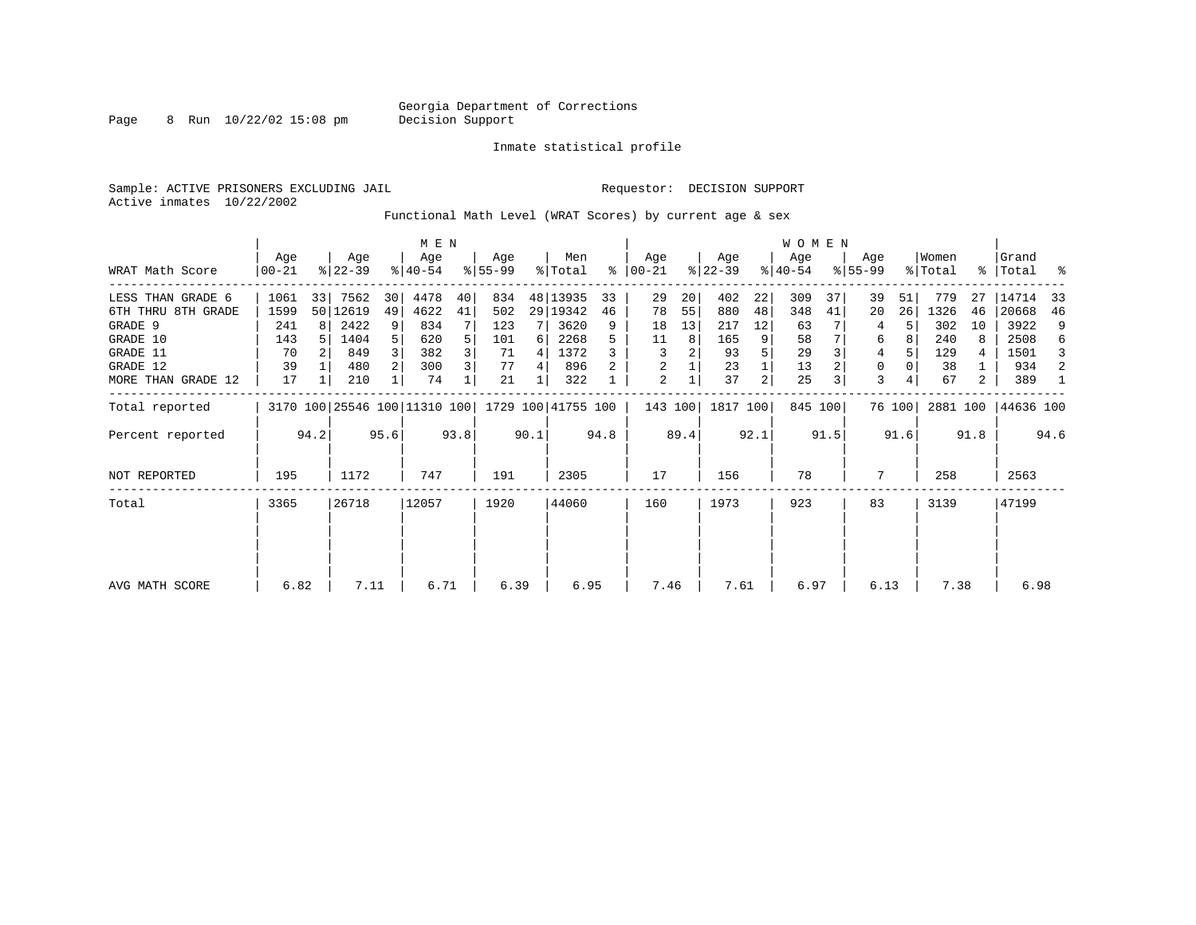Georgia Department of Corrections
Decision Support

Inmate statistical profile

Sample: ACTIVE PRISONERS EXCLUDING JAIL          Requestor: DECISION SUPPORT
Active inmates 10/22/2002

Functional Math Level (WRAT Scores) by current age & sex

| | MEN | | | | | | | | | | WOMEN | | | | | | | | | | | |
|---|---|---|---|---|---|---|---|---|---|---|---|---|---|---|---|---|---|---|---|---|---|---|
| WRAT Math Score | Age 00-21 | % | Age 22-39 | % | Age 40-54 | % | Age 55-99 | % | Men Total | % | Age 00-21 | % | Age 22-39 | % | Age 40-54 | % | Age 55-99 | % | Women Total | % | Grand Total | % |
| LESS THAN GRADE 6 | 1061 | 33 | 7562 | 30 | 4478 | 40 | 834 | 48 | 13935 | 33 | 29 | 20 | 402 | 22 | 309 | 37 | 39 | 51 | 779 | 27 | 14714 | 33 |
| 6TH THRU 8TH GRADE | 1599 | 50 | 12619 | 49 | 4622 | 41 | 502 | 29 | 19342 | 46 | 78 | 55 | 880 | 48 | 348 | 41 | 20 | 26 | 1326 | 46 | 20668 | 46 |
| GRADE 9 | 241 | 8 | 2422 | 9 | 834 | 7 | 123 | 7 | 3620 | 9 | 18 | 13 | 217 | 12 | 63 | 7 | 4 | 5 | 302 | 10 | 3922 | 9 |
| GRADE 10 | 143 | 5 | 1404 | 5 | 620 | 5 | 101 | 6 | 2268 | 5 | 11 | 8 | 165 | 9 | 58 | 7 | 6 | 8 | 240 | 8 | 2508 | 6 |
| GRADE 11 | 70 | 2 | 849 | 3 | 382 | 3 | 71 | 4 | 1372 | 3 | 3 | 2 | 93 | 5 | 29 | 3 | 4 | 5 | 129 | 4 | 1501 | 3 |
| GRADE 12 | 39 | 1 | 480 | 2 | 300 | 3 | 77 | 4 | 896 | 2 | 2 | 1 | 23 | 1 | 13 | 2 | 0 | 0 | 38 | 1 | 934 | 2 |
| MORE THAN GRADE 12 | 17 | 1 | 210 | 1 | 74 | 1 | 21 | 1 | 322 | 1 | 2 | 1 | 37 | 2 | 25 | 3 | 3 | 4 | 67 | 2 | 389 | 1 |
| Total reported | 3170 | 100 | 25546 | 100 | 11310 | 100 | 1729 | 100 | 41755 | 100 | 143 | 100 | 1817 | 100 | 845 | 100 | 76 | 100 | 2881 | 100 | 44636 | 100 |
| Percent reported | | 94.2 | | 95.6 | | 93.8 | | 90.1 | | 94.8 | | 89.4 | | 92.1 | | 91.5 | | 91.6 | | 91.8 | | 94.6 |
| NOT REPORTED | 195 | | 1172 | | 747 | | 191 | | 2305 | | 17 | | 156 | | 78 | | 7 | | 258 | | 2563 | |
| Total | 3365 | | 26718 | | 12057 | | 1920 | | 44060 | | 160 | | 1973 | | 923 | | 83 | | 3139 | | 47199 | |
| AVG MATH SCORE | 6.82 | | 7.11 | | 6.71 | | 6.39 | | 6.95 | | 7.46 | | 7.61 | | 6.97 | | 6.13 | | 7.38 | | 6.98 | |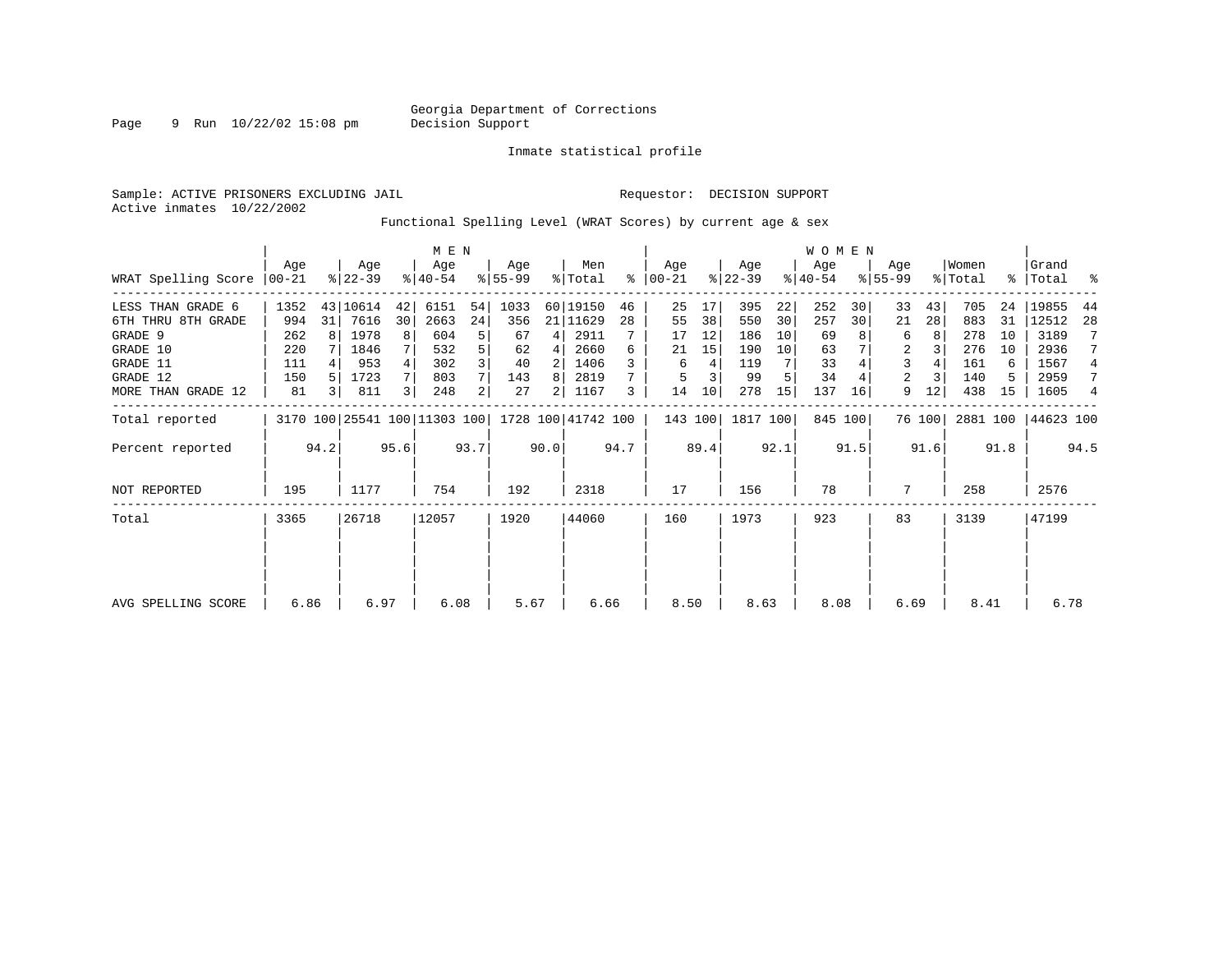Georgia Department of Corrections
Decision Support

Inmate statistical profile

Sample: ACTIVE PRISONERS EXCLUDING JAIL

Requestor: DECISION SUPPORT

Active inmates 10/22/2002

Functional Spelling Level (WRAT Scores) by current age & sex

| WRAT Spelling Score | MEN Age 00-21 | % | Age 22-39 | % | Age 40-54 | % | Age 55-99 | % | Men Total | % | WOMEN Age 00-21 | % | Age 22-39 | % | Age 40-54 | % | Age 55-99 | % | Women Total | % | Grand Total | % |
|---|---|---|---|---|---|---|---|---|---|---|---|---|---|---|---|---|---|---|---|---|---|---|
| LESS THAN GRADE 6 | 1352 | 43 | 10614 | 42 | 6151 | 54 | 1033 | 60 | 19150 | 46 | 25 | 17 | 395 | 22 | 252 | 30 | 33 | 43 | 705 | 24 | 19855 | 44 |
| 6TH THRU 8TH GRADE | 994 | 31 | 7616 | 30 | 2663 | 24 | 356 | 21 | 11629 | 28 | 55 | 38 | 550 | 30 | 257 | 30 | 21 | 28 | 883 | 31 | 12512 | 28 |
| GRADE 9 | 262 | 8 | 1978 | 8 | 604 | 5 | 67 | 4 | 2911 | 7 | 17 | 12 | 186 | 10 | 69 | 8 | 6 | 8 | 278 | 10 | 3189 | 7 |
| GRADE 10 | 220 | 7 | 1846 | 7 | 532 | 5 | 62 | 4 | 2660 | 6 | 21 | 15 | 190 | 10 | 63 | 7 | 2 | 3 | 276 | 10 | 2936 | 7 |
| GRADE 11 | 111 | 4 | 953 | 4 | 302 | 3 | 40 | 2 | 1406 | 3 | 6 | 4 | 119 | 7 | 33 | 4 | 3 | 4 | 161 | 6 | 1567 | 4 |
| GRADE 12 | 150 | 5 | 1723 | 7 | 803 | 7 | 143 | 8 | 2819 | 7 | 5 | 3 | 99 | 5 | 34 | 4 | 2 | 3 | 140 | 5 | 2959 | 7 |
| MORE THAN GRADE 12 | 81 | 3 | 811 | 3 | 248 | 2 | 27 | 2 | 1167 | 3 | 14 | 10 | 278 | 15 | 137 | 16 | 9 | 12 | 438 | 15 | 1605 | 4 |
| Total reported | 3170 | 100 | 25541 | 100 | 11303 | 100 | 1728 | 100 | 41742 | 100 | 143 | 100 | 1817 | 100 | 845 | 100 | 76 | 100 | 2881 | 100 | 44623 | 100 |
| Percent reported | | 94.2 | | 95.6 | | 93.7 | | 90.0 | | 94.7 | | 89.4 | | 92.1 | | 91.5 | | 91.6 | | 91.8 | | 94.5 |
| NOT REPORTED | 195 | | 1177 | | 754 | | 192 | | 2318 | | 17 | | 156 | | 78 | | 7 | | 258 | | 2576 | |
| Total | 3365 | | 26718 | | 12057 | | 1920 | | 44060 | | 160 | | 1973 | | 923 | | 83 | | 3139 | | 47199 | |
| AVG SPELLING SCORE | 6.86 | | 6.97 | | 6.08 | | 5.67 | | 6.66 | | 8.50 | | 8.63 | | 8.08 | | 6.69 | | 8.41 | | 6.78 | |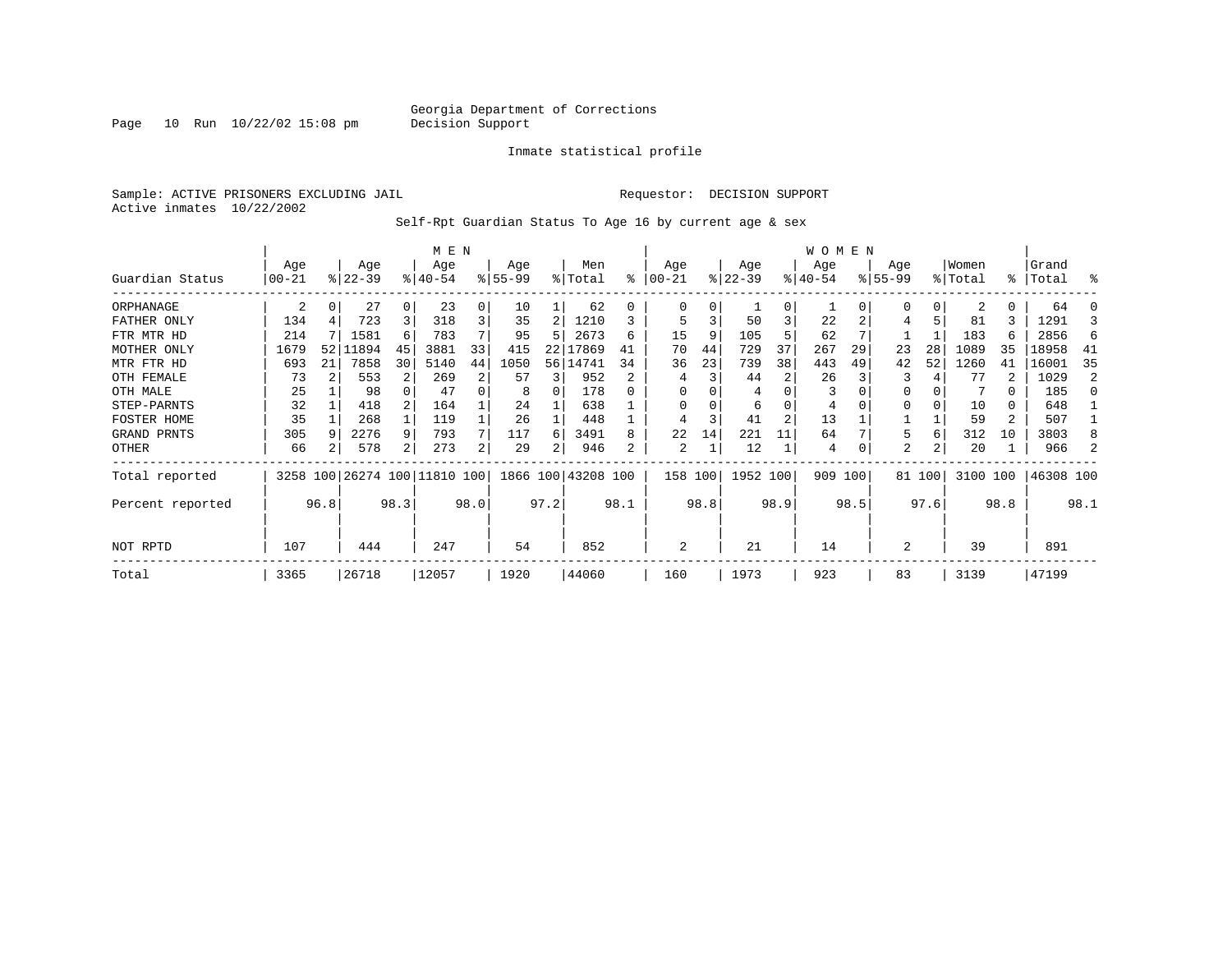Georgia Department of Corrections
Decision Support

Inmate statistical profile

Sample: ACTIVE PRISONERS EXCLUDING JAIL
Active inmates 10/22/2002

Requestor: DECISION SUPPORT

Self-Rpt Guardian Status To Age 16 by current age & sex

| Guardian Status | MEN Age 00-21 | % | Age 22-39 | % | Age 40-54 | % | Age 55-99 | % | Men Total | % | WOMEN Age 00-21 | % | Age 22-39 | % | Age 40-54 | % | Age 55-99 | % | Women Total | % | Grand Total | % |
|---|---|---|---|---|---|---|---|---|---|---|---|---|---|---|---|---|---|---|---|---|---|---|
| ORPHANAGE | 2 | 0 | 27 | 0 | 23 | 0 | 10 | 1 | 62 | 0 | 0 | 0 | 1 | 0 | 1 | 0 | 0 | 0 | 2 | 0 | 64 | 0 |
| FATHER ONLY | 134 | 4 | 723 | 3 | 318 | 3 | 35 | 2 | 1210 | 3 | 5 | 3 | 50 | 3 | 22 | 2 | 4 | 5 | 81 | 3 | 1291 | 3 |
| FTR MTR HD | 214 | 7 | 1581 | 6 | 783 | 7 | 95 | 5 | 2673 | 6 | 15 | 9 | 105 | 5 | 62 | 7 | 1 | 1 | 183 | 6 | 2856 | 6 |
| MOTHER ONLY | 1679 | 52 | 11894 | 45 | 3881 | 33 | 415 | 22 | 17869 | 41 | 70 | 44 | 729 | 37 | 267 | 29 | 23 | 28 | 1089 | 35 | 18958 | 41 |
| MTR FTR HD | 693 | 21 | 7858 | 30 | 5140 | 44 | 1050 | 56 | 14741 | 34 | 36 | 23 | 739 | 38 | 443 | 49 | 42 | 52 | 1260 | 41 | 16001 | 35 |
| OTH FEMALE | 73 | 2 | 553 | 2 | 269 | 2 | 57 | 3 | 952 | 2 | 4 | 3 | 44 | 2 | 26 | 3 | 3 | 4 | 77 | 2 | 1029 | 2 |
| OTH MALE | 25 | 1 | 98 | 0 | 47 | 0 | 8 | 0 | 178 | 0 | 0 | 0 | 4 | 0 | 3 | 0 | 0 | 0 | 7 | 0 | 185 | 0 |
| STEP-PARNTS | 32 | 1 | 418 | 2 | 164 | 1 | 24 | 1 | 638 | 1 | 0 | 0 | 6 | 0 | 4 | 0 | 0 | 0 | 10 | 0 | 648 | 1 |
| FOSTER HOME | 35 | 1 | 268 | 1 | 119 | 1 | 26 | 1 | 448 | 1 | 4 | 3 | 41 | 2 | 13 | 1 | 1 | 1 | 59 | 2 | 507 | 1 |
| GRAND PRNTS | 305 | 9 | 2276 | 9 | 793 | 7 | 117 | 6 | 3491 | 8 | 22 | 14 | 221 | 11 | 64 | 7 | 5 | 6 | 312 | 10 | 3803 | 8 |
| OTHER | 66 | 2 | 578 | 2 | 273 | 2 | 29 | 2 | 946 | 2 | 2 | 1 | 12 | 1 | 4 | 0 | 2 | 2 | 20 | 1 | 966 | 2 |
| Total reported | 3258 | 100 | 26274 | 100 | 11810 | 100 | 1866 | 100 | 43208 | 100 | 158 | 100 | 1952 | 100 | 909 | 100 | 81 | 100 | 3100 | 100 | 46308 | 100 |
| Percent reported | | 96.8 | | 98.3 | | 98.0 | | 97.2 | | 98.1 | | 98.8 | | 98.9 | | 98.5 | | 97.6 | | 98.8 | | 98.1 |
| NOT RPTD | 107 | | 444 | | 247 | | 54 | | 852 | | 2 | | 21 | | 14 | | 2 | | 39 | | 891 | |
| Total | 3365 | | 26718 | | 12057 | | 1920 | | 44060 | | 160 | | 1973 | | 923 | | 83 | | 3139 | | 47199 | |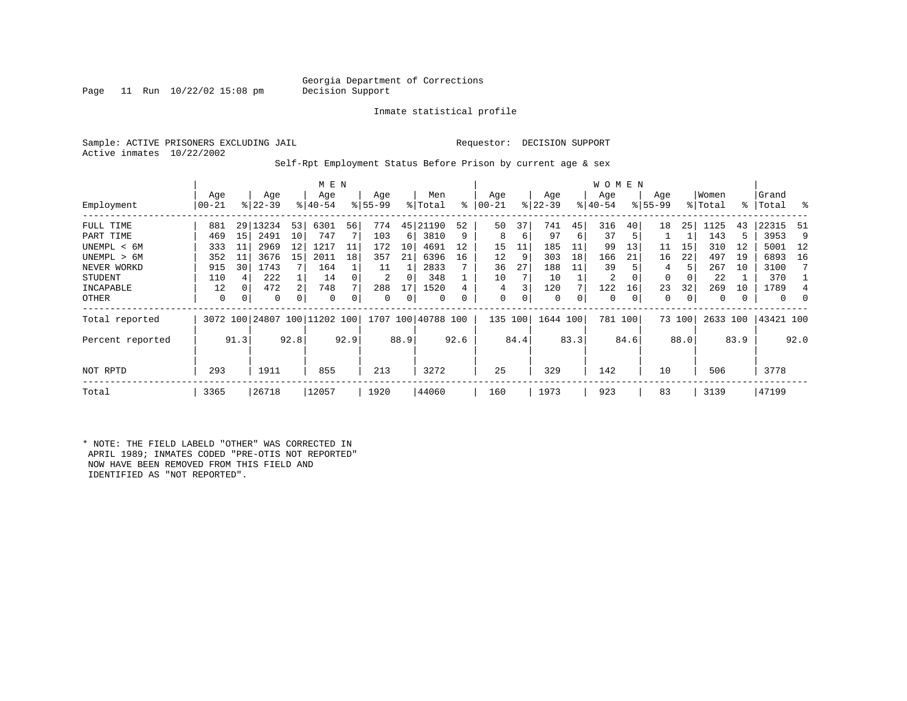Georgia Department of Corrections
Decision Support

Inmate statistical profile

Sample: ACTIVE PRISONERS EXCLUDING JAIL

Requestor: DECISION SUPPORT

Active inmates 10/22/2002

Self-Rpt Employment Status Before Prison by current age & sex

| | MEN | | | | | | | | | | WOMEN | | | | | | | | | | | |
|---|---|---|---|---|---|---|---|---|---|---|---|---|---|---|---|---|---|---|---|---|---|---|
| Employment | Age 00-21 | % | Age 22-39 | % | Age 40-54 | % | Age 55-99 | % | Men Total | % | Age 00-21 | % | Age 22-39 | % | Age 40-54 | % | Age 55-99 | % | Women Total | % | Grand Total | % |
| FULL TIME | 881 | 29 | 13234 | 53 | 6301 | 56 | 774 | 45 | 21190 | 52 | 50 | 37 | 741 | 45 | 316 | 40 | 18 | 25 | 1125 | 43 | 22315 | 51 |
| PART TIME | 469 | 15 | 2491 | 10 | 747 | 7 | 103 | 6 | 3810 | 9 | 8 | 6 | 97 | 6 | 37 | 5 | 1 | 1 | 143 | 5 | 3953 | 9 |
| UNEMPL < 6M | 333 | 11 | 2969 | 12 | 1217 | 11 | 172 | 10 | 4691 | 12 | 15 | 11 | 185 | 11 | 99 | 13 | 11 | 15 | 310 | 12 | 5001 | 12 |
| UNEMPL > 6M | 352 | 11 | 3676 | 15 | 2011 | 18 | 357 | 21 | 6396 | 16 | 12 | 9 | 303 | 18 | 166 | 21 | 16 | 22 | 497 | 19 | 6893 | 16 |
| NEVER WORKD | 915 | 30 | 1743 | 7 | 164 | 1 | 11 | 1 | 2833 | 7 | 36 | 27 | 188 | 11 | 39 | 5 | 4 | 5 | 267 | 10 | 3100 | 7 |
| STUDENT | 110 | 4 | 222 | 1 | 14 | 0 | 2 | 0 | 348 | 1 | 10 | 7 | 10 | 1 | 2 | 0 | 0 | 0 | 22 | 1 | 370 | 1 |
| INCAPABLE | 12 | 0 | 472 | 2 | 748 | 7 | 288 | 17 | 1520 | 4 | 4 | 3 | 120 | 7 | 122 | 16 | 23 | 32 | 269 | 10 | 1789 | 4 |
| OTHER | 0 | 0 | 0 | 0 | 0 | 0 | 0 | 0 | 0 | 0 | 0 | 0 | 0 | 0 | 0 | 0 | 0 | 0 | 0 | 0 | 0 | 0 |
| Total reported | 3072 | 100 | 24807 | 100 | 11202 | 100 | 1707 | 100 | 40788 | 100 | 135 | 100 | 1644 | 100 | 781 | 100 | 73 | 100 | 2633 | 100 | 43421 | 100 |
| Percent reported | | 91.3 | | 92.8 | | 92.9 | | 88.9 | | 92.6 | | 84.4 | | 83.3 | | 84.6 | | 88.0 | | 83.9 | | 92.0 |
| NOT RPTD | 293 | | 1911 | | 855 | | 213 | | 3272 | | 25 | | 329 | | 142 | | 10 | | 506 | | 3778 | |
| Total | 3365 | | 26718 | | 12057 | | 1920 | | 44060 | | 160 | | 1973 | | 923 | | 83 | | 3139 | | 47199 | |

* NOTE: THE FIELD LABELD "OTHER" WAS CORRECTED IN APRIL 1989; INMATES CODED "PRE-OTIS NOT REPORTED" NOW HAVE BEEN REMOVED FROM THIS FIELD AND IDENTIFIED AS "NOT REPORTED".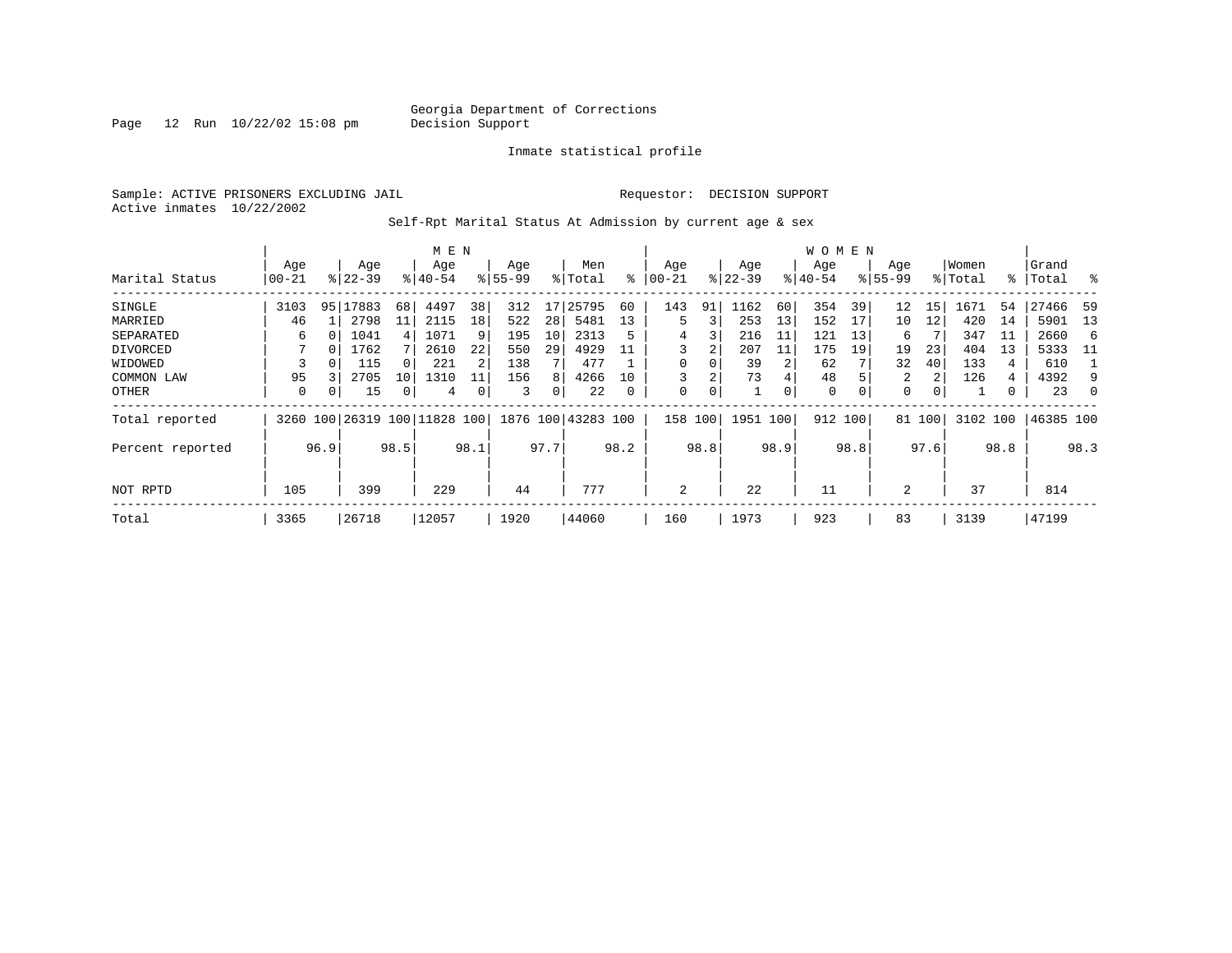Georgia Department of Corrections
Decision Support

Inmate statistical profile

Sample: ACTIVE PRISONERS EXCLUDING JAIL

Requestor: DECISION SUPPORT

Active inmates 10/22/2002

Self-Rpt Marital Status At Admission by current age & sex

| Marital Status | MEN Age 00-21 | % | Age 22-39 | % | Age 40-54 | % | Age 55-99 | % | Men Total | % | WOMEN Age 00-21 | % | Age 22-39 | % | Age 40-54 | % | Age 55-99 | % | Women Total | % | Grand Total | % |
|---|---|---|---|---|---|---|---|---|---|---|---|---|---|---|---|---|---|---|---|---|---|---|
| SINGLE | 3103 | 95 | 17883 | 68 | 4497 | 38 | 312 | 17 | 25795 | 60 | 143 | 91 | 1162 | 60 | 354 | 39 | 12 | 15 | 1671 | 54 | 27466 | 59 |
| MARRIED | 46 | 1 | 2798 | 11 | 2115 | 18 | 522 | 28 | 5481 | 13 | 5 | 3 | 253 | 13 | 152 | 17 | 10 | 12 | 420 | 14 | 5901 | 13 |
| SEPARATED | 6 | 0 | 1041 | 4 | 1071 | 9 | 195 | 10 | 2313 | 5 | 4 | 3 | 216 | 11 | 121 | 13 | 6 | 7 | 347 | 11 | 2660 | 6 |
| DIVORCED | 7 | 0 | 1762 | 7 | 2610 | 22 | 550 | 29 | 4929 | 11 | 3 | 2 | 207 | 11 | 175 | 19 | 19 | 23 | 404 | 13 | 5333 | 11 |
| WIDOWED | 3 | 0 | 115 | 0 | 221 | 2 | 138 | 7 | 477 | 1 | 0 | 0 | 39 | 2 | 62 | 7 | 32 | 40 | 133 | 4 | 610 | 1 |
| COMMON LAW | 95 | 3 | 2705 | 10 | 1310 | 11 | 156 | 8 | 4266 | 10 | 3 | 2 | 73 | 4 | 48 | 5 | 2 | 2 | 126 | 4 | 4392 | 9 |
| OTHER | 0 | 0 | 15 | 0 | 4 | 0 | 3 | 0 | 22 | 0 | 0 | 0 | 1 | 0 | 0 | 0 | 0 | 0 | 1 | 0 | 23 | 0 |
| Total reported | 3260 | 100 | 26319 | 100 | 11828 | 100 | 1876 | 100 | 43283 | 100 | 158 | 100 | 1951 | 100 | 912 | 100 | 81 | 100 | 3102 | 100 | 46385 | 100 |
| Percent reported | | 96.9 | | 98.5 | | 98.1 | | 97.7 | | 98.2 | | 98.8 | | 98.9 | | 98.8 | | 97.6 | | 98.8 | | 98.3 |
| NOT RPTD | 105 | | 399 | | 229 | | 44 | | 777 | | 2 | | 22 | | 11 | | 2 | | 37 | | 814 | |
| Total | 3365 | | 26718 | | 12057 | | 1920 | | 44060 | | 160 | | 1973 | | 923 | | 83 | | 3139 | | 47199 | |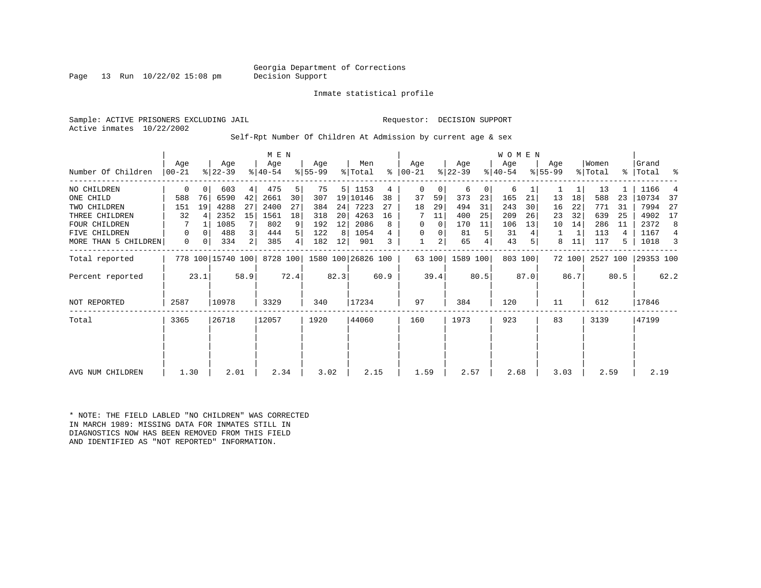Georgia Department of Corrections
Decision Support

Page 13 Run 10/22/02 15:08 pm

Inmate statistical profile

Sample: ACTIVE PRISONERS EXCLUDING JAIL

Requestor: DECISION SUPPORT

Active inmates 10/22/2002

Self-Rpt Number Of Children At Admission by current age & sex

| | MEN | | | | | | | | | | WOMEN | | | | | | | | | | | |
|---|---|---|---|---|---|---|---|---|---|---|---|---|---|---|---|---|---|---|---|---|---|---|
| Number Of Children | Age 00-21 | % | Age 22-39 | % | Age 40-54 | % | Age 55-99 | % | Men Total | % | Age 00-21 | % | Age 22-39 | % | Age 40-54 | % | Age 55-99 | % | Women Total | % | Grand Total | % |
| NO CHILDREN | 0 | 0 | 603 | 4 | 475 | 5 | 75 | 5 | 1153 | 4 | 0 | 0 | 6 | 0 | 6 | 1 | 1 | 1 | 13 | 1 | 1166 | 4 |
| ONE CHILD | 588 | 76 | 6590 | 42 | 2661 | 30 | 307 | 19 | 10146 | 38 | 37 | 59 | 373 | 23 | 165 | 21 | 13 | 18 | 588 | 23 | 10734 | 37 |
| TWO CHILDREN | 151 | 19 | 4288 | 27 | 2400 | 27 | 384 | 24 | 7223 | 27 | 18 | 29 | 494 | 31 | 243 | 30 | 16 | 22 | 771 | 31 | 7994 | 27 |
| THREE CHILDREN | 32 | 4 | 2352 | 15 | 1561 | 18 | 318 | 20 | 4263 | 16 | 7 | 11 | 400 | 25 | 209 | 26 | 23 | 32 | 639 | 25 | 4902 | 17 |
| FOUR CHILDREN | 7 | 1 | 1085 | 7 | 802 | 9 | 192 | 12 | 2086 | 8 | 0 | 0 | 170 | 11 | 106 | 13 | 10 | 14 | 286 | 11 | 2372 | 8 |
| FIVE CHILDREN | 0 | 0 | 488 | 3 | 444 | 5 | 122 | 8 | 1054 | 4 | 0 | 0 | 81 | 5 | 31 | 4 | 1 | 1 | 113 | 4 | 1167 | 4 |
| MORE THAN 5 CHILDREN | 0 | 0 | 334 | 2 | 385 | 4 | 182 | 12 | 901 | 3 | 1 | 2 | 65 | 4 | 43 | 5 | 8 | 11 | 117 | 5 | 1018 | 3 |
| Total reported | 778 | 100 | 15740 | 100 | 8728 | 100 | 1580 | 100 | 26826 | 100 | 63 | 100 | 1589 | 100 | 803 | 100 | 72 | 100 | 2527 | 100 | 29353 | 100 |
| Percent reported | | 23.1 | | 58.9 | | 72.4 | | 82.3 | | 60.9 | | 39.4 | | 80.5 | | 87.0 | | 86.7 | | 80.5 | | 62.2 |
| NOT REPORTED | 2587 | | 10978 | | 3329 | | 340 | | 17234 | | 97 | | 384 | | 120 | | 11 | | 612 | | 17846 | |
| Total | 3365 | | 26718 | | 12057 | | 1920 | | 44060 | | 160 | | 1973 | | 923 | | 83 | | 3139 | | 47199 | |
| AVG NUM CHILDREN | 1.30 | | 2.01 | | 2.34 | | 3.02 | | 2.15 | | 1.59 | | 2.57 | | 2.68 | | 3.03 | | 2.59 | | 2.19 | |

* NOTE: THE FIELD LABLED "NO CHILDREN" WAS CORRECTED IN MARCH 1989: MISSING DATA FOR INMATES STILL IN DIAGNOSTICS NOW HAS BEEN REMOVED FROM THIS FIELD AND IDENTIFIED AS "NOT REPORTED" INFORMATION.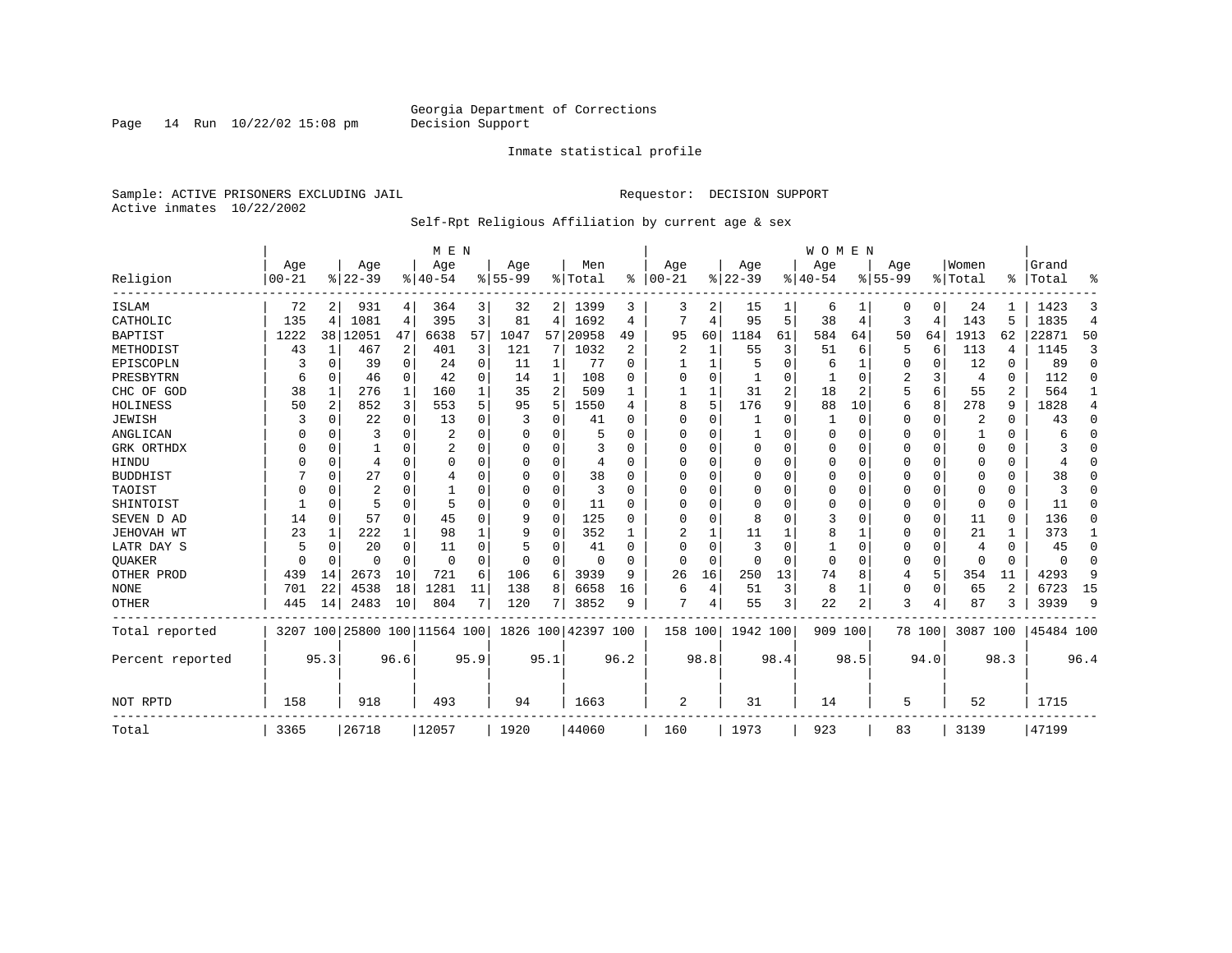Georgia Department of Corrections
Decision Support

Inmate statistical profile

Sample: ACTIVE PRISONERS EXCLUDING JAIL

Requestor: DECISION SUPPORT

Active inmates 10/22/2002

Self-Rpt Religious Affiliation by current age & sex

| Religion | MEN Age 00-21 | % | Age 22-39 | % | Age 40-54 | % | Age 55-99 | % | Men Total | % | WOMEN Age 00-21 | % | Age 22-39 | % | Age 40-54 | % | Age 55-99 | % | Women Total | % | Grand Total | % |
|---|---|---|---|---|---|---|---|---|---|---|---|---|---|---|---|---|---|---|---|---|---|---|
| ISLAM | 72 | 2 | 931 | 4 | 364 | 3 | 32 | 2 | 1399 | 3 | 3 | 2 | 15 | 1 | 6 | 1 | 0 | 0 | 24 | 1 | 1423 | 3 |
| CATHOLIC | 135 | 4 | 1081 | 4 | 395 | 3 | 81 | 4 | 1692 | 4 | 7 | 4 | 95 | 5 | 38 | 4 | 3 | 4 | 143 | 5 | 1835 | 4 |
| BAPTIST | 1222 | 38 | 12051 | 47 | 6638 | 57 | 1047 | 57 | 20958 | 49 | 95 | 60 | 1184 | 61 | 584 | 64 | 50 | 64 | 1913 | 62 | 22871 | 50 |
| METHODIST | 43 | 1 | 467 | 2 | 401 | 3 | 121 | 7 | 1032 | 2 | 2 | 1 | 55 | 3 | 51 | 6 | 5 | 6 | 113 | 4 | 1145 | 3 |
| EPISCOPLN | 3 | 0 | 39 | 0 | 24 | 0 | 11 | 1 | 77 | 0 | 1 | 1 | 5 | 0 | 6 | 1 | 0 | 0 | 12 | 0 | 89 | 0 |
| PRESBYTRN | 6 | 0 | 46 | 0 | 42 | 0 | 14 | 1 | 108 | 0 | 0 | 0 | 1 | 0 | 1 | 0 | 2 | 3 | 4 | 0 | 112 | 0 |
| CHC OF GOD | 38 | 1 | 276 | 1 | 160 | 1 | 35 | 2 | 509 | 1 | 1 | 1 | 31 | 2 | 18 | 2 | 5 | 6 | 55 | 2 | 564 | 1 |
| HOLINESS | 50 | 2 | 852 | 3 | 553 | 5 | 95 | 5 | 1550 | 4 | 8 | 5 | 176 | 9 | 88 | 10 | 6 | 8 | 278 | 9 | 1828 | 4 |
| JEWISH | 3 | 0 | 22 | 0 | 13 | 0 | 3 | 0 | 41 | 0 | 0 | 0 | 1 | 0 | 1 | 0 | 0 | 0 | 2 | 0 | 43 | 0 |
| ANGLICAN | 0 | 0 | 3 | 0 | 2 | 0 | 0 | 0 | 5 | 0 | 0 | 0 | 1 | 0 | 0 | 0 | 0 | 0 | 1 | 0 | 6 | 0 |
| GRK ORTHDX | 0 | 0 | 1 | 0 | 2 | 0 | 0 | 0 | 3 | 0 | 0 | 0 | 0 | 0 | 0 | 0 | 0 | 0 | 0 | 0 | 3 | 0 |
| HINDU | 0 | 0 | 4 | 0 | 0 | 0 | 0 | 0 | 4 | 0 | 0 | 0 | 0 | 0 | 0 | 0 | 0 | 0 | 0 | 0 | 4 | 0 |
| BUDDHIST | 7 | 0 | 27 | 0 | 4 | 0 | 0 | 0 | 38 | 0 | 0 | 0 | 0 | 0 | 0 | 0 | 0 | 0 | 0 | 0 | 38 | 0 |
| TAOIST | 0 | 0 | 2 | 0 | 1 | 0 | 0 | 0 | 3 | 0 | 0 | 0 | 0 | 0 | 0 | 0 | 0 | 0 | 0 | 0 | 3 | 0 |
| SHINTOIST | 1 | 0 | 5 | 0 | 5 | 0 | 0 | 0 | 11 | 0 | 0 | 0 | 0 | 0 | 0 | 0 | 0 | 0 | 0 | 0 | 11 | 0 |
| SEVEN D AD | 14 | 0 | 57 | 0 | 45 | 0 | 9 | 0 | 125 | 0 | 0 | 0 | 8 | 0 | 3 | 0 | 0 | 0 | 11 | 0 | 136 | 0 |
| JEHOVAH WT | 23 | 1 | 222 | 1 | 98 | 1 | 9 | 0 | 352 | 1 | 2 | 1 | 11 | 1 | 8 | 1 | 0 | 0 | 21 | 1 | 373 | 1 |
| LATR DAY S | 5 | 0 | 20 | 0 | 11 | 0 | 5 | 0 | 41 | 0 | 0 | 0 | 3 | 0 | 1 | 0 | 0 | 0 | 4 | 0 | 45 | 0 |
| QUAKER | 0 | 0 | 0 | 0 | 0 | 0 | 0 | 0 | 0 | 0 | 0 | 0 | 0 | 0 | 0 | 0 | 0 | 0 | 0 | 0 | 0 | 0 |
| OTHER PROD | 439 | 14 | 2673 | 10 | 721 | 6 | 106 | 6 | 3939 | 9 | 26 | 16 | 250 | 13 | 74 | 8 | 4 | 5 | 354 | 11 | 4293 | 9 |
| NONE | 701 | 22 | 4538 | 18 | 1281 | 11 | 138 | 8 | 6658 | 16 | 6 | 4 | 51 | 3 | 8 | 1 | 0 | 0 | 65 | 2 | 6723 | 15 |
| OTHER | 445 | 14 | 2483 | 10 | 804 | 7 | 120 | 7 | 3852 | 9 | 7 | 4 | 55 | 3 | 22 | 2 | 3 | 4 | 87 | 3 | 3939 | 9 |
| Total reported | 3207 | 100 | 25800 | 100 | 11564 | 100 | 1826 | 100 | 42397 | 100 | 158 | 100 | 1942 | 100 | 909 | 100 | 78 | 100 | 3087 | 100 | 45484 | 100 |
| Percent reported | | 95.3 | | 96.6 | | 95.9 | | 95.1 | | 96.2 | | 98.8 | | 98.4 | | 98.5 | | 94.0 | | 98.3 | | 96.4 |
| NOT RPTD | 158 | | 918 | | 493 | | 94 | | 1663 | | 2 | | 31 | | 14 | | 5 | | 52 | | 1715 | |
| Total | 3365 | | 26718 | | 12057 | | 1920 | | 44060 | | 160 | | 1973 | | 923 | | 83 | | 3139 | | 47199 | |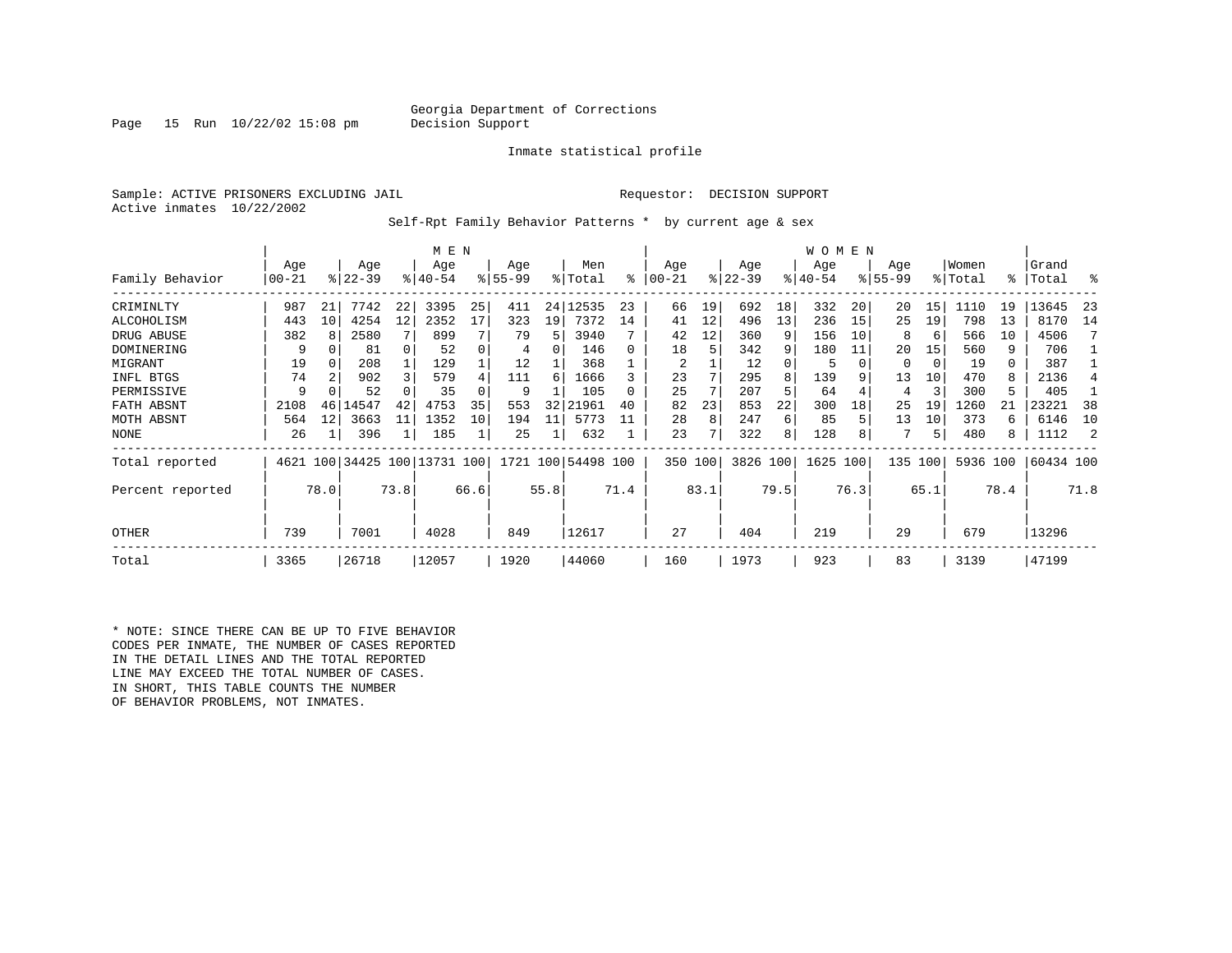Georgia Department of Corrections
Decision Support

Inmate statistical profile

Sample: ACTIVE PRISONERS EXCLUDING JAIL

Requestor: DECISION SUPPORT

Active inmates 10/22/2002

Self-Rpt Family Behavior Patterns * by current age & sex

| Family Behavior | MEN Age 00-21 | % | Age 22-39 | % | Age 40-54 | % | Age 55-99 | % | Men Total | % | WOMEN Age 00-21 | % | Age 22-39 | % | Age 40-54 | % | Age 55-99 | % | Women Total | % | Grand Total | % |
|---|---|---|---|---|---|---|---|---|---|---|---|---|---|---|---|---|---|---|---|---|---|---|
| CRIMINLTY | 987 | 21 | 7742 | 22 | 3395 | 25 | 411 | 24 | 12535 | 23 | 66 | 19 | 692 | 18 | 332 | 20 | 20 | 15 | 1110 | 19 | 13645 | 23 |
| ALCOHOLISM | 443 | 10 | 4254 | 12 | 2352 | 17 | 323 | 19 | 7372 | 14 | 41 | 12 | 496 | 13 | 236 | 15 | 25 | 19 | 798 | 13 | 8170 | 14 |
| DRUG ABUSE | 382 | 8 | 2580 | 7 | 899 | 7 | 79 | 5 | 3940 | 7 | 42 | 12 | 360 | 9 | 156 | 10 | 8 | 6 | 566 | 10 | 4506 | 7 |
| DOMINERING | 9 | 0 | 81 | 0 | 52 | 0 | 4 | 0 | 146 | 0 | 18 | 5 | 342 | 9 | 180 | 11 | 20 | 15 | 560 | 9 | 706 | 1 |
| MIGRANT | 19 | 0 | 208 | 1 | 129 | 1 | 12 | 1 | 368 | 1 | 2 | 1 | 12 | 0 | 5 | 0 | 0 | 0 | 19 | 0 | 387 | 1 |
| INFL BTGS | 74 | 2 | 902 | 3 | 579 | 4 | 111 | 6 | 1666 | 3 | 23 | 7 | 295 | 8 | 139 | 9 | 13 | 10 | 470 | 8 | 2136 | 4 |
| PERMISSIVE | 9 | 0 | 52 | 0 | 35 | 0 | 9 | 1 | 105 | 0 | 25 | 7 | 207 | 5 | 64 | 4 | 4 | 3 | 300 | 5 | 405 | 1 |
| FATH ABSNT | 2108 | 46 | 14547 | 42 | 4753 | 35 | 553 | 32 | 21961 | 40 | 82 | 23 | 853 | 22 | 300 | 18 | 25 | 19 | 1260 | 21 | 23221 | 38 |
| MOTH ABSNT | 564 | 12 | 3663 | 11 | 1352 | 10 | 194 | 11 | 5773 | 11 | 28 | 8 | 247 | 6 | 85 | 5 | 13 | 10 | 373 | 6 | 6146 | 10 |
| NONE | 26 | 1 | 396 | 1 | 185 | 1 | 25 | 1 | 632 | 1 | 23 | 7 | 322 | 8 | 128 | 8 | 7 | 5 | 480 | 8 | 1112 | 2 |
| Total reported | 4621 | 100 | 34425 | 100 | 13731 | 100 | 1721 | 100 | 54498 | 100 | 350 | 100 | 3826 | 100 | 1625 | 100 | 135 | 100 | 5936 | 100 | 60434 | 100 |
| Percent reported | | 78.0 | | 73.8 | | 66.6 | | 55.8 | | 71.4 | | 83.1 | | 79.5 | | 76.3 | | 65.1 | | 78.4 | | 71.8 |
| OTHER | 739 | | 7001 | | 4028 | | 849 | | 12617 | | 27 | | 404 | | 219 | | 29 | | 679 | | 13296 | |
| Total | 3365 | | 26718 | | 12057 | | 1920 | | 44060 | | 160 | | 1973 | | 923 | | 83 | | 3139 | | 47199 | |

* NOTE: SINCE THERE CAN BE UP TO FIVE BEHAVIOR CODES PER INMATE, THE NUMBER OF CASES REPORTED IN THE DETAIL LINES AND THE TOTAL REPORTED LINE MAY EXCEED THE TOTAL NUMBER OF CASES. IN SHORT, THIS TABLE COUNTS THE NUMBER OF BEHAVIOR PROBLEMS, NOT INMATES.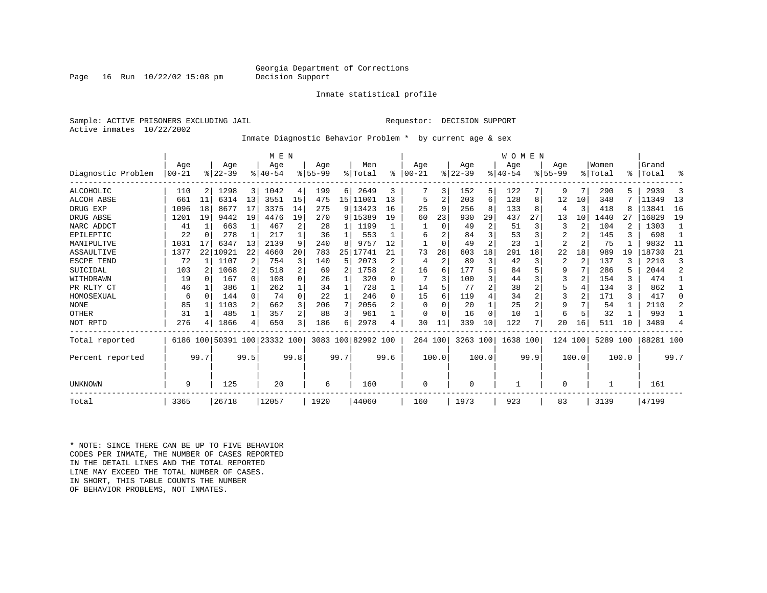Georgia Department of Corrections
Decision Support

Page 16 Run 10/22/02 15:08 pm

Inmate statistical profile

Sample: ACTIVE PRISONERS EXCLUDING JAIL
Requestor: DECISION SUPPORT
Active inmates 10/22/2002

Inmate Diagnostic Behavior Problem * by current age & sex

| Diagnostic Problem | MEN Age 00-21 | % | Age 22-39 | % | Age 40-54 | % | Age 55-99 | % | Men Total | % | WOMEN Age 00-21 | % | Age 22-39 | % | Age 40-54 | % | Age 55-99 | % | Women Total | % | Grand Total | % |
|---|---|---|---|---|---|---|---|---|---|---|---|---|---|---|---|---|---|---|---|---|---|---|
| ALCOHOLIC | 110 | 2 | 1298 | 3 | 1042 | 4 | 199 | 6 | 2649 | 3 | 7 | 3 | 152 | 5 | 122 | 7 | 9 | 7 | 290 | 5 | 2939 | 3 |
| ALCOH ABSE | 661 | 11 | 6314 | 13 | 3551 | 15 | 475 | 15 | 11001 | 13 | 5 | 2 | 203 | 6 | 128 | 8 | 12 | 10 | 348 | 7 | 11349 | 13 |
| DRUG EXP | 1096 | 18 | 8677 | 17 | 3375 | 14 | 275 | 9 | 13423 | 16 | 25 | 9 | 256 | 8 | 133 | 8 | 4 | 3 | 418 | 8 | 13841 | 16 |
| DRUG ABSE | 1201 | 19 | 9442 | 19 | 4476 | 19 | 270 | 9 | 15389 | 19 | 60 | 23 | 930 | 29 | 437 | 27 | 13 | 10 | 1440 | 27 | 16829 | 19 |
| NARC ADDCT | 41 | 1 | 663 | 1 | 467 | 2 | 28 | 1 | 1199 | 1 | 1 | 0 | 49 | 2 | 51 | 3 | 3 | 2 | 104 | 2 | 1303 | 1 |
| EPILEPTIC | 22 | 0 | 278 | 1 | 217 | 1 | 36 | 1 | 553 | 1 | 6 | 2 | 84 | 3 | 53 | 3 | 2 | 2 | 145 | 3 | 698 | 1 |
| MANIPULTVE | 1031 | 17 | 6347 | 13 | 2139 | 9 | 240 | 8 | 9757 | 12 | 1 | 0 | 49 | 2 | 23 | 1 | 2 | 2 | 75 | 1 | 9832 | 11 |
| ASSAULTIVE | 1377 | 22 | 10921 | 22 | 4660 | 20 | 783 | 25 | 17741 | 21 | 73 | 28 | 603 | 18 | 291 | 18 | 22 | 18 | 989 | 19 | 18730 | 21 |
| ESCPE TEND | 72 | 1 | 1107 | 2 | 754 | 3 | 140 | 5 | 2073 | 2 | 4 | 2 | 89 | 3 | 42 | 3 | 2 | 2 | 137 | 3 | 2210 | 3 |
| SUICIDAL | 103 | 2 | 1068 | 2 | 518 | 2 | 69 | 2 | 1758 | 2 | 16 | 6 | 177 | 5 | 84 | 5 | 9 | 7 | 286 | 5 | 2044 | 2 |
| WITHDRAWN | 19 | 0 | 167 | 0 | 108 | 0 | 26 | 1 | 320 | 0 | 7 | 3 | 100 | 3 | 44 | 3 | 3 | 2 | 154 | 3 | 474 | 1 |
| PR RLTY CT | 46 | 1 | 386 | 1 | 262 | 1 | 34 | 1 | 728 | 1 | 14 | 5 | 77 | 2 | 38 | 2 | 5 | 4 | 134 | 3 | 862 | 1 |
| HOMOSEXUAL | 6 | 0 | 144 | 0 | 74 | 0 | 22 | 1 | 246 | 0 | 15 | 6 | 119 | 4 | 34 | 2 | 3 | 2 | 171 | 3 | 417 | 0 |
| NONE | 85 | 1 | 1103 | 2 | 662 | 3 | 206 | 7 | 2056 | 2 | 0 | 0 | 20 | 1 | 25 | 2 | 9 | 7 | 54 | 1 | 2110 | 2 |
| OTHER | 31 | 1 | 485 | 1 | 357 | 2 | 88 | 3 | 961 | 1 | 0 | 0 | 16 | 0 | 10 | 1 | 6 | 5 | 32 | 1 | 993 | 1 |
| NOT RPTD | 276 | 4 | 1866 | 4 | 650 | 3 | 186 | 6 | 2978 | 4 | 30 | 11 | 339 | 10 | 122 | 7 | 20 | 16 | 511 | 10 | 3489 | 4 |
| Total reported | 6186 | 100 | 50391 | 100 | 23332 | 100 | 3083 | 100 | 82992 | 100 | 264 | 100 | 3263 | 100 | 1638 | 100 | 124 | 100 | 5289 | 100 | 88281 | 100 |
| Percent reported | | 99.7 | | 99.5 | | 99.8 | | 99.7 | | 99.6 | | 100.0 | | 100.0 | | 99.9 | | 100.0 | | 100.0 | | 99.7 |
| UNKNOWN | 9 | | 125 | | 20 | | 6 | | 160 | | 0 | | 0 | | 1 | | 0 | | 1 | | 161 | |
| Total | 3365 | | 26718 | | 12057 | | 1920 | | 44060 | | 160 | | 1973 | | 923 | | 83 | | 3139 | | 47199 | |

* NOTE: SINCE THERE CAN BE UP TO FIVE BEHAVIOR CODES PER INMATE, THE NUMBER OF CASES REPORTED IN THE DETAIL LINES AND THE TOTAL REPORTED LINE MAY EXCEED THE TOTAL NUMBER OF CASES. IN SHORT, THIS TABLE COUNTS THE NUMBER OF BEHAVIOR PROBLEMS, NOT INMATES.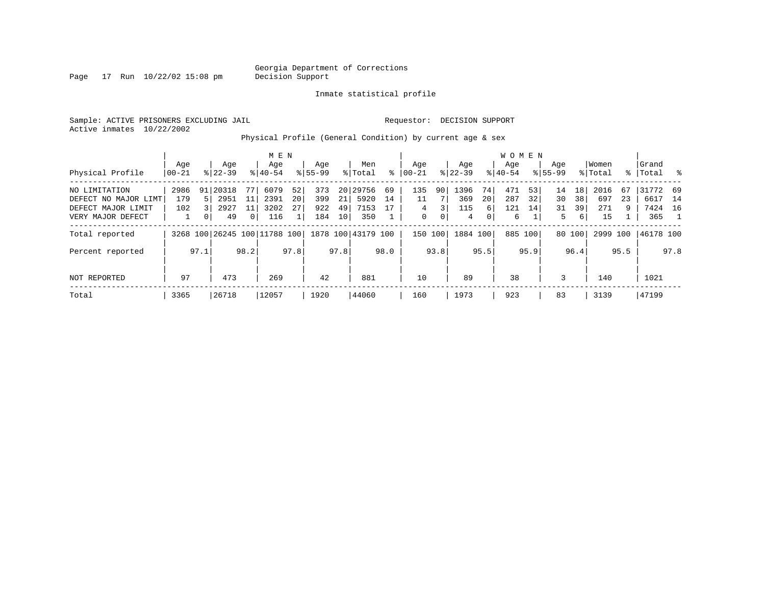Georgia Department of Corrections
Decision Support

Inmate statistical profile

Sample: ACTIVE PRISONERS EXCLUDING JAIL     Requestor: DECISION SUPPORT
Active inmates 10/22/2002

Physical Profile (General Condition) by current age & sex

| Physical Profile | MEN Age 00-21 | % | Age 22-39 | % | Age 40-54 | % | Age 55-99 | % | Men Total | % | WOMEN Age 00-21 | % | Age 22-39 | % | Age 40-54 | % | Age 55-99 | % | Women Total | % | Grand Total | % |
|---|---|---|---|---|---|---|---|---|---|---|---|---|---|---|---|---|---|---|---|---|---|---|
| NO LIMITATION | 2986 | 91 | 20318 | 77 | 6079 | 52 | 373 | 20 | 29756 | 69 | 135 | 90 | 1396 | 74 | 471 | 53 | 14 | 18 | 2016 | 67 | 31772 | 69 |
| DEFECT NO MAJOR LIMT | 179 | 5 | 2951 | 11 | 2391 | 20 | 399 | 21 | 5920 | 14 | 11 | 7 | 369 | 20 | 287 | 32 | 30 | 38 | 697 | 23 | 6617 | 14 |
| DEFECT MAJOR LIMIT | 102 | 3 | 2927 | 11 | 3202 | 27 | 922 | 49 | 7153 | 17 | 4 | 3 | 115 | 6 | 121 | 14 | 31 | 39 | 271 | 9 | 7424 | 16 |
| VERY MAJOR DEFECT | 1 | 0 | 49 | 0 | 116 | 1 | 184 | 10 | 350 | 1 | 0 | 0 | 4 | 0 | 6 | 1 | 5 | 6 | 15 | 1 | 365 | 1 |
| Total reported | 3268 | 100 | 26245 | 100 | 11788 | 100 | 1878 | 100 | 43179 | 100 | 150 | 100 | 1884 | 100 | 885 | 100 | 80 | 100 | 2999 | 100 | 46178 | 100 |
| Percent reported | | 97.1 | | 98.2 | | 97.8 | | 97.8 | | 98.0 | | 93.8 | | 95.5 | | 95.9 | | 96.4 | | 95.5 | | 97.8 |
| NOT REPORTED | 97 | | 473 | | 269 | | 42 | | 881 | | 10 | | 89 | | 38 | | 3 | | 140 | | 1021 | |
| Total | 3365 | | 26718 | | 12057 | | 1920 | | 44060 | | 160 | | 1973 | | 923 | | 83 | | 3139 | | 47199 | |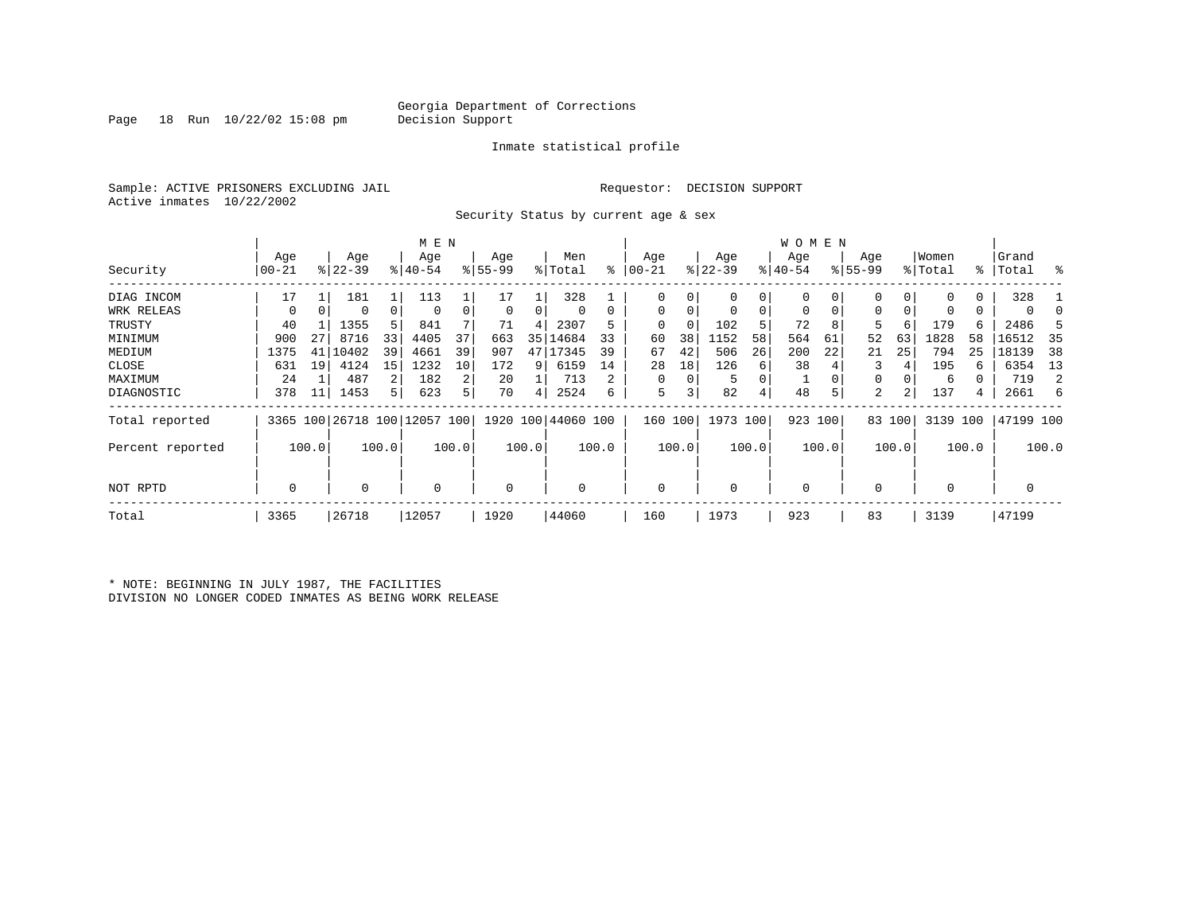Georgia Department of Corrections
Decision Support

Inmate statistical profile

Sample: ACTIVE PRISONERS EXCLUDING JAIL    Requestor: DECISION SUPPORT
Active inmates 10/22/2002

Security Status by current age & sex

| Security | MEN Age 00-21 | % | Age 22-39 | % | Age 40-54 | % | Age 55-99 | % | Men Total | % | WOMEN Age 00-21 | % | Age 22-39 | % | Age 40-54 | % | Age 55-99 | % | Women Total | % | Grand Total | % |
|---|---|---|---|---|---|---|---|---|---|---|---|---|---|---|---|---|---|---|---|---|---|---|
| DIAG INCOM | 17 | 1 | 181 | 1 | 113 | 1 | 17 | 1 | 328 | 1 | 0 | 0 | 0 | 0 | 0 | 0 | 0 | 0 | 0 | 0 | 328 | 1 |
| WRK RELEAS | 0 | 0 | 0 | 0 | 0 | 0 | 0 | 0 | 0 | 0 | 0 | 0 | 0 | 0 | 0 | 0 | 0 | 0 | 0 | 0 | 0 | 0 |
| TRUSTY | 40 | 1 | 1355 | 5 | 841 | 7 | 71 | 4 | 2307 | 5 | 0 | 0 | 102 | 5 | 72 | 8 | 5 | 6 | 179 | 6 | 2486 | 5 |
| MINIMUM | 900 | 27 | 8716 | 33 | 4405 | 37 | 663 | 35 | 14684 | 33 | 60 | 38 | 1152 | 58 | 564 | 61 | 52 | 63 | 1828 | 58 | 16512 | 35 |
| MEDIUM | 1375 | 41 | 10402 | 39 | 4661 | 39 | 907 | 47 | 17345 | 39 | 67 | 42 | 506 | 26 | 200 | 22 | 21 | 25 | 794 | 25 | 18139 | 38 |
| CLOSE | 631 | 19 | 4124 | 15 | 1232 | 10 | 172 | 9 | 6159 | 14 | 28 | 18 | 126 | 6 | 38 | 4 | 3 | 4 | 195 | 6 | 6354 | 13 |
| MAXIMUM | 24 | 1 | 487 | 2 | 182 | 2 | 20 | 1 | 713 | 2 | 0 | 0 | 5 | 0 | 1 | 0 | 0 | 0 | 6 | 0 | 719 | 2 |
| DIAGNOSTIC | 378 | 11 | 1453 | 5 | 623 | 5 | 70 | 4 | 2524 | 6 | 5 | 3 | 82 | 4 | 48 | 5 | 2 | 2 | 137 | 4 | 2661 | 6 |
| Total reported | 3365 | 100 | 26718 | 100 | 12057 | 100 | 1920 | 100 | 44060 | 100 | 160 | 100 | 1973 | 100 | 923 | 100 | 83 | 100 | 3139 | 100 | 47199 | 100 |
| Percent reported | | 100.0 | | 100.0 | | 100.0 | | 100.0 | | 100.0 | | 100.0 | | 100.0 | | 100.0 | | 100.0 | | 100.0 | | 100.0 |
| NOT RPTD | 0 | | 0 | | 0 | | 0 | | 0 | | 0 | | 0 | | 0 | | 0 | | 0 | | 0 | |
| Total | 3365 | | 26718 | | 12057 | | 1920 | | 44060 | | 160 | | 1973 | | 923 | | 83 | | 3139 | | 47199 | |

* NOTE: BEGINNING IN JULY 1987, THE FACILITIES DIVISION NO LONGER CODED INMATES AS BEING WORK RELEASE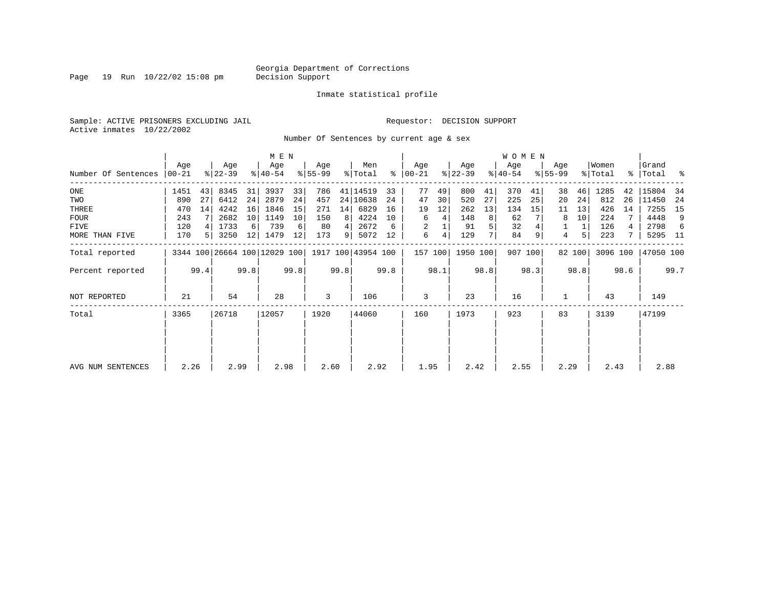Georgia Department of Corrections
Decision Support

Inmate statistical profile

Sample: ACTIVE PRISONERS EXCLUDING JAIL

Requestor: DECISION SUPPORT

Active inmates 10/22/2002

Number Of Sentences by current age & sex

| Number Of Sentences | MEN Age 00-21 | % | Age 22-39 | % | Age 40-54 | % | Age 55-99 | % | Men Total | % | WOMEN Age 00-21 | % | Age 22-39 | % | Age 40-54 | % | Age 55-99 | % | Women Total | % | Grand Total | % |
|---|---|---|---|---|---|---|---|---|---|---|---|---|---|---|---|---|---|---|---|---|---|---|
| ONE | 1451 | 43 | 8345 | 31 | 3937 | 33 | 786 | 41 | 14519 | 33 | 77 | 49 | 800 | 41 | 370 | 41 | 38 | 46 | 1285 | 42 | 15804 | 34 |
| TWO | 890 | 27 | 6412 | 24 | 2879 | 24 | 457 | 24 | 10638 | 24 | 47 | 30 | 520 | 27 | 225 | 25 | 20 | 24 | 812 | 26 | 11450 | 24 |
| THREE | 470 | 14 | 4242 | 16 | 1846 | 15 | 271 | 14 | 6829 | 16 | 19 | 12 | 262 | 13 | 134 | 15 | 11 | 13 | 426 | 14 | 7255 | 15 |
| FOUR | 243 | 7 | 2682 | 10 | 1149 | 10 | 150 | 8 | 4224 | 10 | 6 | 4 | 148 | 8 | 62 | 7 | 8 | 10 | 224 | 7 | 4448 | 9 |
| FIVE | 120 | 4 | 1733 | 6 | 739 | 6 | 80 | 4 | 2672 | 6 | 2 | 1 | 91 | 5 | 32 | 4 | 1 | 1 | 126 | 4 | 2798 | 6 |
| MORE THAN FIVE | 170 | 5 | 3250 | 12 | 1479 | 12 | 173 | 9 | 5072 | 12 | 6 | 4 | 129 | 7 | 84 | 9 | 4 | 5 | 223 | 7 | 5295 | 11 |
| Total reported | 3344 | 100 | 26664 | 100 | 12029 | 100 | 1917 | 100 | 43954 | 100 | 157 | 100 | 1950 | 100 | 907 | 100 | 82 | 100 | 3096 | 100 | 47050 | 100 |
| Percent reported | | 99.4 | | 99.8 | | 99.8 | | 99.8 | | 99.8 | | 98.1 | | 98.8 | | 98.3 | | 98.8 | | 98.6 | | 99.7 |
| NOT REPORTED | 21 | | 54 | | 28 | | 3 | | 106 | | 3 | | 23 | | 16 | | 1 | | 43 | | 149 | |
| Total | 3365 | | 26718 | | 12057 | | 1920 | | 44060 | | 160 | | 1973 | | 923 | | 83 | | 3139 | | 47199 | |
| AVG NUM SENTENCES | 2.26 | | 2.99 | | 2.98 | | 2.60 | | 2.92 | | 1.95 | | 2.42 | | 2.55 | | 2.29 | | 2.43 | | 2.88 | |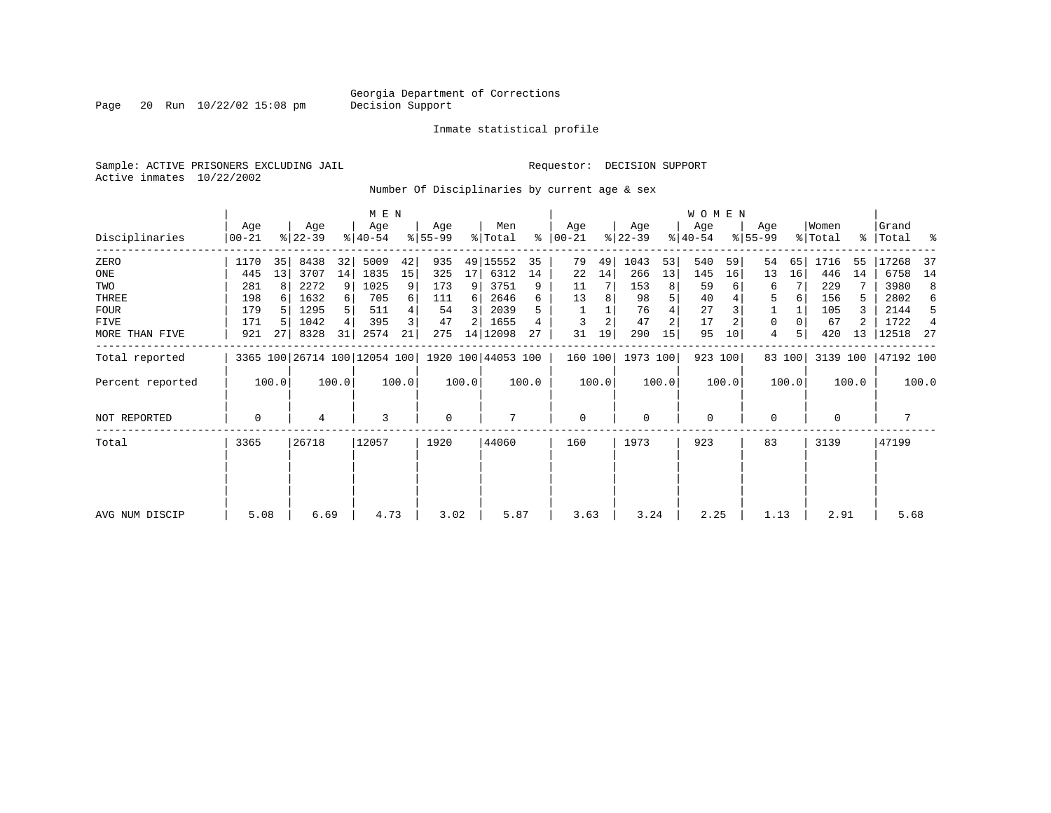Georgia Department of Corrections
Decision Support

Inmate statistical profile

Sample: ACTIVE PRISONERS EXCLUDING JAIL

Requestor: DECISION SUPPORT

Active inmates 10/22/2002

Number Of Disciplinaries by current age & sex

| | MEN | | | | | | | | | | WOMEN | | | | | | | | | | | |
|---|---|---|---|---|---|---|---|---|---|---|---|---|---|---|---|---|---|---|---|---|---|---|
| Disciplinaries | Age 00-21 | % | Age 22-39 | % | Age 40-54 | % | Age 55-99 | % | Men Total | % | Age 00-21 | % | Age 22-39 | % | Age 40-54 | % | Age 55-99 | % | Women Total | % | Grand Total | % |
| ZERO | 1170 | 35 | 8438 | 32 | 5009 | 42 | 935 | 49 | 15552 | 35 | 79 | 49 | 1043 | 53 | 540 | 59 | 54 | 65 | 1716 | 55 | 17268 | 37 |
| ONE | 445 | 13 | 3707 | 14 | 1835 | 15 | 325 | 17 | 6312 | 14 | 22 | 14 | 266 | 13 | 145 | 16 | 13 | 16 | 446 | 14 | 6758 | 14 |
| TWO | 281 | 8 | 2272 | 9 | 1025 | 9 | 173 | 9 | 3751 | 9 | 11 | 7 | 153 | 8 | 59 | 6 | 6 | 7 | 229 | 7 | 3980 | 8 |
| THREE | 198 | 6 | 1632 | 6 | 705 | 6 | 111 | 6 | 2646 | 6 | 13 | 8 | 98 | 5 | 40 | 4 | 5 | 6 | 156 | 5 | 2802 | 6 |
| FOUR | 179 | 5 | 1295 | 5 | 511 | 4 | 54 | 3 | 2039 | 5 | 1 | 1 | 76 | 4 | 27 | 3 | 1 | 1 | 105 | 3 | 2144 | 5 |
| FIVE | 171 | 5 | 1042 | 4 | 395 | 3 | 47 | 2 | 1655 | 4 | 3 | 2 | 47 | 2 | 17 | 2 | 0 | 0 | 67 | 2 | 1722 | 4 |
| MORE THAN FIVE | 921 | 27 | 8328 | 31 | 2574 | 21 | 275 | 14 | 12098 | 27 | 31 | 19 | 290 | 15 | 95 | 10 | 4 | 5 | 420 | 13 | 12518 | 27 |
| Total reported | 3365 | 100 | 26714 | 100 | 12054 | 100 | 1920 | 100 | 44053 | 100 | 160 | 100 | 1973 | 100 | 923 | 100 | 83 | 100 | 3139 | 100 | 47192 | 100 |
| Percent reported | | 100.0 | | 100.0 | | 100.0 | | 100.0 | | 100.0 | | 100.0 | | 100.0 | | 100.0 | | 100.0 | | 100.0 | | 100.0 |
| NOT REPORTED | 0 | | 4 | | 3 | | 0 | | 7 | | 0 | | 0 | | 0 | | 0 | | 0 | | 7 | |
| Total | 3365 | | 26718 | | 12057 | | 1920 | | 44060 | | 160 | | 1973 | | 923 | | 83 | | 3139 | | 47199 | |
| AVG NUM DISCIP | 5.08 | | 6.69 | | 4.73 | | 3.02 | | 5.87 | | 3.63 | | 3.24 | | 2.25 | | 1.13 | | 2.91 | | 5.68 | |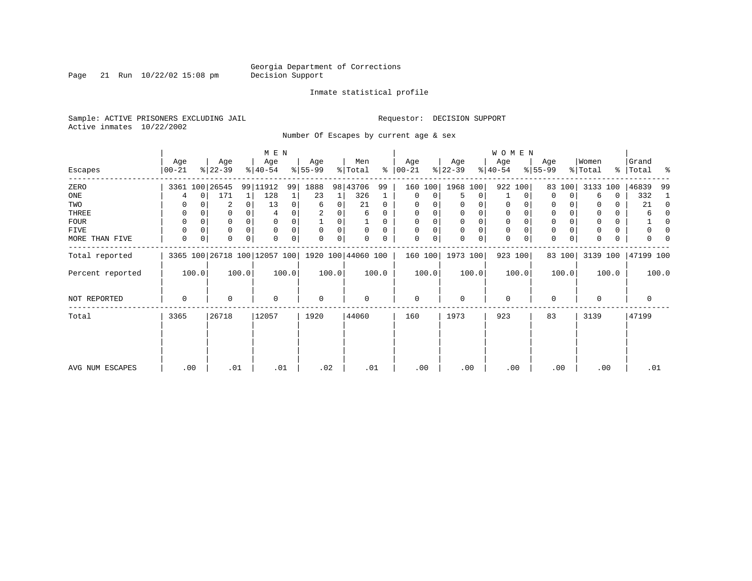Georgia Department of Corrections
Decision Support

Inmate statistical profile

Sample: ACTIVE PRISONERS EXCLUDING JAIL
Active inmates 10/22/2002

Requestor: DECISION SUPPORT

Number Of Escapes by current age & sex

| Escapes | MEN Age 00-21 | % | Age 22-39 | % | Age 40-54 | % | Age 55-99 | % | Men Total | % | WOMEN Age 00-21 | % | Age 22-39 | % | Age 40-54 | % | Age 55-99 | % | Women Total | % | Grand Total | % |
|---|---|---|---|---|---|---|---|---|---|---|---|---|---|---|---|---|---|---|---|---|---|---|
| ZERO | 3361 | 100 | 26545 | 99 | 11912 | 99 | 1888 | 98 | 43706 | 99 | 160 | 100 | 1968 | 100 | 922 | 100 | 83 | 100 | 3133 | 100 | 46839 | 99 |
| ONE | 4 | 0 | 171 | 1 | 128 | 1 | 23 | 1 | 326 | 1 | 0 | 0 | 5 | 0 | 1 | 0 | 0 | 0 | 6 | 0 | 332 | 1 |
| TWO | 0 | 0 | 2 | 0 | 13 | 0 | 6 | 0 | 21 | 0 | 0 | 0 | 0 | 0 | 0 | 0 | 0 | 0 | 0 | 0 | 21 | 0 |
| THREE | 0 | 0 | 0 | 0 | 4 | 0 | 2 | 0 | 6 | 0 | 0 | 0 | 0 | 0 | 0 | 0 | 0 | 0 | 0 | 0 | 6 | 0 |
| FOUR | 0 | 0 | 0 | 0 | 0 | 0 | 1 | 0 | 1 | 0 | 0 | 0 | 0 | 0 | 0 | 0 | 0 | 0 | 0 | 0 | 1 | 0 |
| FIVE | 0 | 0 | 0 | 0 | 0 | 0 | 0 | 0 | 0 | 0 | 0 | 0 | 0 | 0 | 0 | 0 | 0 | 0 | 0 | 0 | 0 | 0 |
| MORE THAN FIVE | 0 | 0 | 0 | 0 | 0 | 0 | 0 | 0 | 0 | 0 | 0 | 0 | 0 | 0 | 0 | 0 | 0 | 0 | 0 | 0 | 0 | 0 |
| Total reported | 3365 | 100 | 26718 | 100 | 12057 | 100 | 1920 | 100 | 44060 | 100 | 160 | 100 | 1973 | 100 | 923 | 100 | 83 | 100 | 3139 | 100 | 47199 | 100 |
| Percent reported | 100.0 | | 100.0 | | 100.0 | | 100.0 | | 100.0 | | 100.0 | | 100.0 | | 100.0 | | 100.0 | | 100.0 | | 100.0 | |
| NOT REPORTED | 0 | | 0 | | 0 | | 0 | | 0 | | 0 | | 0 | | 0 | | 0 | | 0 | | 0 | |
| Total | 3365 | | 26718 | | 12057 | | 1920 | | 44060 | | 160 | | 1973 | | 923 | | 83 | | 3139 | | 47199 | |
| AVG NUM ESCAPES | .00 | | .01 | | .01 | | .02 | | .01 | | .00 | | .00 | | .00 | | .00 | | .00 | | .01 | |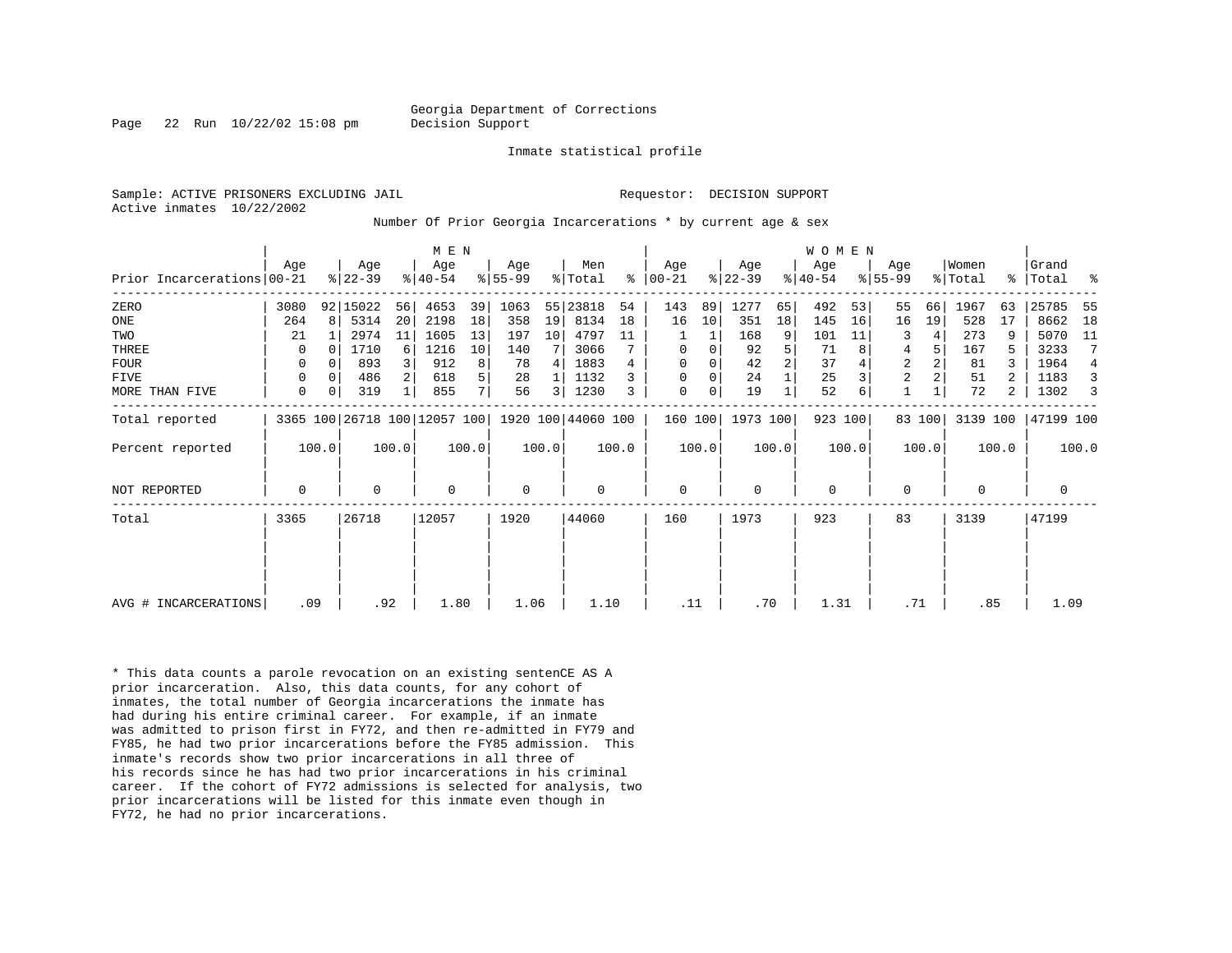Georgia Department of Corrections
Decision Support

Inmate statistical profile

Sample: ACTIVE PRISONERS EXCLUDING JAIL

Requestor: DECISION SUPPORT

Active inmates 10/22/2002

Number Of Prior Georgia Incarcerations * by current age & sex

| Prior Incarcerations | MEN Age 00-21 | % | Age 22-39 | % | Age 40-54 | % | Age 55-99 | % | Men Total | % | WOMEN Age 00-21 | % | Age 22-39 | % | Age 40-54 | % | Age 55-99 | % | Women Total | % | Grand Total | % |
|---|---|---|---|---|---|---|---|---|---|---|---|---|---|---|---|---|---|---|---|---|---|---|
| ZERO | 3080 | 92 | 15022 | 56 | 4653 | 39 | 1063 | 55 | 23818 | 54 | 143 | 89 | 1277 | 65 | 492 | 53 | 55 | 66 | 1967 | 63 | 25785 | 55 |
| ONE | 264 | 8 | 5314 | 20 | 2198 | 18 | 358 | 19 | 8134 | 18 | 16 | 10 | 351 | 18 | 145 | 16 | 16 | 19 | 528 | 17 | 8662 | 18 |
| TWO | 21 | 1 | 2974 | 11 | 1605 | 13 | 197 | 10 | 4797 | 11 | 1 | 1 | 168 | 9 | 101 | 11 | 3 | 4 | 273 | 9 | 5070 | 11 |
| THREE | 0 | 0 | 1710 | 6 | 1216 | 10 | 140 | 7 | 3066 | 7 | 0 | 0 | 92 | 5 | 71 | 8 | 4 | 5 | 167 | 5 | 3233 | 7 |
| FOUR | 0 | 0 | 893 | 3 | 912 | 8 | 78 | 4 | 1883 | 4 | 0 | 0 | 42 | 2 | 37 | 4 | 2 | 2 | 81 | 3 | 1964 | 4 |
| FIVE | 0 | 0 | 486 | 2 | 618 | 5 | 28 | 1 | 1132 | 3 | 0 | 0 | 24 | 1 | 25 | 3 | 2 | 2 | 51 | 2 | 1183 | 3 |
| MORE THAN FIVE | 0 | 0 | 319 | 1 | 855 | 7 | 56 | 3 | 1230 | 3 | 0 | 0 | 19 | 1 | 52 | 6 | 1 | 1 | 72 | 2 | 1302 | 3 |
| Total reported | 3365 | 100 | 26718 | 100 | 12057 | 100 | 1920 | 100 | 44060 | 100 | 160 | 100 | 1973 | 100 | 923 | 100 | 83 | 100 | 3139 | 100 | 47199 | 100 |
| Percent reported | 100.0 | | 100.0 | | 100.0 | | 100.0 | | 100.0 | | 100.0 | | 100.0 | | 100.0 | | 100.0 | | 100.0 | | 100.0 | |
| NOT REPORTED | 0 | | 0 | | 0 | | 0 | | 0 | | 0 | | 0 | | 0 | | 0 | | 0 | | 0 | |
| Total | 3365 | | 26718 | | 12057 | | 1920 | | 44060 | | 160 | | 1973 | | 923 | | 83 | | 3139 | | 47199 | |
| AVG # INCARCERATIONS | .09 | | .92 | | 1.80 | | 1.06 | | 1.10 | | .11 | | .70 | | 1.31 | | .71 | | .85 | | 1.09 | |

* This data counts a parole revocation on an existing sentenCE AS A prior incarceration. Also, this data counts, for any cohort of inmates, the total number of Georgia incarcerations the inmate has had during his entire criminal career. For example, if an inmate was admitted to prison first in FY72, and then re-admitted in FY79 and FY85, he had two prior incarcerations before the FY85 admission. This inmate's records show two prior incarcerations in all three of his records since he has had two prior incarcerations in his criminal career. If the cohort of FY72 admissions is selected for analysis, two prior incarcerations will be listed for this inmate even though in FY72, he had no prior incarcerations.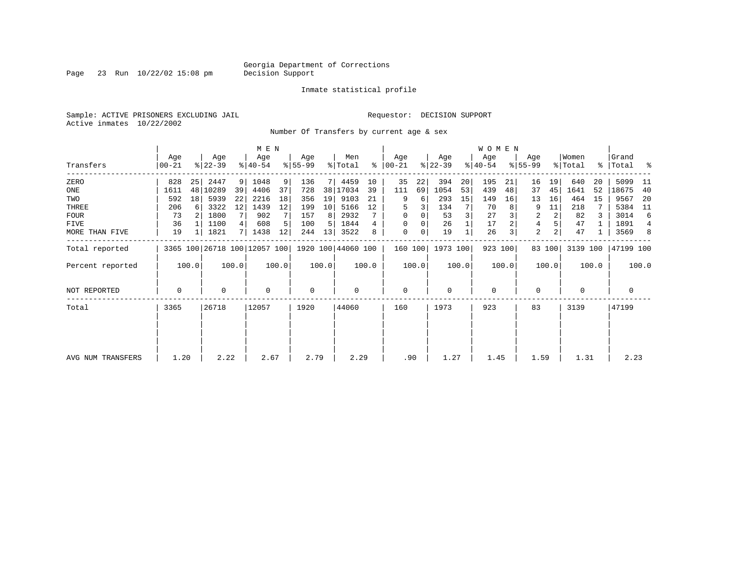Georgia Department of Corrections
Decision Support

Inmate statistical profile

Sample: ACTIVE PRISONERS EXCLUDING JAIL

Requestor: DECISION SUPPORT

Active inmates 10/22/2002

Number Of Transfers by current age & sex

| Transfers | MEN Age 00-21 | % | Age 22-39 | % | Age 40-54 | % | Age 55-99 | % | Men Total | % | WOMEN Age 00-21 | % | Age 22-39 | % | Age 40-54 | % | Age 55-99 | % | Women Total | % | Grand Total | % |
|---|---|---|---|---|---|---|---|---|---|---|---|---|---|---|---|---|---|---|---|---|---|---|
| ZERO | 828 | 25 | 2447 | 9 | 1048 | 9 | 136 | 7 | 4459 | 10 | 35 | 22 | 394 | 20 | 195 | 21 | 16 | 19 | 640 | 20 | 5099 | 11 |
| ONE | 1611 | 48 | 10289 | 39 | 4406 | 37 | 728 | 38 | 17034 | 39 | 111 | 69 | 1054 | 53 | 439 | 48 | 37 | 45 | 1641 | 52 | 18675 | 40 |
| TWO | 592 | 18 | 5939 | 22 | 2216 | 18 | 356 | 19 | 9103 | 21 | 9 | 6 | 293 | 15 | 149 | 16 | 13 | 16 | 464 | 15 | 9567 | 20 |
| THREE | 206 | 6 | 3322 | 12 | 1439 | 12 | 199 | 10 | 5166 | 12 | 5 | 3 | 134 | 7 | 70 | 8 | 9 | 11 | 218 | 7 | 5384 | 11 |
| FOUR | 73 | 2 | 1800 | 7 | 902 | 7 | 157 | 8 | 2932 | 7 | 0 | 0 | 53 | 3 | 27 | 3 | 2 | 2 | 82 | 3 | 3014 | 6 |
| FIVE | 36 | 1 | 1100 | 4 | 608 | 5 | 100 | 5 | 1844 | 4 | 0 | 0 | 26 | 1 | 17 | 2 | 4 | 5 | 47 | 1 | 1891 | 4 |
| MORE THAN FIVE | 19 | 1 | 1821 | 7 | 1438 | 12 | 244 | 13 | 3522 | 8 | 0 | 0 | 19 | 1 | 26 | 3 | 2 | 2 | 47 | 1 | 3569 | 8 |
| Total reported | 3365 | 100 | 26718 | 100 | 12057 | 100 | 1920 | 100 | 44060 | 100 | 160 | 100 | 1973 | 100 | 923 | 100 | 83 | 100 | 3139 | 100 | 47199 | 100 |
| Percent reported | 100.0 | | 100.0 | | 100.0 | | 100.0 | | 100.0 | | 100.0 | | 100.0 | | 100.0 | | 100.0 | | 100.0 | | 100.0 | |
| NOT REPORTED | 0 | | 0 | | 0 | | 0 | | 0 | | 0 | | 0 | | 0 | | 0 | | 0 | | 0 | |
| Total | 3365 | | 26718 | | 12057 | | 1920 | | 44060 | | 160 | | 1973 | | 923 | | 83 | | 3139 | | 47199 | |
| AVG NUM TRANSFERS | 1.20 | | 2.22 | | 2.67 | | 2.79 | | 2.29 | | .90 | | 1.27 | | 1.45 | | 1.59 | | 1.31 | | 2.23 | |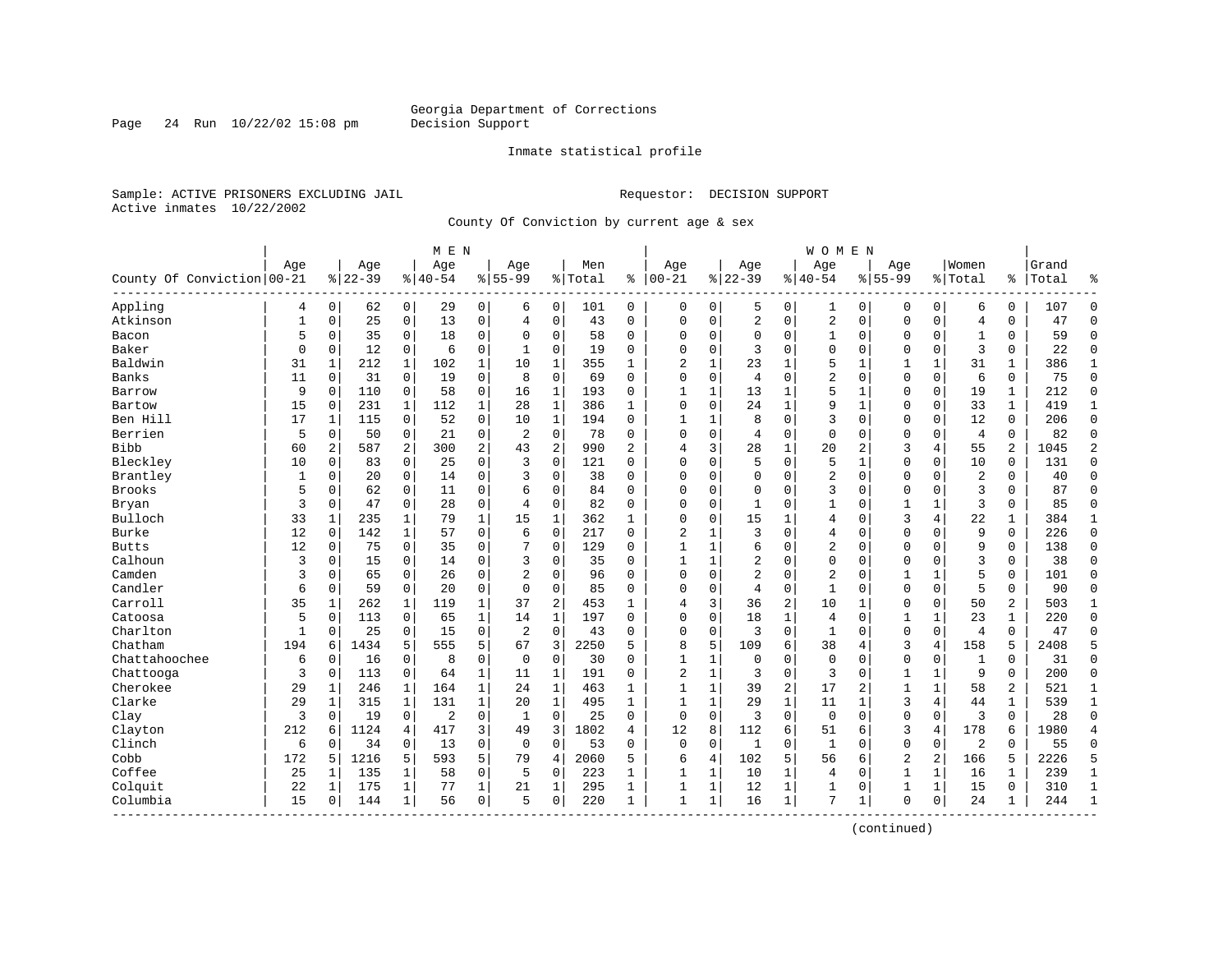Georgia Department of Corrections
Decision Support

Inmate statistical profile

Sample: ACTIVE PRISONERS EXCLUDING JAIL

Requestor: DECISION SUPPORT

Active inmates 10/22/2002

County Of Conviction by current age & sex

| | MEN | | | | | | | | | | WOMEN | | | | | | | | | | | |
|---|---|---|---|---|---|---|---|---|---|---|---|---|---|---|---|---|---|---|---|---|---|---|
| County Of Conviction | Age 00-21 | % | Age 22-39 | % | Age 40-54 | % | Age 55-99 | % | Men Total | % | Age 00-21 | % | Age 22-39 | % | Age 40-54 | % | Age 55-99 | % | Women Total | % | Grand Total | % |
| Appling | 4 | 0 | 62 | 0 | 29 | 0 | 6 | 0 | 101 | 0 | 0 | 0 | 5 | 0 | 1 | 0 | 0 | 0 | 6 | 0 | 107 | 0 |
| Atkinson | 1 | 0 | 25 | 0 | 13 | 0 | 4 | 0 | 43 | 0 | 0 | 0 | 2 | 0 | 2 | 0 | 0 | 0 | 4 | 0 | 47 | 0 |
| Bacon | 5 | 0 | 35 | 0 | 18 | 0 | 0 | 0 | 58 | 0 | 0 | 0 | 0 | 0 | 1 | 0 | 0 | 0 | 1 | 0 | 59 | 0 |
| Baker | 0 | 0 | 12 | 0 | 6 | 0 | 1 | 0 | 19 | 0 | 0 | 0 | 3 | 0 | 0 | 0 | 0 | 0 | 3 | 0 | 22 | 0 |
| Baldwin | 31 | 1 | 212 | 1 | 102 | 1 | 10 | 1 | 355 | 1 | 2 | 1 | 23 | 1 | 5 | 1 | 1 | 1 | 31 | 1 | 386 | 1 |
| Banks | 11 | 0 | 31 | 0 | 19 | 0 | 8 | 0 | 69 | 0 | 0 | 0 | 4 | 0 | 2 | 0 | 0 | 0 | 6 | 0 | 75 | 0 |
| Barrow | 9 | 0 | 110 | 0 | 58 | 0 | 16 | 1 | 193 | 0 | 1 | 1 | 13 | 1 | 5 | 1 | 0 | 0 | 19 | 1 | 212 | 0 |
| Bartow | 15 | 0 | 231 | 1 | 112 | 1 | 28 | 1 | 386 | 1 | 0 | 0 | 24 | 1 | 9 | 1 | 0 | 0 | 33 | 1 | 419 | 1 |
| Ben Hill | 17 | 1 | 115 | 0 | 52 | 0 | 10 | 1 | 194 | 0 | 1 | 1 | 8 | 0 | 3 | 0 | 0 | 0 | 12 | 0 | 206 | 0 |
| Berrien | 5 | 0 | 50 | 0 | 21 | 0 | 2 | 0 | 78 | 0 | 0 | 0 | 4 | 0 | 0 | 0 | 0 | 0 | 4 | 0 | 82 | 0 |
| Bibb | 60 | 2 | 587 | 2 | 300 | 2 | 43 | 2 | 990 | 2 | 4 | 3 | 28 | 1 | 20 | 2 | 3 | 4 | 55 | 2 | 1045 | 2 |
| Bleckley | 10 | 0 | 83 | 0 | 25 | 0 | 3 | 0 | 121 | 0 | 0 | 0 | 5 | 0 | 5 | 1 | 0 | 0 | 10 | 0 | 131 | 0 |
| Brantley | 1 | 0 | 20 | 0 | 14 | 0 | 3 | 0 | 38 | 0 | 0 | 0 | 0 | 0 | 2 | 0 | 0 | 0 | 2 | 0 | 40 | 0 |
| Brooks | 5 | 0 | 62 | 0 | 11 | 0 | 6 | 0 | 84 | 0 | 0 | 0 | 0 | 0 | 3 | 0 | 0 | 0 | 3 | 0 | 87 | 0 |
| Bryan | 3 | 0 | 47 | 0 | 28 | 0 | 4 | 0 | 82 | 0 | 0 | 0 | 1 | 0 | 1 | 0 | 1 | 1 | 3 | 0 | 85 | 0 |
| Bulloch | 33 | 1 | 235 | 1 | 79 | 1 | 15 | 1 | 362 | 1 | 0 | 0 | 15 | 1 | 4 | 0 | 3 | 4 | 22 | 1 | 384 | 1 |
| Burke | 12 | 0 | 142 | 1 | 57 | 0 | 6 | 0 | 217 | 0 | 2 | 1 | 3 | 0 | 4 | 0 | 0 | 0 | 9 | 0 | 226 | 0 |
| Butts | 12 | 0 | 75 | 0 | 35 | 0 | 7 | 0 | 129 | 0 | 1 | 1 | 6 | 0 | 2 | 0 | 0 | 0 | 9 | 0 | 138 | 0 |
| Calhoun | 3 | 0 | 15 | 0 | 14 | 0 | 3 | 0 | 35 | 0 | 1 | 1 | 2 | 0 | 0 | 0 | 0 | 0 | 3 | 0 | 38 | 0 |
| Camden | 3 | 0 | 65 | 0 | 26 | 0 | 2 | 0 | 96 | 0 | 0 | 0 | 2 | 0 | 2 | 0 | 1 | 1 | 5 | 0 | 101 | 0 |
| Candler | 6 | 0 | 59 | 0 | 20 | 0 | 0 | 0 | 85 | 0 | 0 | 0 | 4 | 0 | 1 | 0 | 0 | 0 | 5 | 0 | 90 | 0 |
| Carroll | 35 | 1 | 262 | 1 | 119 | 1 | 37 | 2 | 453 | 1 | 4 | 3 | 36 | 2 | 10 | 1 | 0 | 0 | 50 | 2 | 503 | 1 |
| Catoosa | 5 | 0 | 113 | 0 | 65 | 1 | 14 | 1 | 197 | 0 | 0 | 0 | 18 | 1 | 4 | 0 | 1 | 1 | 23 | 1 | 220 | 0 |
| Charlton | 1 | 0 | 25 | 0 | 15 | 0 | 2 | 0 | 43 | 0 | 0 | 0 | 3 | 0 | 1 | 0 | 0 | 0 | 4 | 0 | 47 | 0 |
| Chatham | 194 | 6 | 1434 | 5 | 555 | 5 | 67 | 3 | 2250 | 5 | 8 | 5 | 109 | 6 | 38 | 4 | 3 | 4 | 158 | 5 | 2408 | 5 |
| Chattahoochee | 6 | 0 | 16 | 0 | 8 | 0 | 0 | 0 | 30 | 0 | 1 | 1 | 0 | 0 | 0 | 0 | 0 | 0 | 1 | 0 | 31 | 0 |
| Chattooga | 3 | 0 | 113 | 0 | 64 | 1 | 11 | 1 | 191 | 0 | 2 | 1 | 3 | 0 | 3 | 0 | 1 | 1 | 9 | 0 | 200 | 0 |
| Cherokee | 29 | 1 | 246 | 1 | 164 | 1 | 24 | 1 | 463 | 1 | 1 | 1 | 39 | 2 | 17 | 2 | 1 | 1 | 58 | 2 | 521 | 1 |
| Clarke | 29 | 1 | 315 | 1 | 131 | 1 | 20 | 1 | 495 | 1 | 1 | 1 | 29 | 1 | 11 | 1 | 3 | 4 | 44 | 1 | 539 | 1 |
| Clay | 3 | 0 | 19 | 0 | 2 | 0 | 1 | 0 | 25 | 0 | 0 | 0 | 3 | 0 | 0 | 0 | 0 | 0 | 3 | 0 | 28 | 0 |
| Clayton | 212 | 6 | 1124 | 4 | 417 | 3 | 49 | 3 | 1802 | 4 | 12 | 8 | 112 | 6 | 51 | 6 | 3 | 4 | 178 | 6 | 1980 | 4 |
| Clinch | 6 | 0 | 34 | 0 | 13 | 0 | 0 | 0 | 53 | 0 | 0 | 0 | 1 | 0 | 1 | 0 | 0 | 0 | 2 | 0 | 55 | 0 |
| Cobb | 172 | 5 | 1216 | 5 | 593 | 5 | 79 | 4 | 2060 | 5 | 6 | 4 | 102 | 5 | 56 | 6 | 2 | 2 | 166 | 5 | 2226 | 5 |
| Coffee | 25 | 1 | 135 | 1 | 58 | 0 | 5 | 0 | 223 | 1 | 1 | 1 | 10 | 1 | 4 | 0 | 1 | 1 | 16 | 1 | 239 | 1 |
| Colquit | 22 | 1 | 175 | 1 | 77 | 1 | 21 | 1 | 295 | 1 | 1 | 1 | 12 | 1 | 1 | 0 | 1 | 1 | 15 | 0 | 310 | 1 |
| Columbia | 15 | 0 | 144 | 1 | 56 | 0 | 5 | 0 | 220 | 1 | 1 | 1 | 16 | 1 | 7 | 1 | 0 | 0 | 24 | 1 | 244 | 1 |

(continued)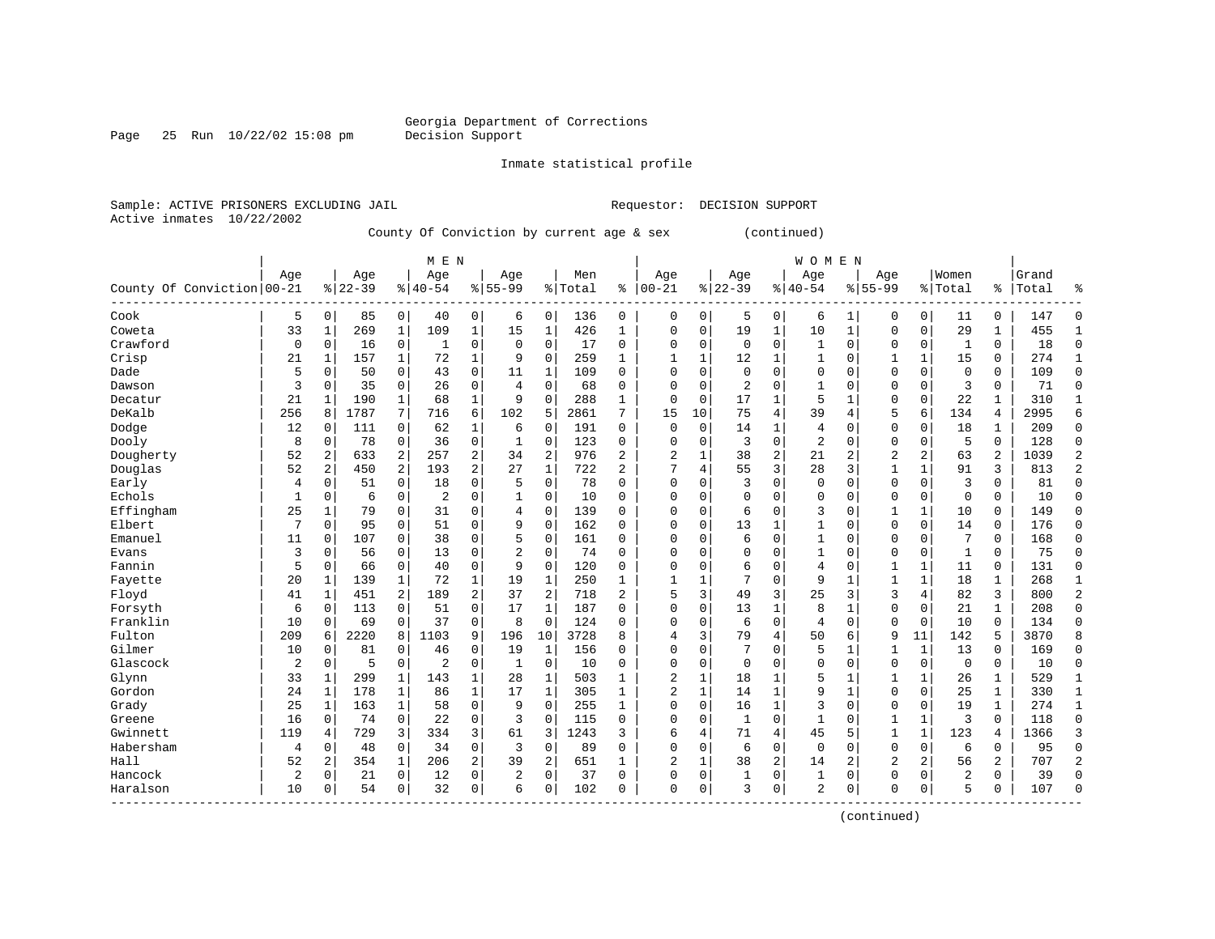Georgia Department of Corrections
Decision Support

Inmate statistical profile

Sample: ACTIVE PRISONERS EXCLUDING JAIL    Requestor: DECISION SUPPORT
Active inmates 10/22/2002

County Of Conviction by current age & sex (continued)

| County Of Conviction | MEN Age 00-21 | % | Age 22-39 | % | Age 40-54 | % | Age 55-99 | % | Men Total | % | WOMEN Age 00-21 | % | Age 22-39 | % | Age 40-54 | % | Age 55-99 | % | Women Total | % | Grand Total | % |
|---|---|---|---|---|---|---|---|---|---|---|---|---|---|---|---|---|---|---|---|---|---|---|
| Cook | 5 | 0 | 85 | 0 | 40 | 0 | 6 | 0 | 136 | 0 | 0 | 0 | 5 | 0 | 6 | 1 | 0 | 0 | 11 | 0 | 147 | 0 |
| Coweta | 33 | 1 | 269 | 1 | 109 | 1 | 15 | 1 | 426 | 1 | 0 | 0 | 19 | 1 | 10 | 1 | 0 | 0 | 29 | 1 | 455 | 1 |
| Crawford | 0 | 0 | 16 | 0 | 1 | 0 | 0 | 0 | 17 | 0 | 0 | 0 | 0 | 0 | 1 | 0 | 0 | 0 | 1 | 0 | 18 | 0 |
| Crisp | 21 | 1 | 157 | 1 | 72 | 1 | 9 | 0 | 259 | 1 | 1 | 1 | 12 | 1 | 1 | 0 | 1 | 1 | 15 | 0 | 274 | 1 |
| Dade | 5 | 0 | 50 | 0 | 43 | 0 | 11 | 1 | 109 | 0 | 0 | 0 | 0 | 0 | 0 | 0 | 0 | 0 | 0 | 0 | 109 | 0 |
| Dawson | 3 | 0 | 35 | 0 | 26 | 0 | 4 | 0 | 68 | 0 | 0 | 0 | 2 | 0 | 1 | 0 | 0 | 0 | 3 | 0 | 71 | 0 |
| Decatur | 21 | 1 | 190 | 1 | 68 | 1 | 9 | 0 | 288 | 1 | 0 | 0 | 17 | 1 | 5 | 1 | 0 | 0 | 22 | 1 | 310 | 1 |
| DeKalb | 256 | 8 | 1787 | 7 | 716 | 6 | 102 | 5 | 2861 | 7 | 15 | 10 | 75 | 4 | 39 | 4 | 5 | 6 | 134 | 4 | 2995 | 6 |
| Dodge | 12 | 0 | 111 | 0 | 62 | 1 | 6 | 0 | 191 | 0 | 0 | 0 | 14 | 1 | 4 | 0 | 0 | 0 | 18 | 1 | 209 | 0 |
| Dooly | 8 | 0 | 78 | 0 | 36 | 0 | 1 | 0 | 123 | 0 | 0 | 0 | 3 | 0 | 2 | 0 | 0 | 0 | 5 | 0 | 128 | 0 |
| Dougherty | 52 | 2 | 633 | 2 | 257 | 2 | 34 | 2 | 976 | 2 | 2 | 1 | 38 | 2 | 21 | 2 | 2 | 2 | 63 | 2 | 1039 | 2 |
| Douglas | 52 | 2 | 450 | 2 | 193 | 2 | 27 | 1 | 722 | 2 | 7 | 4 | 55 | 3 | 28 | 3 | 1 | 1 | 91 | 3 | 813 | 2 |
| Early | 4 | 0 | 51 | 0 | 18 | 0 | 5 | 0 | 78 | 0 | 0 | 0 | 3 | 0 | 0 | 0 | 0 | 0 | 3 | 0 | 81 | 0 |
| Echols | 1 | 0 | 6 | 0 | 2 | 0 | 1 | 0 | 10 | 0 | 0 | 0 | 0 | 0 | 0 | 0 | 0 | 0 | 0 | 0 | 10 | 0 |
| Effingham | 25 | 1 | 79 | 0 | 31 | 0 | 4 | 0 | 139 | 0 | 0 | 0 | 6 | 0 | 3 | 0 | 1 | 1 | 10 | 0 | 149 | 0 |
| Elbert | 7 | 0 | 95 | 0 | 51 | 0 | 9 | 0 | 162 | 0 | 0 | 0 | 13 | 1 | 1 | 0 | 0 | 0 | 14 | 0 | 176 | 0 |
| Emanuel | 11 | 0 | 107 | 0 | 38 | 0 | 5 | 0 | 161 | 0 | 0 | 0 | 6 | 0 | 1 | 0 | 0 | 0 | 7 | 0 | 168 | 0 |
| Evans | 3 | 0 | 56 | 0 | 13 | 0 | 2 | 0 | 74 | 0 | 0 | 0 | 0 | 0 | 1 | 0 | 0 | 0 | 1 | 0 | 75 | 0 |
| Fannin | 5 | 0 | 66 | 0 | 40 | 0 | 9 | 0 | 120 | 0 | 0 | 0 | 6 | 0 | 4 | 0 | 1 | 1 | 11 | 0 | 131 | 0 |
| Fayette | 20 | 1 | 139 | 1 | 72 | 1 | 19 | 1 | 250 | 1 | 1 | 1 | 7 | 0 | 9 | 1 | 1 | 1 | 18 | 1 | 268 | 1 |
| Floyd | 41 | 1 | 451 | 2 | 189 | 2 | 37 | 2 | 718 | 2 | 5 | 3 | 49 | 3 | 25 | 3 | 3 | 4 | 82 | 3 | 800 | 2 |
| Forsyth | 6 | 0 | 113 | 0 | 51 | 0 | 17 | 1 | 187 | 0 | 0 | 0 | 13 | 1 | 8 | 1 | 0 | 0 | 21 | 1 | 208 | 0 |
| Franklin | 10 | 0 | 69 | 0 | 37 | 0 | 8 | 0 | 124 | 0 | 0 | 0 | 6 | 0 | 4 | 0 | 0 | 0 | 10 | 0 | 134 | 0 |
| Fulton | 209 | 6 | 2220 | 8 | 1103 | 9 | 196 | 10 | 3728 | 8 | 4 | 3 | 79 | 4 | 50 | 6 | 9 | 11 | 142 | 5 | 3870 | 8 |
| Gilmer | 10 | 0 | 81 | 0 | 46 | 0 | 19 | 1 | 156 | 0 | 0 | 0 | 7 | 0 | 5 | 1 | 1 | 1 | 13 | 0 | 169 | 0 |
| Glascock | 2 | 0 | 5 | 0 | 2 | 0 | 1 | 0 | 10 | 0 | 0 | 0 | 0 | 0 | 0 | 0 | 0 | 0 | 0 | 0 | 10 | 0 |
| Glynn | 33 | 1 | 299 | 1 | 143 | 1 | 28 | 1 | 503 | 1 | 2 | 1 | 18 | 1 | 5 | 1 | 1 | 1 | 26 | 1 | 529 | 1 |
| Gordon | 24 | 1 | 178 | 1 | 86 | 1 | 17 | 1 | 305 | 1 | 2 | 1 | 14 | 1 | 9 | 1 | 0 | 0 | 25 | 1 | 330 | 1 |
| Grady | 25 | 1 | 163 | 1 | 58 | 0 | 9 | 0 | 255 | 1 | 0 | 0 | 16 | 1 | 3 | 0 | 0 | 0 | 19 | 1 | 274 | 1 |
| Greene | 16 | 0 | 74 | 0 | 22 | 0 | 3 | 0 | 115 | 0 | 0 | 0 | 1 | 0 | 1 | 0 | 1 | 1 | 3 | 0 | 118 | 0 |
| Gwinnett | 119 | 4 | 729 | 3 | 334 | 3 | 61 | 3 | 1243 | 3 | 6 | 4 | 71 | 4 | 45 | 5 | 1 | 1 | 123 | 4 | 1366 | 3 |
| Habersham | 4 | 0 | 48 | 0 | 34 | 0 | 3 | 0 | 89 | 0 | 0 | 0 | 6 | 0 | 0 | 0 | 0 | 0 | 6 | 0 | 95 | 0 |
| Hall | 52 | 2 | 354 | 1 | 206 | 2 | 39 | 2 | 651 | 1 | 2 | 1 | 38 | 2 | 14 | 2 | 2 | 2 | 56 | 2 | 707 | 2 |
| Hancock | 2 | 0 | 21 | 0 | 12 | 0 | 2 | 0 | 37 | 0 | 0 | 0 | 1 | 0 | 1 | 0 | 0 | 0 | 2 | 0 | 39 | 0 |
| Haralson | 10 | 0 | 54 | 0 | 32 | 0 | 6 | 0 | 102 | 0 | 0 | 0 | 3 | 0 | 2 | 0 | 0 | 0 | 5 | 0 | 107 | 0 |

(continued)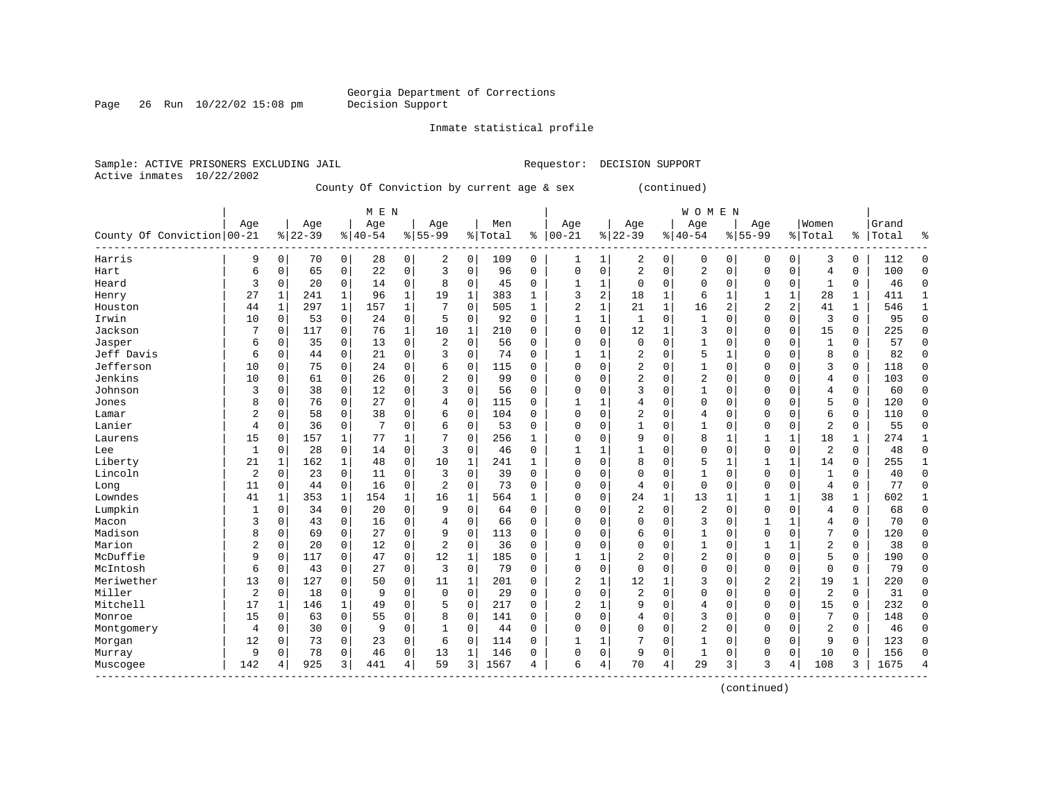Georgia Department of Corrections
Decision Support

Inmate statistical profile

Sample: ACTIVE PRISONERS EXCLUDING JAIL                    Requestor: DECISION SUPPORT
Active inmates 10/22/2002

County Of Conviction by current age & sex (continued)

| County Of Conviction | MEN Age 00-21 | % | Age 22-39 | % | Age 40-54 | % | Age 55-99 | % | Men Total | % | WOMEN Age 00-21 | % | Age 22-39 | % | Age 40-54 | % | Age 55-99 | % | Women Total | % | Grand Total | % |
|---|---|---|---|---|---|---|---|---|---|---|---|---|---|---|---|---|---|---|---|---|---|---|
| Harris | 9 | 0 | 70 | 0 | 28 | 0 | 2 | 0 | 109 | 0 | 1 | 1 | 2 | 0 | 0 | 0 | 0 | 0 | 3 | 0 | 112 | 0 |
| Hart | 6 | 0 | 65 | 0 | 22 | 0 | 3 | 0 | 96 | 0 | 0 | 0 | 2 | 0 | 2 | 0 | 0 | 0 | 4 | 0 | 100 | 0 |
| Heard | 3 | 0 | 20 | 0 | 14 | 0 | 8 | 0 | 45 | 0 | 1 | 1 | 0 | 0 | 0 | 0 | 0 | 0 | 1 | 0 | 46 | 0 |
| Henry | 27 | 1 | 241 | 1 | 96 | 1 | 19 | 1 | 383 | 1 | 3 | 2 | 18 | 1 | 6 | 1 | 1 | 1 | 28 | 1 | 411 | 1 |
| Houston | 44 | 1 | 297 | 1 | 157 | 1 | 7 | 0 | 505 | 1 | 2 | 1 | 21 | 1 | 16 | 2 | 2 | 2 | 41 | 1 | 546 | 1 |
| Irwin | 10 | 0 | 53 | 0 | 24 | 0 | 5 | 0 | 92 | 0 | 1 | 1 | 1 | 0 | 1 | 0 | 0 | 0 | 3 | 0 | 95 | 0 |
| Jackson | 7 | 0 | 117 | 0 | 76 | 1 | 10 | 1 | 210 | 0 | 0 | 0 | 12 | 1 | 3 | 0 | 0 | 0 | 15 | 0 | 225 | 0 |
| Jasper | 6 | 0 | 35 | 0 | 13 | 0 | 2 | 0 | 56 | 0 | 0 | 0 | 0 | 0 | 1 | 0 | 0 | 0 | 1 | 0 | 57 | 0 |
| Jeff Davis | 6 | 0 | 44 | 0 | 21 | 0 | 3 | 0 | 74 | 0 | 1 | 1 | 2 | 0 | 5 | 1 | 0 | 0 | 8 | 0 | 82 | 0 |
| Jefferson | 10 | 0 | 75 | 0 | 24 | 0 | 6 | 0 | 115 | 0 | 0 | 0 | 2 | 0 | 1 | 0 | 0 | 0 | 3 | 0 | 118 | 0 |
| Jenkins | 10 | 0 | 61 | 0 | 26 | 0 | 2 | 0 | 99 | 0 | 0 | 0 | 2 | 0 | 2 | 0 | 0 | 0 | 4 | 0 | 103 | 0 |
| Johnson | 3 | 0 | 38 | 0 | 12 | 0 | 3 | 0 | 56 | 0 | 0 | 0 | 3 | 0 | 1 | 0 | 0 | 0 | 4 | 0 | 60 | 0 |
| Jones | 8 | 0 | 76 | 0 | 27 | 0 | 4 | 0 | 115 | 0 | 1 | 1 | 4 | 0 | 0 | 0 | 0 | 0 | 5 | 0 | 120 | 0 |
| Lamar | 2 | 0 | 58 | 0 | 38 | 0 | 6 | 0 | 104 | 0 | 0 | 0 | 2 | 0 | 4 | 0 | 0 | 0 | 6 | 0 | 110 | 0 |
| Lanier | 4 | 0 | 36 | 0 | 7 | 0 | 6 | 0 | 53 | 0 | 0 | 0 | 1 | 0 | 1 | 0 | 0 | 0 | 2 | 0 | 55 | 0 |
| Laurens | 15 | 0 | 157 | 1 | 77 | 1 | 7 | 0 | 256 | 1 | 0 | 0 | 9 | 0 | 8 | 1 | 1 | 1 | 18 | 1 | 274 | 1 |
| Lee | 1 | 0 | 28 | 0 | 14 | 0 | 3 | 0 | 46 | 0 | 1 | 1 | 1 | 0 | 0 | 0 | 0 | 0 | 2 | 0 | 48 | 0 |
| Liberty | 21 | 1 | 162 | 1 | 48 | 0 | 10 | 1 | 241 | 1 | 0 | 0 | 8 | 0 | 5 | 1 | 1 | 1 | 14 | 0 | 255 | 1 |
| Lincoln | 2 | 0 | 23 | 0 | 11 | 0 | 3 | 0 | 39 | 0 | 0 | 0 | 0 | 0 | 1 | 0 | 0 | 0 | 1 | 0 | 40 | 0 |
| Long | 11 | 0 | 44 | 0 | 16 | 0 | 2 | 0 | 73 | 0 | 0 | 0 | 4 | 0 | 0 | 0 | 0 | 0 | 4 | 0 | 77 | 0 |
| Lowndes | 41 | 1 | 353 | 1 | 154 | 1 | 16 | 1 | 564 | 1 | 0 | 0 | 24 | 1 | 13 | 1 | 1 | 1 | 38 | 1 | 602 | 1 |
| Lumpkin | 1 | 0 | 34 | 0 | 20 | 0 | 9 | 0 | 64 | 0 | 0 | 0 | 2 | 0 | 2 | 0 | 0 | 0 | 4 | 0 | 68 | 0 |
| Macon | 3 | 0 | 43 | 0 | 16 | 0 | 4 | 0 | 66 | 0 | 0 | 0 | 0 | 0 | 3 | 0 | 1 | 1 | 4 | 0 | 70 | 0 |
| Madison | 8 | 0 | 69 | 0 | 27 | 0 | 9 | 0 | 113 | 0 | 0 | 0 | 6 | 0 | 1 | 0 | 0 | 0 | 7 | 0 | 120 | 0 |
| Marion | 2 | 0 | 20 | 0 | 12 | 0 | 2 | 0 | 36 | 0 | 0 | 0 | 0 | 0 | 1 | 0 | 1 | 1 | 2 | 0 | 38 | 0 |
| McDuffie | 9 | 0 | 117 | 0 | 47 | 0 | 12 | 1 | 185 | 0 | 1 | 1 | 2 | 0 | 2 | 0 | 0 | 0 | 5 | 0 | 190 | 0 |
| McIntosh | 6 | 0 | 43 | 0 | 27 | 0 | 3 | 0 | 79 | 0 | 0 | 0 | 0 | 0 | 0 | 0 | 0 | 0 | 0 | 0 | 79 | 0 |
| Meriwether | 13 | 0 | 127 | 0 | 50 | 0 | 11 | 1 | 201 | 0 | 2 | 1 | 12 | 1 | 3 | 0 | 2 | 2 | 19 | 1 | 220 | 0 |
| Miller | 2 | 0 | 18 | 0 | 9 | 0 | 0 | 0 | 29 | 0 | 0 | 0 | 2 | 0 | 0 | 0 | 0 | 0 | 2 | 0 | 31 | 0 |
| Mitchell | 17 | 1 | 146 | 1 | 49 | 0 | 5 | 0 | 217 | 0 | 2 | 1 | 9 | 0 | 4 | 0 | 0 | 0 | 15 | 0 | 232 | 0 |
| Monroe | 15 | 0 | 63 | 0 | 55 | 0 | 8 | 0 | 141 | 0 | 0 | 0 | 4 | 0 | 3 | 0 | 0 | 0 | 7 | 0 | 148 | 0 |
| Montgomery | 4 | 0 | 30 | 0 | 9 | 0 | 1 | 0 | 44 | 0 | 0 | 0 | 0 | 0 | 2 | 0 | 0 | 0 | 2 | 0 | 46 | 0 |
| Morgan | 12 | 0 | 73 | 0 | 23 | 0 | 6 | 0 | 114 | 0 | 1 | 1 | 7 | 0 | 1 | 0 | 0 | 0 | 9 | 0 | 123 | 0 |
| Murray | 9 | 0 | 78 | 0 | 46 | 0 | 13 | 1 | 146 | 0 | 0 | 0 | 9 | 0 | 1 | 0 | 0 | 0 | 10 | 0 | 156 | 0 |
| Muscogee | 142 | 4 | 925 | 3 | 441 | 4 | 59 | 3 | 1567 | 4 | 6 | 4 | 70 | 4 | 29 | 3 | 3 | 4 | 108 | 3 | 1675 | 4 |

(continued)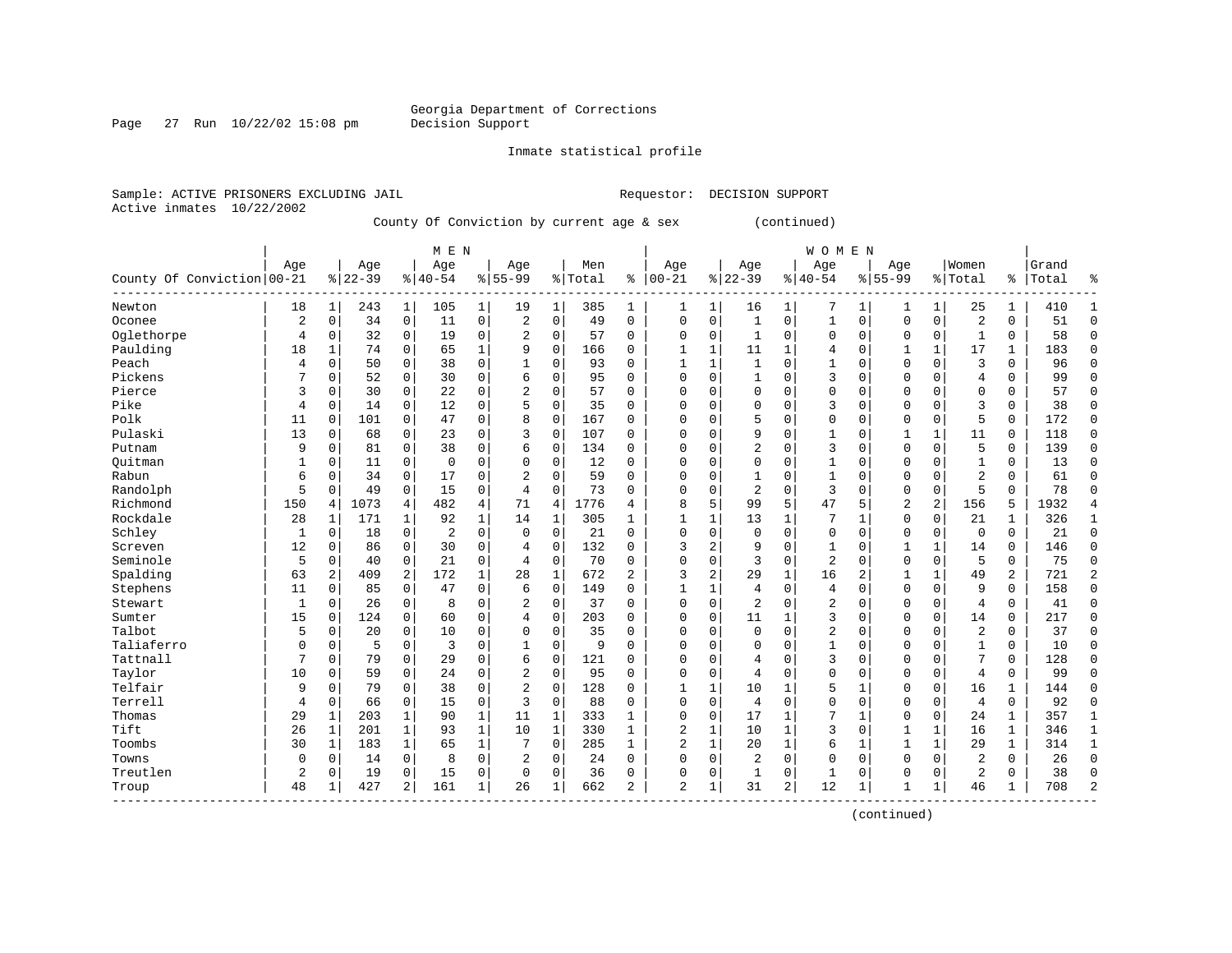Georgia Department of Corrections
Decision Support

Inmate statistical profile

Sample: ACTIVE PRISONERS EXCLUDING JAIL

Requestor: DECISION SUPPORT

Active inmates 10/22/2002

County Of Conviction by current age & sex (continued)

| County Of Conviction | MEN Age 00-21 | % | Age 22-39 | % | Age 40-54 | % | Age 55-99 | % | Men Total | % | WOMEN Age 00-21 | % | Age 22-39 | % | Age 40-54 | % | Age 55-99 | % | Women Total | % | Grand Total | % |
|---|---|---|---|---|---|---|---|---|---|---|---|---|---|---|---|---|---|---|---|---|---|---|
| Newton | 18 | 1 | 243 | 1 | 105 | 1 | 19 | 1 | 385 | 1 | 1 | 1 | 16 | 1 | 7 | 1 | 1 | 1 | 25 | 1 | 410 | 1 |
| Oconee | 2 | 0 | 34 | 0 | 11 | 0 | 2 | 0 | 49 | 0 | 0 | 0 | 1 | 0 | 1 | 0 | 0 | 0 | 2 | 0 | 51 | 0 |
| Oglethorpe | 4 | 0 | 32 | 0 | 19 | 0 | 2 | 0 | 57 | 0 | 0 | 0 | 1 | 0 | 0 | 0 | 0 | 0 | 1 | 0 | 58 | 0 |
| Paulding | 18 | 1 | 74 | 0 | 65 | 1 | 9 | 0 | 166 | 0 | 1 | 1 | 11 | 1 | 4 | 0 | 1 | 1 | 17 | 1 | 183 | 0 |
| Peach | 4 | 0 | 50 | 0 | 38 | 0 | 1 | 0 | 93 | 0 | 1 | 1 | 1 | 0 | 1 | 0 | 0 | 0 | 3 | 0 | 96 | 0 |
| Pickens | 7 | 0 | 52 | 0 | 30 | 0 | 6 | 0 | 95 | 0 | 0 | 0 | 1 | 0 | 3 | 0 | 0 | 0 | 4 | 0 | 99 | 0 |
| Pierce | 3 | 0 | 30 | 0 | 22 | 0 | 2 | 0 | 57 | 0 | 0 | 0 | 0 | 0 | 0 | 0 | 0 | 0 | 0 | 0 | 57 | 0 |
| Pike | 4 | 0 | 14 | 0 | 12 | 0 | 5 | 0 | 35 | 0 | 0 | 0 | 0 | 0 | 3 | 0 | 0 | 0 | 3 | 0 | 38 | 0 |
| Polk | 11 | 0 | 101 | 0 | 47 | 0 | 8 | 0 | 167 | 0 | 0 | 0 | 5 | 0 | 0 | 0 | 0 | 0 | 5 | 0 | 172 | 0 |
| Pulaski | 13 | 0 | 68 | 0 | 23 | 0 | 3 | 0 | 107 | 0 | 0 | 0 | 9 | 0 | 1 | 0 | 1 | 1 | 11 | 0 | 118 | 0 |
| Putnam | 9 | 0 | 81 | 0 | 38 | 0 | 6 | 0 | 134 | 0 | 0 | 0 | 2 | 0 | 3 | 0 | 0 | 0 | 5 | 0 | 139 | 0 |
| Quitman | 1 | 0 | 11 | 0 | 0 | 0 | 0 | 0 | 12 | 0 | 0 | 0 | 0 | 0 | 1 | 0 | 0 | 0 | 1 | 0 | 13 | 0 |
| Rabun | 6 | 0 | 34 | 0 | 17 | 0 | 2 | 0 | 59 | 0 | 0 | 0 | 1 | 0 | 1 | 0 | 0 | 0 | 2 | 0 | 61 | 0 |
| Randolph | 5 | 0 | 49 | 0 | 15 | 0 | 4 | 0 | 73 | 0 | 0 | 0 | 2 | 0 | 3 | 0 | 0 | 0 | 5 | 0 | 78 | 0 |
| Richmond | 150 | 4 | 1073 | 4 | 482 | 4 | 71 | 4 | 1776 | 4 | 8 | 5 | 99 | 5 | 47 | 5 | 2 | 2 | 156 | 5 | 1932 | 4 |
| Rockdale | 28 | 1 | 171 | 1 | 92 | 1 | 14 | 1 | 305 | 1 | 1 | 1 | 13 | 1 | 7 | 1 | 0 | 0 | 21 | 1 | 326 | 1 |
| Schley | 1 | 0 | 18 | 0 | 2 | 0 | 0 | 0 | 21 | 0 | 0 | 0 | 0 | 0 | 0 | 0 | 0 | 0 | 0 | 0 | 21 | 0 |
| Screven | 12 | 0 | 86 | 0 | 30 | 0 | 4 | 0 | 132 | 0 | 3 | 2 | 9 | 0 | 1 | 0 | 1 | 1 | 14 | 0 | 146 | 0 |
| Seminole | 5 | 0 | 40 | 0 | 21 | 0 | 4 | 0 | 70 | 0 | 0 | 0 | 3 | 0 | 2 | 0 | 0 | 0 | 5 | 0 | 75 | 0 |
| Spalding | 63 | 2 | 409 | 2 | 172 | 1 | 28 | 1 | 672 | 2 | 3 | 2 | 29 | 1 | 16 | 2 | 1 | 1 | 49 | 2 | 721 | 2 |
| Stephens | 11 | 0 | 85 | 0 | 47 | 0 | 6 | 0 | 149 | 0 | 1 | 1 | 4 | 0 | 4 | 0 | 0 | 0 | 9 | 0 | 158 | 0 |
| Stewart | 1 | 0 | 26 | 0 | 8 | 0 | 2 | 0 | 37 | 0 | 0 | 0 | 2 | 0 | 2 | 0 | 0 | 0 | 4 | 0 | 41 | 0 |
| Sumter | 15 | 0 | 124 | 0 | 60 | 0 | 4 | 0 | 203 | 0 | 0 | 0 | 11 | 1 | 3 | 0 | 0 | 0 | 14 | 0 | 217 | 0 |
| Talbot | 5 | 0 | 20 | 0 | 10 | 0 | 0 | 0 | 35 | 0 | 0 | 0 | 0 | 0 | 2 | 0 | 0 | 0 | 2 | 0 | 37 | 0 |
| Taliaferro | 0 | 0 | 5 | 0 | 3 | 0 | 1 | 0 | 9 | 0 | 0 | 0 | 0 | 0 | 1 | 0 | 0 | 0 | 1 | 0 | 10 | 0 |
| Tattnall | 7 | 0 | 79 | 0 | 29 | 0 | 6 | 0 | 121 | 0 | 0 | 0 | 4 | 0 | 3 | 0 | 0 | 0 | 7 | 0 | 128 | 0 |
| Taylor | 10 | 0 | 59 | 0 | 24 | 0 | 2 | 0 | 95 | 0 | 0 | 0 | 4 | 0 | 0 | 0 | 0 | 0 | 4 | 0 | 99 | 0 |
| Telfair | 9 | 0 | 79 | 0 | 38 | 0 | 2 | 0 | 128 | 0 | 1 | 1 | 10 | 1 | 5 | 1 | 0 | 0 | 16 | 1 | 144 | 0 |
| Terrell | 4 | 0 | 66 | 0 | 15 | 0 | 3 | 0 | 88 | 0 | 0 | 0 | 4 | 0 | 0 | 0 | 0 | 0 | 4 | 0 | 92 | 0 |
| Thomas | 29 | 1 | 203 | 1 | 90 | 1 | 11 | 1 | 333 | 1 | 0 | 0 | 17 | 1 | 7 | 1 | 0 | 0 | 24 | 1 | 357 | 1 |
| Tift | 26 | 1 | 201 | 1 | 93 | 1 | 10 | 1 | 330 | 1 | 2 | 1 | 10 | 1 | 3 | 0 | 1 | 1 | 16 | 1 | 346 | 1 |
| Toombs | 30 | 1 | 183 | 1 | 65 | 1 | 7 | 0 | 285 | 1 | 2 | 1 | 20 | 1 | 6 | 1 | 1 | 1 | 29 | 1 | 314 | 1 |
| Towns | 0 | 0 | 14 | 0 | 8 | 0 | 2 | 0 | 24 | 0 | 0 | 0 | 2 | 0 | 0 | 0 | 0 | 0 | 2 | 0 | 26 | 0 |
| Treutlen | 2 | 0 | 19 | 0 | 15 | 0 | 0 | 0 | 36 | 0 | 0 | 0 | 1 | 0 | 1 | 0 | 0 | 0 | 2 | 0 | 38 | 0 |
| Troup | 48 | 1 | 427 | 2 | 161 | 1 | 26 | 1 | 662 | 2 | 2 | 1 | 31 | 2 | 12 | 1 | 1 | 1 | 46 | 1 | 708 | 2 |

(continued)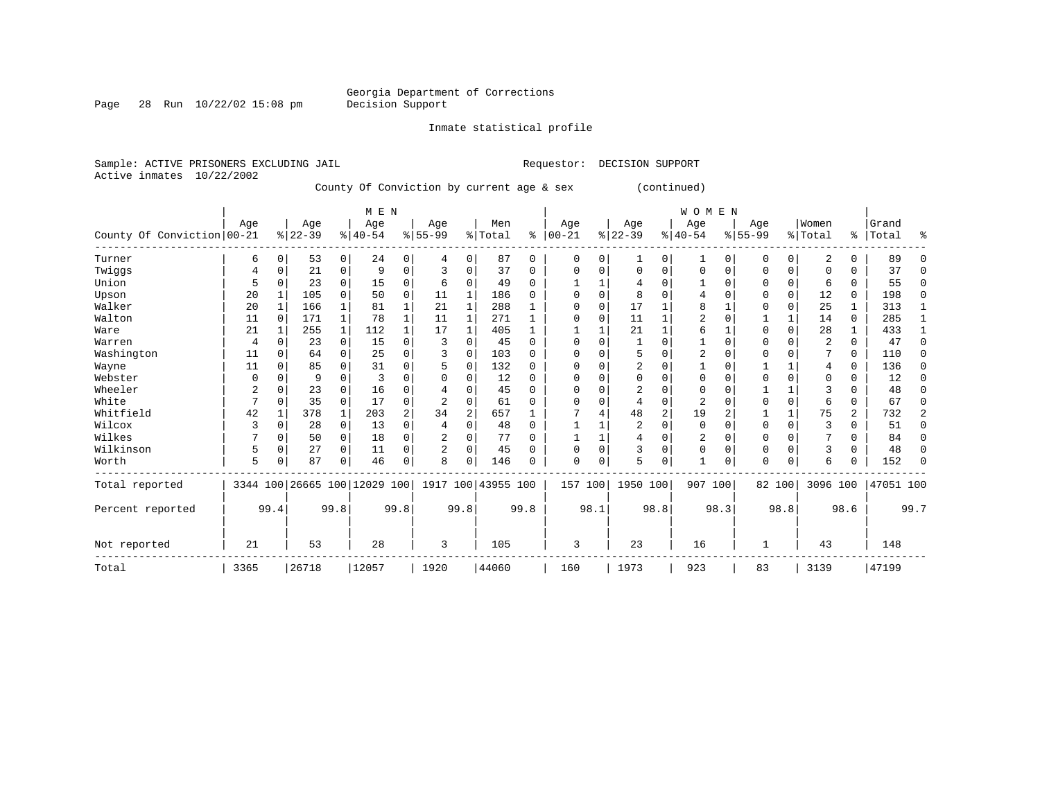Georgia Department of Corrections
Decision Support

Inmate statistical profile

Sample: ACTIVE PRISONERS EXCLUDING JAIL

Requestor: DECISION SUPPORT

Active inmates 10/22/2002

County Of Conviction by current age & sex (continued)

| County Of Conviction | MEN Age 00-21 | % | Age 22-39 | % | Age 40-54 | % | Age 55-99 | % | Men Total | % | WOMEN Age 00-21 | % | Age 22-39 | % | Age 40-54 | % | Age 55-99 | % | Women Total | % | Grand Total | % |
|---|---|---|---|---|---|---|---|---|---|---|---|---|---|---|---|---|---|---|---|---|---|---|
| Turner | 6 | 0 | 53 | 0 | 24 | 0 | 4 | 0 | 87 | 0 | 0 | 0 | 1 | 0 | 1 | 0 | 0 | 0 | 2 | 0 | 89 | 0 |
| Twiggs | 4 | 0 | 21 | 0 | 9 | 0 | 3 | 0 | 37 | 0 | 0 | 0 | 0 | 0 | 0 | 0 | 0 | 0 | 0 | 0 | 37 | 0 |
| Union | 5 | 0 | 23 | 0 | 15 | 0 | 6 | 0 | 49 | 0 | 1 | 1 | 4 | 0 | 1 | 0 | 0 | 0 | 6 | 0 | 55 | 0 |
| Upson | 20 | 1 | 105 | 0 | 50 | 0 | 11 | 1 | 186 | 0 | 0 | 0 | 8 | 0 | 4 | 0 | 0 | 0 | 12 | 0 | 198 | 0 |
| Walker | 20 | 1 | 166 | 1 | 81 | 1 | 21 | 1 | 288 | 1 | 0 | 0 | 17 | 1 | 8 | 1 | 0 | 0 | 25 | 1 | 313 | 1 |
| Walton | 11 | 0 | 171 | 1 | 78 | 1 | 11 | 1 | 271 | 1 | 0 | 0 | 11 | 1 | 2 | 0 | 1 | 1 | 14 | 0 | 285 | 1 |
| Ware | 21 | 1 | 255 | 1 | 112 | 1 | 17 | 1 | 405 | 1 | 1 | 1 | 21 | 1 | 6 | 1 | 0 | 0 | 28 | 1 | 433 | 1 |
| Warren | 4 | 0 | 23 | 0 | 15 | 0 | 3 | 0 | 45 | 0 | 0 | 0 | 1 | 0 | 1 | 0 | 0 | 0 | 2 | 0 | 47 | 0 |
| Washington | 11 | 0 | 64 | 0 | 25 | 0 | 3 | 0 | 103 | 0 | 0 | 0 | 5 | 0 | 2 | 0 | 0 | 0 | 7 | 0 | 110 | 0 |
| Wayne | 11 | 0 | 85 | 0 | 31 | 0 | 5 | 0 | 132 | 0 | 0 | 0 | 2 | 0 | 1 | 0 | 1 | 1 | 4 | 0 | 136 | 0 |
| Webster | 0 | 0 | 9 | 0 | 3 | 0 | 0 | 0 | 12 | 0 | 0 | 0 | 0 | 0 | 0 | 0 | 0 | 0 | 0 | 0 | 12 | 0 |
| Wheeler | 2 | 0 | 23 | 0 | 16 | 0 | 4 | 0 | 45 | 0 | 0 | 0 | 2 | 0 | 0 | 0 | 1 | 1 | 3 | 0 | 48 | 0 |
| White | 7 | 0 | 35 | 0 | 17 | 0 | 2 | 0 | 61 | 0 | 0 | 0 | 4 | 0 | 2 | 0 | 0 | 0 | 6 | 0 | 67 | 0 |
| Whitfield | 42 | 1 | 378 | 1 | 203 | 2 | 34 | 2 | 657 | 1 | 7 | 4 | 48 | 2 | 19 | 2 | 1 | 1 | 75 | 2 | 732 | 2 |
| Wilcox | 3 | 0 | 28 | 0 | 13 | 0 | 4 | 0 | 48 | 0 | 1 | 1 | 2 | 0 | 0 | 0 | 0 | 0 | 3 | 0 | 51 | 0 |
| Wilkes | 7 | 0 | 50 | 0 | 18 | 0 | 2 | 0 | 77 | 0 | 1 | 1 | 4 | 0 | 2 | 0 | 0 | 0 | 7 | 0 | 84 | 0 |
| Wilkinson | 5 | 0 | 27 | 0 | 11 | 0 | 2 | 0 | 45 | 0 | 0 | 0 | 3 | 0 | 0 | 0 | 0 | 0 | 3 | 0 | 48 | 0 |
| Worth | 5 | 0 | 87 | 0 | 46 | 0 | 8 | 0 | 146 | 0 | 0 | 0 | 5 | 0 | 1 | 0 | 0 | 0 | 6 | 0 | 152 | 0 |
| Total reported | 3344 | 100 | 26665 | 100 | 12029 | 100 | 1917 | 100 | 43955 | 100 | 157 | 100 | 1950 | 100 | 907 | 100 | 82 | 100 | 3096 | 100 | 47051 | 100 |
| Percent reported | | 99.4 | | 99.8 | | 99.8 | | 99.8 | | 99.8 | | 98.1 | | 98.8 | | 98.3 | | 98.8 | | 98.6 | | 99.7 |
| Not reported | 21 | | 53 | | 28 | | 3 | | 105 | | 3 | | 23 | | 16 | | 1 | | 43 | | 148 | |
| Total | 3365 | | 26718 | | 12057 | | 1920 | | 44060 | | 160 | | 1973 | | 923 | | 83 | | 3139 | | 47199 | |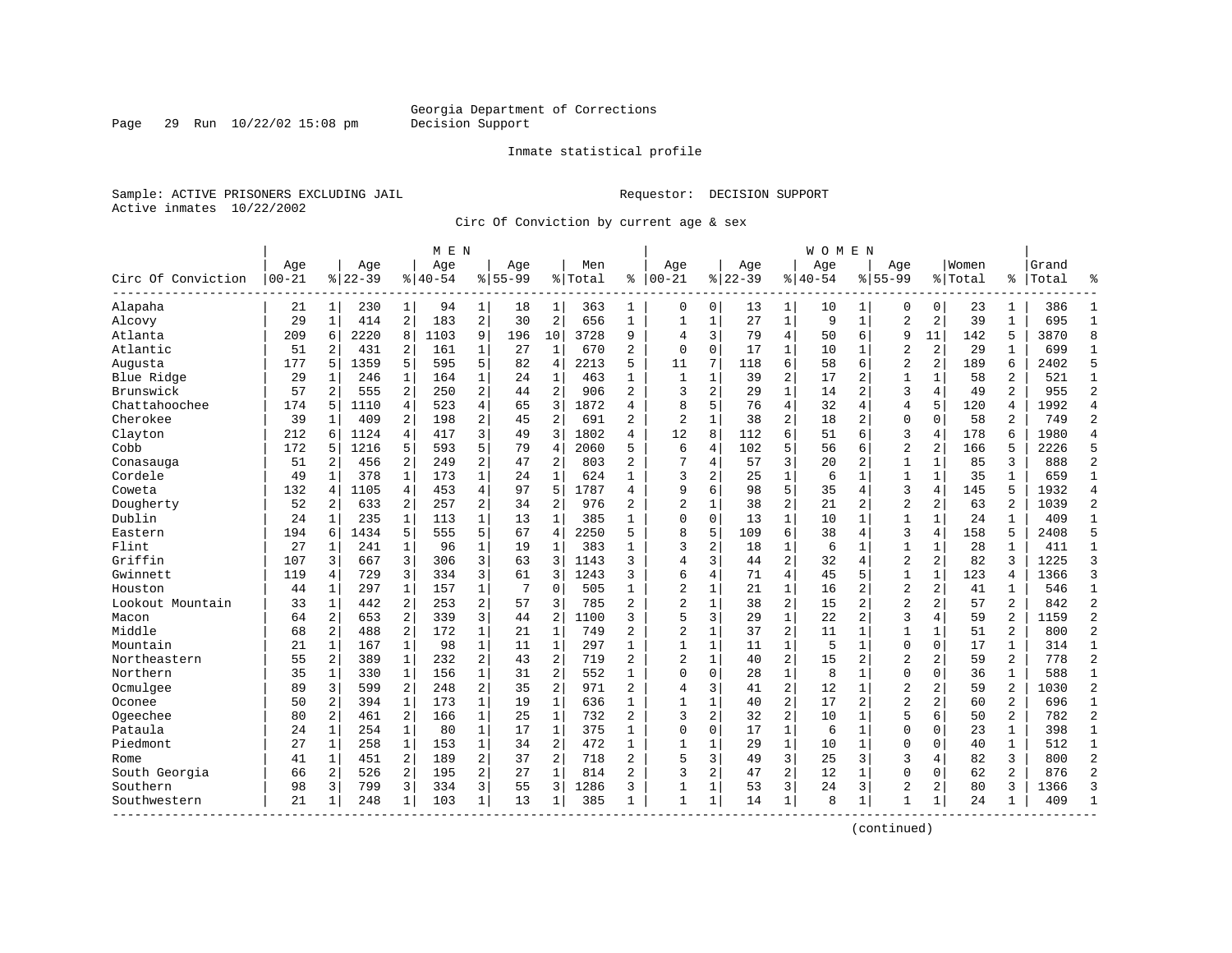Georgia Department of Corrections
Decision Support

Inmate statistical profile

Sample: ACTIVE PRISONERS EXCLUDING JAIL

Requestor: DECISION SUPPORT

Active inmates 10/22/2002

Circ Of Conviction by current age & sex

| | MEN | | | | | | | | | | WOMEN | | | | | | | | | | | |
|---|---|---|---|---|---|---|---|---|---|---|---|---|---|---|---|---|---|---|---|---|---|---|
| Circ Of Conviction | Age 00-21 | % | Age 22-39 | % | Age 40-54 | % | Age 55-99 | % | Men Total | % | Age 00-21 | % | Age 22-39 | % | Age 40-54 | % | Age 55-99 | % | Women Total | % | Grand Total | % |
| Alapaha | 21 | 1 | 230 | 1 | 94 | 1 | 18 | 1 | 363 | 1 | 0 | 0 | 13 | 1 | 10 | 1 | 0 | 0 | 23 | 1 | 386 | 1 |
| Alcovy | 29 | 1 | 414 | 2 | 183 | 2 | 30 | 2 | 656 | 1 | 1 | 1 | 27 | 1 | 9 | 1 | 2 | 2 | 39 | 1 | 695 | 1 |
| Atlanta | 209 | 6 | 2220 | 8 | 1103 | 9 | 196 | 10 | 3728 | 9 | 4 | 3 | 79 | 4 | 50 | 6 | 9 | 11 | 142 | 5 | 3870 | 8 |
| Atlantic | 51 | 2 | 431 | 2 | 161 | 1 | 27 | 1 | 670 | 2 | 0 | 0 | 17 | 1 | 10 | 1 | 2 | 2 | 29 | 1 | 699 | 1 |
| Augusta | 177 | 5 | 1359 | 5 | 595 | 5 | 82 | 4 | 2213 | 5 | 11 | 7 | 118 | 6 | 58 | 6 | 2 | 2 | 189 | 6 | 2402 | 5 |
| Blue Ridge | 29 | 1 | 246 | 1 | 164 | 1 | 24 | 1 | 463 | 1 | 1 | 1 | 39 | 2 | 17 | 2 | 1 | 1 | 58 | 2 | 521 | 1 |
| Brunswick | 57 | 2 | 555 | 2 | 250 | 2 | 44 | 2 | 906 | 2 | 3 | 2 | 29 | 1 | 14 | 2 | 3 | 4 | 49 | 2 | 955 | 2 |
| Chattahoochee | 174 | 5 | 1110 | 4 | 523 | 4 | 65 | 3 | 1872 | 4 | 8 | 5 | 76 | 4 | 32 | 4 | 4 | 5 | 120 | 4 | 1992 | 4 |
| Cherokee | 39 | 1 | 409 | 2 | 198 | 2 | 45 | 2 | 691 | 2 | 2 | 1 | 38 | 2 | 18 | 2 | 0 | 0 | 58 | 2 | 749 | 2 |
| Clayton | 212 | 6 | 1124 | 4 | 417 | 3 | 49 | 3 | 1802 | 4 | 12 | 8 | 112 | 6 | 51 | 6 | 3 | 4 | 178 | 6 | 1980 | 4 |
| Cobb | 172 | 5 | 1216 | 5 | 593 | 5 | 79 | 4 | 2060 | 5 | 6 | 4 | 102 | 5 | 56 | 6 | 2 | 2 | 166 | 5 | 2226 | 5 |
| Conasauga | 51 | 2 | 456 | 2 | 249 | 2 | 47 | 2 | 803 | 2 | 7 | 4 | 57 | 3 | 20 | 2 | 1 | 1 | 85 | 3 | 888 | 2 |
| Cordele | 49 | 1 | 378 | 1 | 173 | 1 | 24 | 1 | 624 | 1 | 3 | 2 | 25 | 1 | 6 | 1 | 1 | 1 | 35 | 1 | 659 | 1 |
| Coweta | 132 | 4 | 1105 | 4 | 453 | 4 | 97 | 5 | 1787 | 4 | 9 | 6 | 98 | 5 | 35 | 4 | 3 | 4 | 145 | 5 | 1932 | 4 |
| Dougherty | 52 | 2 | 633 | 2 | 257 | 2 | 34 | 2 | 976 | 2 | 2 | 1 | 38 | 2 | 21 | 2 | 2 | 2 | 63 | 2 | 1039 | 2 |
| Dublin | 24 | 1 | 235 | 1 | 113 | 1 | 13 | 1 | 385 | 1 | 0 | 0 | 13 | 1 | 10 | 1 | 1 | 1 | 24 | 1 | 409 | 1 |
| Eastern | 194 | 6 | 1434 | 5 | 555 | 5 | 67 | 4 | 2250 | 5 | 8 | 5 | 109 | 6 | 38 | 4 | 3 | 4 | 158 | 5 | 2408 | 5 |
| Flint | 27 | 1 | 241 | 1 | 96 | 1 | 19 | 1 | 383 | 1 | 3 | 2 | 18 | 1 | 6 | 1 | 1 | 1 | 28 | 1 | 411 | 1 |
| Griffin | 107 | 3 | 667 | 3 | 306 | 3 | 63 | 3 | 1143 | 3 | 4 | 3 | 44 | 2 | 32 | 4 | 2 | 2 | 82 | 3 | 1225 | 3 |
| Gwinnett | 119 | 4 | 729 | 3 | 334 | 3 | 61 | 3 | 1243 | 3 | 6 | 4 | 71 | 4 | 45 | 5 | 1 | 1 | 123 | 4 | 1366 | 3 |
| Houston | 44 | 1 | 297 | 1 | 157 | 1 | 7 | 0 | 505 | 1 | 2 | 1 | 21 | 1 | 16 | 2 | 2 | 2 | 41 | 1 | 546 | 1 |
| Lookout Mountain | 33 | 1 | 442 | 2 | 253 | 2 | 57 | 3 | 785 | 2 | 2 | 1 | 38 | 2 | 15 | 2 | 2 | 2 | 57 | 2 | 842 | 2 |
| Macon | 64 | 2 | 653 | 2 | 339 | 3 | 44 | 2 | 1100 | 3 | 5 | 3 | 29 | 1 | 22 | 2 | 3 | 4 | 59 | 2 | 1159 | 2 |
| Middle | 68 | 2 | 488 | 2 | 172 | 1 | 21 | 1 | 749 | 2 | 2 | 1 | 37 | 2 | 11 | 1 | 1 | 1 | 51 | 2 | 800 | 2 |
| Mountain | 21 | 1 | 167 | 1 | 98 | 1 | 11 | 1 | 297 | 1 | 1 | 1 | 11 | 1 | 5 | 1 | 0 | 0 | 17 | 1 | 314 | 1 |
| Northeastern | 55 | 2 | 389 | 1 | 232 | 2 | 43 | 2 | 719 | 2 | 2 | 1 | 40 | 2 | 15 | 2 | 2 | 2 | 59 | 2 | 778 | 2 |
| Northern | 35 | 1 | 330 | 1 | 156 | 1 | 31 | 2 | 552 | 1 | 0 | 0 | 28 | 1 | 8 | 1 | 0 | 0 | 36 | 1 | 588 | 1 |
| Ocmulgee | 89 | 3 | 599 | 2 | 248 | 2 | 35 | 2 | 971 | 2 | 4 | 3 | 41 | 2 | 12 | 1 | 2 | 2 | 59 | 2 | 1030 | 2 |
| Oconee | 50 | 2 | 394 | 1 | 173 | 1 | 19 | 1 | 636 | 1 | 1 | 1 | 40 | 2 | 17 | 2 | 2 | 2 | 60 | 2 | 696 | 1 |
| Ogeechee | 80 | 2 | 461 | 2 | 166 | 1 | 25 | 1 | 732 | 2 | 3 | 2 | 32 | 2 | 10 | 1 | 5 | 6 | 50 | 2 | 782 | 2 |
| Pataula | 24 | 1 | 254 | 1 | 80 | 1 | 17 | 1 | 375 | 1 | 0 | 0 | 17 | 1 | 6 | 1 | 0 | 0 | 23 | 1 | 398 | 1 |
| Piedmont | 27 | 1 | 258 | 1 | 153 | 1 | 34 | 2 | 472 | 1 | 1 | 1 | 29 | 1 | 10 | 1 | 0 | 0 | 40 | 1 | 512 | 1 |
| Rome | 41 | 1 | 451 | 2 | 189 | 2 | 37 | 2 | 718 | 2 | 5 | 3 | 49 | 3 | 25 | 3 | 3 | 4 | 82 | 3 | 800 | 2 |
| South Georgia | 66 | 2 | 526 | 2 | 195 | 2 | 27 | 1 | 814 | 2 | 3 | 2 | 47 | 2 | 12 | 1 | 0 | 0 | 62 | 2 | 876 | 2 |
| Southern | 98 | 3 | 799 | 3 | 334 | 3 | 55 | 3 | 1286 | 3 | 1 | 1 | 53 | 3 | 24 | 3 | 2 | 2 | 80 | 3 | 1366 | 3 |
| Southwestern | 21 | 1 | 248 | 1 | 103 | 1 | 13 | 1 | 385 | 1 | 1 | 1 | 14 | 1 | 8 | 1 | 1 | 1 | 24 | 1 | 409 | 1 |

(continued)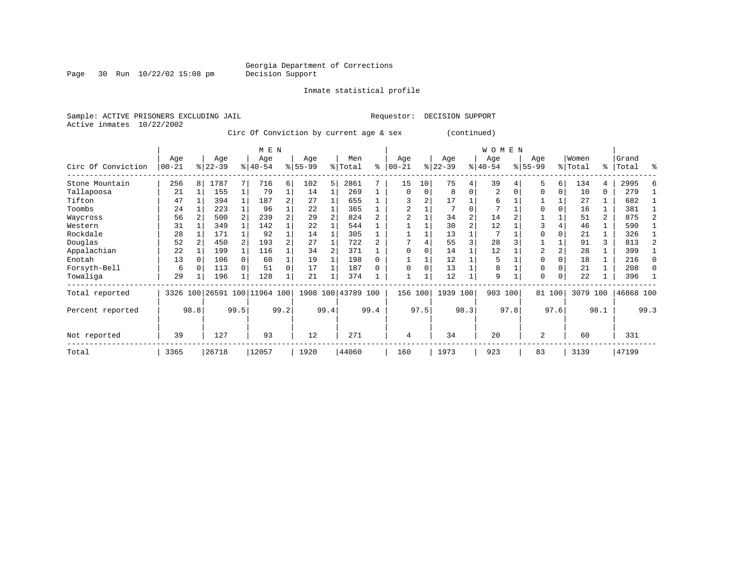Georgia Department of Corrections
Decision Support

Inmate statistical profile

Sample: ACTIVE PRISONERS EXCLUDING JAIL

Requestor: DECISION SUPPORT

Active inmates 10/22/2002

Circ Of Conviction by current age & sex (continued)

| Circ Of Conviction | MEN Age 00-21 | % | Age 22-39 | % | Age 40-54 | % | Age 55-99 | % | Men Total | % | WOMEN Age 00-21 | % | Age 22-39 | % | Age 40-54 | % | Age 55-99 | % | Women Total | % | Grand Total | % |
|---|---|---|---|---|---|---|---|---|---|---|---|---|---|---|---|---|---|---|---|---|---|---|
| Stone Mountain | 256 | 8 | 1787 | 7 | 716 | 6 | 102 | 5 | 2861 | 7 | 15 | 10 | 75 | 4 | 39 | 4 | 5 | 6 | 134 | 4 | 2995 | 6 |
| Tallapoosa | 21 | 1 | 155 | 1 | 79 | 1 | 14 | 1 | 269 | 1 | 0 | 0 | 8 | 0 | 2 | 0 | 0 | 0 | 10 | 0 | 279 | 1 |
| Tifton | 47 | 1 | 394 | 1 | 187 | 2 | 27 | 1 | 655 | 1 | 3 | 2 | 17 | 1 | 6 | 1 | 1 | 1 | 27 | 1 | 682 | 1 |
| Toombs | 24 | 1 | 223 | 1 | 96 | 1 | 22 | 1 | 365 | 1 | 2 | 1 | 7 | 0 | 7 | 1 | 0 | 0 | 16 | 1 | 381 | 1 |
| Waycross | 56 | 2 | 500 | 2 | 239 | 2 | 29 | 2 | 824 | 2 | 2 | 1 | 34 | 2 | 14 | 2 | 1 | 1 | 51 | 2 | 875 | 2 |
| Western | 31 | 1 | 349 | 1 | 142 | 1 | 22 | 1 | 544 | 1 | 1 | 1 | 30 | 2 | 12 | 1 | 3 | 4 | 46 | 1 | 590 | 1 |
| Rockdale | 28 | 1 | 171 | 1 | 92 | 1 | 14 | 1 | 305 | 1 | 1 | 1 | 13 | 1 | 7 | 1 | 0 | 0 | 21 | 1 | 326 | 1 |
| Douglas | 52 | 2 | 450 | 2 | 193 | 2 | 27 | 1 | 722 | 2 | 7 | 4 | 55 | 3 | 28 | 3 | 1 | 1 | 91 | 3 | 813 | 2 |
| Appalachian | 22 | 1 | 199 | 1 | 116 | 1 | 34 | 2 | 371 | 1 | 0 | 0 | 14 | 1 | 12 | 1 | 2 | 2 | 28 | 1 | 399 | 1 |
| Enotah | 13 | 0 | 106 | 0 | 60 | 1 | 19 | 1 | 198 | 0 | 1 | 1 | 12 | 1 | 5 | 1 | 0 | 0 | 18 | 1 | 216 | 0 |
| Forsyth-Bell | 6 | 0 | 113 | 0 | 51 | 0 | 17 | 1 | 187 | 0 | 0 | 0 | 13 | 1 | 8 | 1 | 0 | 0 | 21 | 1 | 208 | 0 |
| Towaliga | 29 | 1 | 196 | 1 | 128 | 1 | 21 | 1 | 374 | 1 | 1 | 1 | 12 | 1 | 9 | 1 | 0 | 0 | 22 | 1 | 396 | 1 |
| Total reported | 3326 | 100 | 26591 | 100 | 11964 | 100 | 1908 | 100 | 43789 | 100 | 156 | 100 | 1939 | 100 | 903 | 100 | 81 | 100 | 3079 | 100 | 46868 | 100 |
| Percent reported | | 98.8 | | 99.5 | | 99.2 | | 99.4 | | 99.4 | | 97.5 | | 98.3 | | 97.8 | | 97.6 | | 98.1 | | 99.3 |
| Not reported | 39 | | 127 | | 93 | | 12 | | 271 | | 4 | | 34 | | 20 | | 2 | | 60 | | 331 | |
| Total | 3365 | | 26718 | | 12057 | | 1920 | | 44060 | | 160 | | 1973 | | 923 | | 83 | | 3139 | | 47199 | |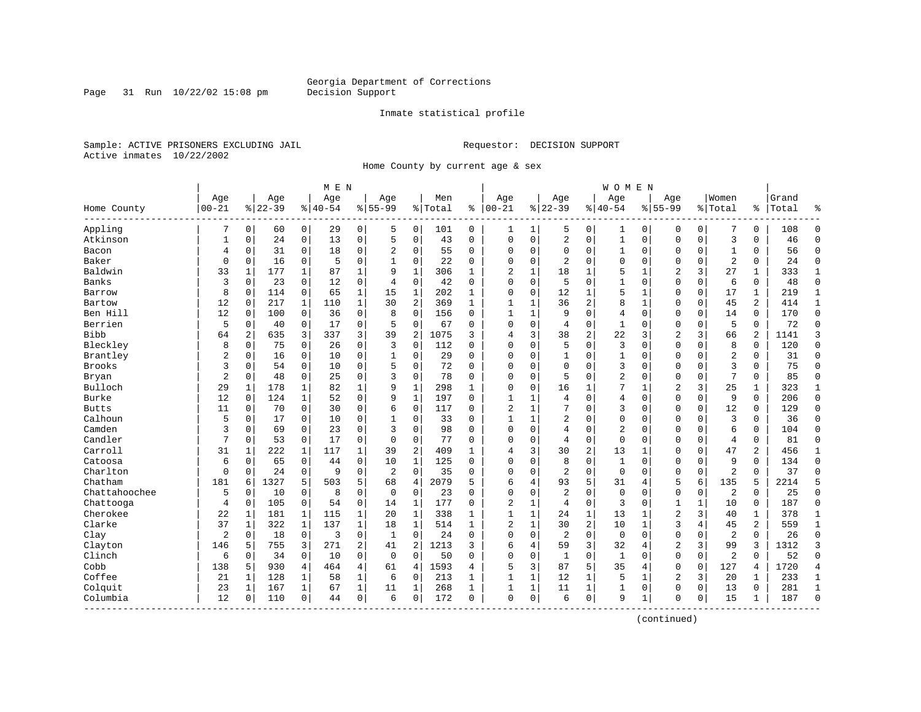Georgia Department of Corrections
Decision Support

Inmate statistical profile

Sample: ACTIVE PRISONERS EXCLUDING JAIL

Requestor: DECISION SUPPORT

Active inmates 10/22/2002

Home County by current age & sex

| Home County | MEN Age 00-21 | % | Age 22-39 | % | Age 40-54 | % | Age 55-99 | % | Men Total | % | WOMEN Age 00-21 | % | Age 22-39 | % | Age 40-54 | % | Age 55-99 | % | Women Total | % | Grand Total | % |
|---|---|---|---|---|---|---|---|---|---|---|---|---|---|---|---|---|---|---|---|---|---|---|
| Appling | 7 | 0 | 60 | 0 | 29 | 0 | 5 | 0 | 101 | 0 | 1 | 1 | 5 | 0 | 1 | 0 | 0 | 0 | 7 | 0 | 108 | 0 |
| Atkinson | 1 | 0 | 24 | 0 | 13 | 0 | 5 | 0 | 43 | 0 | 0 | 0 | 2 | 0 | 1 | 0 | 0 | 0 | 3 | 0 | 46 | 0 |
| Bacon | 4 | 0 | 31 | 0 | 18 | 0 | 2 | 0 | 55 | 0 | 0 | 0 | 0 | 0 | 1 | 0 | 0 | 0 | 1 | 0 | 56 | 0 |
| Baker | 0 | 0 | 16 | 0 | 5 | 0 | 1 | 0 | 22 | 0 | 0 | 0 | 2 | 0 | 0 | 0 | 0 | 0 | 2 | 0 | 24 | 0 |
| Baldwin | 33 | 1 | 177 | 1 | 87 | 1 | 9 | 1 | 306 | 1 | 2 | 1 | 18 | 1 | 5 | 1 | 2 | 3 | 27 | 1 | 333 | 1 |
| Banks | 3 | 0 | 23 | 0 | 12 | 0 | 4 | 0 | 42 | 0 | 0 | 0 | 5 | 0 | 1 | 0 | 0 | 0 | 6 | 0 | 48 | 0 |
| Barrow | 8 | 0 | 114 | 0 | 65 | 1 | 15 | 1 | 202 | 1 | 0 | 0 | 12 | 1 | 5 | 1 | 0 | 0 | 17 | 1 | 219 | 1 |
| Bartow | 12 | 0 | 217 | 1 | 110 | 1 | 30 | 2 | 369 | 1 | 1 | 1 | 36 | 2 | 8 | 1 | 0 | 0 | 45 | 2 | 414 | 1 |
| Ben Hill | 12 | 0 | 100 | 0 | 36 | 0 | 8 | 0 | 156 | 0 | 1 | 1 | 9 | 0 | 4 | 0 | 0 | 0 | 14 | 0 | 170 | 0 |
| Berrien | 5 | 0 | 40 | 0 | 17 | 0 | 5 | 0 | 67 | 0 | 0 | 0 | 4 | 0 | 1 | 0 | 0 | 0 | 5 | 0 | 72 | 0 |
| Bibb | 64 | 2 | 635 | 3 | 337 | 3 | 39 | 2 | 1075 | 3 | 4 | 3 | 38 | 2 | 22 | 3 | 2 | 3 | 66 | 2 | 1141 | 3 |
| Bleckley | 8 | 0 | 75 | 0 | 26 | 0 | 3 | 0 | 112 | 0 | 0 | 0 | 5 | 0 | 3 | 0 | 0 | 0 | 8 | 0 | 120 | 0 |
| Brantley | 2 | 0 | 16 | 0 | 10 | 0 | 1 | 0 | 29 | 0 | 0 | 0 | 1 | 0 | 1 | 0 | 0 | 0 | 2 | 0 | 31 | 0 |
| Brooks | 3 | 0 | 54 | 0 | 10 | 0 | 5 | 0 | 72 | 0 | 0 | 0 | 0 | 0 | 3 | 0 | 0 | 0 | 3 | 0 | 75 | 0 |
| Bryan | 2 | 0 | 48 | 0 | 25 | 0 | 3 | 0 | 78 | 0 | 0 | 0 | 5 | 0 | 2 | 0 | 0 | 0 | 7 | 0 | 85 | 0 |
| Bulloch | 29 | 1 | 178 | 1 | 82 | 1 | 9 | 1 | 298 | 1 | 0 | 0 | 16 | 1 | 7 | 1 | 2 | 3 | 25 | 1 | 323 | 1 |
| Burke | 12 | 0 | 124 | 1 | 52 | 0 | 9 | 1 | 197 | 0 | 1 | 1 | 4 | 0 | 4 | 0 | 0 | 0 | 9 | 0 | 206 | 0 |
| Butts | 11 | 0 | 70 | 0 | 30 | 0 | 6 | 0 | 117 | 0 | 2 | 1 | 7 | 0 | 3 | 0 | 0 | 0 | 12 | 0 | 129 | 0 |
| Calhoun | 5 | 0 | 17 | 0 | 10 | 0 | 1 | 0 | 33 | 0 | 1 | 1 | 2 | 0 | 0 | 0 | 0 | 0 | 3 | 0 | 36 | 0 |
| Camden | 3 | 0 | 69 | 0 | 23 | 0 | 3 | 0 | 98 | 0 | 0 | 0 | 4 | 0 | 2 | 0 | 0 | 0 | 6 | 0 | 104 | 0 |
| Candler | 7 | 0 | 53 | 0 | 17 | 0 | 0 | 0 | 77 | 0 | 0 | 0 | 4 | 0 | 0 | 0 | 0 | 0 | 4 | 0 | 81 | 0 |
| Carroll | 31 | 1 | 222 | 1 | 117 | 1 | 39 | 2 | 409 | 1 | 4 | 3 | 30 | 2 | 13 | 1 | 0 | 0 | 47 | 2 | 456 | 1 |
| Catoosa | 6 | 0 | 65 | 0 | 44 | 0 | 10 | 1 | 125 | 0 | 0 | 0 | 8 | 0 | 1 | 0 | 0 | 0 | 9 | 0 | 134 | 0 |
| Charlton | 0 | 0 | 24 | 0 | 9 | 0 | 2 | 0 | 35 | 0 | 0 | 0 | 2 | 0 | 0 | 0 | 0 | 0 | 2 | 0 | 37 | 0 |
| Chatham | 181 | 6 | 1327 | 5 | 503 | 5 | 68 | 4 | 2079 | 5 | 6 | 4 | 93 | 5 | 31 | 4 | 5 | 6 | 135 | 5 | 2214 | 5 |
| Chattahoochee | 5 | 0 | 10 | 0 | 8 | 0 | 0 | 0 | 23 | 0 | 0 | 0 | 2 | 0 | 0 | 0 | 0 | 0 | 2 | 0 | 25 | 0 |
| Chattooga | 4 | 0 | 105 | 0 | 54 | 0 | 14 | 1 | 177 | 0 | 2 | 1 | 4 | 0 | 3 | 0 | 1 | 1 | 10 | 0 | 187 | 0 |
| Cherokee | 22 | 1 | 181 | 1 | 115 | 1 | 20 | 1 | 338 | 1 | 1 | 1 | 24 | 1 | 13 | 1 | 2 | 3 | 40 | 1 | 378 | 1 |
| Clarke | 37 | 1 | 322 | 1 | 137 | 1 | 18 | 1 | 514 | 1 | 2 | 1 | 30 | 2 | 10 | 1 | 3 | 4 | 45 | 2 | 559 | 1 |
| Clay | 2 | 0 | 18 | 0 | 3 | 0 | 1 | 0 | 24 | 0 | 0 | 0 | 2 | 0 | 0 | 0 | 0 | 0 | 2 | 0 | 26 | 0 |
| Clayton | 146 | 5 | 755 | 3 | 271 | 2 | 41 | 2 | 1213 | 3 | 6 | 4 | 59 | 3 | 32 | 4 | 2 | 3 | 99 | 3 | 1312 | 3 |
| Clinch | 6 | 0 | 34 | 0 | 10 | 0 | 0 | 0 | 50 | 0 | 0 | 0 | 1 | 0 | 1 | 0 | 0 | 0 | 2 | 0 | 52 | 0 |
| Cobb | 138 | 5 | 930 | 4 | 464 | 4 | 61 | 4 | 1593 | 4 | 5 | 3 | 87 | 5 | 35 | 4 | 0 | 0 | 127 | 4 | 1720 | 4 |
| Coffee | 21 | 1 | 128 | 1 | 58 | 1 | 6 | 0 | 213 | 1 | 1 | 1 | 12 | 1 | 5 | 1 | 2 | 3 | 20 | 1 | 233 | 1 |
| Colquit | 23 | 1 | 167 | 1 | 67 | 1 | 11 | 1 | 268 | 1 | 1 | 1 | 11 | 1 | 1 | 0 | 0 | 0 | 13 | 0 | 281 | 1 |
| Columbia | 12 | 0 | 110 | 0 | 44 | 0 | 6 | 0 | 172 | 0 | 0 | 0 | 6 | 0 | 9 | 1 | 0 | 0 | 15 | 1 | 187 | 0 |

(continued)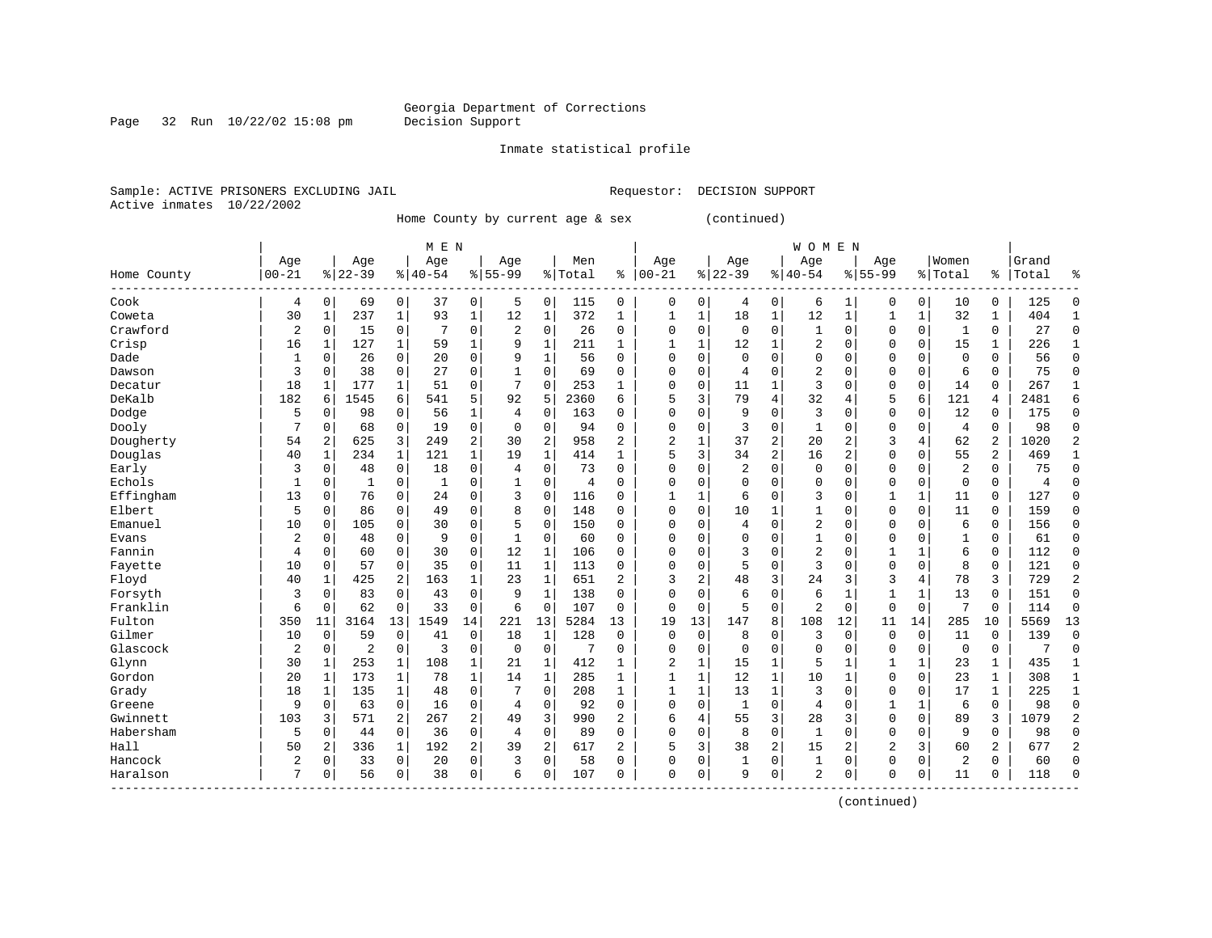Georgia Department of Corrections
Decision Support

Inmate statistical profile

Sample: ACTIVE PRISONERS EXCLUDING JAIL                Requestor: DECISION SUPPORT
Active inmates 10/22/2002

Home County by current age & sex (continued)

| Home County | MEN Age 00-21 | % | Age 22-39 | % | Age 40-54 | % | Age 55-99 | % | Men Total | % | WOMEN Age 00-21 | % | Age 22-39 | % | Age 40-54 | % | Age 55-99 | % | Women Total | % | Grand Total | % |
|---|---|---|---|---|---|---|---|---|---|---|---|---|---|---|---|---|---|---|---|---|---|---|
| Cook | 4 | 0 | 69 | 0 | 37 | 0 | 5 | 0 | 115 | 0 | 0 | 0 | 4 | 0 | 6 | 1 | 0 | 0 | 10 | 0 | 125 | 0 |
| Coweta | 30 | 1 | 237 | 1 | 93 | 1 | 12 | 1 | 372 | 1 | 1 | 1 | 18 | 1 | 12 | 1 | 1 | 1 | 32 | 1 | 404 | 1 |
| Crawford | 2 | 0 | 15 | 0 | 7 | 0 | 2 | 0 | 26 | 0 | 0 | 0 | 0 | 0 | 1 | 0 | 0 | 0 | 1 | 0 | 27 | 0 |
| Crisp | 16 | 1 | 127 | 1 | 59 | 1 | 9 | 1 | 211 | 1 | 1 | 1 | 12 | 1 | 2 | 0 | 0 | 0 | 15 | 1 | 226 | 1 |
| Dade | 1 | 0 | 26 | 0 | 20 | 0 | 9 | 1 | 56 | 0 | 0 | 0 | 0 | 0 | 0 | 0 | 0 | 0 | 0 | 0 | 56 | 0 |
| Dawson | 3 | 0 | 38 | 0 | 27 | 0 | 1 | 0 | 69 | 0 | 0 | 0 | 4 | 0 | 2 | 0 | 0 | 0 | 6 | 0 | 75 | 0 |
| Decatur | 18 | 1 | 177 | 1 | 51 | 0 | 7 | 0 | 253 | 1 | 0 | 0 | 11 | 1 | 3 | 0 | 0 | 0 | 14 | 0 | 267 | 1 |
| DeKalb | 182 | 6 | 1545 | 6 | 541 | 5 | 92 | 5 | 2360 | 6 | 5 | 3 | 79 | 4 | 32 | 4 | 5 | 6 | 121 | 4 | 2481 | 6 |
| Dodge | 5 | 0 | 98 | 0 | 56 | 1 | 4 | 0 | 163 | 0 | 0 | 0 | 9 | 0 | 3 | 0 | 0 | 0 | 12 | 0 | 175 | 0 |
| Dooly | 7 | 0 | 68 | 0 | 19 | 0 | 0 | 0 | 94 | 0 | 0 | 0 | 3 | 0 | 1 | 0 | 0 | 0 | 4 | 0 | 98 | 0 |
| Dougherty | 54 | 2 | 625 | 3 | 249 | 2 | 30 | 2 | 958 | 2 | 2 | 1 | 37 | 2 | 20 | 2 | 3 | 4 | 62 | 2 | 1020 | 2 |
| Douglas | 40 | 1 | 234 | 1 | 121 | 1 | 19 | 1 | 414 | 1 | 5 | 3 | 34 | 2 | 16 | 2 | 0 | 0 | 55 | 2 | 469 | 1 |
| Early | 3 | 0 | 48 | 0 | 18 | 0 | 4 | 0 | 73 | 0 | 0 | 0 | 2 | 0 | 0 | 0 | 0 | 0 | 2 | 0 | 75 | 0 |
| Echols | 1 | 0 | 1 | 0 | 1 | 0 | 1 | 0 | 4 | 0 | 0 | 0 | 0 | 0 | 0 | 0 | 0 | 0 | 0 | 0 | 4 | 0 |
| Effingham | 13 | 0 | 76 | 0 | 24 | 0 | 3 | 0 | 116 | 0 | 1 | 1 | 6 | 0 | 3 | 0 | 1 | 1 | 11 | 0 | 127 | 0 |
| Elbert | 5 | 0 | 86 | 0 | 49 | 0 | 8 | 0 | 148 | 0 | 0 | 0 | 10 | 1 | 1 | 0 | 0 | 0 | 11 | 0 | 159 | 0 |
| Emanuel | 10 | 0 | 105 | 0 | 30 | 0 | 5 | 0 | 150 | 0 | 0 | 0 | 4 | 0 | 2 | 0 | 0 | 0 | 6 | 0 | 156 | 0 |
| Evans | 2 | 0 | 48 | 0 | 9 | 0 | 1 | 0 | 60 | 0 | 0 | 0 | 0 | 0 | 1 | 0 | 0 | 0 | 1 | 0 | 61 | 0 |
| Fannin | 4 | 0 | 60 | 0 | 30 | 0 | 12 | 1 | 106 | 0 | 0 | 0 | 3 | 0 | 2 | 0 | 1 | 1 | 6 | 0 | 112 | 0 |
| Fayette | 10 | 0 | 57 | 0 | 35 | 0 | 11 | 1 | 113 | 0 | 0 | 0 | 5 | 0 | 3 | 0 | 0 | 0 | 8 | 0 | 121 | 0 |
| Floyd | 40 | 1 | 425 | 2 | 163 | 1 | 23 | 1 | 651 | 2 | 3 | 2 | 48 | 3 | 24 | 3 | 3 | 4 | 78 | 3 | 729 | 2 |
| Forsyth | 3 | 0 | 83 | 0 | 43 | 0 | 9 | 1 | 138 | 0 | 0 | 0 | 6 | 0 | 6 | 1 | 1 | 1 | 13 | 0 | 151 | 0 |
| Franklin | 6 | 0 | 62 | 0 | 33 | 0 | 6 | 0 | 107 | 0 | 0 | 0 | 5 | 0 | 2 | 0 | 0 | 0 | 7 | 0 | 114 | 0 |
| Fulton | 350 | 11 | 3164 | 13 | 1549 | 14 | 221 | 13 | 5284 | 13 | 19 | 13 | 147 | 8 | 108 | 12 | 11 | 14 | 285 | 10 | 5569 | 13 |
| Gilmer | 10 | 0 | 59 | 0 | 41 | 0 | 18 | 1 | 128 | 0 | 0 | 0 | 8 | 0 | 3 | 0 | 0 | 0 | 11 | 0 | 139 | 0 |
| Glascock | 2 | 0 | 2 | 0 | 3 | 0 | 0 | 0 | 7 | 0 | 0 | 0 | 0 | 0 | 0 | 0 | 0 | 0 | 0 | 0 | 7 | 0 |
| Glynn | 30 | 1 | 253 | 1 | 108 | 1 | 21 | 1 | 412 | 1 | 2 | 1 | 15 | 1 | 5 | 1 | 1 | 1 | 23 | 1 | 435 | 1 |
| Gordon | 20 | 1 | 173 | 1 | 78 | 1 | 14 | 1 | 285 | 1 | 1 | 1 | 12 | 1 | 10 | 1 | 0 | 0 | 23 | 1 | 308 | 1 |
| Grady | 18 | 1 | 135 | 1 | 48 | 0 | 7 | 0 | 208 | 1 | 1 | 1 | 13 | 1 | 3 | 0 | 0 | 0 | 17 | 1 | 225 | 1 |
| Greene | 9 | 0 | 63 | 0 | 16 | 0 | 4 | 0 | 92 | 0 | 0 | 0 | 1 | 0 | 4 | 0 | 1 | 1 | 6 | 0 | 98 | 0 |
| Gwinnett | 103 | 3 | 571 | 2 | 267 | 2 | 49 | 3 | 990 | 2 | 6 | 4 | 55 | 3 | 28 | 3 | 0 | 0 | 89 | 3 | 1079 | 2 |
| Habersham | 5 | 0 | 44 | 0 | 36 | 0 | 4 | 0 | 89 | 0 | 0 | 0 | 8 | 0 | 1 | 0 | 0 | 0 | 9 | 0 | 98 | 0 |
| Hall | 50 | 2 | 336 | 1 | 192 | 2 | 39 | 2 | 617 | 2 | 5 | 3 | 38 | 2 | 15 | 2 | 2 | 3 | 60 | 2 | 677 | 2 |
| Hancock | 2 | 0 | 33 | 0 | 20 | 0 | 3 | 0 | 58 | 0 | 0 | 0 | 1 | 0 | 1 | 0 | 0 | 0 | 2 | 0 | 60 | 0 |
| Haralson | 7 | 0 | 56 | 0 | 38 | 0 | 6 | 0 | 107 | 0 | 0 | 0 | 9 | 0 | 2 | 0 | 0 | 0 | 11 | 0 | 118 | 0 |

(continued)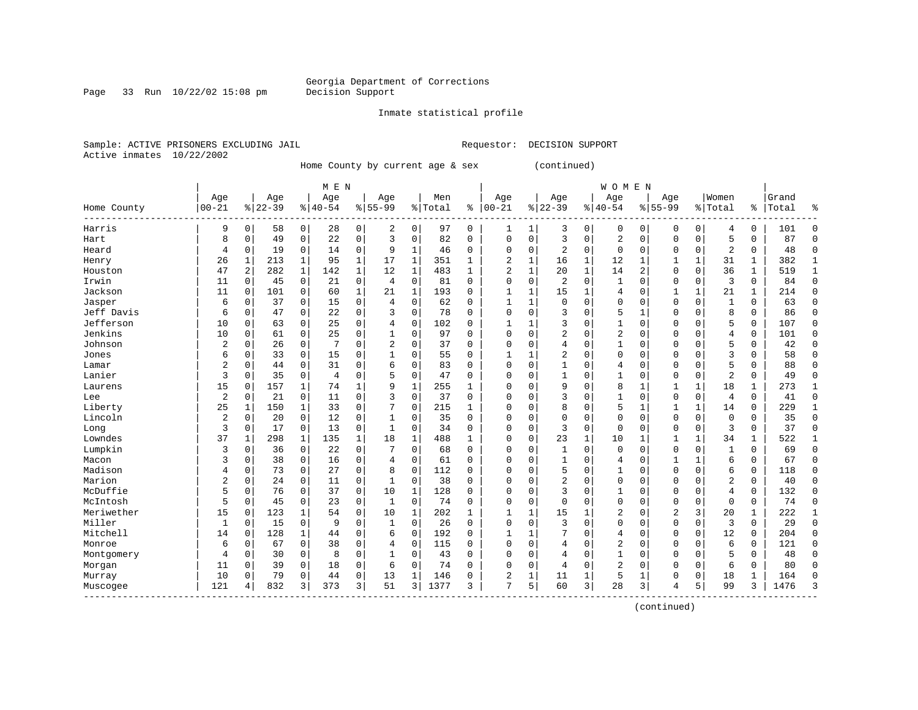Georgia Department of Corrections
Decision Support

Inmate statistical profile

Sample: ACTIVE PRISONERS EXCLUDING JAIL  Requestor: DECISION SUPPORT
Active inmates 10/22/2002

Home County by current age & sex (continued)

| Home County | MEN Age 00-21 | % | Age 22-39 | % | Age 40-54 | % | Age 55-99 | % | Men Total | % | WOMEN Age 00-21 | % | Age 22-39 | % | Age 40-54 | % | Age 55-99 | % | Women Total | % | Grand Total | % |
|---|---|---|---|---|---|---|---|---|---|---|---|---|---|---|---|---|---|---|---|---|---|---|
| Harris | 9 | 0 | 58 | 0 | 28 | 0 | 2 | 0 | 97 | 0 | 1 | 1 | 3 | 0 | 0 | 0 | 0 | 0 | 4 | 0 | 101 | 0 |
| Hart | 8 | 0 | 49 | 0 | 22 | 0 | 3 | 0 | 82 | 0 | 0 | 0 | 3 | 0 | 2 | 0 | 0 | 0 | 5 | 0 | 87 | 0 |
| Heard | 4 | 0 | 19 | 0 | 14 | 0 | 9 | 1 | 46 | 0 | 0 | 0 | 2 | 0 | 0 | 0 | 0 | 0 | 2 | 0 | 48 | 0 |
| Henry | 26 | 1 | 213 | 1 | 95 | 1 | 17 | 1 | 351 | 1 | 2 | 1 | 16 | 1 | 12 | 1 | 1 | 1 | 31 | 1 | 382 | 1 |
| Houston | 47 | 2 | 282 | 1 | 142 | 1 | 12 | 1 | 483 | 1 | 2 | 1 | 20 | 1 | 14 | 2 | 0 | 0 | 36 | 1 | 519 | 1 |
| Irwin | 11 | 0 | 45 | 0 | 21 | 0 | 4 | 0 | 81 | 0 | 0 | 0 | 2 | 0 | 1 | 0 | 0 | 0 | 3 | 0 | 84 | 0 |
| Jackson | 11 | 0 | 101 | 0 | 60 | 1 | 21 | 1 | 193 | 0 | 1 | 1 | 15 | 1 | 4 | 0 | 1 | 1 | 21 | 1 | 214 | 0 |
| Jasper | 6 | 0 | 37 | 0 | 15 | 0 | 4 | 0 | 62 | 0 | 1 | 1 | 0 | 0 | 0 | 0 | 0 | 0 | 1 | 0 | 63 | 0 |
| Jeff Davis | 6 | 0 | 47 | 0 | 22 | 0 | 3 | 0 | 78 | 0 | 0 | 0 | 3 | 0 | 5 | 1 | 0 | 0 | 8 | 0 | 86 | 0 |
| Jefferson | 10 | 0 | 63 | 0 | 25 | 0 | 4 | 0 | 102 | 0 | 1 | 1 | 3 | 0 | 1 | 0 | 0 | 0 | 5 | 0 | 107 | 0 |
| Jenkins | 10 | 0 | 61 | 0 | 25 | 0 | 1 | 0 | 97 | 0 | 0 | 0 | 2 | 0 | 2 | 0 | 0 | 0 | 4 | 0 | 101 | 0 |
| Johnson | 2 | 0 | 26 | 0 | 7 | 0 | 2 | 0 | 37 | 0 | 0 | 0 | 4 | 0 | 1 | 0 | 0 | 0 | 5 | 0 | 42 | 0 |
| Jones | 6 | 0 | 33 | 0 | 15 | 0 | 1 | 0 | 55 | 0 | 1 | 1 | 2 | 0 | 0 | 0 | 0 | 0 | 3 | 0 | 58 | 0 |
| Lamar | 2 | 0 | 44 | 0 | 31 | 0 | 6 | 0 | 83 | 0 | 0 | 0 | 1 | 0 | 4 | 0 | 0 | 0 | 5 | 0 | 88 | 0 |
| Lanier | 3 | 0 | 35 | 0 | 4 | 0 | 5 | 0 | 47 | 0 | 0 | 0 | 1 | 0 | 1 | 0 | 0 | 0 | 2 | 0 | 49 | 0 |
| Laurens | 15 | 0 | 157 | 1 | 74 | 1 | 9 | 1 | 255 | 1 | 0 | 0 | 9 | 0 | 8 | 1 | 1 | 1 | 18 | 1 | 273 | 1 |
| Lee | 2 | 0 | 21 | 0 | 11 | 0 | 3 | 0 | 37 | 0 | 0 | 0 | 3 | 0 | 1 | 0 | 0 | 0 | 4 | 0 | 41 | 0 |
| Liberty | 25 | 1 | 150 | 1 | 33 | 0 | 7 | 0 | 215 | 1 | 0 | 0 | 8 | 0 | 5 | 1 | 1 | 1 | 14 | 0 | 229 | 1 |
| Lincoln | 2 | 0 | 20 | 0 | 12 | 0 | 1 | 0 | 35 | 0 | 0 | 0 | 0 | 0 | 0 | 0 | 0 | 0 | 0 | 0 | 35 | 0 |
| Long | 3 | 0 | 17 | 0 | 13 | 0 | 1 | 0 | 34 | 0 | 0 | 0 | 3 | 0 | 0 | 0 | 0 | 0 | 3 | 0 | 37 | 0 |
| Lowndes | 37 | 1 | 298 | 1 | 135 | 1 | 18 | 1 | 488 | 1 | 0 | 0 | 23 | 1 | 10 | 1 | 1 | 1 | 34 | 1 | 522 | 1 |
| Lumpkin | 3 | 0 | 36 | 0 | 22 | 0 | 7 | 0 | 68 | 0 | 0 | 0 | 1 | 0 | 0 | 0 | 0 | 0 | 1 | 0 | 69 | 0 |
| Macon | 3 | 0 | 38 | 0 | 16 | 0 | 4 | 0 | 61 | 0 | 0 | 0 | 1 | 0 | 4 | 0 | 1 | 1 | 6 | 0 | 67 | 0 |
| Madison | 4 | 0 | 73 | 0 | 27 | 0 | 8 | 0 | 112 | 0 | 0 | 0 | 5 | 0 | 1 | 0 | 0 | 0 | 6 | 0 | 118 | 0 |
| Marion | 2 | 0 | 24 | 0 | 11 | 0 | 1 | 0 | 38 | 0 | 0 | 0 | 2 | 0 | 0 | 0 | 0 | 0 | 2 | 0 | 40 | 0 |
| McDuffie | 5 | 0 | 76 | 0 | 37 | 0 | 10 | 1 | 128 | 0 | 0 | 0 | 3 | 0 | 1 | 0 | 0 | 0 | 4 | 0 | 132 | 0 |
| McIntosh | 5 | 0 | 45 | 0 | 23 | 0 | 1 | 0 | 74 | 0 | 0 | 0 | 0 | 0 | 0 | 0 | 0 | 0 | 0 | 0 | 74 | 0 |
| Meriwether | 15 | 0 | 123 | 1 | 54 | 0 | 10 | 1 | 202 | 1 | 1 | 1 | 15 | 1 | 2 | 0 | 2 | 3 | 20 | 1 | 222 | 1 |
| Miller | 1 | 0 | 15 | 0 | 9 | 0 | 1 | 0 | 26 | 0 | 0 | 0 | 3 | 0 | 0 | 0 | 0 | 0 | 3 | 0 | 29 | 0 |
| Mitchell | 14 | 0 | 128 | 1 | 44 | 0 | 6 | 0 | 192 | 0 | 1 | 1 | 7 | 0 | 4 | 0 | 0 | 0 | 12 | 0 | 204 | 0 |
| Monroe | 6 | 0 | 67 | 0 | 38 | 0 | 4 | 0 | 115 | 0 | 0 | 0 | 4 | 0 | 2 | 0 | 0 | 0 | 6 | 0 | 121 | 0 |
| Montgomery | 4 | 0 | 30 | 0 | 8 | 0 | 1 | 0 | 43 | 0 | 0 | 0 | 4 | 0 | 1 | 0 | 0 | 0 | 5 | 0 | 48 | 0 |
| Morgan | 11 | 0 | 39 | 0 | 18 | 0 | 6 | 0 | 74 | 0 | 0 | 0 | 4 | 0 | 2 | 0 | 0 | 0 | 6 | 0 | 80 | 0 |
| Murray | 10 | 0 | 79 | 0 | 44 | 0 | 13 | 1 | 146 | 0 | 2 | 1 | 11 | 1 | 5 | 1 | 0 | 0 | 18 | 1 | 164 | 0 |
| Muscogee | 121 | 4 | 832 | 3 | 373 | 3 | 51 | 3 | 1377 | 3 | 7 | 5 | 60 | 3 | 28 | 3 | 4 | 5 | 99 | 3 | 1476 | 3 |

(continued)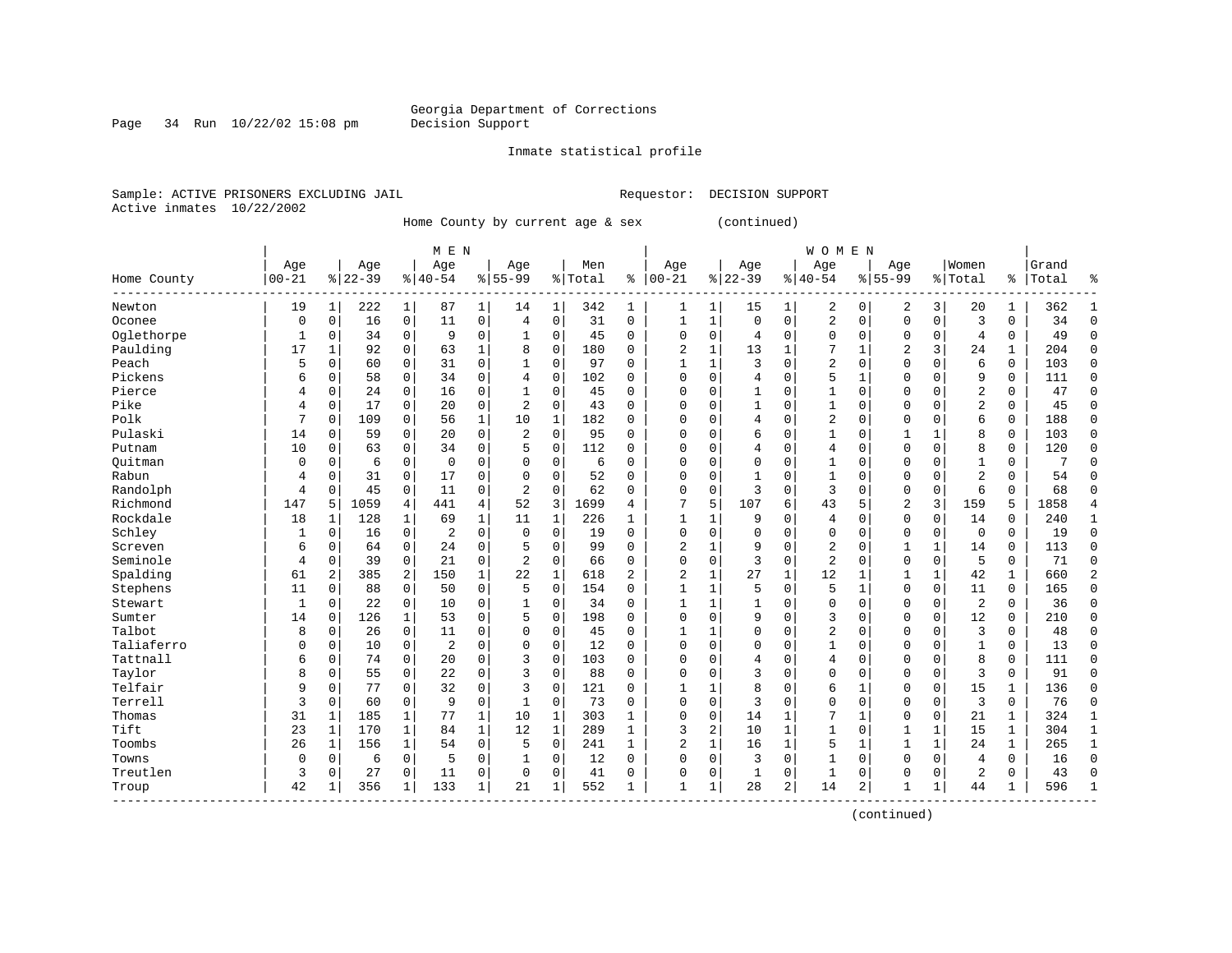Georgia Department of Corrections
Decision Support

Inmate statistical profile

Sample: ACTIVE PRISONERS EXCLUDING JAIL
Active inmates 10/22/2002

Requestor: DECISION SUPPORT

Home County by current age & sex (continued)

| | MEN | | | | | | | | | | WOMEN | | | | | | | | | | | |
|---|---|---|---|---|---|---|---|---|---|---|---|---|---|---|---|---|---|---|---|---|---|---|
| Home County | Age 00-21 | % | Age 22-39 | % | Age 40-54 | % | Age 55-99 | % | Men Total | % | Age 00-21 | % | Age 22-39 | % | Age 40-54 | % | Age 55-99 | % | Women Total | % | Grand Total | % |
| Newton | 19 | 1 | 222 | 1 | 87 | 1 | 14 | 1 | 342 | 1 | 1 | 1 | 15 | 1 | 2 | 0 | 2 | 3 | 20 | 1 | 362 | 1 |
| Oconee | 0 | 0 | 16 | 0 | 11 | 0 | 4 | 0 | 31 | 0 | 1 | 1 | 0 | 0 | 2 | 0 | 0 | 0 | 3 | 0 | 34 | 0 |
| Oglethorpe | 1 | 0 | 34 | 0 | 9 | 0 | 1 | 0 | 45 | 0 | 0 | 0 | 4 | 0 | 0 | 0 | 0 | 0 | 4 | 0 | 49 | 0 |
| Paulding | 17 | 1 | 92 | 0 | 63 | 1 | 8 | 0 | 180 | 0 | 2 | 1 | 13 | 1 | 7 | 1 | 2 | 3 | 24 | 1 | 204 | 0 |
| Peach | 5 | 0 | 60 | 0 | 31 | 0 | 1 | 0 | 97 | 0 | 1 | 1 | 3 | 0 | 2 | 0 | 0 | 0 | 6 | 0 | 103 | 0 |
| Pickens | 6 | 0 | 58 | 0 | 34 | 0 | 4 | 0 | 102 | 0 | 0 | 0 | 4 | 0 | 5 | 1 | 0 | 0 | 9 | 0 | 111 | 0 |
| Pierce | 4 | 0 | 24 | 0 | 16 | 0 | 1 | 0 | 45 | 0 | 0 | 0 | 1 | 0 | 1 | 0 | 0 | 0 | 2 | 0 | 47 | 0 |
| Pike | 4 | 0 | 17 | 0 | 20 | 0 | 2 | 0 | 43 | 0 | 0 | 0 | 1 | 0 | 1 | 0 | 0 | 0 | 2 | 0 | 45 | 0 |
| Polk | 7 | 0 | 109 | 0 | 56 | 1 | 10 | 1 | 182 | 0 | 0 | 0 | 4 | 0 | 2 | 0 | 0 | 0 | 6 | 0 | 188 | 0 |
| Pulaski | 14 | 0 | 59 | 0 | 20 | 0 | 2 | 0 | 95 | 0 | 0 | 0 | 6 | 0 | 1 | 0 | 1 | 1 | 8 | 0 | 103 | 0 |
| Putnam | 10 | 0 | 63 | 0 | 34 | 0 | 5 | 0 | 112 | 0 | 0 | 0 | 4 | 0 | 4 | 0 | 0 | 0 | 8 | 0 | 120 | 0 |
| Quitman | 0 | 0 | 6 | 0 | 0 | 0 | 0 | 0 | 6 | 0 | 0 | 0 | 0 | 0 | 1 | 0 | 0 | 0 | 1 | 0 | 7 | 0 |
| Rabun | 4 | 0 | 31 | 0 | 17 | 0 | 0 | 0 | 52 | 0 | 0 | 0 | 1 | 0 | 1 | 0 | 0 | 0 | 2 | 0 | 54 | 0 |
| Randolph | 4 | 0 | 45 | 0 | 11 | 0 | 2 | 0 | 62 | 0 | 0 | 0 | 3 | 0 | 3 | 0 | 0 | 0 | 6 | 0 | 68 | 0 |
| Richmond | 147 | 5 | 1059 | 4 | 441 | 4 | 52 | 3 | 1699 | 4 | 7 | 5 | 107 | 6 | 43 | 5 | 2 | 3 | 159 | 5 | 1858 | 4 |
| Rockdale | 18 | 1 | 128 | 1 | 69 | 1 | 11 | 1 | 226 | 1 | 1 | 1 | 9 | 0 | 4 | 0 | 0 | 0 | 14 | 0 | 240 | 1 |
| Schley | 1 | 0 | 16 | 0 | 2 | 0 | 0 | 0 | 19 | 0 | 0 | 0 | 0 | 0 | 0 | 0 | 0 | 0 | 0 | 0 | 19 | 0 |
| Screven | 6 | 0 | 64 | 0 | 24 | 0 | 5 | 0 | 99 | 0 | 2 | 1 | 9 | 0 | 2 | 0 | 1 | 1 | 14 | 0 | 113 | 0 |
| Seminole | 4 | 0 | 39 | 0 | 21 | 0 | 2 | 0 | 66 | 0 | 0 | 0 | 3 | 0 | 2 | 0 | 0 | 0 | 5 | 0 | 71 | 0 |
| Spalding | 61 | 2 | 385 | 2 | 150 | 1 | 22 | 1 | 618 | 2 | 2 | 1 | 27 | 1 | 12 | 1 | 1 | 1 | 42 | 1 | 660 | 2 |
| Stephens | 11 | 0 | 88 | 0 | 50 | 0 | 5 | 0 | 154 | 0 | 1 | 1 | 5 | 0 | 5 | 1 | 0 | 0 | 11 | 0 | 165 | 0 |
| Stewart | 1 | 0 | 22 | 0 | 10 | 0 | 1 | 0 | 34 | 0 | 1 | 1 | 1 | 0 | 0 | 0 | 0 | 0 | 2 | 0 | 36 | 0 |
| Sumter | 14 | 0 | 126 | 1 | 53 | 0 | 5 | 0 | 198 | 0 | 0 | 0 | 9 | 0 | 3 | 0 | 0 | 0 | 12 | 0 | 210 | 0 |
| Talbot | 8 | 0 | 26 | 0 | 11 | 0 | 0 | 0 | 45 | 0 | 1 | 1 | 0 | 0 | 2 | 0 | 0 | 0 | 3 | 0 | 48 | 0 |
| Taliaferro | 0 | 0 | 10 | 0 | 2 | 0 | 0 | 0 | 12 | 0 | 0 | 0 | 0 | 0 | 1 | 0 | 0 | 0 | 1 | 0 | 13 | 0 |
| Tattnall | 6 | 0 | 74 | 0 | 20 | 0 | 3 | 0 | 103 | 0 | 0 | 0 | 4 | 0 | 4 | 0 | 0 | 0 | 8 | 0 | 111 | 0 |
| Taylor | 8 | 0 | 55 | 0 | 22 | 0 | 3 | 0 | 88 | 0 | 0 | 0 | 3 | 0 | 0 | 0 | 0 | 0 | 3 | 0 | 91 | 0 |
| Telfair | 9 | 0 | 77 | 0 | 32 | 0 | 3 | 0 | 121 | 0 | 1 | 1 | 8 | 0 | 6 | 1 | 0 | 0 | 15 | 1 | 136 | 0 |
| Terrell | 3 | 0 | 60 | 0 | 9 | 0 | 1 | 0 | 73 | 0 | 0 | 0 | 3 | 0 | 0 | 0 | 0 | 0 | 3 | 0 | 76 | 0 |
| Thomas | 31 | 1 | 185 | 1 | 77 | 1 | 10 | 1 | 303 | 1 | 0 | 0 | 14 | 1 | 7 | 1 | 0 | 0 | 21 | 1 | 324 | 1 |
| Tift | 23 | 1 | 170 | 1 | 84 | 1 | 12 | 1 | 289 | 1 | 3 | 2 | 10 | 1 | 1 | 0 | 1 | 1 | 15 | 1 | 304 | 1 |
| Toombs | 26 | 1 | 156 | 1 | 54 | 0 | 5 | 0 | 241 | 1 | 2 | 1 | 16 | 1 | 5 | 1 | 1 | 1 | 24 | 1 | 265 | 1 |
| Towns | 0 | 0 | 6 | 0 | 5 | 0 | 1 | 0 | 12 | 0 | 0 | 0 | 3 | 0 | 1 | 0 | 0 | 0 | 4 | 0 | 16 | 0 |
| Treutlen | 3 | 0 | 27 | 0 | 11 | 0 | 0 | 0 | 41 | 0 | 0 | 0 | 1 | 0 | 1 | 0 | 0 | 0 | 2 | 0 | 43 | 0 |
| Troup | 42 | 1 | 356 | 1 | 133 | 1 | 21 | 1 | 552 | 1 | 1 | 1 | 28 | 2 | 14 | 2 | 1 | 1 | 44 | 1 | 596 | 1 |

(continued)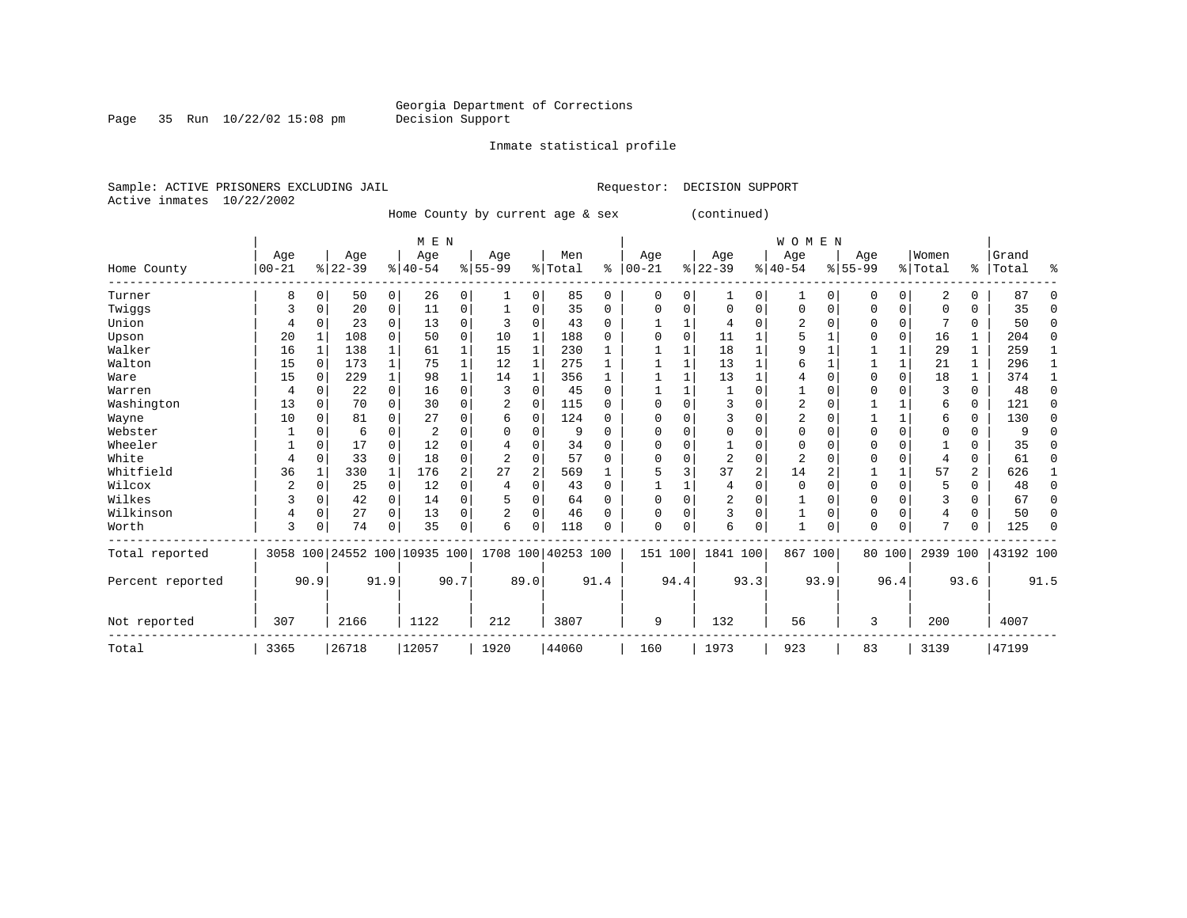Georgia Department of Corrections
Decision Support

Inmate statistical profile

Sample: ACTIVE PRISONERS EXCLUDING JAIL

Requestor: DECISION SUPPORT

Active inmates 10/22/2002

Home County by current age & sex (continued)

| Home County | MEN Age 00-21 | % | Age 22-39 | % | Age 40-54 | % | Age 55-99 | % | Men Total | % | WOMEN Age 00-21 | % | Age 22-39 | % | Age 40-54 | % | Age 55-99 | % | Women Total | % | Grand Total | % |
|---|---|---|---|---|---|---|---|---|---|---|---|---|---|---|---|---|---|---|---|---|---|---|
| Turner | 8 | 0 | 50 | 0 | 26 | 0 | 1 | 0 | 85 | 0 | 0 | 0 | 1 | 0 | 1 | 0 | 0 | 0 | 2 | 0 | 87 | 0 |
| Twiggs | 3 | 0 | 20 | 0 | 11 | 0 | 1 | 0 | 35 | 0 | 0 | 0 | 0 | 0 | 0 | 0 | 0 | 0 | 0 | 0 | 35 | 0 |
| Union | 4 | 0 | 23 | 0 | 13 | 0 | 3 | 0 | 43 | 0 | 1 | 1 | 4 | 0 | 2 | 0 | 0 | 0 | 7 | 0 | 50 | 0 |
| Upson | 20 | 1 | 108 | 0 | 50 | 0 | 10 | 1 | 188 | 0 | 0 | 0 | 11 | 1 | 5 | 1 | 0 | 0 | 16 | 1 | 204 | 0 |
| Walker | 16 | 1 | 138 | 1 | 61 | 1 | 15 | 1 | 230 | 1 | 1 | 1 | 18 | 1 | 9 | 1 | 1 | 1 | 29 | 1 | 259 | 1 |
| Walton | 15 | 0 | 173 | 1 | 75 | 1 | 12 | 1 | 275 | 1 | 1 | 1 | 13 | 1 | 6 | 1 | 1 | 1 | 21 | 1 | 296 | 1 |
| Ware | 15 | 0 | 229 | 1 | 98 | 1 | 14 | 1 | 356 | 1 | 1 | 1 | 13 | 1 | 4 | 0 | 0 | 0 | 18 | 1 | 374 | 1 |
| Warren | 4 | 0 | 22 | 0 | 16 | 0 | 3 | 0 | 45 | 0 | 1 | 1 | 1 | 0 | 1 | 0 | 0 | 0 | 3 | 0 | 48 | 0 |
| Washington | 13 | 0 | 70 | 0 | 30 | 0 | 2 | 0 | 115 | 0 | 0 | 0 | 3 | 0 | 2 | 0 | 1 | 1 | 6 | 0 | 121 | 0 |
| Wayne | 10 | 0 | 81 | 0 | 27 | 0 | 6 | 0 | 124 | 0 | 0 | 0 | 3 | 0 | 2 | 0 | 1 | 1 | 6 | 0 | 130 | 0 |
| Webster | 1 | 0 | 6 | 0 | 2 | 0 | 0 | 0 | 9 | 0 | 0 | 0 | 0 | 0 | 0 | 0 | 0 | 0 | 0 | 0 | 9 | 0 |
| Wheeler | 1 | 0 | 17 | 0 | 12 | 0 | 4 | 0 | 34 | 0 | 0 | 0 | 1 | 0 | 0 | 0 | 0 | 0 | 1 | 0 | 35 | 0 |
| White | 4 | 0 | 33 | 0 | 18 | 0 | 2 | 0 | 57 | 0 | 0 | 0 | 2 | 0 | 2 | 0 | 0 | 0 | 4 | 0 | 61 | 0 |
| Whitfield | 36 | 1 | 330 | 1 | 176 | 2 | 27 | 2 | 569 | 1 | 5 | 3 | 37 | 2 | 14 | 2 | 1 | 1 | 57 | 2 | 626 | 1 |
| Wilcox | 2 | 0 | 25 | 0 | 12 | 0 | 4 | 0 | 43 | 0 | 1 | 1 | 4 | 0 | 0 | 0 | 0 | 0 | 5 | 0 | 48 | 0 |
| Wilkes | 3 | 0 | 42 | 0 | 14 | 0 | 5 | 0 | 64 | 0 | 0 | 0 | 2 | 0 | 1 | 0 | 0 | 0 | 3 | 0 | 67 | 0 |
| Wilkinson | 4 | 0 | 27 | 0 | 13 | 0 | 2 | 0 | 46 | 0 | 0 | 0 | 3 | 0 | 1 | 0 | 0 | 0 | 4 | 0 | 50 | 0 |
| Worth | 3 | 0 | 74 | 0 | 35 | 0 | 6 | 0 | 118 | 0 | 0 | 0 | 6 | 0 | 1 | 0 | 0 | 0 | 7 | 0 | 125 | 0 |
| Total reported | 3058 | 100 | 24552 | 100 | 10935 | 100 | 1708 | 100 | 40253 | 100 | 151 | 100 | 1841 | 100 | 867 | 100 | 80 | 100 | 2939 | 100 | 43192 | 100 |
| Percent reported | | 90.9 | | 91.9 | | 90.7 | | 89.0 | | 91.4 | | 94.4 | | 93.3 | | 93.9 | | 96.4 | | 93.6 | | 91.5 |
| Not reported | 307 | | 2166 | | 1122 | | 212 | | 3807 | | 9 | | 132 | | 56 | | 3 | | 200 | | 4007 | |
| Total | 3365 | | 26718 | | 12057 | | 1920 | | 44060 | | 160 | | 1973 | | 923 | | 83 | | 3139 | | 47199 | |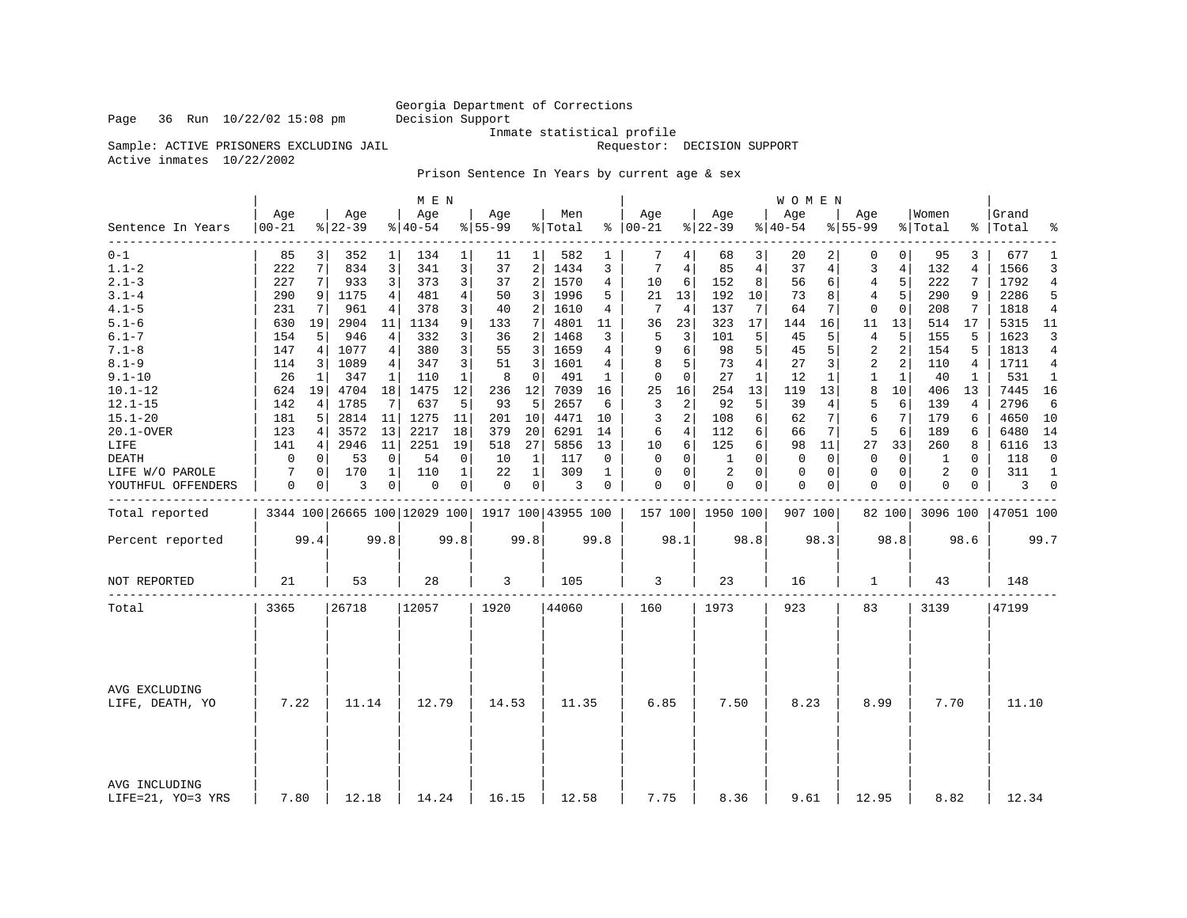Georgia Department of Corrections
Decision Support
Inmate statistical profile

Sample: ACTIVE PRISONERS EXCLUDING JAIL    Requestor: DECISION SUPPORT
Active inmates 10/22/2002

Prison Sentence In Years by current age & sex

| Sentence In Years | MEN Age 00-21 | % | Age 22-39 | % | Age 40-54 | % | Age 55-99 | % | Men Total | % | WOMEN Age 00-21 | % | Age 22-39 | % | Age 40-54 | % | Age 55-99 | % | Women Total | % | Grand Total | % |
|---|---|---|---|---|---|---|---|---|---|---|---|---|---|---|---|---|---|---|---|---|---|---|
| 0-1 | 85 | 3 | 352 | 1 | 134 | 1 | 11 | 1 | 582 | 1 | 7 | 4 | 68 | 3 | 20 | 2 | 0 | 0 | 95 | 3 | 677 | 1 |
| 1.1-2 | 222 | 7 | 834 | 3 | 341 | 3 | 37 | 2 | 1434 | 3 | 7 | 4 | 85 | 4 | 37 | 4 | 3 | 4 | 132 | 4 | 1566 | 3 |
| 2.1-3 | 227 | 7 | 933 | 3 | 373 | 3 | 37 | 2 | 1570 | 4 | 10 | 6 | 152 | 8 | 56 | 6 | 4 | 5 | 222 | 7 | 1792 | 4 |
| 3.1-4 | 290 | 9 | 1175 | 4 | 481 | 4 | 50 | 3 | 1996 | 5 | 21 | 13 | 192 | 10 | 73 | 8 | 4 | 5 | 290 | 9 | 2286 | 5 |
| 4.1-5 | 231 | 7 | 961 | 4 | 378 | 3 | 40 | 2 | 1610 | 4 | 7 | 4 | 137 | 7 | 64 | 7 | 0 | 0 | 208 | 7 | 1818 | 4 |
| 5.1-6 | 630 | 19 | 2904 | 11 | 1134 | 9 | 133 | 7 | 4801 | 11 | 36 | 23 | 323 | 17 | 144 | 16 | 11 | 13 | 514 | 17 | 5315 | 11 |
| 6.1-7 | 154 | 5 | 946 | 4 | 332 | 3 | 36 | 2 | 1468 | 3 | 5 | 3 | 101 | 5 | 45 | 5 | 4 | 5 | 155 | 5 | 1623 | 3 |
| 7.1-8 | 147 | 4 | 1077 | 4 | 380 | 3 | 55 | 3 | 1659 | 4 | 9 | 6 | 98 | 5 | 45 | 5 | 2 | 2 | 154 | 5 | 1813 | 4 |
| 8.1-9 | 114 | 3 | 1089 | 4 | 347 | 3 | 51 | 3 | 1601 | 4 | 8 | 5 | 73 | 4 | 27 | 3 | 2 | 2 | 110 | 4 | 1711 | 4 |
| 9.1-10 | 26 | 1 | 347 | 1 | 110 | 1 | 8 | 0 | 491 | 1 | 0 | 0 | 27 | 1 | 12 | 1 | 1 | 1 | 40 | 1 | 531 | 1 |
| 10.1-12 | 624 | 19 | 4704 | 18 | 1475 | 12 | 236 | 12 | 7039 | 16 | 25 | 16 | 254 | 13 | 119 | 13 | 8 | 10 | 406 | 13 | 7445 | 16 |
| 12.1-15 | 142 | 4 | 1785 | 7 | 637 | 5 | 93 | 5 | 2657 | 6 | 3 | 2 | 92 | 5 | 39 | 4 | 5 | 6 | 139 | 4 | 2796 | 6 |
| 15.1-20 | 181 | 5 | 2814 | 11 | 1275 | 11 | 201 | 10 | 4471 | 10 | 3 | 2 | 108 | 6 | 62 | 7 | 6 | 7 | 179 | 6 | 4650 | 10 |
| 20.1-OVER | 123 | 4 | 3572 | 13 | 2217 | 18 | 379 | 20 | 6291 | 14 | 6 | 4 | 112 | 6 | 66 | 7 | 5 | 6 | 189 | 6 | 6480 | 14 |
| LIFE | 141 | 4 | 2946 | 11 | 2251 | 19 | 518 | 27 | 5856 | 13 | 10 | 6 | 125 | 6 | 98 | 11 | 27 | 33 | 260 | 8 | 6116 | 13 |
| DEATH | 0 | 0 | 53 | 0 | 54 | 0 | 10 | 1 | 117 | 0 | 0 | 0 | 1 | 0 | 0 | 0 | 0 | 0 | 1 | 0 | 118 | 0 |
| LIFE W/O PAROLE | 7 | 0 | 170 | 1 | 110 | 1 | 22 | 1 | 309 | 1 | 0 | 0 | 2 | 0 | 0 | 0 | 0 | 0 | 2 | 0 | 311 | 1 |
| YOUTHFUL OFFENDERS | 0 | 0 | 3 | 0 | 0 | 0 | 0 | 0 | 3 | 0 | 0 | 0 | 0 | 0 | 0 | 0 | 0 | 0 | 0 | 0 | 3 | 0 |
| Total reported | 3344 | 100 | 26665 | 100 | 12029 | 100 | 1917 | 100 | 43955 | 100 | 157 | 100 | 1950 | 100 | 907 | 100 | 82 | 100 | 3096 | 100 | 47051 | 100 |
| Percent reported | 99.4 | | 99.8 | | 99.8 | | 99.8 | | 99.8 | | 98.1 | | 98.8 | | 98.3 | | 98.8 | | 98.6 | | 99.7 | |
| NOT REPORTED | 21 | | 53 | | 28 | | 3 | | 105 | | 3 | | 23 | | 16 | | 1 | | 43 | | 148 | |
| Total | 3365 | | 26718 | | 12057 | | 1920 | | 44060 | | 160 | | 1973 | | 923 | | 83 | | 3139 | | 47199 | |
| AVG EXCLUDING LIFE, DEATH, YO | 7.22 | | 11.14 | | 12.79 | | 14.53 | | 11.35 | | 6.85 | | 7.50 | | 8.23 | | 8.99 | | 7.70 | | 11.10 | |
| AVG INCLUDING LIFE=21, YO=3 YRS | 7.80 | | 12.18 | | 14.24 | | 16.15 | | 12.58 | | 7.75 | | 8.36 | | 9.61 | | 12.95 | | 8.82 | | 12.34 | |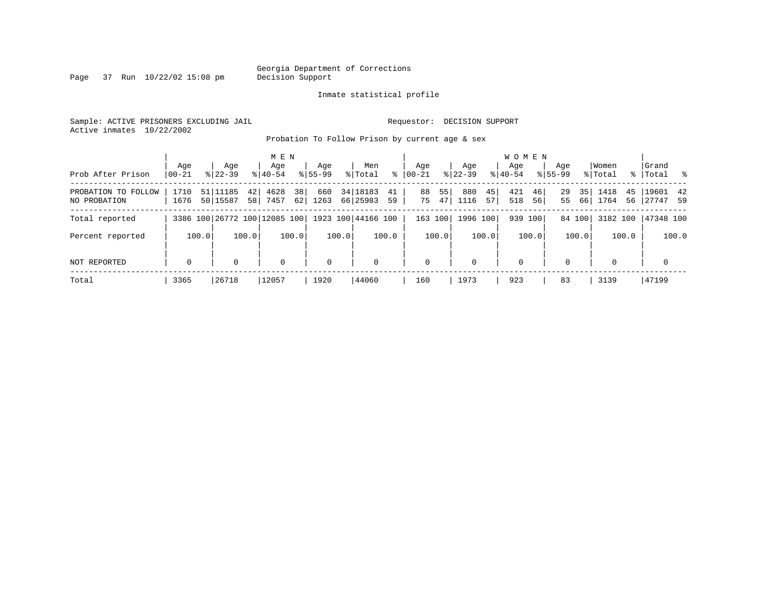Georgia Department of Corrections
Decision Support

Inmate statistical profile

Sample: ACTIVE PRISONERS EXCLUDING JAIL

Requestor: DECISION SUPPORT

Active inmates 10/22/2002

Probation To Follow Prison by current age & sex

| Prob After Prison | MEN Age 00-21 | % | MEN Age 22-39 | % | MEN Age 40-54 | % | MEN Age 55-99 | % | Men Total | % | WOMEN Age 00-21 | % | WOMEN Age 22-39 | % | WOMEN Age 40-54 | % | WOMEN Age 55-99 | % | Women Total | % | Grand Total | % |
|---|---|---|---|---|---|---|---|---|---|---|---|---|---|---|---|---|---|---|---|---|---|---|
| PROBATION TO FOLLOW | 1710 | 51 | 11185 | 42 | 4628 | 38 | 660 | 34 | 18183 | 41 | 88 | 55 | 880 | 45 | 421 | 46 | 29 | 35 | 1418 | 45 | 19601 | 42 |
| NO PROBATION | 1676 | 50 | 15587 | 58 | 7457 | 62 | 1263 | 66 | 25983 | 59 | 75 | 47 | 1116 | 57 | 518 | 56 | 55 | 66 | 1764 | 56 | 27747 | 59 |
| Total reported | 3386 | 100 | 26772 | 100 | 12085 | 100 | 1923 | 100 | 44166 | 100 | 163 | 100 | 1996 | 100 | 939 | 100 | 84 | 100 | 3182 | 100 | 47348 | 100 |
| Percent reported | | 100.0 | | 100.0 | | 100.0 | | 100.0 | | 100.0 | | 100.0 | | 100.0 | | 100.0 | | 100.0 | | 100.0 | | 100.0 |
| NOT REPORTED | 0 | | 0 | | 0 | | 0 | | 0 | | 0 | | 0 | | 0 | | 0 | | 0 | | 0 | |
| Total | 3365 | | 26718 | | 12057 | | 1920 | | 44060 | | 160 | | 1973 | | 923 | | 83 | | 3139 | | 47199 | |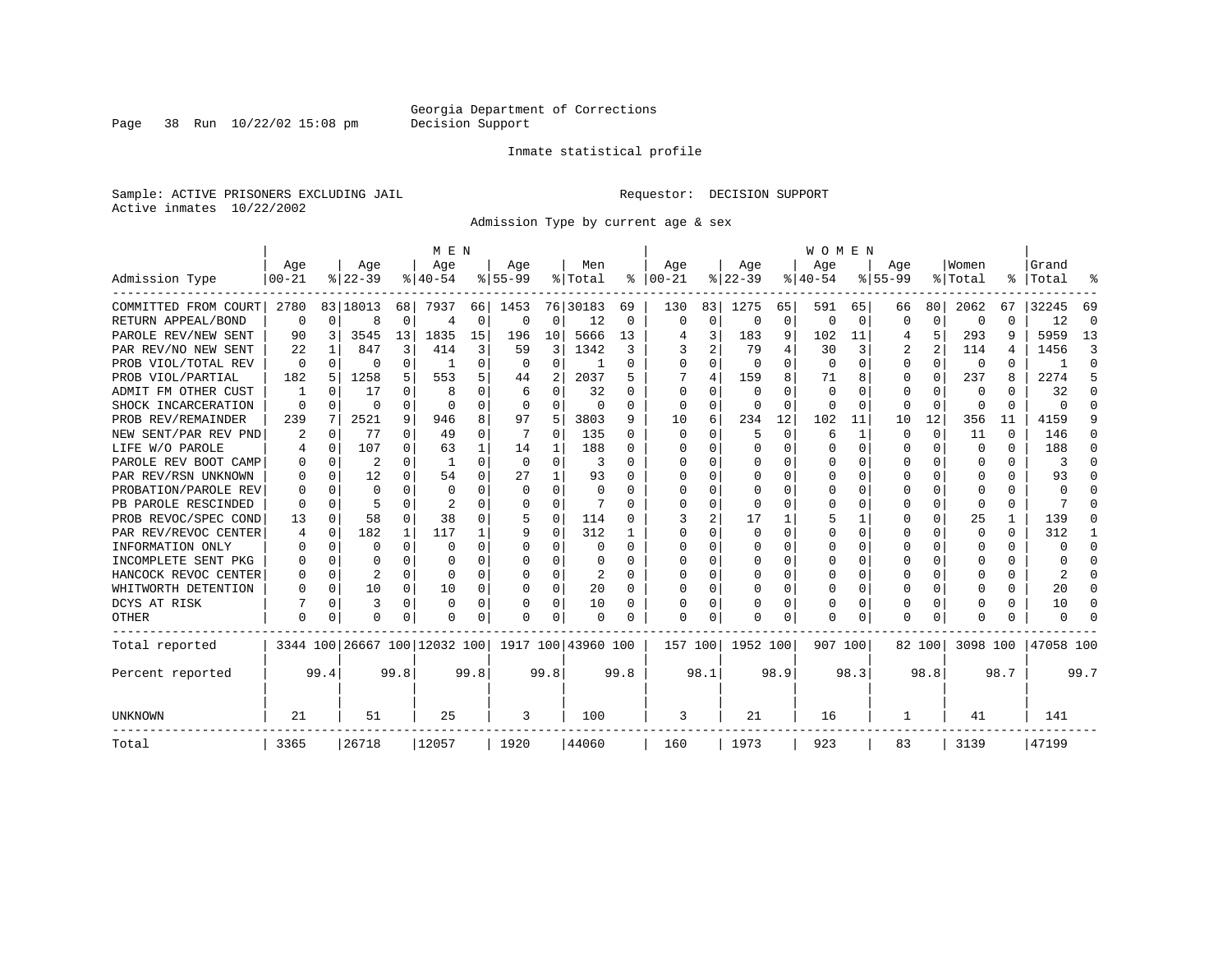Georgia Department of Corrections
Decision Support

Inmate statistical profile

Sample: ACTIVE PRISONERS EXCLUDING JAIL

Requestor: DECISION SUPPORT

Active inmates 10/22/2002

Admission Type by current age & sex

| Admission Type | MEN Age 00-21 | % | Age 22-39 | % | Age 40-54 | % | Age 55-99 | % | Men Total | % | WOMEN Age 00-21 | % | Age 22-39 | % | Age 40-54 | % | Age 55-99 | % | Women Total | % | Grand Total | % |
|---|---|---|---|---|---|---|---|---|---|---|---|---|---|---|---|---|---|---|---|---|---|---|
| COMMITTED FROM COURT | 2780 | 83 | 18013 | 68 | 7937 | 66 | 1453 | 76 | 30183 | 69 | 130 | 83 | 1275 | 65 | 591 | 65 | 66 | 80 | 2062 | 67 | 32245 | 69 |
| RETURN APPEAL/BOND | 0 | 0 | 8 | 0 | 4 | 0 | 0 | 0 | 12 | 0 | 0 | 0 | 0 | 0 | 0 | 0 | 0 | 0 | 0 | 0 | 12 | 0 |
| PAROLE REV/NEW SENT | 90 | 3 | 3545 | 13 | 1835 | 15 | 196 | 10 | 5666 | 13 | 4 | 3 | 183 | 9 | 102 | 11 | 4 | 5 | 293 | 9 | 5959 | 13 |
| PAR REV/NO NEW SENT | 22 | 1 | 847 | 3 | 414 | 3 | 59 | 3 | 1342 | 3 | 3 | 2 | 79 | 4 | 30 | 3 | 2 | 2 | 114 | 4 | 1456 | 3 |
| PROB VIOL/TOTAL REV | 0 | 0 | 0 | 0 | 1 | 0 | 0 | 0 | 1 | 0 | 0 | 0 | 0 | 0 | 0 | 0 | 0 | 0 | 0 | 0 | 1 | 0 |
| PROB VIOL/PARTIAL | 182 | 5 | 1258 | 5 | 553 | 5 | 44 | 2 | 2037 | 5 | 7 | 4 | 159 | 8 | 71 | 8 | 0 | 0 | 237 | 8 | 2274 | 5 |
| ADMIT FM OTHER CUST | 1 | 0 | 17 | 0 | 8 | 0 | 6 | 0 | 32 | 0 | 0 | 0 | 0 | 0 | 0 | 0 | 0 | 0 | 0 | 0 | 32 | 0 |
| SHOCK INCARCERATION | 0 | 0 | 0 | 0 | 0 | 0 | 0 | 0 | 0 | 0 | 0 | 0 | 0 | 0 | 0 | 0 | 0 | 0 | 0 | 0 | 0 | 0 |
| PROB REV/REMAINDER | 239 | 7 | 2521 | 9 | 946 | 8 | 97 | 5 | 3803 | 9 | 10 | 6 | 234 | 12 | 102 | 11 | 10 | 12 | 356 | 11 | 4159 | 9 |
| NEW SENT/PAR REV PND | 2 | 0 | 77 | 0 | 49 | 0 | 7 | 0 | 135 | 0 | 0 | 0 | 5 | 0 | 6 | 1 | 0 | 0 | 11 | 0 | 146 | 0 |
| LIFE W/O PAROLE | 4 | 0 | 107 | 0 | 63 | 1 | 14 | 1 | 188 | 0 | 0 | 0 | 0 | 0 | 0 | 0 | 0 | 0 | 0 | 0 | 188 | 0 |
| PAROLE REV BOOT CAMP | 0 | 0 | 2 | 0 | 1 | 0 | 0 | 0 | 3 | 0 | 0 | 0 | 0 | 0 | 0 | 0 | 0 | 0 | 0 | 0 | 3 | 0 |
| PAR REV/RSN UNKNOWN | 0 | 0 | 12 | 0 | 54 | 0 | 27 | 1 | 93 | 0 | 0 | 0 | 0 | 0 | 0 | 0 | 0 | 0 | 0 | 0 | 93 | 0 |
| PROBATION/PAROLE REV | 0 | 0 | 0 | 0 | 0 | 0 | 0 | 0 | 0 | 0 | 0 | 0 | 0 | 0 | 0 | 0 | 0 | 0 | 0 | 0 | 0 | 0 |
| PB PAROLE RESCINDED | 0 | 0 | 5 | 0 | 2 | 0 | 0 | 0 | 7 | 0 | 0 | 0 | 0 | 0 | 0 | 0 | 0 | 0 | 0 | 0 | 7 | 0 |
| PROB REVOC/SPEC COND | 13 | 0 | 58 | 0 | 38 | 0 | 5 | 0 | 114 | 0 | 3 | 2 | 17 | 1 | 5 | 1 | 0 | 0 | 25 | 1 | 139 | 0 |
| PAR REV/REVOC CENTER | 4 | 0 | 182 | 1 | 117 | 1 | 9 | 0 | 312 | 1 | 0 | 0 | 0 | 0 | 0 | 0 | 0 | 0 | 0 | 0 | 312 | 1 |
| INFORMATION ONLY | 0 | 0 | 0 | 0 | 0 | 0 | 0 | 0 | 0 | 0 | 0 | 0 | 0 | 0 | 0 | 0 | 0 | 0 | 0 | 0 | 0 | 0 |
| INCOMPLETE SENT PKG | 0 | 0 | 0 | 0 | 0 | 0 | 0 | 0 | 0 | 0 | 0 | 0 | 0 | 0 | 0 | 0 | 0 | 0 | 0 | 0 | 0 | 0 |
| HANCOCK REVOC CENTER | 0 | 0 | 2 | 0 | 0 | 0 | 0 | 0 | 2 | 0 | 0 | 0 | 0 | 0 | 0 | 0 | 0 | 0 | 0 | 0 | 2 | 0 |
| WHITWORTH DETENTION | 0 | 0 | 10 | 0 | 10 | 0 | 0 | 0 | 20 | 0 | 0 | 0 | 0 | 0 | 0 | 0 | 0 | 0 | 0 | 0 | 20 | 0 |
| DCYS AT RISK | 7 | 0 | 3 | 0 | 0 | 0 | 0 | 0 | 10 | 0 | 0 | 0 | 0 | 0 | 0 | 0 | 0 | 0 | 0 | 0 | 10 | 0 |
| OTHER | 0 | 0 | 0 | 0 | 0 | 0 | 0 | 0 | 0 | 0 | 0 | 0 | 0 | 0 | 0 | 0 | 0 | 0 | 0 | 0 | 0 | 0 |
| Total reported | 3344 | 100 | 26667 | 100 | 12032 | 100 | 1917 | 100 | 43960 | 100 | 157 | 100 | 1952 | 100 | 907 | 100 | 82 | 100 | 3098 | 100 | 47058 | 100 |
| Percent reported | | 99.4 | | 99.8 | | 99.8 | | 99.8 | | 99.8 | | 98.1 | | 98.9 | | 98.3 | | 98.8 | | 98.7 | | 99.7 |
| UNKNOWN | 21 | | 51 | | 25 | | 3 | | 100 | | 3 | | 21 | | 16 | | 1 | | 41 | | 141 | |
| Total | 3365 | | 26718 | | 12057 | | 1920 | | 44060 | | 160 | | 1973 | | 923 | | 83 | | 3139 | | 47199 | |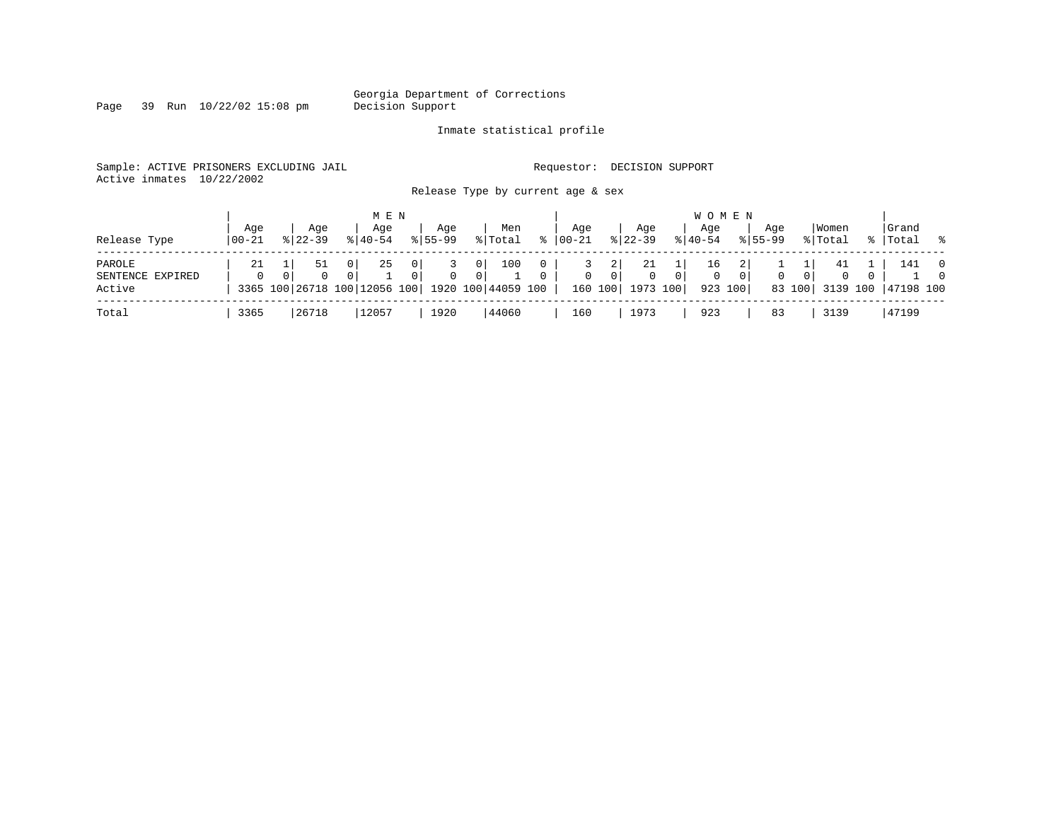Georgia Department of Corrections
Decision Support

Inmate statistical profile

Sample: ACTIVE PRISONERS EXCLUDING JAIL

Requestor: DECISION SUPPORT

Active inmates 10/22/2002

Release Type by current age & sex

| | MEN | | | | | | | | | | WOMEN | | | | | | | | | | | |
|---|---|---|---|---|---|---|---|---|---|---|---|---|---|---|---|---|---|---|---|---|---|---|
| Release Type | Age 00-21 | % | Age 22-39 | % | Age 40-54 | % | Age 55-99 | % | Men Total | % | Age 00-21 | % | Age 22-39 | % | Age 40-54 | % | Age 55-99 | % | Women Total | % | Grand Total | % |
| PAROLE | 21 | 1 | 51 | 0 | 25 | 0 | 3 | 0 | 100 | 0 | 3 | 2 | 21 | 1 | 16 | 2 | 1 | 1 | 41 | 1 | 141 | 0 |
| SENTENCE EXPIRED | 0 | 0 | 0 | 0 | 1 | 0 | 0 | 0 | 1 | 0 | 0 | 0 | 0 | 0 | 0 | 0 | 0 | 0 | 0 | 0 | 1 | 0 |
| Active | 3365 | 100 | 26718 | 100 | 12056 | 100 | 1920 | 100 | 44059 | 100 | 160 | 100 | 1973 | 100 | 923 | 100 | 83 | 100 | 3139 | 100 | 47198 | 100 |
| Total | 3365 | | 26718 | | 12057 | | 1920 | | 44060 | | 160 | | 1973 | | 923 | | 83 | | 3139 | | 47199 | |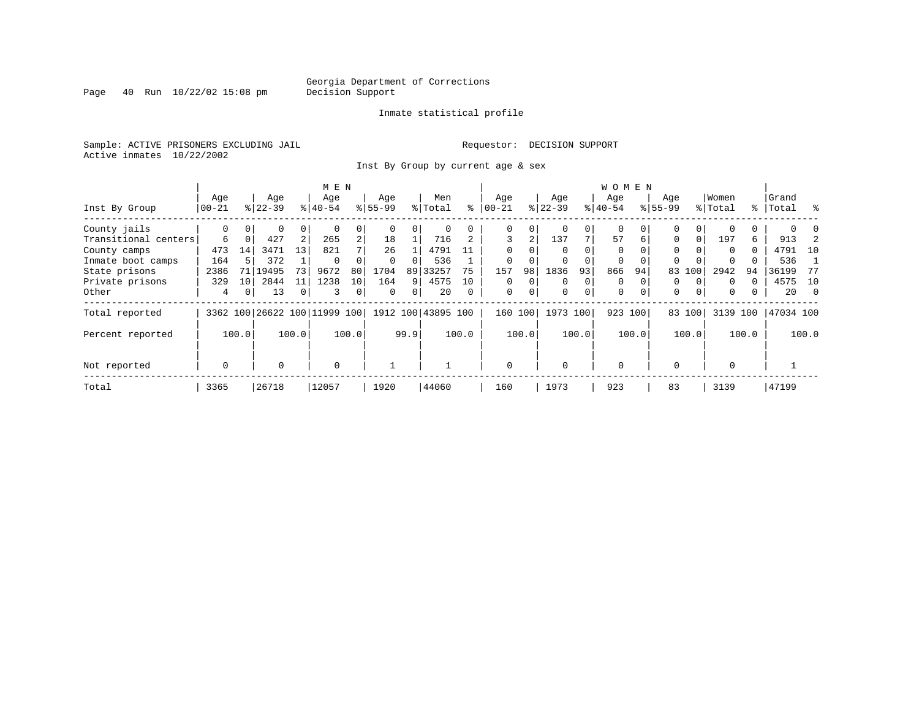Georgia Department of Corrections
Decision Support

Page 40 Run 10/22/02 15:08 pm

Inmate statistical profile

Sample: ACTIVE PRISONERS EXCLUDING JAIL

Requestor: DECISION SUPPORT

Active inmates 10/22/2002

Inst By Group by current age & sex

| Inst By Group | MEN Age 00-21 | % | Age 22-39 | % | Age 40-54 | % | Age 55-99 | % | Men Total | % | WOMEN Age 00-21 | % | Age 22-39 | % | Age 40-54 | % | Age 55-99 | % | Women Total | % | Grand Total | % |
|---|---|---|---|---|---|---|---|---|---|---|---|---|---|---|---|---|---|---|---|---|---|---|
| County jails | 0 | 0 | 0 | 0 | 0 | 0 | 0 | 0 | 0 | 0 | 0 | 0 | 0 | 0 | 0 | 0 | 0 | 0 | 0 | 0 | 0 | 0 |
| Transitional centers | 6 | 0 | 427 | 2 | 265 | 2 | 18 | 1 | 716 | 2 | 3 | 2 | 137 | 7 | 57 | 6 | 0 | 0 | 197 | 6 | 913 | 2 |
| County camps | 473 | 14 | 3471 | 13 | 821 | 7 | 26 | 1 | 4791 | 11 | 0 | 0 | 0 | 0 | 0 | 0 | 0 | 0 | 0 | 0 | 4791 | 10 |
| Inmate boot camps | 164 | 5 | 372 | 1 | 0 | 0 | 0 | 0 | 536 | 1 | 0 | 0 | 0 | 0 | 0 | 0 | 0 | 0 | 0 | 0 | 536 | 1 |
| State prisons | 2386 | 71 | 19495 | 73 | 9672 | 80 | 1704 | 89 | 33257 | 75 | 157 | 98 | 1836 | 93 | 866 | 94 | 83 | 100 | 2942 | 94 | 36199 | 77 |
| Private prisons | 329 | 10 | 2844 | 11 | 1238 | 10 | 164 | 9 | 4575 | 10 | 0 | 0 | 0 | 0 | 0 | 0 | 0 | 0 | 0 | 0 | 4575 | 10 |
| Other | 4 | 0 | 13 | 0 | 3 | 0 | 0 | 0 | 20 | 0 | 0 | 0 | 0 | 0 | 0 | 0 | 0 | 0 | 0 | 0 | 20 | 0 |
| Total reported | 3362 | 100 | 26622 | 100 | 11999 | 100 | 1912 | 100 | 43895 | 100 | 160 | 100 | 1973 | 100 | 923 | 100 | 83 | 100 | 3139 | 100 | 47034 | 100 |
| Percent reported | | 100.0 | | 100.0 | | 100.0 | | 99.9 | | 100.0 | | 100.0 | | 100.0 | | 100.0 | | 100.0 | | 100.0 | | 100.0 |
| Not reported | 0 | | 0 | | 0 | | 1 | | 1 | | 0 | | 0 | | 0 | | 0 | | 0 | | 1 | |
| Total | 3365 | | 26718 | | 12057 | | 1920 | | 44060 | | 160 | | 1973 | | 923 | | 83 | | 3139 | | 47199 | |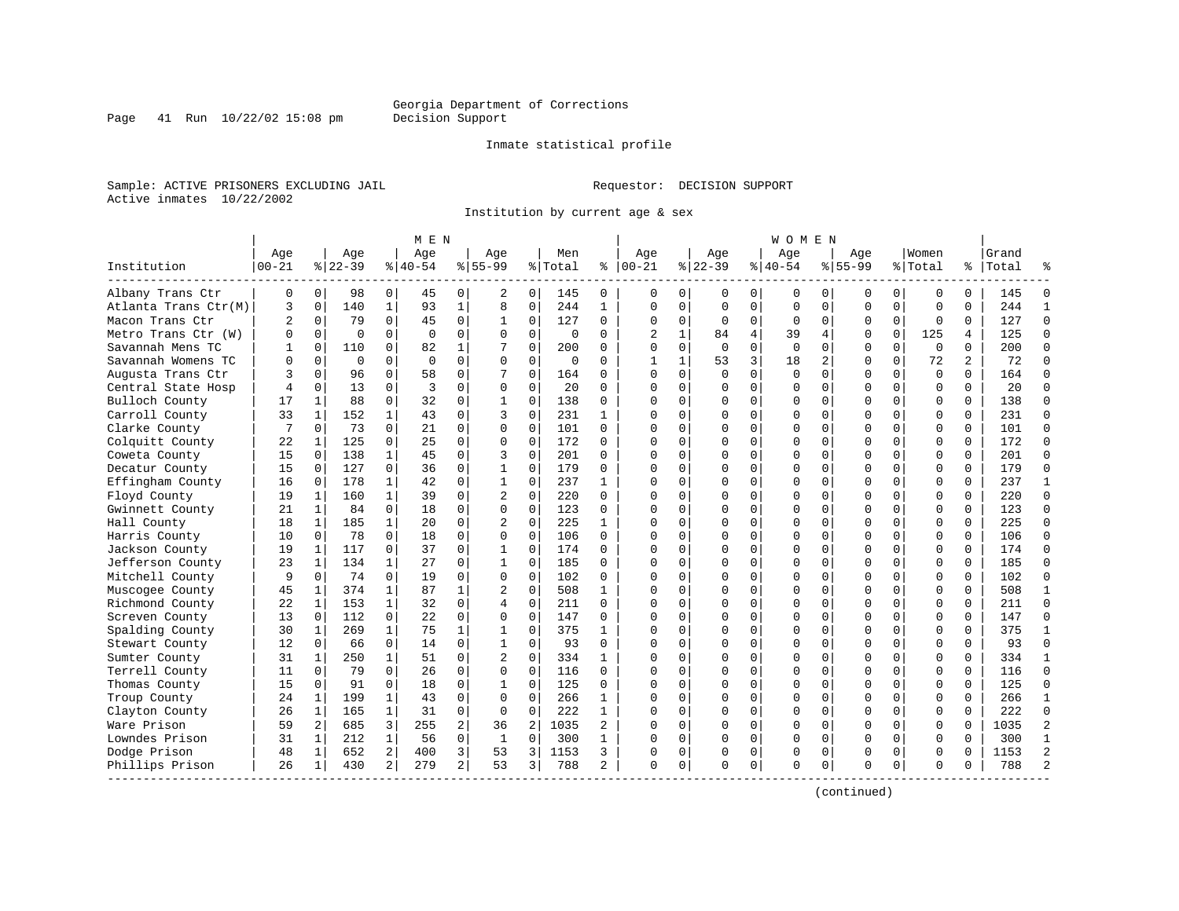Georgia Department of Corrections
Decision Support

Inmate statistical profile

Sample: ACTIVE PRISONERS EXCLUDING JAIL
Active inmates 10/22/2002

Requestor: DECISION SUPPORT

Institution by current age & sex

| Institution | MEN Age 00-21 | % | Age 22-39 | % | Age 40-54 | % | Age 55-99 | % | Men Total | % | WOMEN Age 00-21 | % | Age 22-39 | % | Age 40-54 | % | Age 55-99 | % | Women Total | % | Grand Total | % |
|---|---|---|---|---|---|---|---|---|---|---|---|---|---|---|---|---|---|---|---|---|---|---|
| Albany Trans Ctr | 0 | 0 | 98 | 0 | 45 | 0 | 2 | 0 | 145 | 0 | 0 | 0 | 0 | 0 | 0 | 0 | 0 | 0 | 0 | 0 | 145 | 0 |
| Atlanta Trans Ctr(M) | 3 | 0 | 140 | 1 | 93 | 1 | 8 | 0 | 244 | 1 | 0 | 0 | 0 | 0 | 0 | 0 | 0 | 0 | 0 | 0 | 244 | 1 |
| Macon Trans Ctr | 2 | 0 | 79 | 0 | 45 | 0 | 1 | 0 | 127 | 0 | 0 | 0 | 0 | 0 | 0 | 0 | 0 | 0 | 0 | 0 | 127 | 0 |
| Metro Trans Ctr (W) | 0 | 0 | 0 | 0 | 0 | 0 | 0 | 0 | 0 | 0 | 2 | 1 | 84 | 4 | 39 | 4 | 0 | 0 | 125 | 4 | 125 | 0 |
| Savannah Mens TC | 1 | 0 | 110 | 0 | 82 | 1 | 7 | 0 | 200 | 0 | 0 | 0 | 0 | 0 | 0 | 0 | 0 | 0 | 0 | 0 | 200 | 0 |
| Savannah Womens TC | 0 | 0 | 0 | 0 | 0 | 0 | 0 | 0 | 0 | 0 | 1 | 1 | 53 | 3 | 18 | 2 | 0 | 0 | 72 | 2 | 72 | 0 |
| Augusta Trans Ctr | 3 | 0 | 96 | 0 | 58 | 0 | 7 | 0 | 164 | 0 | 0 | 0 | 0 | 0 | 0 | 0 | 0 | 0 | 0 | 0 | 164 | 0 |
| Central State Hosp | 4 | 0 | 13 | 0 | 3 | 0 | 0 | 0 | 20 | 0 | 0 | 0 | 0 | 0 | 0 | 0 | 0 | 0 | 0 | 0 | 20 | 0 |
| Bulloch County | 17 | 1 | 88 | 0 | 32 | 0 | 1 | 0 | 138 | 0 | 0 | 0 | 0 | 0 | 0 | 0 | 0 | 0 | 0 | 0 | 138 | 0 |
| Carroll County | 33 | 1 | 152 | 1 | 43 | 0 | 3 | 0 | 231 | 1 | 0 | 0 | 0 | 0 | 0 | 0 | 0 | 0 | 0 | 0 | 231 | 0 |
| Clarke County | 7 | 0 | 73 | 0 | 21 | 0 | 0 | 0 | 101 | 0 | 0 | 0 | 0 | 0 | 0 | 0 | 0 | 0 | 0 | 0 | 101 | 0 |
| Colquitt County | 22 | 1 | 125 | 0 | 25 | 0 | 0 | 0 | 172 | 0 | 0 | 0 | 0 | 0 | 0 | 0 | 0 | 0 | 0 | 0 | 172 | 0 |
| Coweta County | 15 | 0 | 138 | 1 | 45 | 0 | 3 | 0 | 201 | 0 | 0 | 0 | 0 | 0 | 0 | 0 | 0 | 0 | 0 | 0 | 201 | 0 |
| Decatur County | 15 | 0 | 127 | 0 | 36 | 0 | 1 | 0 | 179 | 0 | 0 | 0 | 0 | 0 | 0 | 0 | 0 | 0 | 0 | 0 | 179 | 0 |
| Effingham County | 16 | 0 | 178 | 1 | 42 | 0 | 1 | 0 | 237 | 1 | 0 | 0 | 0 | 0 | 0 | 0 | 0 | 0 | 0 | 0 | 237 | 1 |
| Floyd County | 19 | 1 | 160 | 1 | 39 | 0 | 2 | 0 | 220 | 0 | 0 | 0 | 0 | 0 | 0 | 0 | 0 | 0 | 0 | 0 | 220 | 0 |
| Gwinnett County | 21 | 1 | 84 | 0 | 18 | 0 | 0 | 0 | 123 | 0 | 0 | 0 | 0 | 0 | 0 | 0 | 0 | 0 | 0 | 0 | 123 | 0 |
| Hall County | 18 | 1 | 185 | 1 | 20 | 0 | 2 | 0 | 225 | 1 | 0 | 0 | 0 | 0 | 0 | 0 | 0 | 0 | 0 | 0 | 225 | 0 |
| Harris County | 10 | 0 | 78 | 0 | 18 | 0 | 0 | 0 | 106 | 0 | 0 | 0 | 0 | 0 | 0 | 0 | 0 | 0 | 0 | 0 | 106 | 0 |
| Jackson County | 19 | 1 | 117 | 0 | 37 | 0 | 1 | 0 | 174 | 0 | 0 | 0 | 0 | 0 | 0 | 0 | 0 | 0 | 0 | 0 | 174 | 0 |
| Jefferson County | 23 | 1 | 134 | 1 | 27 | 0 | 1 | 0 | 185 | 0 | 0 | 0 | 0 | 0 | 0 | 0 | 0 | 0 | 0 | 0 | 185 | 0 |
| Mitchell County | 9 | 0 | 74 | 0 | 19 | 0 | 0 | 0 | 102 | 0 | 0 | 0 | 0 | 0 | 0 | 0 | 0 | 0 | 0 | 0 | 102 | 0 |
| Muscogee County | 45 | 1 | 374 | 1 | 87 | 1 | 2 | 0 | 508 | 1 | 0 | 0 | 0 | 0 | 0 | 0 | 0 | 0 | 0 | 0 | 508 | 1 |
| Richmond County | 22 | 1 | 153 | 1 | 32 | 0 | 4 | 0 | 211 | 0 | 0 | 0 | 0 | 0 | 0 | 0 | 0 | 0 | 0 | 0 | 211 | 0 |
| Screven County | 13 | 0 | 112 | 0 | 22 | 0 | 0 | 0 | 147 | 0 | 0 | 0 | 0 | 0 | 0 | 0 | 0 | 0 | 0 | 0 | 147 | 0 |
| Spalding County | 30 | 1 | 269 | 1 | 75 | 1 | 1 | 0 | 375 | 1 | 0 | 0 | 0 | 0 | 0 | 0 | 0 | 0 | 0 | 0 | 375 | 1 |
| Stewart County | 12 | 0 | 66 | 0 | 14 | 0 | 1 | 0 | 93 | 0 | 0 | 0 | 0 | 0 | 0 | 0 | 0 | 0 | 0 | 0 | 93 | 0 |
| Sumter County | 31 | 1 | 250 | 1 | 51 | 0 | 2 | 0 | 334 | 1 | 0 | 0 | 0 | 0 | 0 | 0 | 0 | 0 | 0 | 0 | 334 | 1 |
| Terrell County | 11 | 0 | 79 | 0 | 26 | 0 | 0 | 0 | 116 | 0 | 0 | 0 | 0 | 0 | 0 | 0 | 0 | 0 | 0 | 0 | 116 | 0 |
| Thomas County | 15 | 0 | 91 | 0 | 18 | 0 | 1 | 0 | 125 | 0 | 0 | 0 | 0 | 0 | 0 | 0 | 0 | 0 | 0 | 0 | 125 | 0 |
| Troup County | 24 | 1 | 199 | 1 | 43 | 0 | 0 | 0 | 266 | 1 | 0 | 0 | 0 | 0 | 0 | 0 | 0 | 0 | 0 | 0 | 266 | 1 |
| Clayton County | 26 | 1 | 165 | 1 | 31 | 0 | 0 | 0 | 222 | 1 | 0 | 0 | 0 | 0 | 0 | 0 | 0 | 0 | 0 | 0 | 222 | 0 |
| Ware Prison | 59 | 2 | 685 | 3 | 255 | 2 | 36 | 2 | 1035 | 2 | 0 | 0 | 0 | 0 | 0 | 0 | 0 | 0 | 0 | 0 | 1035 | 2 |
| Lowndes Prison | 31 | 1 | 212 | 1 | 56 | 0 | 1 | 0 | 300 | 1 | 0 | 0 | 0 | 0 | 0 | 0 | 0 | 0 | 0 | 0 | 300 | 1 |
| Dodge Prison | 48 | 1 | 652 | 2 | 400 | 3 | 53 | 3 | 1153 | 3 | 0 | 0 | 0 | 0 | 0 | 0 | 0 | 0 | 0 | 0 | 1153 | 2 |
| Phillips Prison | 26 | 1 | 430 | 2 | 279 | 2 | 53 | 3 | 788 | 2 | 0 | 0 | 0 | 0 | 0 | 0 | 0 | 0 | 0 | 0 | 788 | 2 |

(continued)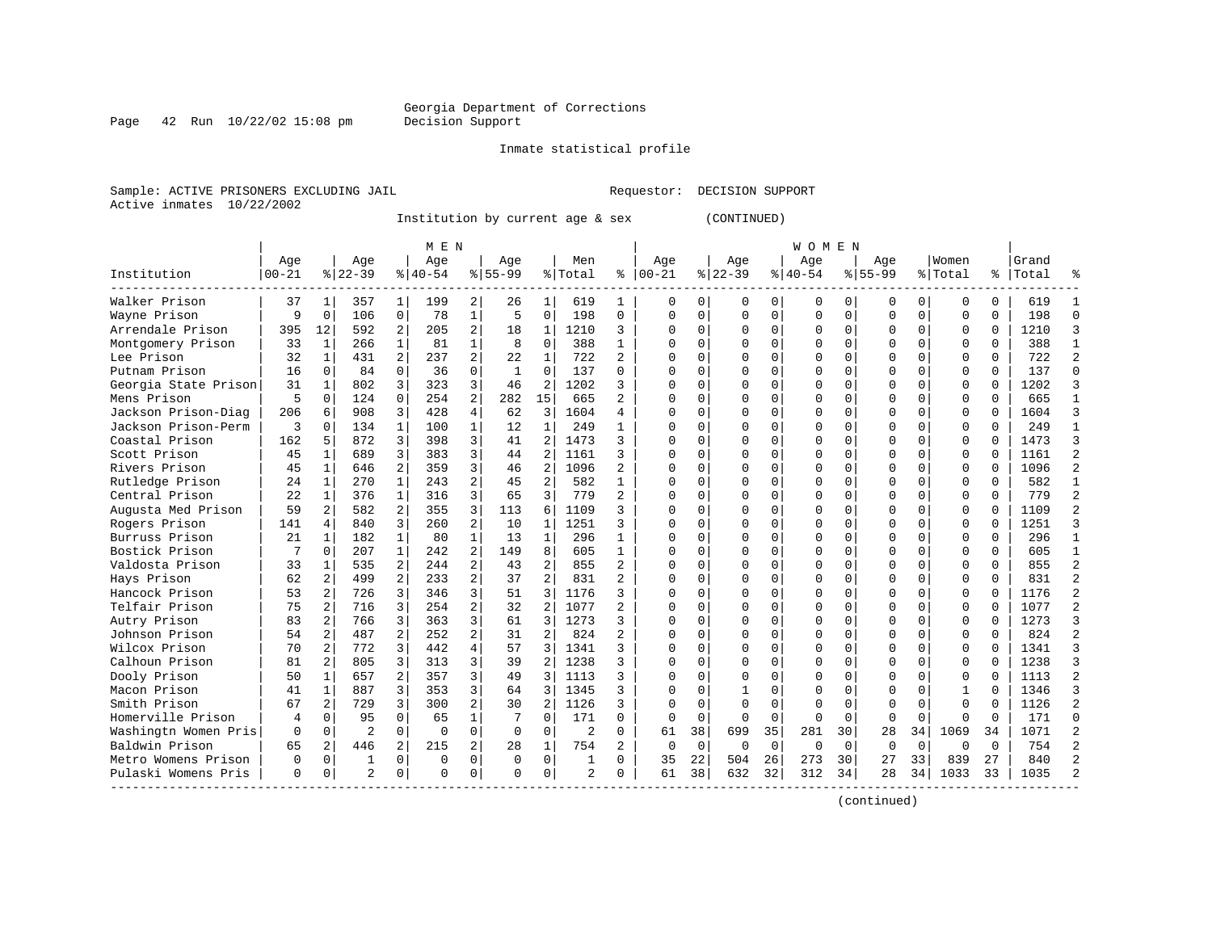Georgia Department of Corrections
Decision Support

Inmate statistical profile

Sample: ACTIVE PRISONERS EXCLUDING JAIL                    Requestor: DECISION SUPPORT
Active inmates 10/22/2002

Institution by current age & sex (CONTINUED)

| Institution | MEN Age 00-21 | % | Age 22-39 | % | Age 40-54 | % | Age 55-99 | % | Men Total | % | WOMEN Age 00-21 | % | Age 22-39 | % | Age 40-54 | % | Age 55-99 | % | Women Total | % | Grand Total | % |
|---|---|---|---|---|---|---|---|---|---|---|---|---|---|---|---|---|---|---|---|---|---|---|
| Walker Prison | 37 | 1 | 357 | 1 | 199 | 2 | 26 | 1 | 619 | 1 | 0 | 0 | 0 | 0 | 0 | 0 | 0 | 0 | 0 | 0 | 619 | 1 |
| Wayne Prison | 9 | 0 | 106 | 0 | 78 | 1 | 5 | 0 | 198 | 0 | 0 | 0 | 0 | 0 | 0 | 0 | 0 | 0 | 0 | 0 | 198 | 0 |
| Arrendale Prison | 395 | 12 | 592 | 2 | 205 | 2 | 18 | 1 | 1210 | 3 | 0 | 0 | 0 | 0 | 0 | 0 | 0 | 0 | 0 | 0 | 1210 | 3 |
| Montgomery Prison | 33 | 1 | 266 | 1 | 81 | 1 | 8 | 0 | 388 | 1 | 0 | 0 | 0 | 0 | 0 | 0 | 0 | 0 | 0 | 0 | 388 | 1 |
| Lee Prison | 32 | 1 | 431 | 2 | 237 | 2 | 22 | 1 | 722 | 2 | 0 | 0 | 0 | 0 | 0 | 0 | 0 | 0 | 0 | 0 | 722 | 2 |
| Putnam Prison | 16 | 0 | 84 | 0 | 36 | 0 | 1 | 0 | 137 | 0 | 0 | 0 | 0 | 0 | 0 | 0 | 0 | 0 | 0 | 0 | 137 | 0 |
| Georgia State Prison | 31 | 1 | 802 | 3 | 323 | 3 | 46 | 2 | 1202 | 3 | 0 | 0 | 0 | 0 | 0 | 0 | 0 | 0 | 0 | 0 | 1202 | 3 |
| Mens Prison | 5 | 0 | 124 | 0 | 254 | 2 | 282 | 15 | 665 | 2 | 0 | 0 | 0 | 0 | 0 | 0 | 0 | 0 | 0 | 0 | 665 | 1 |
| Jackson Prison-Diag | 206 | 6 | 908 | 3 | 428 | 4 | 62 | 3 | 1604 | 4 | 0 | 0 | 0 | 0 | 0 | 0 | 0 | 0 | 0 | 0 | 1604 | 3 |
| Jackson Prison-Perm | 3 | 0 | 134 | 1 | 100 | 1 | 12 | 1 | 249 | 1 | 0 | 0 | 0 | 0 | 0 | 0 | 0 | 0 | 0 | 0 | 249 | 1 |
| Coastal Prison | 162 | 5 | 872 | 3 | 398 | 3 | 41 | 2 | 1473 | 3 | 0 | 0 | 0 | 0 | 0 | 0 | 0 | 0 | 0 | 0 | 1473 | 3 |
| Scott Prison | 45 | 1 | 689 | 3 | 383 | 3 | 44 | 2 | 1161 | 3 | 0 | 0 | 0 | 0 | 0 | 0 | 0 | 0 | 0 | 0 | 1161 | 2 |
| Rivers Prison | 45 | 1 | 646 | 2 | 359 | 3 | 46 | 2 | 1096 | 2 | 0 | 0 | 0 | 0 | 0 | 0 | 0 | 0 | 0 | 0 | 1096 | 2 |
| Rutledge Prison | 24 | 1 | 270 | 1 | 243 | 2 | 45 | 2 | 582 | 1 | 0 | 0 | 0 | 0 | 0 | 0 | 0 | 0 | 0 | 0 | 582 | 1 |
| Central Prison | 22 | 1 | 376 | 1 | 316 | 3 | 65 | 3 | 779 | 2 | 0 | 0 | 0 | 0 | 0 | 0 | 0 | 0 | 0 | 0 | 779 | 2 |
| Augusta Med Prison | 59 | 2 | 582 | 2 | 355 | 3 | 113 | 6 | 1109 | 3 | 0 | 0 | 0 | 0 | 0 | 0 | 0 | 0 | 0 | 0 | 1109 | 2 |
| Rogers Prison | 141 | 4 | 840 | 3 | 260 | 2 | 10 | 1 | 1251 | 3 | 0 | 0 | 0 | 0 | 0 | 0 | 0 | 0 | 0 | 0 | 1251 | 3 |
| Burruss Prison | 21 | 1 | 182 | 1 | 80 | 1 | 13 | 1 | 296 | 1 | 0 | 0 | 0 | 0 | 0 | 0 | 0 | 0 | 0 | 0 | 296 | 1 |
| Bostick Prison | 7 | 0 | 207 | 1 | 242 | 2 | 149 | 8 | 605 | 1 | 0 | 0 | 0 | 0 | 0 | 0 | 0 | 0 | 0 | 0 | 605 | 1 |
| Valdosta Prison | 33 | 1 | 535 | 2 | 244 | 2 | 43 | 2 | 855 | 2 | 0 | 0 | 0 | 0 | 0 | 0 | 0 | 0 | 0 | 0 | 855 | 2 |
| Hays Prison | 62 | 2 | 499 | 2 | 233 | 2 | 37 | 2 | 831 | 2 | 0 | 0 | 0 | 0 | 0 | 0 | 0 | 0 | 0 | 0 | 831 | 2 |
| Hancock Prison | 53 | 2 | 726 | 3 | 346 | 3 | 51 | 3 | 1176 | 3 | 0 | 0 | 0 | 0 | 0 | 0 | 0 | 0 | 0 | 0 | 1176 | 2 |
| Telfair Prison | 75 | 2 | 716 | 3 | 254 | 2 | 32 | 2 | 1077 | 2 | 0 | 0 | 0 | 0 | 0 | 0 | 0 | 0 | 0 | 0 | 1077 | 2 |
| Autry Prison | 83 | 2 | 766 | 3 | 363 | 3 | 61 | 3 | 1273 | 3 | 0 | 0 | 0 | 0 | 0 | 0 | 0 | 0 | 0 | 0 | 1273 | 3 |
| Johnson Prison | 54 | 2 | 487 | 2 | 252 | 2 | 31 | 2 | 824 | 2 | 0 | 0 | 0 | 0 | 0 | 0 | 0 | 0 | 0 | 0 | 824 | 2 |
| Wilcox Prison | 70 | 2 | 772 | 3 | 442 | 4 | 57 | 3 | 1341 | 3 | 0 | 0 | 0 | 0 | 0 | 0 | 0 | 0 | 0 | 0 | 1341 | 3 |
| Calhoun Prison | 81 | 2 | 805 | 3 | 313 | 3 | 39 | 2 | 1238 | 3 | 0 | 0 | 0 | 0 | 0 | 0 | 0 | 0 | 0 | 0 | 1238 | 3 |
| Dooly Prison | 50 | 1 | 657 | 2 | 357 | 3 | 49 | 3 | 1113 | 3 | 0 | 0 | 0 | 0 | 0 | 0 | 0 | 0 | 0 | 0 | 1113 | 2 |
| Macon Prison | 41 | 1 | 887 | 3 | 353 | 3 | 64 | 3 | 1345 | 3 | 0 | 0 | 1 | 0 | 0 | 0 | 0 | 0 | 1 | 0 | 1346 | 3 |
| Smith Prison | 67 | 2 | 729 | 3 | 300 | 2 | 30 | 2 | 1126 | 3 | 0 | 0 | 0 | 0 | 0 | 0 | 0 | 0 | 0 | 0 | 1126 | 2 |
| Homerville Prison | 4 | 0 | 95 | 0 | 65 | 1 | 7 | 0 | 171 | 0 | 0 | 0 | 0 | 0 | 0 | 0 | 0 | 0 | 0 | 0 | 171 | 0 |
| Washingtn Women Pris | 0 | 0 | 2 | 0 | 0 | 0 | 0 | 0 | 2 | 0 | 61 | 38 | 699 | 35 | 281 | 30 | 28 | 34 | 1069 | 34 | 1071 | 2 |
| Baldwin Prison | 65 | 2 | 446 | 2 | 215 | 2 | 28 | 1 | 754 | 2 | 0 | 0 | 0 | 0 | 0 | 0 | 0 | 0 | 0 | 0 | 754 | 2 |
| Metro Womens Prison | 0 | 0 | 1 | 0 | 0 | 0 | 0 | 0 | 1 | 0 | 35 | 22 | 504 | 26 | 273 | 30 | 27 | 33 | 839 | 27 | 840 | 2 |
| Pulaski Womens Pris | 0 | 0 | 2 | 0 | 0 | 0 | 0 | 0 | 2 | 0 | 61 | 38 | 632 | 32 | 312 | 34 | 28 | 34 | 1033 | 33 | 1035 | 2 |

(continued)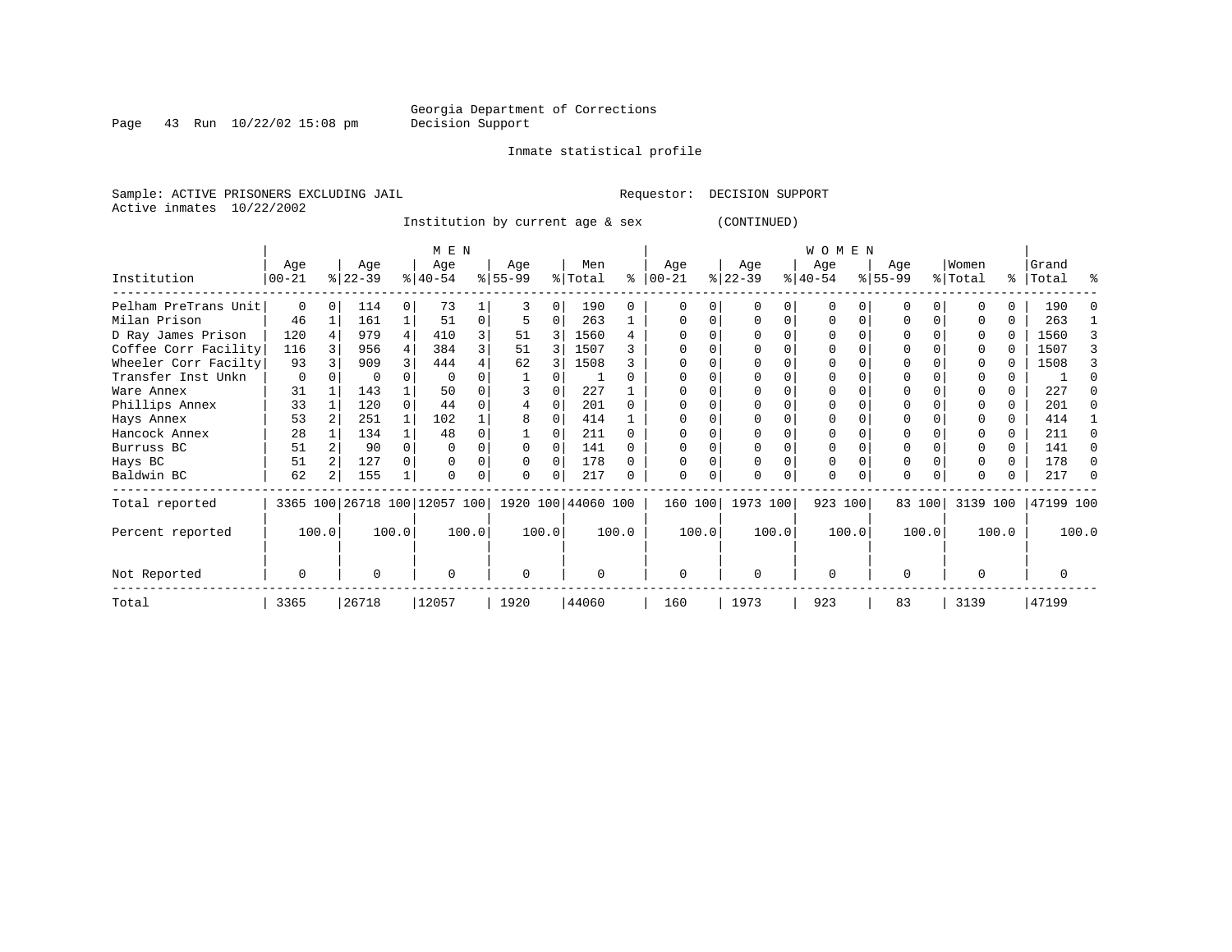Georgia Department of Corrections
Decision Support

Inmate statistical profile

Sample: ACTIVE PRISONERS EXCLUDING JAIL                Requestor: DECISION SUPPORT
Active inmates 10/22/2002

Institution by current age & sex (CONTINUED)

| Institution | MEN Age 00-21 | % | Age 22-39 | % | Age 40-54 | % | Age 55-99 | % | Men Total | % | WOMEN Age 00-21 | % | Age 22-39 | % | Age 40-54 | % | Age 55-99 | % | Women Total | % | Grand Total | % |
|---|---|---|---|---|---|---|---|---|---|---|---|---|---|---|---|---|---|---|---|---|---|---|
| Pelham PreTrans Unit | 0 | 0 | 114 | 0 | 73 | 1 | 3 | 0 | 190 | 0 | 0 | 0 | 0 | 0 | 0 | 0 | 0 | 0 | 0 | 0 | 190 | 0 |
| Milan Prison | 46 | 1 | 161 | 1 | 51 | 0 | 5 | 0 | 263 | 1 | 0 | 0 | 0 | 0 | 0 | 0 | 0 | 0 | 0 | 0 | 263 | 1 |
| D Ray James Prison | 120 | 4 | 979 | 4 | 410 | 3 | 51 | 3 | 1560 | 4 | 0 | 0 | 0 | 0 | 0 | 0 | 0 | 0 | 0 | 0 | 1560 | 3 |
| Coffee Corr Facility | 116 | 3 | 956 | 4 | 384 | 3 | 51 | 3 | 1507 | 3 | 0 | 0 | 0 | 0 | 0 | 0 | 0 | 0 | 0 | 0 | 1507 | 3 |
| Wheeler Corr Facilty | 93 | 3 | 909 | 3 | 444 | 4 | 62 | 3 | 1508 | 3 | 0 | 0 | 0 | 0 | 0 | 0 | 0 | 0 | 0 | 0 | 1508 | 3 |
| Transfer Inst Unkn | 0 | 0 | 0 | 0 | 0 | 0 | 1 | 0 | 1 | 0 | 0 | 0 | 0 | 0 | 0 | 0 | 0 | 0 | 0 | 0 | 1 | 0 |
| Ware Annex | 31 | 1 | 143 | 1 | 50 | 0 | 3 | 0 | 227 | 1 | 0 | 0 | 0 | 0 | 0 | 0 | 0 | 0 | 0 | 0 | 227 | 0 |
| Phillips Annex | 33 | 1 | 120 | 0 | 44 | 0 | 4 | 0 | 201 | 0 | 0 | 0 | 0 | 0 | 0 | 0 | 0 | 0 | 0 | 0 | 201 | 0 |
| Hays Annex | 53 | 2 | 251 | 1 | 102 | 1 | 8 | 0 | 414 | 1 | 0 | 0 | 0 | 0 | 0 | 0 | 0 | 0 | 0 | 0 | 414 | 1 |
| Hancock Annex | 28 | 1 | 134 | 1 | 48 | 0 | 1 | 0 | 211 | 0 | 0 | 0 | 0 | 0 | 0 | 0 | 0 | 0 | 0 | 0 | 211 | 0 |
| Burruss BC | 51 | 2 | 90 | 0 | 0 | 0 | 0 | 0 | 141 | 0 | 0 | 0 | 0 | 0 | 0 | 0 | 0 | 0 | 0 | 0 | 141 | 0 |
| Hays BC | 51 | 2 | 127 | 0 | 0 | 0 | 0 | 0 | 178 | 0 | 0 | 0 | 0 | 0 | 0 | 0 | 0 | 0 | 0 | 0 | 178 | 0 |
| Baldwin BC | 62 | 2 | 155 | 1 | 0 | 0 | 0 | 0 | 217 | 0 | 0 | 0 | 0 | 0 | 0 | 0 | 0 | 0 | 0 | 0 | 217 | 0 |
| Total reported | 3365 | 100 | 26718 | 100 | 12057 | 100 | 1920 | 100 | 44060 | 100 | 160 | 100 | 1973 | 100 | 923 | 100 | 83 | 100 | 3139 | 100 | 47199 | 100 |
| Percent reported | | 100.0 | | 100.0 | | 100.0 | | 100.0 | | 100.0 | | 100.0 | | 100.0 | | 100.0 | | 100.0 | | 100.0 | | 100.0 |
| Not Reported | 0 | | 0 | | 0 | | 0 | | 0 | | 0 | | 0 | | 0 | | 0 | | 0 | | 0 | |
| Total | 3365 | | 26718 | | 12057 | | 1920 | | 44060 | | 160 | | 1973 | | 923 | | 83 | | 3139 | | 47199 | |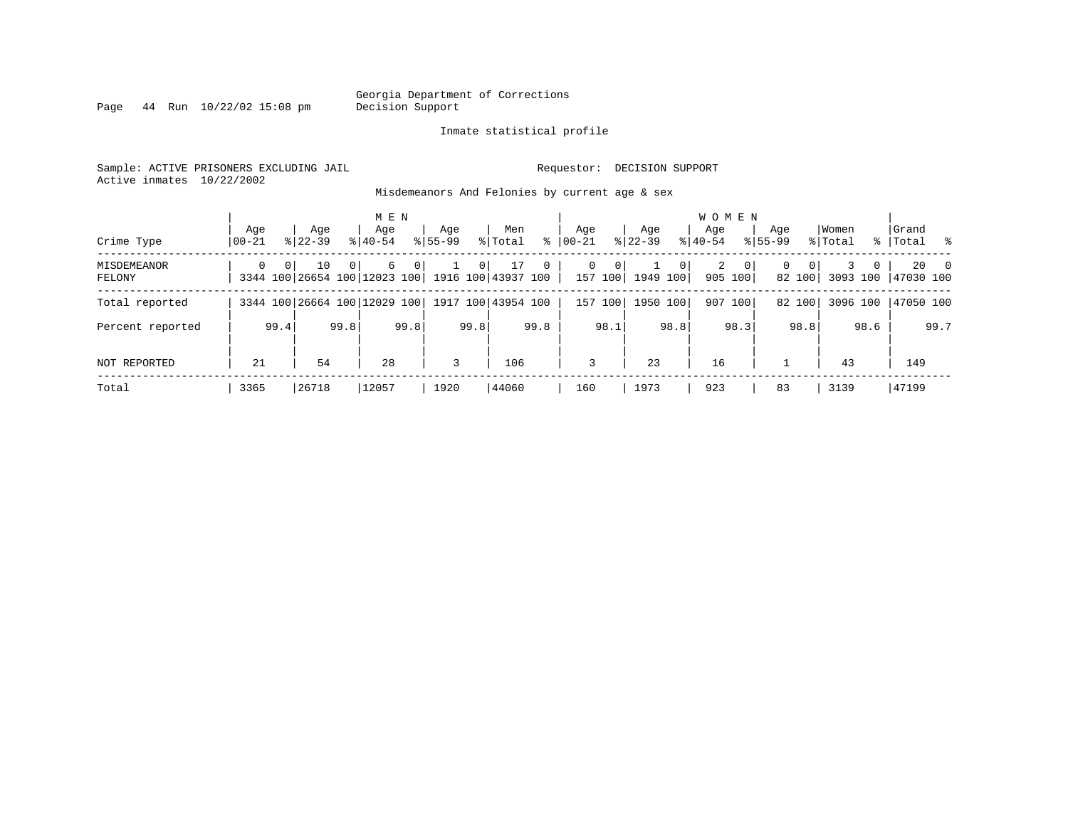Georgia Department of Corrections
Decision Support

Inmate statistical profile

Sample: ACTIVE PRISONERS EXCLUDING JAIL

Requestor: DECISION SUPPORT

Active inmates 10/22/2002

Misdemeanors And Felonies by current age & sex

| Crime Type | MEN Age 00-21 | % | Age 22-39 | % | Age 40-54 | % | Age 55-99 | % | Men Total | % | WOMEN Age 00-21 | % | Age 22-39 | % | Age 40-54 | % | Age 55-99 | % | Women Total | % | Grand Total | % |
|---|---|---|---|---|---|---|---|---|---|---|---|---|---|---|---|---|---|---|---|---|---|---|
| MISDEMEANOR | 0 | 0 | 10 | 0 | 6 | 0 | 1 | 0 | 17 | 0 | 0 | 0 | 1 | 0 | 2 | 0 | 0 | 0 | 3 | 0 | 20 | 0 |
| FELONY | 3344 | 100 | 26654 | 100 | 12023 | 100 | 1916 | 100 | 43937 | 100 | 157 | 100 | 1949 | 100 | 905 | 100 | 82 | 100 | 3093 | 100 | 47030 | 100 |
| Total reported | 3344 | 100 | 26664 | 100 | 12029 | 100 | 1917 | 100 | 43954 | 100 | 157 | 100 | 1950 | 100 | 907 | 100 | 82 | 100 | 3096 | 100 | 47050 | 100 |
| Percent reported | | 99.4 | | 99.8 | | 99.8 | | 99.8 | | 99.8 | | 98.1 | | 98.8 | | 98.3 | | 98.8 | | 98.6 | | 99.7 |
| NOT REPORTED | 21 | | 54 | | 28 | | 3 | | 106 | | 3 | | 23 | | 16 | | 1 | | 43 | | 149 | |
| Total | 3365 | | 26718 | | 12057 | | 1920 | | 44060 | | 160 | | 1973 | | 923 | | 83 | | 3139 | | 47199 | |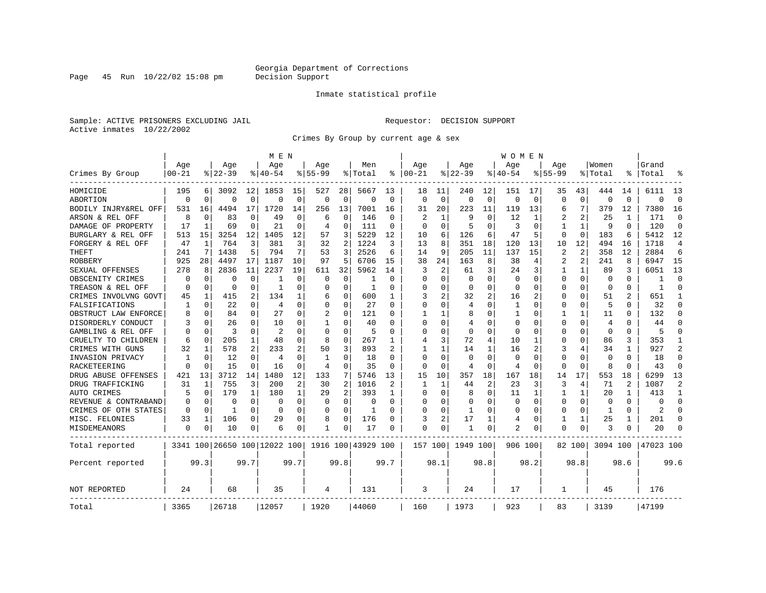Georgia Department of Corrections
Decision Support

Inmate statistical profile

Sample: ACTIVE PRISONERS EXCLUDING JAIL    Requestor: DECISION SUPPORT
Active inmates 10/22/2002

Crimes By Group by current age & sex

| Crimes By Group | MEN Age 00-21 | % | Age 22-39 | % | Age 40-54 | % | Age 55-99 | % | Men Total | % | WOMEN Age 00-21 | % | Age 22-39 | % | Age 40-54 | % | Age 55-99 | % | Women Total | % | Grand Total | % |
|---|---|---|---|---|---|---|---|---|---|---|---|---|---|---|---|---|---|---|---|---|---|---|
| HOMICIDE | 195 | 6 | 3092 | 12 | 1853 | 15 | 527 | 28 | 5667 | 13 | 18 | 11 | 240 | 12 | 151 | 17 | 35 | 43 | 444 | 14 | 6111 | 13 |
| ABORTION | 0 | 0 | 0 | 0 | 0 | 0 | 0 | 0 | 0 | 0 | 0 | 0 | 0 | 0 | 0 | 0 | 0 | 0 | 0 | 0 | 0 | 0 |
| BODILY INJRY&REL OFF | 531 | 16 | 4494 | 17 | 1720 | 14 | 256 | 13 | 7001 | 16 | 31 | 20 | 223 | 11 | 119 | 13 | 6 | 7 | 379 | 12 | 7380 | 16 |
| ARSON & REL OFF | 8 | 0 | 83 | 0 | 49 | 0 | 6 | 0 | 146 | 0 | 2 | 1 | 9 | 0 | 12 | 1 | 2 | 2 | 25 | 1 | 171 | 0 |
| DAMAGE OF PROPERTY | 17 | 1 | 69 | 0 | 21 | 0 | 4 | 0 | 111 | 0 | 0 | 0 | 5 | 0 | 3 | 0 | 1 | 1 | 9 | 0 | 120 | 0 |
| BURGLARY & REL OFF | 513 | 15 | 3254 | 12 | 1405 | 12 | 57 | 3 | 5229 | 12 | 10 | 6 | 126 | 6 | 47 | 5 | 0 | 0 | 183 | 6 | 5412 | 12 |
| FORGERY & REL OFF | 47 | 1 | 764 | 3 | 381 | 3 | 32 | 2 | 1224 | 3 | 13 | 8 | 351 | 18 | 120 | 13 | 10 | 12 | 494 | 16 | 1718 | 4 |
| THEFT | 241 | 7 | 1438 | 5 | 794 | 7 | 53 | 3 | 2526 | 6 | 14 | 9 | 205 | 11 | 137 | 15 | 2 | 2 | 358 | 12 | 2884 | 6 |
| ROBBERY | 925 | 28 | 4497 | 17 | 1187 | 10 | 97 | 5 | 6706 | 15 | 38 | 24 | 163 | 8 | 38 | 4 | 2 | 2 | 241 | 8 | 6947 | 15 |
| SEXUAL OFFENSES | 278 | 8 | 2836 | 11 | 2237 | 19 | 611 | 32 | 5962 | 14 | 3 | 2 | 61 | 3 | 24 | 3 | 1 | 1 | 89 | 3 | 6051 | 13 |
| OBSCENITY CRIMES | 0 | 0 | 0 | 0 | 1 | 0 | 0 | 0 | 1 | 0 | 0 | 0 | 0 | 0 | 0 | 0 | 0 | 0 | 0 | 0 | 1 | 0 |
| TREASON & REL OFF | 0 | 0 | 0 | 0 | 1 | 0 | 0 | 0 | 1 | 0 | 0 | 0 | 0 | 0 | 0 | 0 | 0 | 0 | 0 | 0 | 1 | 0 |
| CRIMES INVOLVNG GOVT | 45 | 1 | 415 | 2 | 134 | 1 | 6 | 0 | 600 | 1 | 3 | 2 | 32 | 2 | 16 | 2 | 0 | 0 | 51 | 2 | 651 | 1 |
| FALSIFICATIONS | 1 | 0 | 22 | 0 | 4 | 0 | 0 | 0 | 27 | 0 | 0 | 0 | 4 | 0 | 1 | 0 | 0 | 0 | 5 | 0 | 32 | 0 |
| OBSTRUCT LAW ENFORCE | 8 | 0 | 84 | 0 | 27 | 0 | 2 | 0 | 121 | 0 | 1 | 1 | 8 | 0 | 1 | 0 | 1 | 1 | 11 | 0 | 132 | 0 |
| DISORDERLY CONDUCT | 3 | 0 | 26 | 0 | 10 | 0 | 1 | 0 | 40 | 0 | 0 | 0 | 4 | 0 | 0 | 0 | 0 | 0 | 4 | 0 | 44 | 0 |
| GAMBLING & REL OFF | 0 | 0 | 3 | 0 | 2 | 0 | 0 | 0 | 5 | 0 | 0 | 0 | 0 | 0 | 0 | 0 | 0 | 0 | 0 | 0 | 5 | 0 |
| CRUELTY TO CHILDREN | 6 | 0 | 205 | 1 | 48 | 0 | 8 | 0 | 267 | 1 | 4 | 3 | 72 | 4 | 10 | 1 | 0 | 0 | 86 | 3 | 353 | 1 |
| CRIMES WITH GUNS | 32 | 1 | 578 | 2 | 233 | 2 | 50 | 3 | 893 | 2 | 1 | 1 | 14 | 1 | 16 | 2 | 3 | 4 | 34 | 1 | 927 | 2 |
| INVASION PRIVACY | 1 | 0 | 12 | 0 | 4 | 0 | 1 | 0 | 18 | 0 | 0 | 0 | 0 | 0 | 0 | 0 | 0 | 0 | 0 | 0 | 18 | 0 |
| RACKETEERING | 0 | 0 | 15 | 0 | 16 | 0 | 4 | 0 | 35 | 0 | 0 | 0 | 4 | 0 | 4 | 0 | 0 | 0 | 8 | 0 | 43 | 0 |
| DRUG ABUSE OFFENSES | 421 | 13 | 3712 | 14 | 1480 | 12 | 133 | 7 | 5746 | 13 | 15 | 10 | 357 | 18 | 167 | 18 | 14 | 17 | 553 | 18 | 6299 | 13 |
| DRUG TRAFFICKING | 31 | 1 | 755 | 3 | 200 | 2 | 30 | 2 | 1016 | 2 | 1 | 1 | 44 | 2 | 23 | 3 | 3 | 4 | 71 | 2 | 1087 | 2 |
| AUTO CRIMES | 5 | 0 | 179 | 1 | 180 | 1 | 29 | 2 | 393 | 1 | 0 | 0 | 8 | 0 | 11 | 1 | 1 | 1 | 20 | 1 | 413 | 1 |
| REVENUE & CONTRABAND | 0 | 0 | 0 | 0 | 0 | 0 | 0 | 0 | 0 | 0 | 0 | 0 | 0 | 0 | 0 | 0 | 0 | 0 | 0 | 0 | 0 | 0 |
| CRIMES OF OTH STATES | 0 | 0 | 1 | 0 | 0 | 0 | 0 | 0 | 1 | 0 | 0 | 0 | 1 | 0 | 0 | 0 | 0 | 0 | 1 | 0 | 2 | 0 |
| MISC. FELONIES | 33 | 1 | 106 | 0 | 29 | 0 | 8 | 0 | 176 | 0 | 3 | 2 | 17 | 1 | 4 | 0 | 1 | 1 | 25 | 1 | 201 | 0 |
| MISDEMEANORS | 0 | 0 | 10 | 0 | 6 | 0 | 1 | 0 | 17 | 0 | 0 | 0 | 1 | 0 | 2 | 0 | 0 | 0 | 3 | 0 | 20 | 0 |
| Total reported | 3341 | 100 | 26650 | 100 | 12022 | 100 | 1916 | 100 | 43929 | 100 | 157 | 100 | 1949 | 100 | 906 | 100 | 82 | 100 | 3094 | 100 | 47023 | 100 |
| Percent reported | | 99.3 | | 99.7 | | 99.7 | | 99.8 | | 99.7 | | 98.1 | | 98.8 | | 98.2 | | 98.8 | | 98.6 | | 99.6 |
| NOT REPORTED | 24 | | 68 | | 35 | | 4 | | 131 | | 3 | | 24 | | 17 | | 1 | | 45 | | 176 | |
| Total | 3365 | | 26718 | | 12057 | | 1920 | | 44060 | | 160 | | 1973 | | 923 | | 83 | | 3139 | | 47199 | |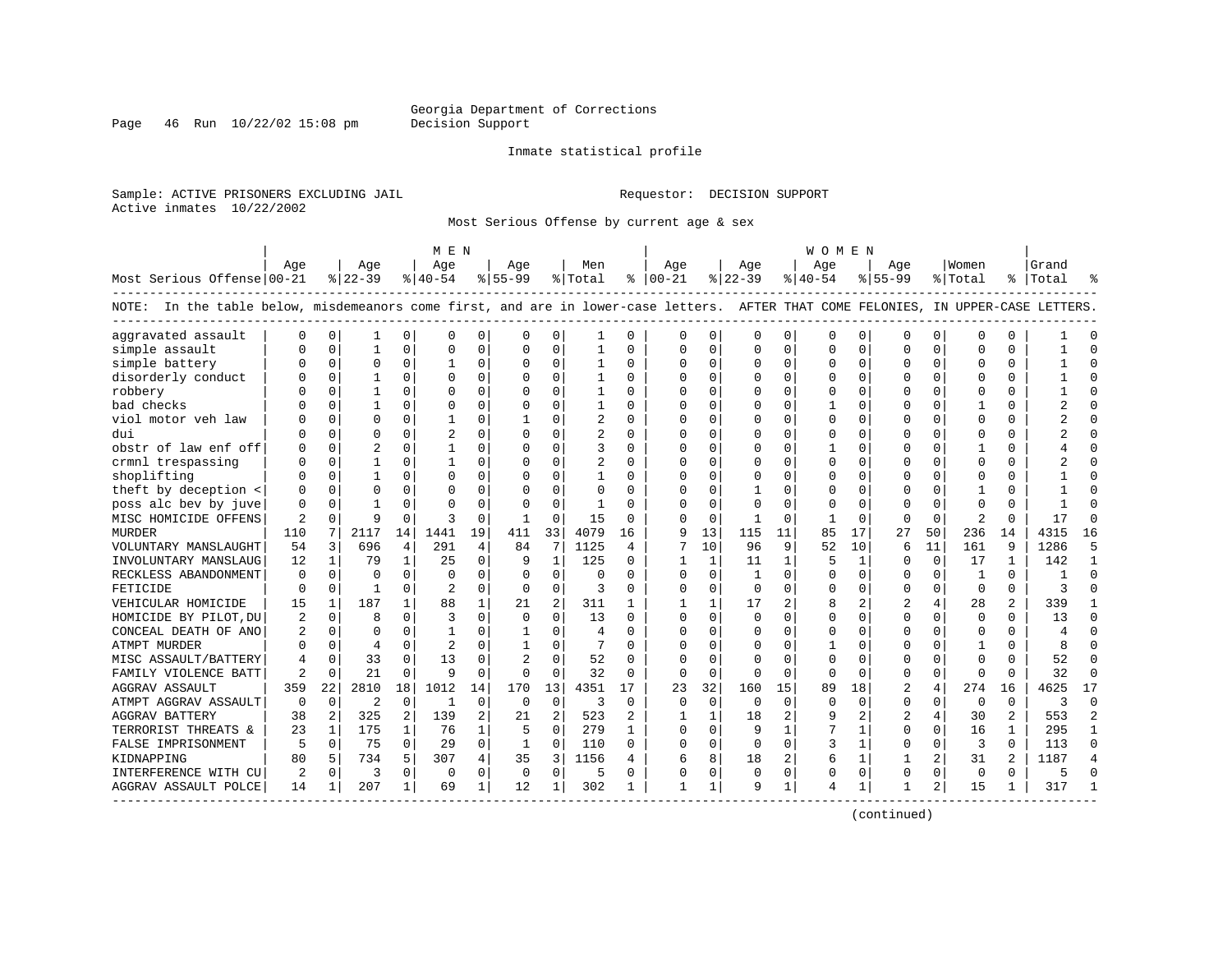Georgia Department of Corrections
Decision Support

Inmate statistical profile

Sample: ACTIVE PRISONERS EXCLUDING JAIL

Requestor: DECISION SUPPORT

Active inmates 10/22/2002

Most Serious Offense by current age & sex

NOTE: In the table below, misdemeanors come first, and are in lower-case letters. AFTER THAT COME FELONIES, IN UPPER-CASE LETTERS.

| Most Serious Offense | MEN Age 00-21 | % | Age 22-39 | % | Age 40-54 | % | Age 55-99 | % | Men Total | % | WOMEN Age 00-21 | % | Age 22-39 | % | Age 40-54 | % | Age 55-99 | % | Women Total | % | Grand Total | % |
|---|---|---|---|---|---|---|---|---|---|---|---|---|---|---|---|---|---|---|---|---|---|---|
| aggravated assault | 0 | 0 | 1 | 0 | 0 | 0 | 0 | 0 | 1 | 0 | 0 | 0 | 0 | 0 | 0 | 0 | 0 | 0 | 0 | 0 | 1 | 0 |
| simple assault | 0 | 0 | 1 | 0 | 0 | 0 | 0 | 0 | 1 | 0 | 0 | 0 | 0 | 0 | 0 | 0 | 0 | 0 | 0 | 0 | 1 | 0 |
| simple battery | 0 | 0 | 0 | 0 | 1 | 0 | 0 | 0 | 1 | 0 | 0 | 0 | 0 | 0 | 0 | 0 | 0 | 0 | 0 | 0 | 1 | 0 |
| disorderly conduct | 0 | 0 | 1 | 0 | 0 | 0 | 0 | 0 | 1 | 0 | 0 | 0 | 0 | 0 | 0 | 0 | 0 | 0 | 0 | 0 | 1 | 0 |
| robbery | 0 | 0 | 1 | 0 | 0 | 0 | 0 | 0 | 1 | 0 | 0 | 0 | 0 | 0 | 0 | 0 | 0 | 0 | 0 | 0 | 1 | 0 |
| bad checks | 0 | 0 | 1 | 0 | 0 | 0 | 0 | 0 | 1 | 0 | 0 | 0 | 0 | 0 | 1 | 0 | 0 | 0 | 1 | 0 | 2 | 0 |
| viol motor veh law | 0 | 0 | 0 | 0 | 1 | 0 | 1 | 0 | 2 | 0 | 0 | 0 | 0 | 0 | 0 | 0 | 0 | 0 | 0 | 0 | 2 | 0 |
| dui | 0 | 0 | 0 | 0 | 2 | 0 | 0 | 0 | 2 | 0 | 0 | 0 | 0 | 0 | 0 | 0 | 0 | 0 | 0 | 0 | 2 | 0 |
| obstr of law enf off | 0 | 0 | 2 | 0 | 1 | 0 | 0 | 0 | 3 | 0 | 0 | 0 | 0 | 0 | 1 | 0 | 0 | 0 | 1 | 0 | 4 | 0 |
| crmnl trespassing | 0 | 0 | 1 | 0 | 1 | 0 | 0 | 0 | 2 | 0 | 0 | 0 | 0 | 0 | 0 | 0 | 0 | 0 | 0 | 0 | 2 | 0 |
| shoplifting | 0 | 0 | 1 | 0 | 0 | 0 | 0 | 0 | 1 | 0 | 0 | 0 | 0 | 0 | 0 | 0 | 0 | 0 | 0 | 0 | 1 | 0 |
| theft by deception < | 0 | 0 | 0 | 0 | 0 | 0 | 0 | 0 | 0 | 0 | 0 | 0 | 1 | 0 | 0 | 0 | 0 | 0 | 1 | 0 | 1 | 0 |
| poss alc bev by juve | 0 | 0 | 1 | 0 | 0 | 0 | 0 | 0 | 1 | 0 | 0 | 0 | 0 | 0 | 0 | 0 | 0 | 0 | 0 | 0 | 1 | 0 |
| MISC HOMICIDE OFFENS | 2 | 0 | 9 | 0 | 3 | 0 | 1 | 0 | 15 | 0 | 0 | 0 | 1 | 0 | 1 | 0 | 0 | 0 | 2 | 0 | 17 | 0 |
| MURDER | 110 | 7 | 2117 | 14 | 1441 | 19 | 411 | 33 | 4079 | 16 | 9 | 13 | 115 | 11 | 85 | 17 | 27 | 50 | 236 | 14 | 4315 | 16 |
| VOLUNTARY MANSLAUGHT | 54 | 3 | 696 | 4 | 291 | 4 | 84 | 7 | 1125 | 4 | 7 | 10 | 96 | 9 | 52 | 10 | 6 | 11 | 161 | 9 | 1286 | 5 |
| INVOLUNTARY MANSLAUG | 12 | 1 | 79 | 1 | 25 | 0 | 9 | 1 | 125 | 0 | 1 | 1 | 11 | 1 | 5 | 1 | 0 | 0 | 17 | 1 | 142 | 1 |
| RECKLESS ABANDONMENT | 0 | 0 | 0 | 0 | 0 | 0 | 0 | 0 | 0 | 0 | 0 | 0 | 1 | 0 | 0 | 0 | 0 | 0 | 1 | 0 | 1 | 0 |
| FETICIDE | 0 | 0 | 1 | 0 | 2 | 0 | 0 | 0 | 3 | 0 | 0 | 0 | 0 | 0 | 0 | 0 | 0 | 0 | 0 | 0 | 3 | 0 |
| VEHICULAR HOMICIDE | 15 | 1 | 187 | 1 | 88 | 1 | 21 | 2 | 311 | 1 | 1 | 1 | 17 | 2 | 8 | 2 | 2 | 4 | 28 | 2 | 339 | 1 |
| HOMICIDE BY PILOT,DU | 2 | 0 | 8 | 0 | 3 | 0 | 0 | 0 | 13 | 0 | 0 | 0 | 0 | 0 | 0 | 0 | 0 | 0 | 0 | 0 | 13 | 0 |
| CONCEAL DEATH OF ANO | 2 | 0 | 0 | 0 | 1 | 0 | 1 | 0 | 4 | 0 | 0 | 0 | 0 | 0 | 0 | 0 | 0 | 0 | 0 | 0 | 4 | 0 |
| ATMPT MURDER | 0 | 0 | 4 | 0 | 2 | 0 | 1 | 0 | 7 | 0 | 0 | 0 | 0 | 0 | 1 | 0 | 0 | 0 | 1 | 0 | 8 | 0 |
| MISC ASSAULT/BATTERY | 4 | 0 | 33 | 0 | 13 | 0 | 2 | 0 | 52 | 0 | 0 | 0 | 0 | 0 | 0 | 0 | 0 | 0 | 0 | 0 | 52 | 0 |
| FAMILY VIOLENCE BATT | 2 | 0 | 21 | 0 | 9 | 0 | 0 | 0 | 32 | 0 | 0 | 0 | 0 | 0 | 0 | 0 | 0 | 0 | 0 | 0 | 32 | 0 |
| AGGRAV ASSAULT | 359 | 22 | 2810 | 18 | 1012 | 14 | 170 | 13 | 4351 | 17 | 23 | 32 | 160 | 15 | 89 | 18 | 2 | 4 | 274 | 16 | 4625 | 17 |
| ATMPT AGGRAV ASSAULT | 0 | 0 | 2 | 0 | 1 | 0 | 0 | 0 | 3 | 0 | 0 | 0 | 0 | 0 | 0 | 0 | 0 | 0 | 0 | 0 | 3 | 0 |
| AGGRAV BATTERY | 38 | 2 | 325 | 2 | 139 | 2 | 21 | 2 | 523 | 2 | 1 | 1 | 18 | 2 | 9 | 2 | 2 | 4 | 30 | 2 | 553 | 2 |
| TERRORIST THREATS & | 23 | 1 | 175 | 1 | 76 | 1 | 5 | 0 | 279 | 1 | 0 | 0 | 9 | 1 | 7 | 1 | 0 | 0 | 16 | 1 | 295 | 1 |
| FALSE IMPRISONMENT | 5 | 0 | 75 | 0 | 29 | 0 | 1 | 0 | 110 | 0 | 0 | 0 | 0 | 0 | 3 | 1 | 0 | 0 | 3 | 0 | 113 | 0 |
| KIDNAPPING | 80 | 5 | 734 | 5 | 307 | 4 | 35 | 3 | 1156 | 4 | 6 | 8 | 18 | 2 | 6 | 1 | 1 | 2 | 31 | 2 | 1187 | 4 |
| INTERFERENCE WITH CU | 2 | 0 | 3 | 0 | 0 | 0 | 0 | 0 | 5 | 0 | 0 | 0 | 0 | 0 | 0 | 0 | 0 | 0 | 0 | 0 | 5 | 0 |
| AGGRAV ASSAULT POLCE | 14 | 1 | 207 | 1 | 69 | 1 | 12 | 1 | 302 | 1 | 1 | 1 | 9 | 1 | 4 | 1 | 1 | 2 | 15 | 1 | 317 | 1 |

(continued)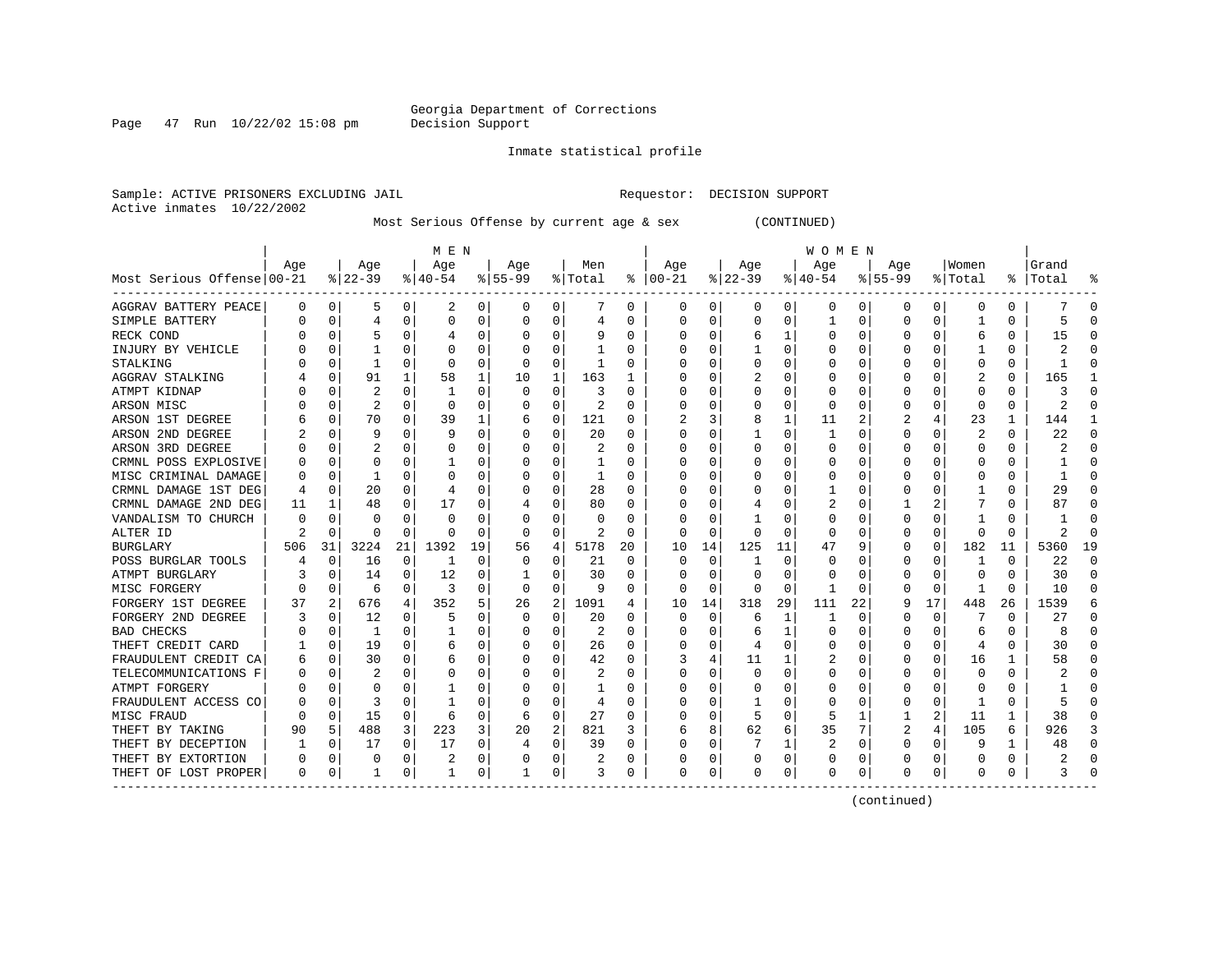Georgia Department of Corrections
Decision Support

Inmate statistical profile

Sample: ACTIVE PRISONERS EXCLUDING JAIL    Requestor: DECISION SUPPORT
Active inmates 10/22/2002

Most Serious Offense by current age & sex (CONTINUED)

| Most Serious Offense | MEN Age 00-21 | % | Age 22-39 | % | Age 40-54 | % | Age 55-99 | % | Men Total | % | WOMEN Age 00-21 | % | Age 22-39 | % | Age 40-54 | % | Age 55-99 | % | Women Total | % | Grand Total | % |
|---|---|---|---|---|---|---|---|---|---|---|---|---|---|---|---|---|---|---|---|---|---|---|
| AGGRAV BATTERY PEACE | 0 | 0 | 5 | 0 | 2 | 0 | 0 | 0 | 7 | 0 | 0 | 0 | 0 | 0 | 0 | 0 | 0 | 0 | 0 | 0 | 7 | 0 |
| SIMPLE BATTERY | 0 | 0 | 4 | 0 | 0 | 0 | 0 | 0 | 4 | 0 | 0 | 0 | 0 | 0 | 1 | 0 | 0 | 0 | 1 | 0 | 5 | 0 |
| RECK COND | 0 | 0 | 5 | 0 | 4 | 0 | 0 | 0 | 9 | 0 | 0 | 0 | 6 | 1 | 0 | 0 | 0 | 0 | 6 | 0 | 15 | 0 |
| INJURY BY VEHICLE | 0 | 0 | 1 | 0 | 0 | 0 | 0 | 0 | 1 | 0 | 0 | 0 | 1 | 0 | 0 | 0 | 0 | 0 | 1 | 0 | 2 | 0 |
| STALKING | 0 | 0 | 1 | 0 | 0 | 0 | 0 | 0 | 1 | 0 | 0 | 0 | 0 | 0 | 0 | 0 | 0 | 0 | 0 | 0 | 1 | 0 |
| AGGRAV STALKING | 4 | 0 | 91 | 1 | 58 | 1 | 10 | 1 | 163 | 1 | 0 | 0 | 2 | 0 | 0 | 0 | 0 | 0 | 2 | 0 | 165 | 1 |
| ATMPT KIDNAP | 0 | 0 | 2 | 0 | 1 | 0 | 0 | 0 | 3 | 0 | 0 | 0 | 0 | 0 | 0 | 0 | 0 | 0 | 0 | 0 | 3 | 0 |
| ARSON MISC | 0 | 0 | 2 | 0 | 0 | 0 | 0 | 0 | 2 | 0 | 0 | 0 | 0 | 0 | 0 | 0 | 0 | 0 | 0 | 0 | 2 | 0 |
| ARSON 1ST DEGREE | 6 | 0 | 70 | 0 | 39 | 1 | 6 | 0 | 121 | 0 | 2 | 3 | 8 | 1 | 11 | 2 | 2 | 4 | 23 | 1 | 144 | 1 |
| ARSON 2ND DEGREE | 2 | 0 | 9 | 0 | 9 | 0 | 0 | 0 | 20 | 0 | 0 | 0 | 1 | 0 | 1 | 0 | 0 | 0 | 2 | 0 | 22 | 0 |
| ARSON 3RD DEGREE | 0 | 0 | 2 | 0 | 0 | 0 | 0 | 0 | 2 | 0 | 0 | 0 | 0 | 0 | 0 | 0 | 0 | 0 | 0 | 0 | 2 | 0 |
| CRMNL POSS EXPLOSIVE | 0 | 0 | 0 | 0 | 1 | 0 | 0 | 0 | 1 | 0 | 0 | 0 | 0 | 0 | 0 | 0 | 0 | 0 | 0 | 0 | 1 | 0 |
| MISC CRIMINAL DAMAGE | 0 | 0 | 1 | 0 | 0 | 0 | 0 | 0 | 1 | 0 | 0 | 0 | 0 | 0 | 0 | 0 | 0 | 0 | 0 | 0 | 1 | 0 |
| CRMNL DAMAGE 1ST DEG | 4 | 0 | 20 | 0 | 4 | 0 | 0 | 0 | 28 | 0 | 0 | 0 | 0 | 0 | 1 | 0 | 0 | 0 | 1 | 0 | 29 | 0 |
| CRMNL DAMAGE 2ND DEG | 11 | 1 | 48 | 0 | 17 | 0 | 4 | 0 | 80 | 0 | 0 | 0 | 4 | 0 | 2 | 0 | 1 | 2 | 7 | 0 | 87 | 0 |
| VANDALISM TO CHURCH | 0 | 0 | 0 | 0 | 0 | 0 | 0 | 0 | 0 | 0 | 0 | 0 | 1 | 0 | 0 | 0 | 0 | 0 | 1 | 0 | 1 | 0 |
| ALTER ID | 2 | 0 | 0 | 0 | 0 | 0 | 0 | 0 | 2 | 0 | 0 | 0 | 0 | 0 | 0 | 0 | 0 | 0 | 0 | 0 | 2 | 0 |
| BURGLARY | 506 | 31 | 3224 | 21 | 1392 | 19 | 56 | 4 | 5178 | 20 | 10 | 14 | 125 | 11 | 47 | 9 | 0 | 0 | 182 | 11 | 5360 | 19 |
| POSS BURGLAR TOOLS | 4 | 0 | 16 | 0 | 1 | 0 | 0 | 0 | 21 | 0 | 0 | 0 | 1 | 0 | 0 | 0 | 0 | 0 | 1 | 0 | 22 | 0 |
| ATMPT BURGLARY | 3 | 0 | 14 | 0 | 12 | 0 | 1 | 0 | 30 | 0 | 0 | 0 | 0 | 0 | 0 | 0 | 0 | 0 | 0 | 0 | 30 | 0 |
| MISC FORGERY | 0 | 0 | 6 | 0 | 3 | 0 | 0 | 0 | 9 | 0 | 0 | 0 | 0 | 0 | 1 | 0 | 0 | 0 | 1 | 0 | 10 | 0 |
| FORGERY 1ST DEGREE | 37 | 2 | 676 | 4 | 352 | 5 | 26 | 2 | 1091 | 4 | 10 | 14 | 318 | 29 | 111 | 22 | 9 | 17 | 448 | 26 | 1539 | 6 |
| FORGERY 2ND DEGREE | 3 | 0 | 12 | 0 | 5 | 0 | 0 | 0 | 20 | 0 | 0 | 0 | 6 | 1 | 1 | 0 | 0 | 0 | 7 | 0 | 27 | 0 |
| BAD CHECKS | 0 | 0 | 1 | 0 | 1 | 0 | 0 | 0 | 2 | 0 | 0 | 0 | 6 | 1 | 0 | 0 | 0 | 0 | 6 | 0 | 8 | 0 |
| THEFT CREDIT CARD | 1 | 0 | 19 | 0 | 6 | 0 | 0 | 0 | 26 | 0 | 0 | 0 | 4 | 0 | 0 | 0 | 0 | 0 | 4 | 0 | 30 | 0 |
| FRAUDULENT CREDIT CA | 6 | 0 | 30 | 0 | 6 | 0 | 0 | 0 | 42 | 0 | 3 | 4 | 11 | 1 | 2 | 0 | 0 | 0 | 16 | 1 | 58 | 0 |
| TELECOMMUNICATIONS F | 0 | 0 | 2 | 0 | 0 | 0 | 0 | 0 | 2 | 0 | 0 | 0 | 0 | 0 | 0 | 0 | 0 | 0 | 0 | 0 | 2 | 0 |
| ATMPT FORGERY | 0 | 0 | 0 | 0 | 1 | 0 | 0 | 0 | 1 | 0 | 0 | 0 | 0 | 0 | 0 | 0 | 0 | 0 | 0 | 0 | 1 | 0 |
| FRAUDULENT ACCESS CO | 0 | 0 | 3 | 0 | 1 | 0 | 0 | 0 | 4 | 0 | 0 | 0 | 1 | 0 | 0 | 0 | 0 | 0 | 1 | 0 | 5 | 0 |
| MISC FRAUD | 0 | 0 | 15 | 0 | 6 | 0 | 6 | 0 | 27 | 0 | 0 | 0 | 5 | 0 | 5 | 1 | 1 | 2 | 11 | 1 | 38 | 0 |
| THEFT BY TAKING | 90 | 5 | 488 | 3 | 223 | 3 | 20 | 2 | 821 | 3 | 6 | 8 | 62 | 6 | 35 | 7 | 2 | 4 | 105 | 6 | 926 | 3 |
| THEFT BY DECEPTION | 1 | 0 | 17 | 0 | 17 | 0 | 4 | 0 | 39 | 0 | 0 | 0 | 7 | 1 | 2 | 0 | 0 | 0 | 9 | 1 | 48 | 0 |
| THEFT BY EXTORTION | 0 | 0 | 0 | 0 | 2 | 0 | 0 | 0 | 2 | 0 | 0 | 0 | 0 | 0 | 0 | 0 | 0 | 0 | 0 | 0 | 2 | 0 |
| THEFT OF LOST PROPER | 0 | 0 | 1 | 0 | 1 | 0 | 1 | 0 | 3 | 0 | 0 | 0 | 0 | 0 | 0 | 0 | 0 | 0 | 0 | 0 | 3 | 0 |

(continued)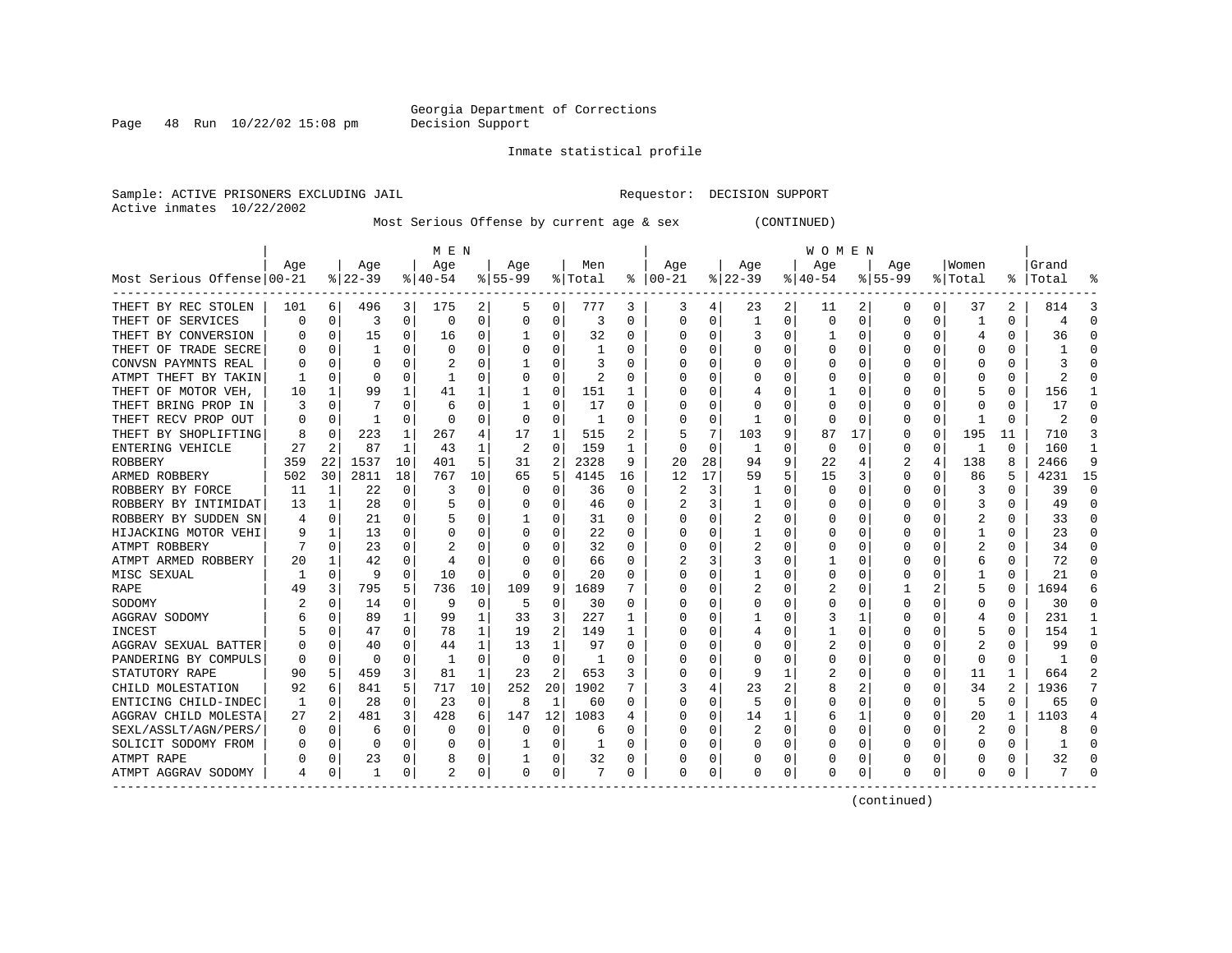Georgia Department of Corrections
Decision Support

Inmate statistical profile

Sample: ACTIVE PRISONERS EXCLUDING JAIL        Requestor: DECISION SUPPORT
Active inmates 10/22/2002

Most Serious Offense by current age & sex (CONTINUED)

| Most Serious Offense | MEN Age 00-21 | % | Age 22-39 | % | Age 40-54 | % | Age 55-99 | % | Men Total | % | WOMEN Age 00-21 | % | Age 22-39 | % | Age 40-54 | % | Age 55-99 | % | Women Total | % | Grand Total | % |
|---|---|---|---|---|---|---|---|---|---|---|---|---|---|---|---|---|---|---|---|---|---|---|
| THEFT BY REC STOLEN | 101 | 6 | 496 | 3 | 175 | 2 | 5 | 0 | 777 | 3 | 3 | 4 | 23 | 2 | 11 | 2 | 0 | 0 | 37 | 2 | 814 | 3 |
| THEFT OF SERVICES | 0 | 0 | 3 | 0 | 0 | 0 | 0 | 0 | 3 | 0 | 0 | 0 | 1 | 0 | 0 | 0 | 0 | 0 | 1 | 0 | 4 | 0 |
| THEFT BY CONVERSION | 0 | 0 | 15 | 0 | 16 | 0 | 1 | 0 | 32 | 0 | 0 | 0 | 3 | 0 | 1 | 0 | 0 | 0 | 4 | 0 | 36 | 0 |
| THEFT OF TRADE SECRE | 0 | 0 | 1 | 0 | 0 | 0 | 0 | 0 | 1 | 0 | 0 | 0 | 0 | 0 | 0 | 0 | 0 | 0 | 0 | 0 | 1 | 0 |
| CONVSN PAYMNTS REAL | 0 | 0 | 0 | 0 | 2 | 0 | 1 | 0 | 3 | 0 | 0 | 0 | 0 | 0 | 0 | 0 | 0 | 0 | 0 | 0 | 3 | 0 |
| ATMPT THEFT BY TAKIN | 1 | 0 | 0 | 0 | 1 | 0 | 0 | 0 | 2 | 0 | 0 | 0 | 0 | 0 | 0 | 0 | 0 | 0 | 0 | 0 | 2 | 0 |
| THEFT OF MOTOR VEH, | 10 | 1 | 99 | 1 | 41 | 1 | 1 | 0 | 151 | 1 | 0 | 0 | 4 | 0 | 1 | 0 | 0 | 0 | 5 | 0 | 156 | 1 |
| THEFT BRING PROP IN | 3 | 0 | 7 | 0 | 6 | 0 | 1 | 0 | 17 | 0 | 0 | 0 | 0 | 0 | 0 | 0 | 0 | 0 | 0 | 0 | 17 | 0 |
| THEFT RECV PROP OUT | 0 | 0 | 1 | 0 | 0 | 0 | 0 | 0 | 1 | 0 | 0 | 0 | 1 | 0 | 0 | 0 | 0 | 0 | 1 | 0 | 2 | 0 |
| THEFT BY SHOPLIFTING | 8 | 0 | 223 | 1 | 267 | 4 | 17 | 1 | 515 | 2 | 5 | 7 | 103 | 9 | 87 | 17 | 0 | 0 | 195 | 11 | 710 | 3 |
| ENTERING VEHICLE | 27 | 2 | 87 | 1 | 43 | 1 | 2 | 0 | 159 | 1 | 0 | 0 | 1 | 0 | 0 | 0 | 0 | 0 | 1 | 0 | 160 | 1 |
| ROBBERY | 359 | 22 | 1537 | 10 | 401 | 5 | 31 | 2 | 2328 | 9 | 20 | 28 | 94 | 9 | 22 | 4 | 2 | 4 | 138 | 8 | 2466 | 9 |
| ARMED ROBBERY | 502 | 30 | 2811 | 18 | 767 | 10 | 65 | 5 | 4145 | 16 | 12 | 17 | 59 | 5 | 15 | 3 | 0 | 0 | 86 | 5 | 4231 | 15 |
| ROBBERY BY FORCE | 11 | 1 | 22 | 0 | 3 | 0 | 0 | 0 | 36 | 0 | 2 | 3 | 1 | 0 | 0 | 0 | 0 | 0 | 3 | 0 | 39 | 0 |
| ROBBERY BY INTIMIDAT | 13 | 1 | 28 | 0 | 5 | 0 | 0 | 0 | 46 | 0 | 2 | 3 | 1 | 0 | 0 | 0 | 0 | 0 | 3 | 0 | 49 | 0 |
| ROBBERY BY SUDDEN SN | 4 | 0 | 21 | 0 | 5 | 0 | 1 | 0 | 31 | 0 | 0 | 0 | 2 | 0 | 0 | 0 | 0 | 0 | 2 | 0 | 33 | 0 |
| HIJACKING MOTOR VEHI | 9 | 1 | 13 | 0 | 0 | 0 | 0 | 0 | 22 | 0 | 0 | 0 | 1 | 0 | 0 | 0 | 0 | 0 | 1 | 0 | 23 | 0 |
| ATMPT ROBBERY | 7 | 0 | 23 | 0 | 2 | 0 | 0 | 0 | 32 | 0 | 0 | 0 | 2 | 0 | 0 | 0 | 0 | 0 | 2 | 0 | 34 | 0 |
| ATMPT ARMED ROBBERY | 20 | 1 | 42 | 0 | 4 | 0 | 0 | 0 | 66 | 0 | 2 | 3 | 3 | 0 | 1 | 0 | 0 | 0 | 6 | 0 | 72 | 0 |
| MISC SEXUAL | 1 | 0 | 9 | 0 | 10 | 0 | 0 | 0 | 20 | 0 | 0 | 0 | 1 | 0 | 0 | 0 | 0 | 0 | 1 | 0 | 21 | 0 |
| RAPE | 49 | 3 | 795 | 5 | 736 | 10 | 109 | 9 | 1689 | 7 | 0 | 0 | 2 | 0 | 2 | 0 | 1 | 2 | 5 | 0 | 1694 | 6 |
| SODOMY | 2 | 0 | 14 | 0 | 9 | 0 | 5 | 0 | 30 | 0 | 0 | 0 | 0 | 0 | 0 | 0 | 0 | 0 | 0 | 0 | 30 | 0 |
| AGGRAV SODOMY | 6 | 0 | 89 | 1 | 99 | 1 | 33 | 3 | 227 | 1 | 0 | 0 | 1 | 0 | 3 | 1 | 0 | 0 | 4 | 0 | 231 | 1 |
| INCEST | 5 | 0 | 47 | 0 | 78 | 1 | 19 | 2 | 149 | 1 | 0 | 0 | 4 | 0 | 1 | 0 | 0 | 0 | 5 | 0 | 154 | 1 |
| AGGRAV SEXUAL BATTER | 0 | 0 | 40 | 0 | 44 | 1 | 13 | 1 | 97 | 0 | 0 | 0 | 0 | 0 | 2 | 0 | 0 | 0 | 2 | 0 | 99 | 0 |
| PANDERING BY COMPULS | 0 | 0 | 0 | 0 | 1 | 0 | 0 | 0 | 1 | 0 | 0 | 0 | 0 | 0 | 0 | 0 | 0 | 0 | 0 | 0 | 1 | 0 |
| STATUTORY RAPE | 90 | 5 | 459 | 3 | 81 | 1 | 23 | 2 | 653 | 3 | 0 | 0 | 9 | 1 | 2 | 0 | 0 | 0 | 11 | 1 | 664 | 2 |
| CHILD MOLESTATION | 92 | 6 | 841 | 5 | 717 | 10 | 252 | 20 | 1902 | 7 | 3 | 4 | 23 | 2 | 8 | 2 | 0 | 0 | 34 | 2 | 1936 | 7 |
| ENTICING CHILD-INDEC | 1 | 0 | 28 | 0 | 23 | 0 | 8 | 1 | 60 | 0 | 0 | 0 | 5 | 0 | 0 | 0 | 0 | 0 | 5 | 0 | 65 | 0 |
| AGGRAV CHILD MOLESTA | 27 | 2 | 481 | 3 | 428 | 6 | 147 | 12 | 1083 | 4 | 0 | 0 | 14 | 1 | 6 | 1 | 0 | 0 | 20 | 1 | 1103 | 4 |
| SEXL/ASSLT/AGN/PERS/ | 0 | 0 | 6 | 0 | 0 | 0 | 0 | 0 | 6 | 0 | 0 | 0 | 2 | 0 | 0 | 0 | 0 | 0 | 2 | 0 | 8 | 0 |
| SOLICIT SODOMY FROM | 0 | 0 | 0 | 0 | 0 | 0 | 1 | 0 | 1 | 0 | 0 | 0 | 0 | 0 | 0 | 0 | 0 | 0 | 0 | 0 | 1 | 0 |
| ATMPT RAPE | 0 | 0 | 23 | 0 | 8 | 0 | 1 | 0 | 32 | 0 | 0 | 0 | 0 | 0 | 0 | 0 | 0 | 0 | 0 | 0 | 32 | 0 |
| ATMPT AGGRAV SODOMY | 4 | 0 | 1 | 0 | 2 | 0 | 0 | 0 | 7 | 0 | 0 | 0 | 0 | 0 | 0 | 0 | 0 | 0 | 0 | 0 | 7 | 0 |

(continued)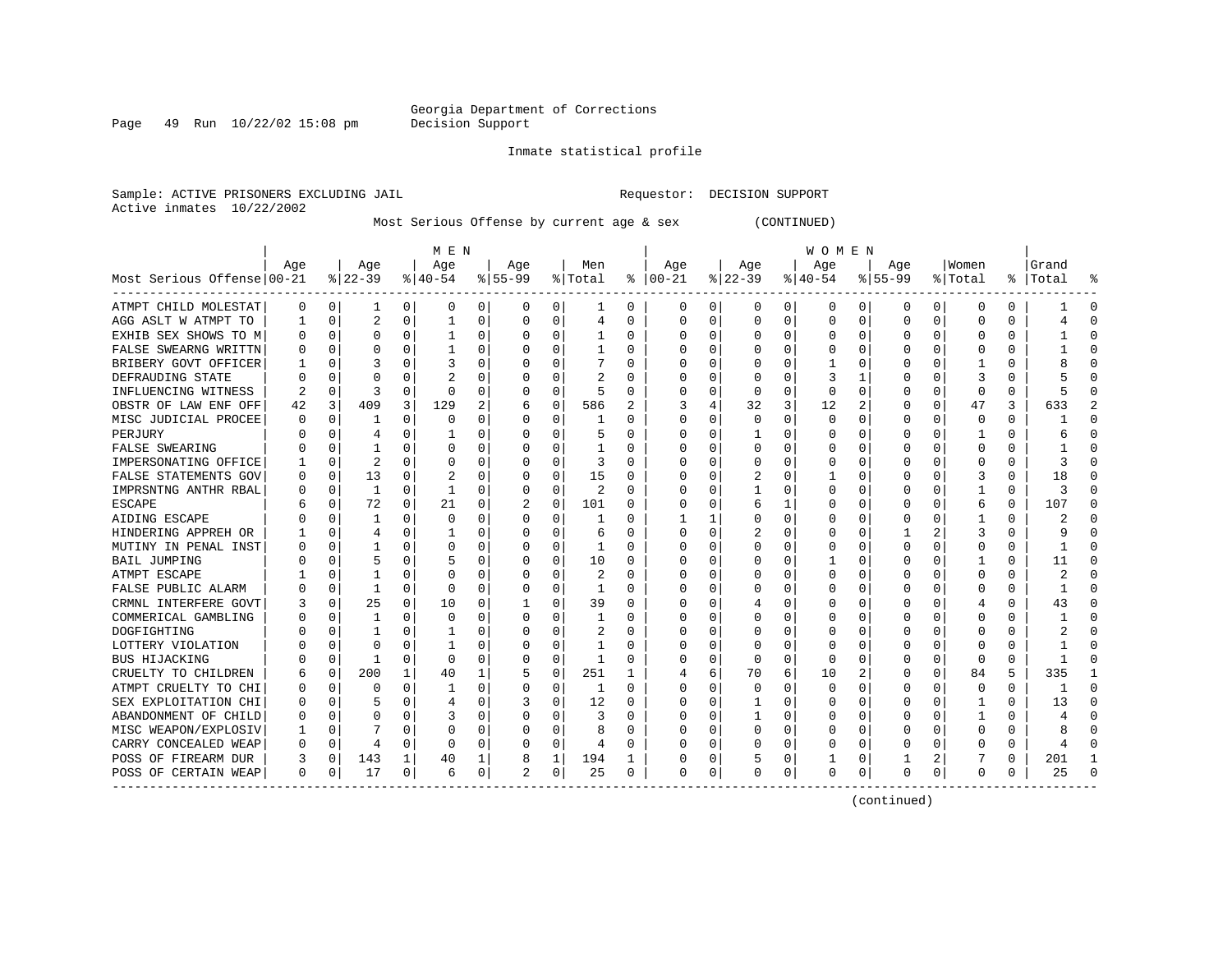Georgia Department of Corrections
Decision Support

Inmate statistical profile

Sample: ACTIVE PRISONERS EXCLUDING JAIL                    Requestor: DECISION SUPPORT
Active inmates 10/22/2002

Most Serious Offense by current age & sex (CONTINUED)

| Most Serious Offense | MEN Age 00-21 | % | Age 22-39 | % | Age 40-54 | % | Age 55-99 | % | Men Total | % | WOMEN Age 00-21 | % | Age 22-39 | % | Age 40-54 | % | Age 55-99 | % | Women Total | % | Grand Total | % |
|---|---|---|---|---|---|---|---|---|---|---|---|---|---|---|---|---|---|---|---|---|---|---|
| ATMPT CHILD MOLESTAT | 0 | 0 | 1 | 0 | 0 | 0 | 0 | 0 | 1 | 0 | 0 | 0 | 0 | 0 | 0 | 0 | 0 | 0 | 0 | 0 | 1 | 0 |
| AGG ASLT W ATMPT TO | 1 | 0 | 2 | 0 | 1 | 0 | 0 | 0 | 4 | 0 | 0 | 0 | 0 | 0 | 0 | 0 | 0 | 0 | 0 | 0 | 4 | 0 |
| EXHIB SEX SHOWS TO M | 0 | 0 | 0 | 0 | 1 | 0 | 0 | 0 | 1 | 0 | 0 | 0 | 0 | 0 | 0 | 0 | 0 | 0 | 0 | 0 | 1 | 0 |
| FALSE SWEARNG WRITTN | 0 | 0 | 0 | 0 | 1 | 0 | 0 | 0 | 1 | 0 | 0 | 0 | 0 | 0 | 0 | 0 | 0 | 0 | 0 | 0 | 1 | 0 |
| BRIBERY GOVT OFFICER | 1 | 0 | 3 | 0 | 3 | 0 | 0 | 0 | 7 | 0 | 0 | 0 | 0 | 0 | 1 | 0 | 0 | 0 | 1 | 0 | 8 | 0 |
| DEFRAUDING STATE | 0 | 0 | 0 | 0 | 2 | 0 | 0 | 0 | 2 | 0 | 0 | 0 | 0 | 0 | 3 | 1 | 0 | 0 | 3 | 0 | 5 | 0 |
| INFLUENCING WITNESS | 2 | 0 | 3 | 0 | 0 | 0 | 0 | 0 | 5 | 0 | 0 | 0 | 0 | 0 | 0 | 0 | 0 | 0 | 0 | 0 | 5 | 0 |
| OBSTR OF LAW ENF OFF | 42 | 3 | 409 | 3 | 129 | 2 | 6 | 0 | 586 | 2 | 3 | 4 | 32 | 3 | 12 | 2 | 0 | 0 | 47 | 3 | 633 | 2 |
| MISC JUDICIAL PROCEE | 0 | 0 | 1 | 0 | 0 | 0 | 0 | 0 | 1 | 0 | 0 | 0 | 0 | 0 | 0 | 0 | 0 | 0 | 0 | 0 | 1 | 0 |
| PERJURY | 0 | 0 | 4 | 0 | 1 | 0 | 0 | 0 | 5 | 0 | 0 | 0 | 1 | 0 | 0 | 0 | 0 | 0 | 1 | 0 | 6 | 0 |
| FALSE SWEARING | 0 | 0 | 1 | 0 | 0 | 0 | 0 | 0 | 1 | 0 | 0 | 0 | 0 | 0 | 0 | 0 | 0 | 0 | 0 | 0 | 1 | 0 |
| IMPERSONATING OFFICE | 1 | 0 | 2 | 0 | 0 | 0 | 0 | 0 | 3 | 0 | 0 | 0 | 0 | 0 | 0 | 0 | 0 | 0 | 0 | 0 | 3 | 0 |
| FALSE STATEMENTS GOV | 0 | 0 | 13 | 0 | 2 | 0 | 0 | 0 | 15 | 0 | 0 | 0 | 2 | 0 | 1 | 0 | 0 | 0 | 3 | 0 | 18 | 0 |
| IMPRSNTNG ANTHR RBAL | 0 | 0 | 1 | 0 | 1 | 0 | 0 | 0 | 2 | 0 | 0 | 0 | 1 | 0 | 0 | 0 | 0 | 0 | 1 | 0 | 3 | 0 |
| ESCAPE | 6 | 0 | 72 | 0 | 21 | 0 | 2 | 0 | 101 | 0 | 0 | 0 | 6 | 1 | 0 | 0 | 0 | 0 | 6 | 0 | 107 | 0 |
| AIDING ESCAPE | 0 | 0 | 1 | 0 | 0 | 0 | 0 | 0 | 1 | 0 | 1 | 1 | 0 | 0 | 0 | 0 | 0 | 0 | 1 | 0 | 2 | 0 |
| HINDERING APPREH OR | 1 | 0 | 4 | 0 | 1 | 0 | 0 | 0 | 6 | 0 | 0 | 0 | 2 | 0 | 0 | 0 | 1 | 2 | 3 | 0 | 9 | 0 |
| MUTINY IN PENAL INST | 0 | 0 | 1 | 0 | 0 | 0 | 0 | 0 | 1 | 0 | 0 | 0 | 0 | 0 | 0 | 0 | 0 | 0 | 0 | 0 | 1 | 0 |
| BAIL JUMPING | 0 | 0 | 5 | 0 | 5 | 0 | 0 | 0 | 10 | 0 | 0 | 0 | 0 | 0 | 1 | 0 | 0 | 0 | 1 | 0 | 11 | 0 |
| ATMPT ESCAPE | 1 | 0 | 1 | 0 | 0 | 0 | 0 | 0 | 2 | 0 | 0 | 0 | 0 | 0 | 0 | 0 | 0 | 0 | 0 | 0 | 2 | 0 |
| FALSE PUBLIC ALARM | 0 | 0 | 1 | 0 | 0 | 0 | 0 | 0 | 1 | 0 | 0 | 0 | 0 | 0 | 0 | 0 | 0 | 0 | 0 | 0 | 1 | 0 |
| CRMNL INTERFERE GOVT | 3 | 0 | 25 | 0 | 10 | 0 | 1 | 0 | 39 | 0 | 0 | 0 | 4 | 0 | 0 | 0 | 0 | 0 | 4 | 0 | 43 | 0 |
| COMMERICAL GAMBLING | 0 | 0 | 1 | 0 | 0 | 0 | 0 | 0 | 1 | 0 | 0 | 0 | 0 | 0 | 0 | 0 | 0 | 0 | 0 | 0 | 1 | 0 |
| DOGFIGHTING | 0 | 0 | 1 | 0 | 1 | 0 | 0 | 0 | 2 | 0 | 0 | 0 | 0 | 0 | 0 | 0 | 0 | 0 | 0 | 0 | 2 | 0 |
| LOTTERY VIOLATION | 0 | 0 | 0 | 0 | 1 | 0 | 0 | 0 | 1 | 0 | 0 | 0 | 0 | 0 | 0 | 0 | 0 | 0 | 0 | 0 | 1 | 0 |
| BUS HIJACKING | 0 | 0 | 1 | 0 | 0 | 0 | 0 | 0 | 1 | 0 | 0 | 0 | 0 | 0 | 0 | 0 | 0 | 0 | 0 | 0 | 1 | 0 |
| CRUELTY TO CHILDREN | 6 | 0 | 200 | 1 | 40 | 1 | 5 | 0 | 251 | 1 | 4 | 6 | 70 | 6 | 10 | 2 | 0 | 0 | 84 | 5 | 335 | 1 |
| ATMPT CRUELTY TO CHI | 0 | 0 | 0 | 0 | 1 | 0 | 0 | 0 | 1 | 0 | 0 | 0 | 0 | 0 | 0 | 0 | 0 | 0 | 0 | 0 | 1 | 0 |
| SEX EXPLOITATION CHI | 0 | 0 | 5 | 0 | 4 | 0 | 3 | 0 | 12 | 0 | 0 | 0 | 1 | 0 | 0 | 0 | 0 | 0 | 1 | 0 | 13 | 0 |
| ABANDONMENT OF CHILD | 0 | 0 | 0 | 0 | 3 | 0 | 0 | 0 | 3 | 0 | 0 | 0 | 1 | 0 | 0 | 0 | 0 | 0 | 1 | 0 | 4 | 0 |
| MISC WEAPON/EXPLOSIV | 1 | 0 | 7 | 0 | 0 | 0 | 0 | 0 | 8 | 0 | 0 | 0 | 0 | 0 | 0 | 0 | 0 | 0 | 0 | 0 | 8 | 0 |
| CARRY CONCEALED WEAP | 0 | 0 | 4 | 0 | 0 | 0 | 0 | 0 | 4 | 0 | 0 | 0 | 0 | 0 | 0 | 0 | 0 | 0 | 0 | 0 | 4 | 0 |
| POSS OF FIREARM DUR | 3 | 0 | 143 | 1 | 40 | 1 | 8 | 1 | 194 | 1 | 0 | 0 | 5 | 0 | 1 | 0 | 1 | 2 | 7 | 0 | 201 | 1 |
| POSS OF CERTAIN WEAP | 0 | 0 | 17 | 0 | 6 | 0 | 2 | 0 | 25 | 0 | 0 | 0 | 0 | 0 | 0 | 0 | 0 | 0 | 0 | 0 | 25 | 0 |

(continued)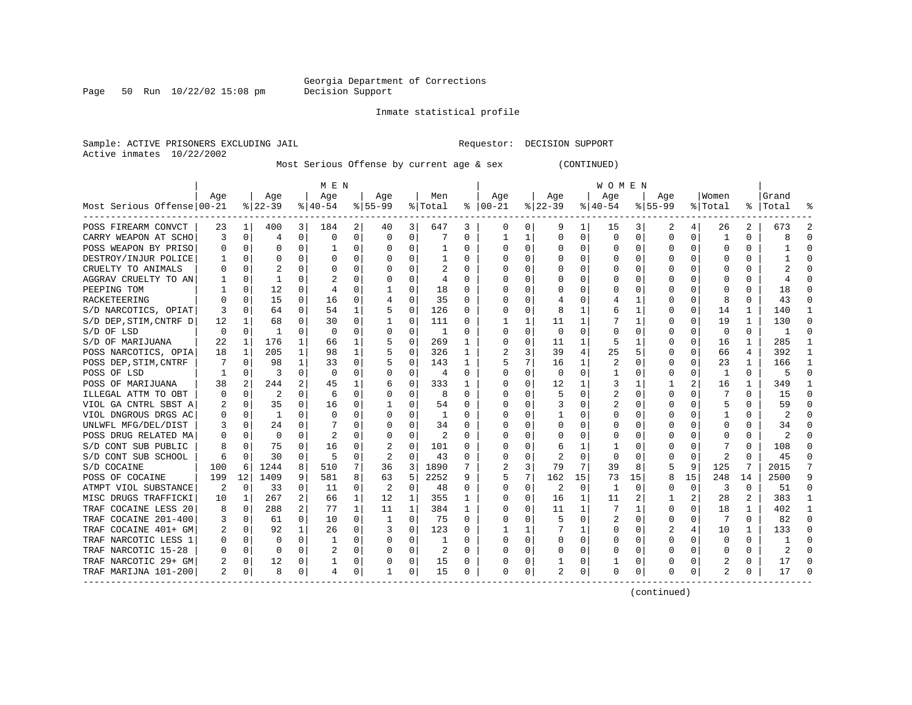Georgia Department of Corrections
Decision Support

Inmate statistical profile

Sample: ACTIVE PRISONERS EXCLUDING JAIL    Requestor: DECISION SUPPORT
Active inmates 10/22/2002

Most Serious Offense by current age & sex (CONTINUED)

| Most Serious Offense | MEN Age 00-21 | % | Age 22-39 | % | Age 40-54 | % | Age 55-99 | % | Men Total | % | WOMEN Age 00-21 | % | Age 22-39 | % | Age 40-54 | % | Age 55-99 | % | Women Total | % | Grand Total | % |
|---|---|---|---|---|---|---|---|---|---|---|---|---|---|---|---|---|---|---|---|---|---|---|
| POSS FIREARM CONVCT | 23 | 1 | 400 | 3 | 184 | 2 | 40 | 3 | 647 | 3 | 0 | 0 | 9 | 1 | 15 | 3 | 2 | 4 | 26 | 2 | 673 | 2 |
| CARRY WEAPON AT SCHO | 3 | 0 | 4 | 0 | 0 | 0 | 0 | 0 | 7 | 0 | 1 | 1 | 0 | 0 | 0 | 0 | 0 | 0 | 1 | 0 | 8 | 0 |
| POSS WEAPON BY PRISO | 0 | 0 | 0 | 0 | 1 | 0 | 0 | 0 | 1 | 0 | 0 | 0 | 0 | 0 | 0 | 0 | 0 | 0 | 0 | 0 | 1 | 0 |
| DESTROY/INJUR POLICE | 1 | 0 | 0 | 0 | 0 | 0 | 0 | 0 | 1 | 0 | 0 | 0 | 0 | 0 | 0 | 0 | 0 | 0 | 0 | 0 | 1 | 0 |
| CRUELTY TO ANIMALS | 0 | 0 | 2 | 0 | 0 | 0 | 0 | 0 | 2 | 0 | 0 | 0 | 0 | 0 | 0 | 0 | 0 | 0 | 0 | 0 | 2 | 0 |
| AGGRAV CRUELTY TO AN | 1 | 0 | 1 | 0 | 2 | 0 | 0 | 0 | 4 | 0 | 0 | 0 | 0 | 0 | 0 | 0 | 0 | 0 | 0 | 0 | 4 | 0 |
| PEEPING TOM | 1 | 0 | 12 | 0 | 4 | 0 | 1 | 0 | 18 | 0 | 0 | 0 | 0 | 0 | 0 | 0 | 0 | 0 | 0 | 0 | 18 | 0 |
| RACKETEERING | 0 | 0 | 15 | 0 | 16 | 0 | 4 | 0 | 35 | 0 | 0 | 0 | 4 | 0 | 4 | 1 | 0 | 0 | 8 | 0 | 43 | 0 |
| S/D NARCOTICS, OPIAT | 3 | 0 | 64 | 0 | 54 | 1 | 5 | 0 | 126 | 0 | 0 | 0 | 8 | 1 | 6 | 1 | 0 | 0 | 14 | 1 | 140 | 1 |
| S/D DEP,STIM,CNTRF D | 12 | 1 | 68 | 0 | 30 | 0 | 1 | 0 | 111 | 0 | 1 | 1 | 11 | 1 | 7 | 1 | 0 | 0 | 19 | 1 | 130 | 0 |
| S/D OF LSD | 0 | 0 | 1 | 0 | 0 | 0 | 0 | 0 | 1 | 0 | 0 | 0 | 0 | 0 | 0 | 0 | 0 | 0 | 0 | 0 | 1 | 0 |
| S/D OF MARIJUANA | 22 | 1 | 176 | 1 | 66 | 1 | 5 | 0 | 269 | 1 | 0 | 0 | 11 | 1 | 5 | 1 | 0 | 0 | 16 | 1 | 285 | 1 |
| POSS NARCOTICS, OPIA | 18 | 1 | 205 | 1 | 98 | 1 | 5 | 0 | 326 | 1 | 2 | 3 | 39 | 4 | 25 | 5 | 0 | 0 | 66 | 4 | 392 | 1 |
| POSS DEP,STIM,CNTRF | 7 | 0 | 98 | 1 | 33 | 0 | 5 | 0 | 143 | 1 | 5 | 7 | 16 | 1 | 2 | 0 | 0 | 0 | 23 | 1 | 166 | 1 |
| POSS OF LSD | 1 | 0 | 3 | 0 | 0 | 0 | 0 | 0 | 4 | 0 | 0 | 0 | 0 | 0 | 1 | 0 | 0 | 0 | 1 | 0 | 5 | 0 |
| POSS OF MARIJUANA | 38 | 2 | 244 | 2 | 45 | 1 | 6 | 0 | 333 | 1 | 0 | 0 | 12 | 1 | 3 | 1 | 1 | 2 | 16 | 1 | 349 | 1 |
| ILLEGAL ATTM TO OBT | 0 | 0 | 2 | 0 | 6 | 0 | 0 | 0 | 8 | 0 | 0 | 0 | 5 | 0 | 2 | 0 | 0 | 0 | 7 | 0 | 15 | 0 |
| VIOL GA CNTRL SBST A | 2 | 0 | 35 | 0 | 16 | 0 | 1 | 0 | 54 | 0 | 0 | 0 | 3 | 0 | 2 | 0 | 0 | 0 | 5 | 0 | 59 | 0 |
| VIOL DNGROUS DRGS AC | 0 | 0 | 1 | 0 | 0 | 0 | 0 | 0 | 1 | 0 | 0 | 0 | 1 | 0 | 0 | 0 | 0 | 0 | 1 | 0 | 2 | 0 |
| UNLWFL MFG/DEL/DIST | 3 | 0 | 24 | 0 | 7 | 0 | 0 | 0 | 34 | 0 | 0 | 0 | 0 | 0 | 0 | 0 | 0 | 0 | 0 | 0 | 34 | 0 |
| POSS DRUG RELATED MA | 0 | 0 | 0 | 0 | 2 | 0 | 0 | 0 | 2 | 0 | 0 | 0 | 0 | 0 | 0 | 0 | 0 | 0 | 0 | 0 | 2 | 0 |
| S/D CONT SUB PUBLIC | 8 | 0 | 75 | 0 | 16 | 0 | 2 | 0 | 101 | 0 | 0 | 0 | 6 | 1 | 1 | 0 | 0 | 0 | 7 | 0 | 108 | 0 |
| S/D CONT SUB SCHOOL | 6 | 0 | 30 | 0 | 5 | 0 | 2 | 0 | 43 | 0 | 0 | 0 | 2 | 0 | 0 | 0 | 0 | 0 | 2 | 0 | 45 | 0 |
| S/D COCAINE | 100 | 6 | 1244 | 8 | 510 | 7 | 36 | 3 | 1890 | 7 | 2 | 3 | 79 | 7 | 39 | 8 | 5 | 9 | 125 | 7 | 2015 | 7 |
| POSS OF COCAINE | 199 | 12 | 1409 | 9 | 581 | 8 | 63 | 5 | 2252 | 9 | 5 | 7 | 162 | 15 | 73 | 15 | 8 | 15 | 248 | 14 | 2500 | 9 |
| ATMPT VIOL SUBSTANCE | 2 | 0 | 33 | 0 | 11 | 0 | 2 | 0 | 48 | 0 | 0 | 0 | 2 | 0 | 1 | 0 | 0 | 0 | 3 | 0 | 51 | 0 |
| MISC DRUGS TRAFFICKI | 10 | 1 | 267 | 2 | 66 | 1 | 12 | 1 | 355 | 1 | 0 | 0 | 16 | 1 | 11 | 2 | 1 | 2 | 28 | 2 | 383 | 1 |
| TRAF COCAINE LESS 20 | 8 | 0 | 288 | 2 | 77 | 1 | 11 | 1 | 384 | 1 | 0 | 0 | 11 | 1 | 7 | 1 | 0 | 0 | 18 | 1 | 402 | 1 |
| TRAF COCAINE 201-400 | 3 | 0 | 61 | 0 | 10 | 0 | 1 | 0 | 75 | 0 | 0 | 0 | 5 | 0 | 2 | 0 | 0 | 0 | 7 | 0 | 82 | 0 |
| TRAF COCAINE 401+ GM | 2 | 0 | 92 | 1 | 26 | 0 | 3 | 0 | 123 | 0 | 1 | 1 | 7 | 1 | 0 | 0 | 2 | 4 | 10 | 1 | 133 | 0 |
| TRAF NARCOTIC LESS 1 | 0 | 0 | 0 | 0 | 1 | 0 | 0 | 0 | 1 | 0 | 0 | 0 | 0 | 0 | 0 | 0 | 0 | 0 | 0 | 0 | 1 | 0 |
| TRAF NARCOTIC 15-28 | 0 | 0 | 0 | 0 | 2 | 0 | 0 | 0 | 2 | 0 | 0 | 0 | 0 | 0 | 0 | 0 | 0 | 0 | 0 | 0 | 2 | 0 |
| TRAF NARCOTIC 29+ GM | 2 | 0 | 12 | 0 | 1 | 0 | 0 | 0 | 15 | 0 | 0 | 0 | 1 | 0 | 1 | 0 | 0 | 0 | 2 | 0 | 17 | 0 |
| TRAF MARIJNA 101-200 | 2 | 0 | 8 | 0 | 4 | 0 | 1 | 0 | 15 | 0 | 0 | 0 | 2 | 0 | 0 | 0 | 0 | 0 | 2 | 0 | 17 | 0 |

(continued)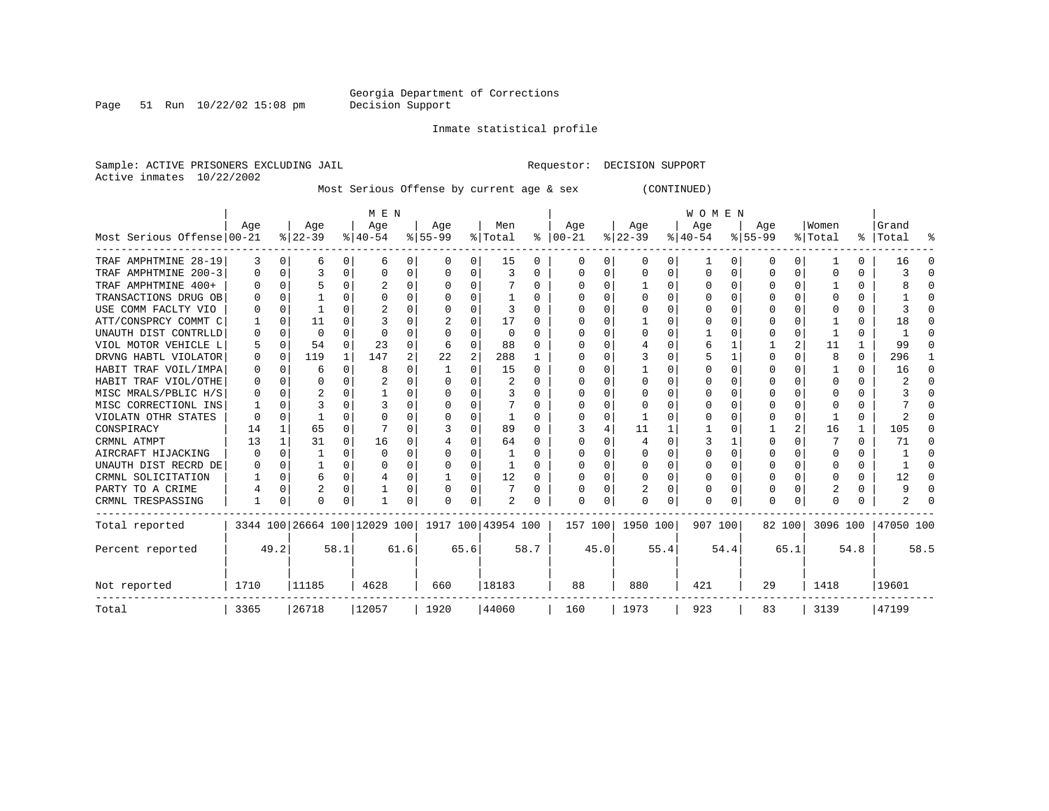Georgia Department of Corrections
Decision Support

Inmate statistical profile

Sample: ACTIVE PRISONERS EXCLUDING JAIL                    Requestor: DECISION SUPPORT
Active inmates 10/22/2002

Most Serious Offense by current age & sex (CONTINUED)

| Most Serious Offense | MEN Age 00-21 | % | Age 22-39 | % | Age 40-54 | % | Age 55-99 | % | Men Total | % | WOMEN Age 00-21 | % | Age 22-39 | % | Age 40-54 | % | Age 55-99 | % | Women Total | % | Grand Total | % |
|---|---|---|---|---|---|---|---|---|---|---|---|---|---|---|---|---|---|---|---|---|---|---|
| TRAF AMPHTMINE 28-19 | 3 | 0 | 6 | 0 | 6 | 0 | 0 | 0 | 15 | 0 | 0 | 0 | 0 | 0 | 1 | 0 | 0 | 0 | 1 | 0 | 16 | 0 |
| TRAF AMPHTMINE 200-3 | 0 | 0 | 3 | 0 | 0 | 0 | 0 | 0 | 3 | 0 | 0 | 0 | 0 | 0 | 0 | 0 | 0 | 0 | 0 | 0 | 3 | 0 |
| TRAF AMPHTMINE 400+ | 0 | 0 | 5 | 0 | 2 | 0 | 0 | 0 | 7 | 0 | 0 | 0 | 1 | 0 | 0 | 0 | 0 | 0 | 1 | 0 | 8 | 0 |
| TRANSACTIONS DRUG OB | 0 | 0 | 1 | 0 | 0 | 0 | 0 | 0 | 1 | 0 | 0 | 0 | 0 | 0 | 0 | 0 | 0 | 0 | 0 | 0 | 1 | 0 |
| USE COMM FACLTY VIO | 0 | 0 | 1 | 0 | 2 | 0 | 0 | 0 | 3 | 0 | 0 | 0 | 0 | 0 | 0 | 0 | 0 | 0 | 0 | 0 | 3 | 0 |
| ATT/CONSPRCY COMMT C | 1 | 0 | 11 | 0 | 3 | 0 | 2 | 0 | 17 | 0 | 0 | 0 | 1 | 0 | 0 | 0 | 0 | 0 | 1 | 0 | 18 | 0 |
| UNAUTH DIST CONTRLLD | 0 | 0 | 0 | 0 | 0 | 0 | 0 | 0 | 0 | 0 | 0 | 0 | 0 | 0 | 1 | 0 | 0 | 0 | 1 | 0 | 1 | 0 |
| VIOL MOTOR VEHICLE L | 5 | 0 | 54 | 0 | 23 | 0 | 6 | 0 | 88 | 0 | 0 | 0 | 4 | 0 | 6 | 1 | 1 | 2 | 11 | 1 | 99 | 0 |
| DRVNG HABTL VIOLATOR | 0 | 0 | 119 | 1 | 147 | 2 | 22 | 2 | 288 | 1 | 0 | 0 | 3 | 0 | 5 | 1 | 0 | 0 | 8 | 0 | 296 | 1 |
| HABIT TRAF VOIL/IMPA | 0 | 0 | 6 | 0 | 8 | 0 | 1 | 0 | 15 | 0 | 0 | 0 | 1 | 0 | 0 | 0 | 0 | 0 | 1 | 0 | 16 | 0 |
| HABIT TRAF VIOL/OTHE | 0 | 0 | 0 | 0 | 2 | 0 | 0 | 0 | 2 | 0 | 0 | 0 | 0 | 0 | 0 | 0 | 0 | 0 | 0 | 0 | 2 | 0 |
| MISC MRALS/PBLIC H/S | 0 | 0 | 2 | 0 | 1 | 0 | 0 | 0 | 3 | 0 | 0 | 0 | 0 | 0 | 0 | 0 | 0 | 0 | 0 | 0 | 3 | 0 |
| MISC CORRECTIONL INS | 1 | 0 | 3 | 0 | 3 | 0 | 0 | 0 | 7 | 0 | 0 | 0 | 0 | 0 | 0 | 0 | 0 | 0 | 0 | 0 | 7 | 0 |
| VIOLATN OTHR STATES | 0 | 0 | 1 | 0 | 0 | 0 | 0 | 0 | 1 | 0 | 0 | 0 | 1 | 0 | 0 | 0 | 0 | 0 | 1 | 0 | 2 | 0 |
| CONSPIRACY | 14 | 1 | 65 | 0 | 7 | 0 | 3 | 0 | 89 | 0 | 3 | 4 | 11 | 1 | 1 | 0 | 1 | 2 | 16 | 1 | 105 | 0 |
| CRMNL ATMPT | 13 | 1 | 31 | 0 | 16 | 0 | 4 | 0 | 64 | 0 | 0 | 0 | 4 | 0 | 3 | 1 | 0 | 0 | 7 | 0 | 71 | 0 |
| AIRCRAFT HIJACKING | 0 | 0 | 1 | 0 | 0 | 0 | 0 | 0 | 1 | 0 | 0 | 0 | 0 | 0 | 0 | 0 | 0 | 0 | 0 | 0 | 1 | 0 |
| UNAUTH DIST RECRD DE | 0 | 0 | 1 | 0 | 0 | 0 | 0 | 0 | 1 | 0 | 0 | 0 | 0 | 0 | 0 | 0 | 0 | 0 | 0 | 0 | 1 | 0 |
| CRMNL SOLICITATION | 1 | 0 | 6 | 0 | 4 | 0 | 1 | 0 | 12 | 0 | 0 | 0 | 0 | 0 | 0 | 0 | 0 | 0 | 0 | 0 | 12 | 0 |
| PARTY TO A CRIME | 4 | 0 | 2 | 0 | 1 | 0 | 0 | 0 | 7 | 0 | 0 | 0 | 2 | 0 | 0 | 0 | 0 | 0 | 2 | 0 | 9 | 0 |
| CRMNL TRESPASSING | 1 | 0 | 0 | 0 | 1 | 0 | 0 | 0 | 2 | 0 | 0 | 0 | 0 | 0 | 0 | 0 | 0 | 0 | 0 | 0 | 2 | 0 |
| Total reported | 3344 | 100 | 26664 | 100 | 12029 | 100 | 1917 | 100 | 43954 | 100 | 157 | 100 | 1950 | 100 | 907 | 100 | 82 | 100 | 3096 | 100 | 47050 | 100 |
| Percent reported | | 49.2 | | 58.1 | | 61.6 | | 65.6 | | 58.7 | | 45.0 | | 55.4 | | 54.4 | | 65.1 | | 54.8 | | 58.5 |
| Not reported | 1710 | | 11185 | | 4628 | | 660 | | 18183 | | 88 | | 880 | | 421 | | 29 | | 1418 | | 19601 | |
| Total | 3365 | | 26718 | | 12057 | | 1920 | | 44060 | | 160 | | 1973 | | 923 | | 83 | | 3139 | | 47199 | |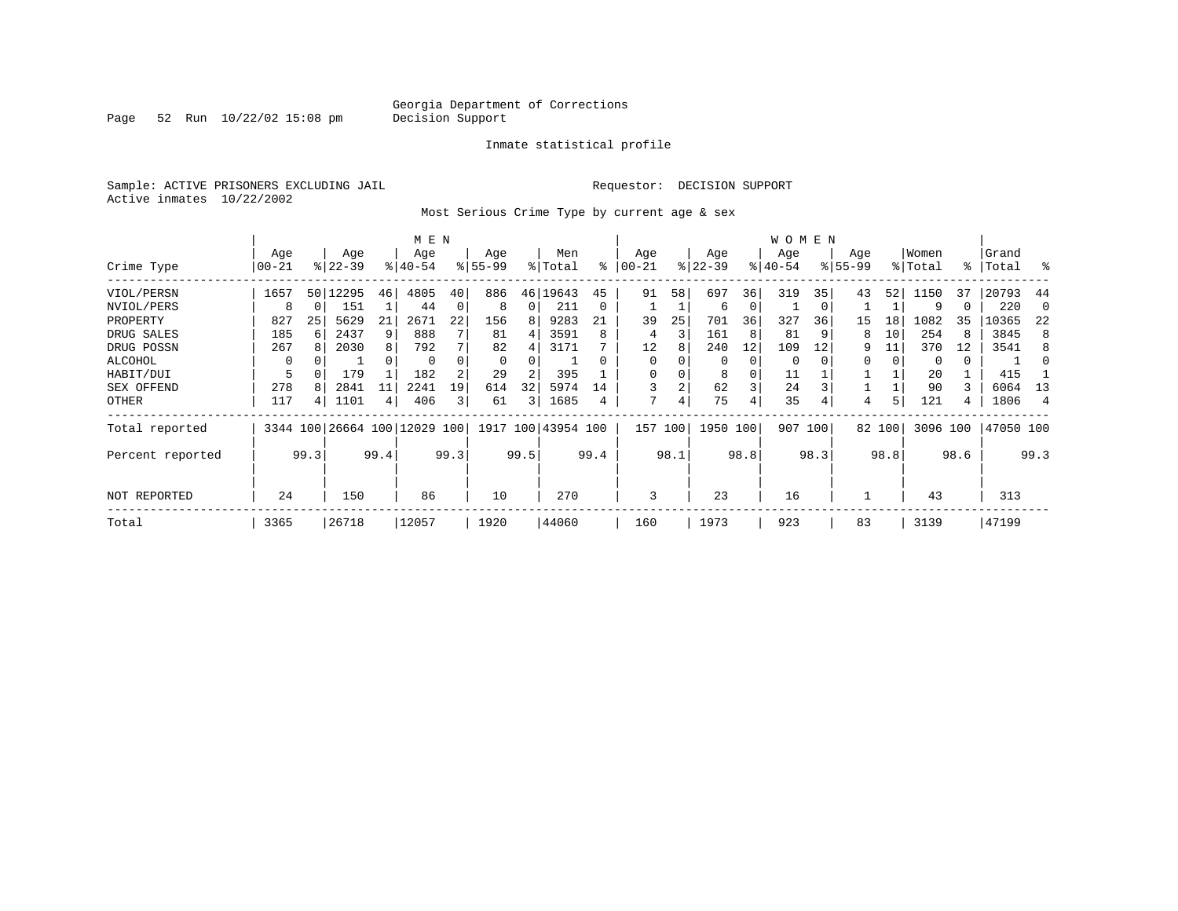Georgia Department of Corrections
Decision Support

Inmate statistical profile

Sample: ACTIVE PRISONERS EXCLUDING JAIL

Requestor: DECISION SUPPORT

Active inmates 10/22/2002

Most Serious Crime Type by current age & sex

| | MEN | | | | | | | | | | WOMEN | | | | | | | | | | | |
|---|---|---|---|---|---|---|---|---|---|---|---|---|---|---|---|---|---|---|---|---|---|---|
| Crime Type | Age 00-21 | % | Age 22-39 | % | Age 40-54 | % | Age 55-99 | % | Men Total | % | Age 00-21 | % | Age 22-39 | % | Age 40-54 | % | Age 55-99 | % | Women Total | % | Grand Total | % |
| VIOL/PERSN | 1657 | 50 | 12295 | 46 | 4805 | 40 | 886 | 46 | 19643 | 45 | 91 | 58 | 697 | 36 | 319 | 35 | 43 | 52 | 1150 | 37 | 20793 | 44 |
| NVIOL/PERS | 8 | 0 | 151 | 1 | 44 | 0 | 8 | 0 | 211 | 0 | 1 | 1 | 6 | 0 | 1 | 0 | 1 | 1 | 9 | 0 | 220 | 0 |
| PROPERTY | 827 | 25 | 5629 | 21 | 2671 | 22 | 156 | 8 | 9283 | 21 | 39 | 25 | 701 | 36 | 327 | 36 | 15 | 18 | 1082 | 35 | 10365 | 22 |
| DRUG SALES | 185 | 6 | 2437 | 9 | 888 | 7 | 81 | 4 | 3591 | 8 | 4 | 3 | 161 | 8 | 81 | 9 | 8 | 10 | 254 | 8 | 3845 | 8 |
| DRUG POSSN | 267 | 8 | 2030 | 8 | 792 | 7 | 82 | 4 | 3171 | 7 | 12 | 8 | 240 | 12 | 109 | 12 | 9 | 11 | 370 | 12 | 3541 | 8 |
| ALCOHOL | 0 | 0 | 1 | 0 | 0 | 0 | 0 | 0 | 1 | 0 | 0 | 0 | 0 | 0 | 0 | 0 | 0 | 0 | 0 | 0 | 1 | 0 |
| HABIT/DUI | 5 | 0 | 179 | 1 | 182 | 2 | 29 | 2 | 395 | 1 | 0 | 0 | 8 | 0 | 11 | 1 | 1 | 1 | 20 | 1 | 415 | 1 |
| SEX OFFEND | 278 | 8 | 2841 | 11 | 2241 | 19 | 614 | 32 | 5974 | 14 | 3 | 2 | 62 | 3 | 24 | 3 | 1 | 1 | 90 | 3 | 6064 | 13 |
| OTHER | 117 | 4 | 1101 | 4 | 406 | 3 | 61 | 3 | 1685 | 4 | 7 | 4 | 75 | 4 | 35 | 4 | 4 | 5 | 121 | 4 | 1806 | 4 |
| Total reported | 3344 | 100 | 26664 | 100 | 12029 | 100 | 1917 | 100 | 43954 | 100 | 157 | 100 | 1950 | 100 | 907 | 100 | 82 | 100 | 3096 | 100 | 47050 | 100 |
| Percent reported | | 99.3 | | 99.4 | | 99.3 | | 99.5 | | 99.4 | | 98.1 | | 98.8 | | 98.3 | | 98.8 | | 98.6 | | 99.3 |
| NOT REPORTED | 24 | | 150 | | 86 | | 10 | | 270 | | 3 | | 23 | | 16 | | 1 | | 43 | | 313 | |
| Total | 3365 | | 26718 | | 12057 | | 1920 | | 44060 | | 160 | | 1973 | | 923 | | 83 | | 3139 | | 47199 | |